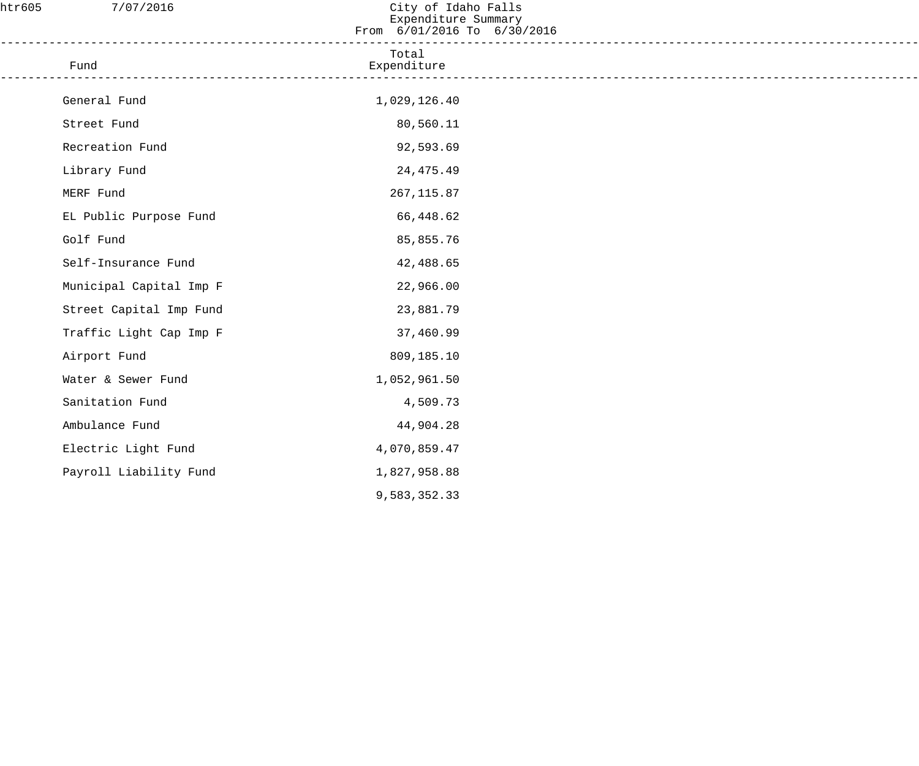htr605 7/07/2016

# City of Idaho Falls
## Expenditure Summary
### From 6/01/2016 To 6/30/2016

| Fund | Total Expenditure |
|---|---|
| General Fund | 1,029,126.40 |
| Street Fund | 80,560.11 |
| Recreation Fund | 92,593.69 |
| Library Fund | 24,475.49 |
| MERF Fund | 267,115.87 |
| EL Public Purpose Fund | 66,448.62 |
| Golf Fund | 85,855.76 |
| Self-Insurance Fund | 42,488.65 |
| Municipal Capital Imp F | 22,966.00 |
| Street Capital Imp Fund | 23,881.79 |
| Traffic Light Cap Imp F | 37,460.99 |
| Airport Fund | 809,185.10 |
| Water & Sewer Fund | 1,052,961.50 |
| Sanitation Fund | 4,509.73 |
| Ambulance Fund | 44,904.28 |
| Electric Light Fund | 4,070,859.47 |
| Payroll Liability Fund | 1,827,958.88 |
| | 9,583,352.33 |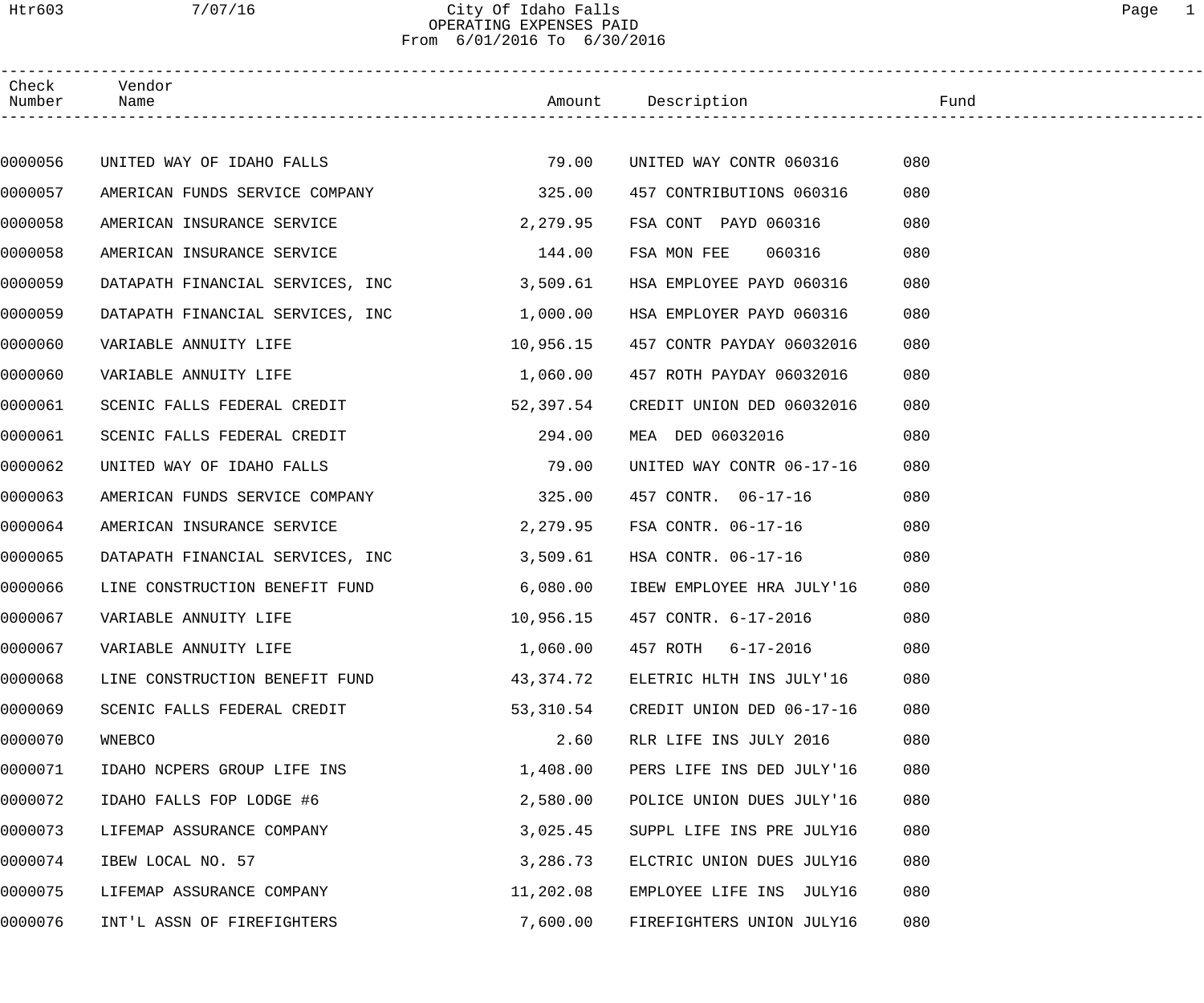City Of Idaho Falls
OPERATING EXPENSES PAID
From 6/01/2016 To 6/30/2016

| Check Number | Vendor Name | Amount | Description | Fund |
|---|---|---|---|---|
| 0000056 | UNITED WAY OF IDAHO FALLS | 79.00 | UNITED WAY CONTR 060316 | 080 |
| 0000057 | AMERICAN FUNDS SERVICE COMPANY | 325.00 | 457 CONTRIBUTIONS 060316 | 080 |
| 0000058 | AMERICAN INSURANCE SERVICE | 2,279.95 | FSA CONT PAYD 060316 | 080 |
| 0000058 | AMERICAN INSURANCE SERVICE | 144.00 | FSA MON FEE 060316 | 080 |
| 0000059 | DATAPATH FINANCIAL SERVICES, INC | 3,509.61 | HSA EMPLOYEE PAYD 060316 | 080 |
| 0000059 | DATAPATH FINANCIAL SERVICES, INC | 1,000.00 | HSA EMPLOYER PAYD 060316 | 080 |
| 0000060 | VARIABLE ANNUITY LIFE | 10,956.15 | 457 CONTR PAYDAY 06032016 | 080 |
| 0000060 | VARIABLE ANNUITY LIFE | 1,060.00 | 457 ROTH PAYDAY 06032016 | 080 |
| 0000061 | SCENIC FALLS FEDERAL CREDIT | 52,397.54 | CREDIT UNION DED 06032016 | 080 |
| 0000061 | SCENIC FALLS FEDERAL CREDIT | 294.00 | MEA DED 06032016 | 080 |
| 0000062 | UNITED WAY OF IDAHO FALLS | 79.00 | UNITED WAY CONTR 06-17-16 | 080 |
| 0000063 | AMERICAN FUNDS SERVICE COMPANY | 325.00 | 457 CONTR. 06-17-16 | 080 |
| 0000064 | AMERICAN INSURANCE SERVICE | 2,279.95 | FSA CONTR. 06-17-16 | 080 |
| 0000065 | DATAPATH FINANCIAL SERVICES, INC | 3,509.61 | HSA CONTR. 06-17-16 | 080 |
| 0000066 | LINE CONSTRUCTION BENEFIT FUND | 6,080.00 | IBEW EMPLOYEE HRA JULY'16 | 080 |
| 0000067 | VARIABLE ANNUITY LIFE | 10,956.15 | 457 CONTR. 6-17-2016 | 080 |
| 0000067 | VARIABLE ANNUITY LIFE | 1,060.00 | 457 ROTH 6-17-2016 | 080 |
| 0000068 | LINE CONSTRUCTION BENEFIT FUND | 43,374.72 | ELETRIC HLTH INS JULY'16 | 080 |
| 0000069 | SCENIC FALLS FEDERAL CREDIT | 53,310.54 | CREDIT UNION DED 06-17-16 | 080 |
| 0000070 | WNEBCO | 2.60 | RLR LIFE INS JULY 2016 | 080 |
| 0000071 | IDAHO NCPERS GROUP LIFE INS | 1,408.00 | PERS LIFE INS DED JULY'16 | 080 |
| 0000072 | IDAHO FALLS FOP LODGE #6 | 2,580.00 | POLICE UNION DUES JULY'16 | 080 |
| 0000073 | LIFEMAP ASSURANCE COMPANY | 3,025.45 | SUPPL LIFE INS PRE JULY16 | 080 |
| 0000074 | IBEW LOCAL NO. 57 | 3,286.73 | ELCTRIC UNION DUES JULY16 | 080 |
| 0000075 | LIFEMAP ASSURANCE COMPANY | 11,202.08 | EMPLOYEE LIFE INS JULY16 | 080 |
| 0000076 | INT'L ASSN OF FIREFIGHTERS | 7,600.00 | FIREFIGHTERS UNION JULY16 | 080 |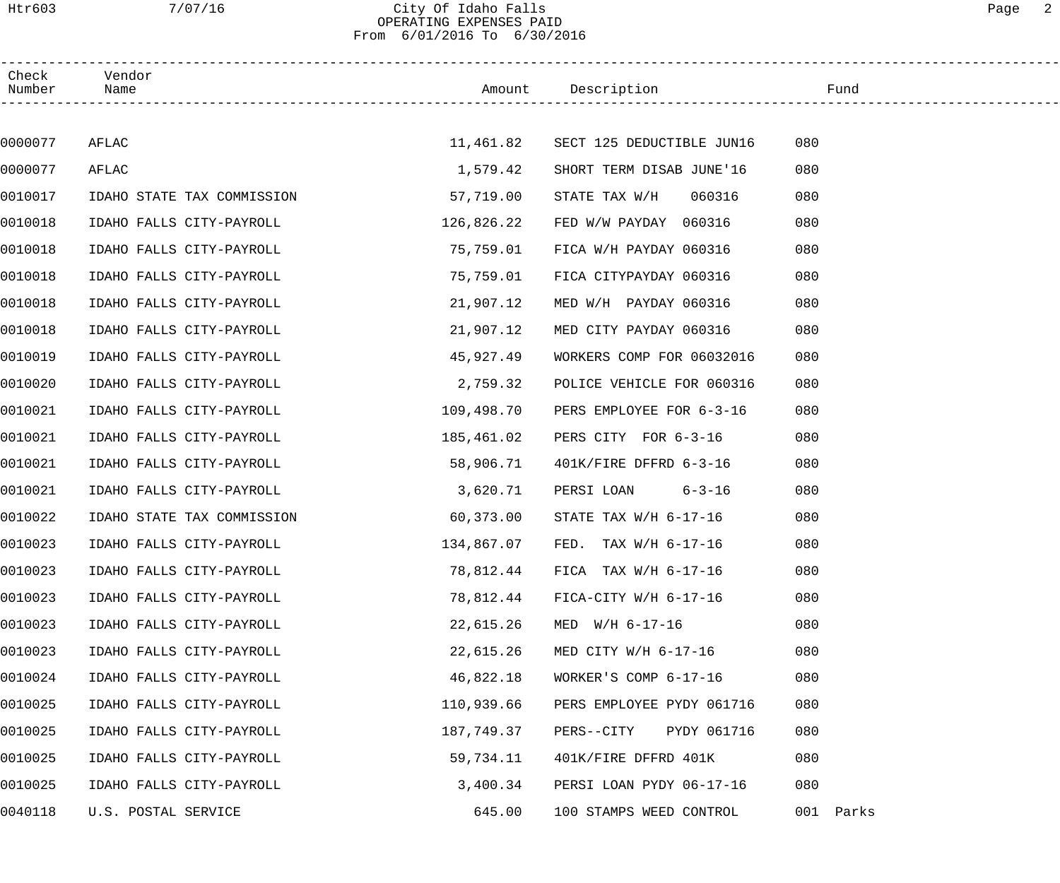City Of Idaho Falls
OPERATING EXPENSES PAID
From 6/01/2016 To 6/30/2016

| Check Number | Vendor Name | Amount | Description | Fund |
|---|---|---|---|---|
| 0000077 | AFLAC | 11,461.82 | SECT 125 DEDUCTIBLE JUN16 | 080 |
| 0000077 | AFLAC | 1,579.42 | SHORT TERM DISAB JUNE'16 | 080 |
| 0010017 | IDAHO STATE TAX COMMISSION | 57,719.00 | STATE TAX W/H 060316 | 080 |
| 0010018 | IDAHO FALLS CITY-PAYROLL | 126,826.22 | FED W/W PAYDAY 060316 | 080 |
| 0010018 | IDAHO FALLS CITY-PAYROLL | 75,759.01 | FICA W/H PAYDAY 060316 | 080 |
| 0010018 | IDAHO FALLS CITY-PAYROLL | 75,759.01 | FICA CITYPAYDAY 060316 | 080 |
| 0010018 | IDAHO FALLS CITY-PAYROLL | 21,907.12 | MED W/H PAYDAY 060316 | 080 |
| 0010018 | IDAHO FALLS CITY-PAYROLL | 21,907.12 | MED CITY PAYDAY 060316 | 080 |
| 0010019 | IDAHO FALLS CITY-PAYROLL | 45,927.49 | WORKERS COMP FOR 06032016 | 080 |
| 0010020 | IDAHO FALLS CITY-PAYROLL | 2,759.32 | POLICE VEHICLE FOR 060316 | 080 |
| 0010021 | IDAHO FALLS CITY-PAYROLL | 109,498.70 | PERS EMPLOYEE FOR 6-3-16 | 080 |
| 0010021 | IDAHO FALLS CITY-PAYROLL | 185,461.02 | PERS CITY FOR 6-3-16 | 080 |
| 0010021 | IDAHO FALLS CITY-PAYROLL | 58,906.71 | 401K/FIRE DFFRD 6-3-16 | 080 |
| 0010021 | IDAHO FALLS CITY-PAYROLL | 3,620.71 | PERSI LOAN 6-3-16 | 080 |
| 0010022 | IDAHO STATE TAX COMMISSION | 60,373.00 | STATE TAX W/H 6-17-16 | 080 |
| 0010023 | IDAHO FALLS CITY-PAYROLL | 134,867.07 | FED. TAX W/H 6-17-16 | 080 |
| 0010023 | IDAHO FALLS CITY-PAYROLL | 78,812.44 | FICA TAX W/H 6-17-16 | 080 |
| 0010023 | IDAHO FALLS CITY-PAYROLL | 78,812.44 | FICA-CITY W/H 6-17-16 | 080 |
| 0010023 | IDAHO FALLS CITY-PAYROLL | 22,615.26 | MED W/H 6-17-16 | 080 |
| 0010023 | IDAHO FALLS CITY-PAYROLL | 22,615.26 | MED CITY W/H 6-17-16 | 080 |
| 0010024 | IDAHO FALLS CITY-PAYROLL | 46,822.18 | WORKER'S COMP 6-17-16 | 080 |
| 0010025 | IDAHO FALLS CITY-PAYROLL | 110,939.66 | PERS EMPLOYEE PYDY 061716 | 080 |
| 0010025 | IDAHO FALLS CITY-PAYROLL | 187,749.37 | PERS--CITY PYDY 061716 | 080 |
| 0010025 | IDAHO FALLS CITY-PAYROLL | 59,734.11 | 401K/FIRE DFFRD 401K | 080 |
| 0010025 | IDAHO FALLS CITY-PAYROLL | 3,400.34 | PERSI LOAN PYDY 06-17-16 | 080 |
| 0040118 | U.S. POSTAL SERVICE | 645.00 | 100 STAMPS WEED CONTROL | 001 Parks |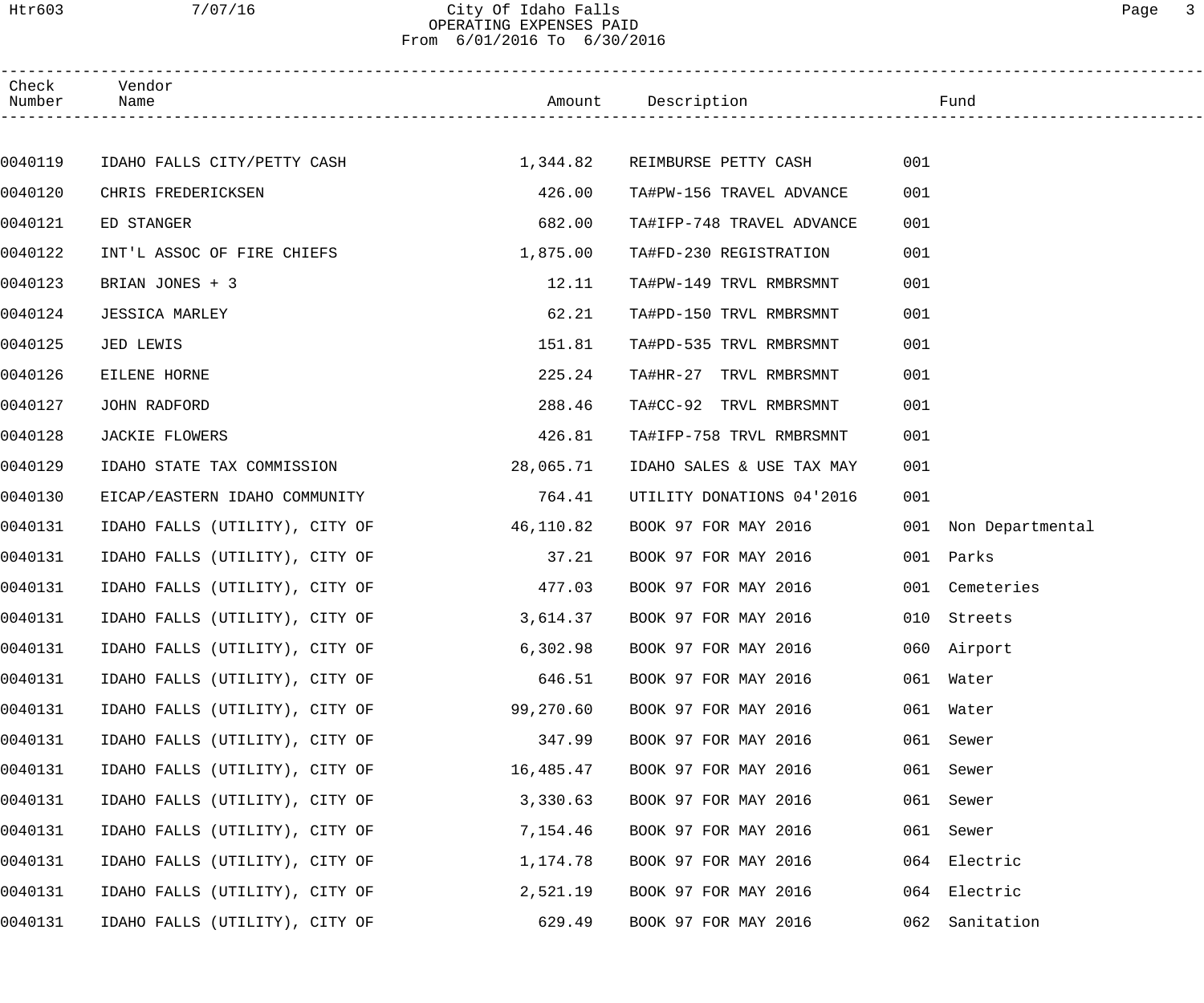# City Of Idaho Falls

## OPERATING EXPENSES PAID

From 6/01/2016 To 6/30/2016

| Check Number | Vendor Name | Amount | Description | Fund | |
|---|---|---|---|---|---|
| 0040119 | IDAHO FALLS CITY/PETTY CASH | 1,344.82 | REIMBURSE PETTY CASH | 001 | |
| 0040120 | CHRIS FREDERICKSEN | 426.00 | TA#PW-156 TRAVEL ADVANCE | 001 | |
| 0040121 | ED STANGER | 682.00 | TA#IFP-748 TRAVEL ADVANCE | 001 | |
| 0040122 | INT'L ASSOC OF FIRE CHIEFS | 1,875.00 | TA#FD-230 REGISTRATION | 001 | |
| 0040123 | BRIAN JONES + 3 | 12.11 | TA#PW-149 TRVL RMBRSMNT | 001 | |
| 0040124 | JESSICA MARLEY | 62.21 | TA#PD-150 TRVL RMBRSMNT | 001 | |
| 0040125 | JED LEWIS | 151.81 | TA#PD-535 TRVL RMBRSMNT | 001 | |
| 0040126 | EILENE HORNE | 225.24 | TA#HR-27 TRVL RMBRSMNT | 001 | |
| 0040127 | JOHN RADFORD | 288.46 | TA#CC-92 TRVL RMBRSMNT | 001 | |
| 0040128 | JACKIE FLOWERS | 426.81 | TA#IFP-758 TRVL RMBRSMNT | 001 | |
| 0040129 | IDAHO STATE TAX COMMISSION | 28,065.71 | IDAHO SALES & USE TAX MAY | 001 | |
| 0040130 | EICAP/EASTERN IDAHO COMMUNITY | 764.41 | UTILITY DONATIONS 04'2016 | 001 | |
| 0040131 | IDAHO FALLS (UTILITY), CITY OF | 46,110.82 | BOOK 97 FOR MAY 2016 | 001 | Non Departmental |
| 0040131 | IDAHO FALLS (UTILITY), CITY OF | 37.21 | BOOK 97 FOR MAY 2016 | 001 | Parks |
| 0040131 | IDAHO FALLS (UTILITY), CITY OF | 477.03 | BOOK 97 FOR MAY 2016 | 001 | Cemeteries |
| 0040131 | IDAHO FALLS (UTILITY), CITY OF | 3,614.37 | BOOK 97 FOR MAY 2016 | 010 | Streets |
| 0040131 | IDAHO FALLS (UTILITY), CITY OF | 6,302.98 | BOOK 97 FOR MAY 2016 | 060 | Airport |
| 0040131 | IDAHO FALLS (UTILITY), CITY OF | 646.51 | BOOK 97 FOR MAY 2016 | 061 | Water |
| 0040131 | IDAHO FALLS (UTILITY), CITY OF | 99,270.60 | BOOK 97 FOR MAY 2016 | 061 | Water |
| 0040131 | IDAHO FALLS (UTILITY), CITY OF | 347.99 | BOOK 97 FOR MAY 2016 | 061 | Sewer |
| 0040131 | IDAHO FALLS (UTILITY), CITY OF | 16,485.47 | BOOK 97 FOR MAY 2016 | 061 | Sewer |
| 0040131 | IDAHO FALLS (UTILITY), CITY OF | 3,330.63 | BOOK 97 FOR MAY 2016 | 061 | Sewer |
| 0040131 | IDAHO FALLS (UTILITY), CITY OF | 7,154.46 | BOOK 97 FOR MAY 2016 | 061 | Sewer |
| 0040131 | IDAHO FALLS (UTILITY), CITY OF | 1,174.78 | BOOK 97 FOR MAY 2016 | 064 | Electric |
| 0040131 | IDAHO FALLS (UTILITY), CITY OF | 2,521.19 | BOOK 97 FOR MAY 2016 | 064 | Electric |
| 0040131 | IDAHO FALLS (UTILITY), CITY OF | 629.49 | BOOK 97 FOR MAY 2016 | 062 | Sanitation |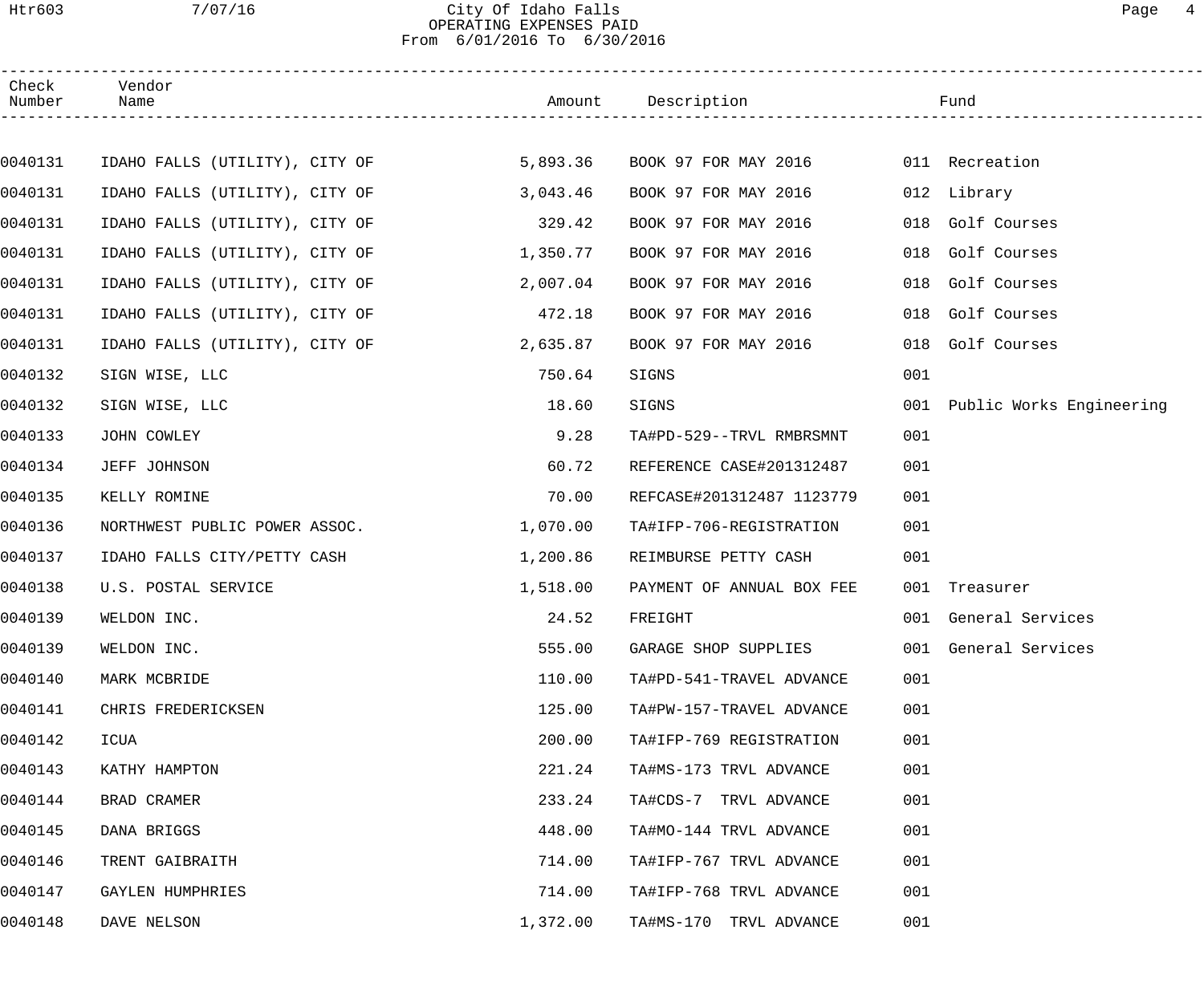| Check Number | Vendor Name | Amount | Description | Fund |
|---|---|---|---|---|
| 0040131 | IDAHO FALLS (UTILITY), CITY OF | 5,893.36 | BOOK 97 FOR MAY 2016 | 011 Recreation |
| 0040131 | IDAHO FALLS (UTILITY), CITY OF | 3,043.46 | BOOK 97 FOR MAY 2016 | 012 Library |
| 0040131 | IDAHO FALLS (UTILITY), CITY OF | 329.42 | BOOK 97 FOR MAY 2016 | 018 Golf Courses |
| 0040131 | IDAHO FALLS (UTILITY), CITY OF | 1,350.77 | BOOK 97 FOR MAY 2016 | 018 Golf Courses |
| 0040131 | IDAHO FALLS (UTILITY), CITY OF | 2,007.04 | BOOK 97 FOR MAY 2016 | 018 Golf Courses |
| 0040131 | IDAHO FALLS (UTILITY), CITY OF | 472.18 | BOOK 97 FOR MAY 2016 | 018 Golf Courses |
| 0040131 | IDAHO FALLS (UTILITY), CITY OF | 2,635.87 | BOOK 97 FOR MAY 2016 | 018 Golf Courses |
| 0040132 | SIGN WISE, LLC | 750.64 | SIGNS | 001 |
| 0040132 | SIGN WISE, LLC | 18.60 | SIGNS | 001 Public Works Engineering |
| 0040133 | JOHN COWLEY | 9.28 | TA#PD-529--TRVL RMBRSMNT | 001 |
| 0040134 | JEFF JOHNSON | 60.72 | REFERENCE CASE#201312487 | 001 |
| 0040135 | KELLY ROMINE | 70.00 | REFCASE#201312487 1123779 | 001 |
| 0040136 | NORTHWEST PUBLIC POWER ASSOC. | 1,070.00 | TA#IFP-706-REGISTRATION | 001 |
| 0040137 | IDAHO FALLS CITY/PETTY CASH | 1,200.86 | REIMBURSE PETTY CASH | 001 |
| 0040138 | U.S. POSTAL SERVICE | 1,518.00 | PAYMENT OF ANNUAL BOX FEE | 001 Treasurer |
| 0040139 | WELDON INC. | 24.52 | FREIGHT | 001 General Services |
| 0040139 | WELDON INC. | 555.00 | GARAGE SHOP SUPPLIES | 001 General Services |
| 0040140 | MARK MCBRIDE | 110.00 | TA#PD-541-TRAVEL ADVANCE | 001 |
| 0040141 | CHRIS FREDERICKSEN | 125.00 | TA#PW-157-TRAVEL ADVANCE | 001 |
| 0040142 | ICUA | 200.00 | TA#IFP-769 REGISTRATION | 001 |
| 0040143 | KATHY HAMPTON | 221.24 | TA#MS-173 TRVL ADVANCE | 001 |
| 0040144 | BRAD CRAMER | 233.24 | TA#CDS-7 TRVL ADVANCE | 001 |
| 0040145 | DANA BRIGGS | 448.00 | TA#MO-144 TRVL ADVANCE | 001 |
| 0040146 | TRENT GAIBRAITH | 714.00 | TA#IFP-767 TRVL ADVANCE | 001 |
| 0040147 | GAYLEN HUMPHRIES | 714.00 | TA#IFP-768 TRVL ADVANCE | 001 |
| 0040148 | DAVE NELSON | 1,372.00 | TA#MS-170 TRVL ADVANCE | 001 |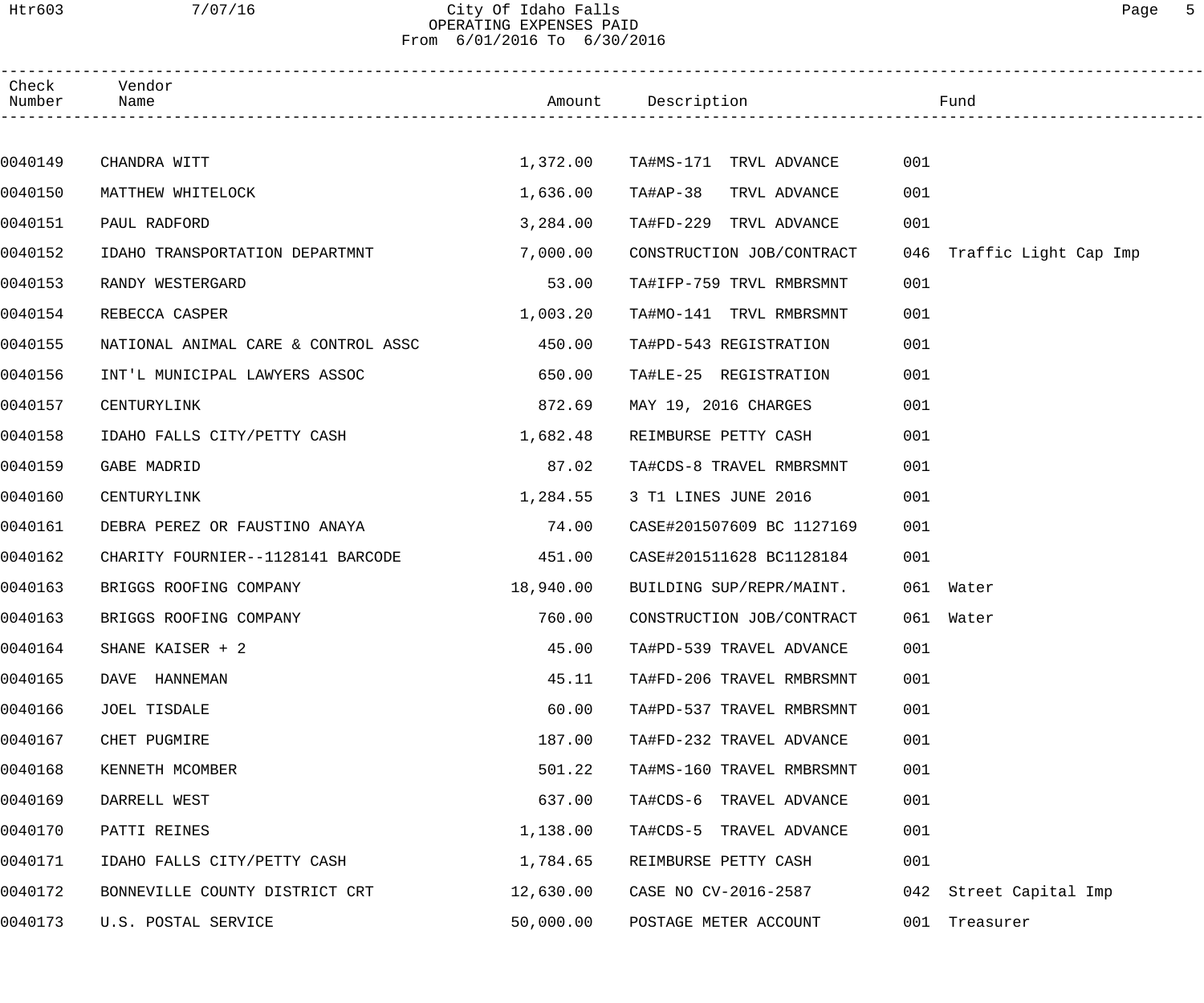City Of Idaho Falls
OPERATING EXPENSES PAID
From 6/01/2016 To 6/30/2016

| Check Number | Vendor Name | Amount | Description | Fund |
|---|---|---|---|---|
| 0040149 | CHANDRA WITT | 1,372.00 | TA#MS-171 TRVL ADVANCE | 001 |
| 0040150 | MATTHEW WHITELOCK | 1,636.00 | TA#AP-38 TRVL ADVANCE | 001 |
| 0040151 | PAUL RADFORD | 3,284.00 | TA#FD-229 TRVL ADVANCE | 001 |
| 0040152 | IDAHO TRANSPORTATION DEPARTMNT | 7,000.00 | CONSTRUCTION JOB/CONTRACT | 046 Traffic Light Cap Imp |
| 0040153 | RANDY WESTERGARD | 53.00 | TA#IFP-759 TRVL RMBRSMNT | 001 |
| 0040154 | REBECCA CASPER | 1,003.20 | TA#MO-141 TRVL RMBRSMNT | 001 |
| 0040155 | NATIONAL ANIMAL CARE & CONTROL ASSC | 450.00 | TA#PD-543 REGISTRATION | 001 |
| 0040156 | INT'L MUNICIPAL LAWYERS ASSOC | 650.00 | TA#LE-25 REGISTRATION | 001 |
| 0040157 | CENTURYLINK | 872.69 | MAY 19, 2016 CHARGES | 001 |
| 0040158 | IDAHO FALLS CITY/PETTY CASH | 1,682.48 | REIMBURSE PETTY CASH | 001 |
| 0040159 | GABE MADRID | 87.02 | TA#CDS-8 TRAVEL RMBRSMNT | 001 |
| 0040160 | CENTURYLINK | 1,284.55 | 3 T1 LINES JUNE 2016 | 001 |
| 0040161 | DEBRA PEREZ OR FAUSTINO ANAYA | 74.00 | CASE#201507609 BC 1127169 | 001 |
| 0040162 | CHARITY FOURNIER--1128141 BARCODE | 451.00 | CASE#201511628 BC1128184 | 001 |
| 0040163 | BRIGGS ROOFING COMPANY | 18,940.00 | BUILDING SUP/REPR/MAINT. | 061 Water |
| 0040163 | BRIGGS ROOFING COMPANY | 760.00 | CONSTRUCTION JOB/CONTRACT | 061 Water |
| 0040164 | SHANE KAISER + 2 | 45.00 | TA#PD-539 TRAVEL ADVANCE | 001 |
| 0040165 | DAVE HANNEMAN | 45.11 | TA#FD-206 TRAVEL RMBRSMNT | 001 |
| 0040166 | JOEL TISDALE | 60.00 | TA#PD-537 TRAVEL RMBRSMNT | 001 |
| 0040167 | CHET PUGMIRE | 187.00 | TA#FD-232 TRAVEL ADVANCE | 001 |
| 0040168 | KENNETH MCOMBER | 501.22 | TA#MS-160 TRAVEL RMBRSMNT | 001 |
| 0040169 | DARRELL WEST | 637.00 | TA#CDS-6 TRAVEL ADVANCE | 001 |
| 0040170 | PATTI REINES | 1,138.00 | TA#CDS-5 TRAVEL ADVANCE | 001 |
| 0040171 | IDAHO FALLS CITY/PETTY CASH | 1,784.65 | REIMBURSE PETTY CASH | 001 |
| 0040172 | BONNEVILLE COUNTY DISTRICT CRT | 12,630.00 | CASE NO CV-2016-2587 | 042 Street Capital Imp |
| 0040173 | U.S. POSTAL SERVICE | 50,000.00 | POSTAGE METER ACCOUNT | 001 Treasurer |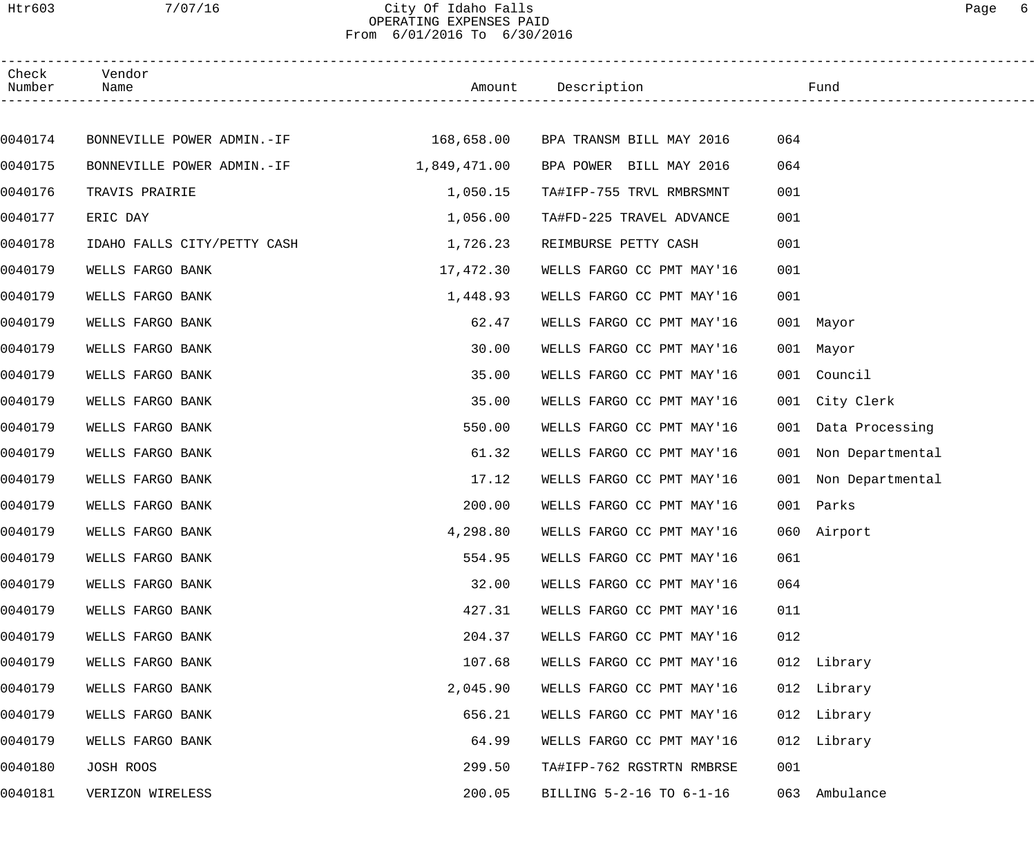# City Of Idaho Falls
## OPERATING EXPENSES PAID
From 6/01/2016 To 6/30/2016

| Check Number | Vendor Name | Amount | Description | Fund | |
|---|---|---|---|---|---|
| 0040174 | BONNEVILLE POWER ADMIN.-IF | 168,658.00 | BPA TRANSM BILL MAY 2016 | 064 | |
| 0040175 | BONNEVILLE POWER ADMIN.-IF | 1,849,471.00 | BPA POWER BILL MAY 2016 | 064 | |
| 0040176 | TRAVIS PRAIRIE | 1,050.15 | TA#IFP-755 TRVL RMBRSMNT | 001 | |
| 0040177 | ERIC DAY | 1,056.00 | TA#FD-225 TRAVEL ADVANCE | 001 | |
| 0040178 | IDAHO FALLS CITY/PETTY CASH | 1,726.23 | REIMBURSE PETTY CASH | 001 | |
| 0040179 | WELLS FARGO BANK | 17,472.30 | WELLS FARGO CC PMT MAY'16 | 001 | |
| 0040179 | WELLS FARGO BANK | 1,448.93 | WELLS FARGO CC PMT MAY'16 | 001 | |
| 0040179 | WELLS FARGO BANK | 62.47 | WELLS FARGO CC PMT MAY'16 | 001 | Mayor |
| 0040179 | WELLS FARGO BANK | 30.00 | WELLS FARGO CC PMT MAY'16 | 001 | Mayor |
| 0040179 | WELLS FARGO BANK | 35.00 | WELLS FARGO CC PMT MAY'16 | 001 | Council |
| 0040179 | WELLS FARGO BANK | 35.00 | WELLS FARGO CC PMT MAY'16 | 001 | City Clerk |
| 0040179 | WELLS FARGO BANK | 550.00 | WELLS FARGO CC PMT MAY'16 | 001 | Data Processing |
| 0040179 | WELLS FARGO BANK | 61.32 | WELLS FARGO CC PMT MAY'16 | 001 | Non Departmental |
| 0040179 | WELLS FARGO BANK | 17.12 | WELLS FARGO CC PMT MAY'16 | 001 | Non Departmental |
| 0040179 | WELLS FARGO BANK | 200.00 | WELLS FARGO CC PMT MAY'16 | 001 | Parks |
| 0040179 | WELLS FARGO BANK | 4,298.80 | WELLS FARGO CC PMT MAY'16 | 060 | Airport |
| 0040179 | WELLS FARGO BANK | 554.95 | WELLS FARGO CC PMT MAY'16 | 061 | |
| 0040179 | WELLS FARGO BANK | 32.00 | WELLS FARGO CC PMT MAY'16 | 064 | |
| 0040179 | WELLS FARGO BANK | 427.31 | WELLS FARGO CC PMT MAY'16 | 011 | |
| 0040179 | WELLS FARGO BANK | 204.37 | WELLS FARGO CC PMT MAY'16 | 012 | |
| 0040179 | WELLS FARGO BANK | 107.68 | WELLS FARGO CC PMT MAY'16 | 012 | Library |
| 0040179 | WELLS FARGO BANK | 2,045.90 | WELLS FARGO CC PMT MAY'16 | 012 | Library |
| 0040179 | WELLS FARGO BANK | 656.21 | WELLS FARGO CC PMT MAY'16 | 012 | Library |
| 0040179 | WELLS FARGO BANK | 64.99 | WELLS FARGO CC PMT MAY'16 | 012 | Library |
| 0040180 | JOSH ROOS | 299.50 | TA#IFP-762 RGSTRTN RMBRSE | 001 | |
| 0040181 | VERIZON WIRELESS | 200.05 | BILLING 5-2-16 TO 6-1-16 | 063 | Ambulance |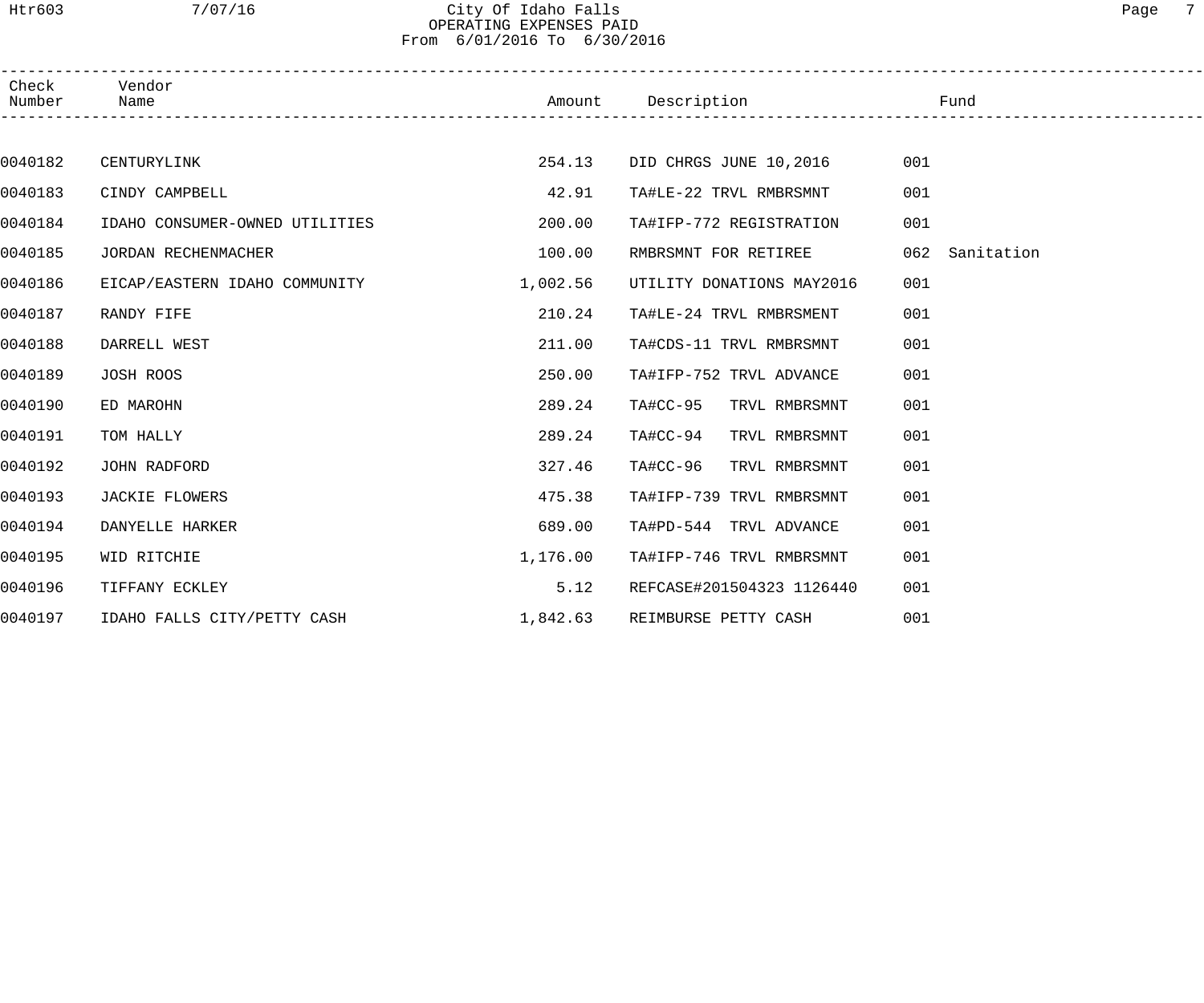# City Of Idaho Falls
## OPERATING EXPENSES PAID
### From 6/01/2016 To 6/30/2016

| Check Number | Vendor Name | Amount | Description | Fund |
|---|---|---|---|---|
| 0040182 | CENTURYLINK | 254.13 | DID CHRGS JUNE 10,2016 | 001 |
| 0040183 | CINDY CAMPBELL | 42.91 | TA#LE-22 TRVL RMBRSMNT | 001 |
| 0040184 | IDAHO CONSUMER-OWNED UTILITIES | 200.00 | TA#IFP-772 REGISTRATION | 001 |
| 0040185 | JORDAN RECHENMACHER | 100.00 | RMBRSMNT FOR RETIREE | 062 Sanitation |
| 0040186 | EICAP/EASTERN IDAHO COMMUNITY | 1,002.56 | UTILITY DONATIONS MAY2016 | 001 |
| 0040187 | RANDY FIFE | 210.24 | TA#LE-24 TRVL RMBRSMENT | 001 |
| 0040188 | DARRELL WEST | 211.00 | TA#CDS-11 TRVL RMBRSMNT | 001 |
| 0040189 | JOSH ROOS | 250.00 | TA#IFP-752 TRVL ADVANCE | 001 |
| 0040190 | ED MAROHN | 289.24 | TA#CC-95 TRVL RMBRSMNT | 001 |
| 0040191 | TOM HALLY | 289.24 | TA#CC-94 TRVL RMBRSMNT | 001 |
| 0040192 | JOHN RADFORD | 327.46 | TA#CC-96 TRVL RMBRSMNT | 001 |
| 0040193 | JACKIE FLOWERS | 475.38 | TA#IFP-739 TRVL RMBRSMNT | 001 |
| 0040194 | DANYELLE HARKER | 689.00 | TA#PD-544 TRVL ADVANCE | 001 |
| 0040195 | WID RITCHIE | 1,176.00 | TA#IFP-746 TRVL RMBRSMNT | 001 |
| 0040196 | TIFFANY ECKLEY | 5.12 | REFCASE#201504323 1126440 | 001 |
| 0040197 | IDAHO FALLS CITY/PETTY CASH | 1,842.63 | REIMBURSE PETTY CASH | 001 |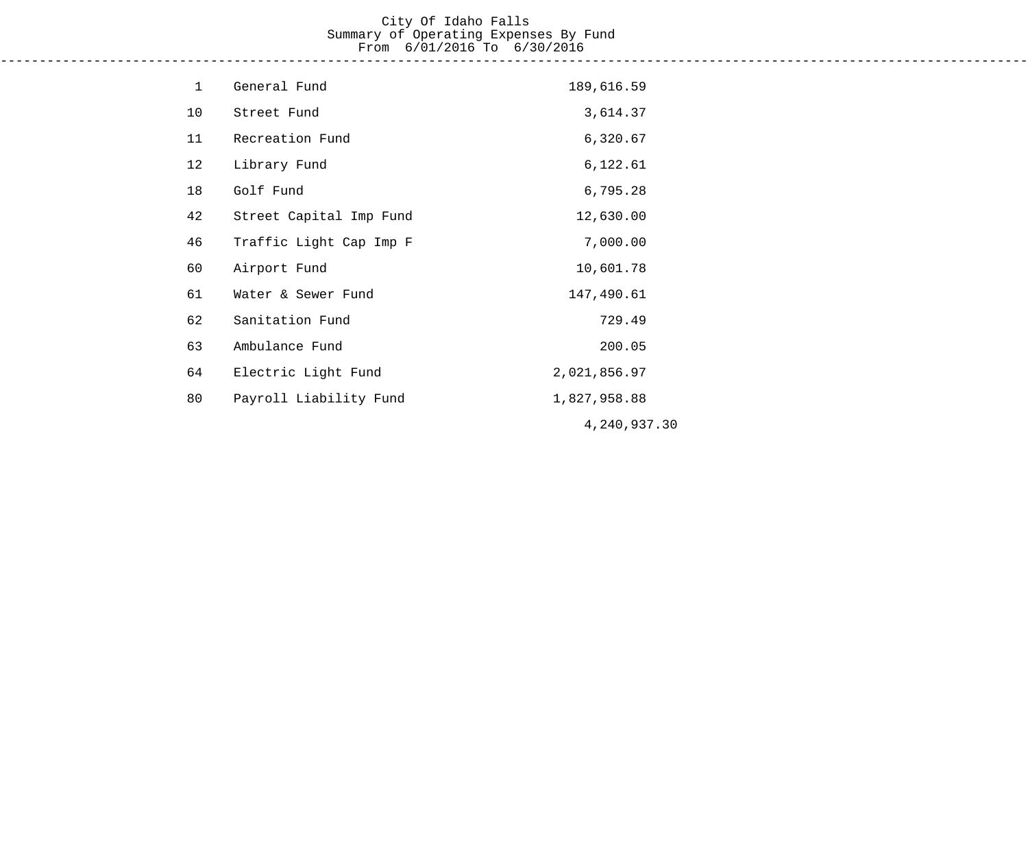City Of Idaho Falls
Summary of Operating Expenses By Fund
From 6/01/2016 To 6/30/2016

| Fund | Name | Amount |
|---|---|---|
| 1 | General Fund | 189,616.59 |
| 10 | Street Fund | 3,614.37 |
| 11 | Recreation Fund | 6,320.67 |
| 12 | Library Fund | 6,122.61 |
| 18 | Golf Fund | 6,795.28 |
| 42 | Street Capital Imp Fund | 12,630.00 |
| 46 | Traffic Light Cap Imp F | 7,000.00 |
| 60 | Airport Fund | 10,601.78 |
| 61 | Water & Sewer Fund | 147,490.61 |
| 62 | Sanitation Fund | 729.49 |
| 63 | Ambulance Fund | 200.05 |
| 64 | Electric Light Fund | 2,021,856.97 |
| 80 | Payroll Liability Fund | 1,827,958.88 |
| | | 4,240,937.30 |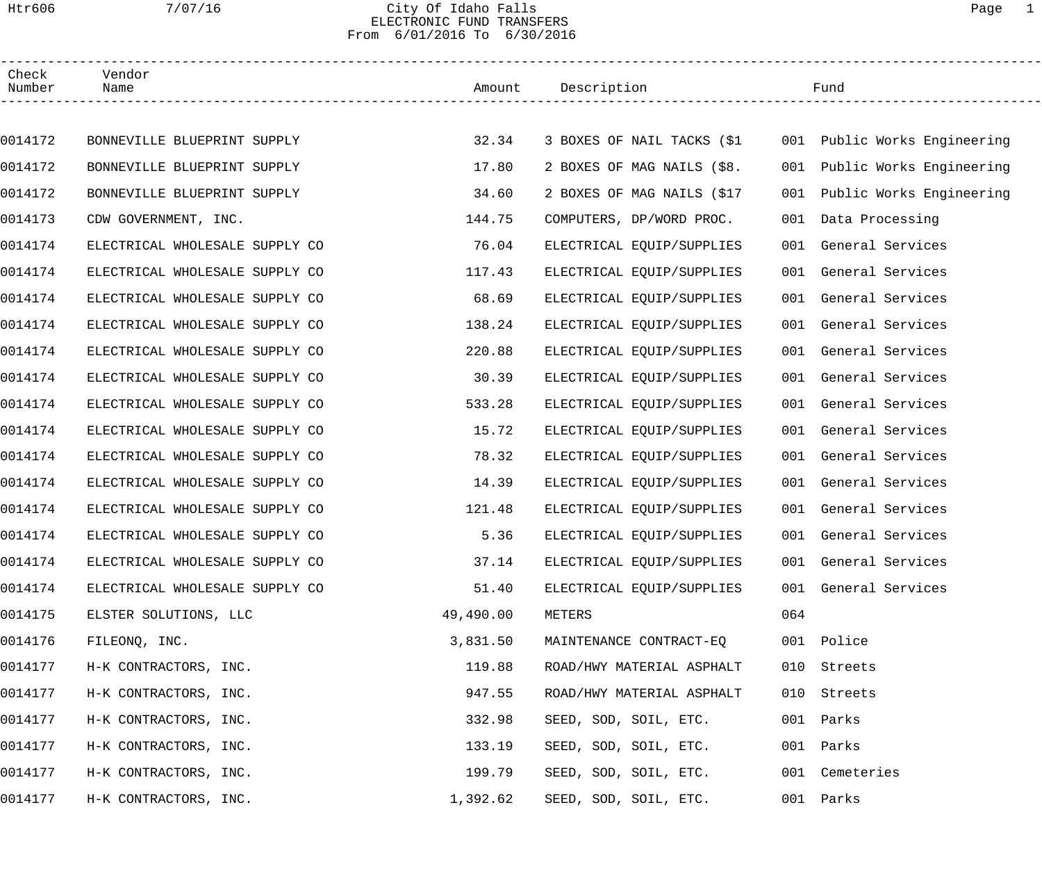City Of Idaho Falls
ELECTRONIC FUND TRANSFERS
From 6/01/2016 To 6/30/2016

| Check Number | Vendor Name | Amount | Description | Fund | |
|---|---|---|---|---|---|
| 0014172 | BONNEVILLE BLUEPRINT SUPPLY | 32.34 | 3 BOXES OF NAIL TACKS ($1 | 001 | Public Works Engineering |
| 0014172 | BONNEVILLE BLUEPRINT SUPPLY | 17.80 | 2 BOXES OF MAG NAILS ($8. | 001 | Public Works Engineering |
| 0014172 | BONNEVILLE BLUEPRINT SUPPLY | 34.60 | 2 BOXES OF MAG NAILS ($17 | 001 | Public Works Engineering |
| 0014173 | CDW GOVERNMENT, INC. | 144.75 | COMPUTERS, DP/WORD PROC. | 001 | Data Processing |
| 0014174 | ELECTRICAL WHOLESALE SUPPLY CO | 76.04 | ELECTRICAL EQUIP/SUPPLIES | 001 | General Services |
| 0014174 | ELECTRICAL WHOLESALE SUPPLY CO | 117.43 | ELECTRICAL EQUIP/SUPPLIES | 001 | General Services |
| 0014174 | ELECTRICAL WHOLESALE SUPPLY CO | 68.69 | ELECTRICAL EQUIP/SUPPLIES | 001 | General Services |
| 0014174 | ELECTRICAL WHOLESALE SUPPLY CO | 138.24 | ELECTRICAL EQUIP/SUPPLIES | 001 | General Services |
| 0014174 | ELECTRICAL WHOLESALE SUPPLY CO | 220.88 | ELECTRICAL EQUIP/SUPPLIES | 001 | General Services |
| 0014174 | ELECTRICAL WHOLESALE SUPPLY CO | 30.39 | ELECTRICAL EQUIP/SUPPLIES | 001 | General Services |
| 0014174 | ELECTRICAL WHOLESALE SUPPLY CO | 533.28 | ELECTRICAL EQUIP/SUPPLIES | 001 | General Services |
| 0014174 | ELECTRICAL WHOLESALE SUPPLY CO | 15.72 | ELECTRICAL EQUIP/SUPPLIES | 001 | General Services |
| 0014174 | ELECTRICAL WHOLESALE SUPPLY CO | 78.32 | ELECTRICAL EQUIP/SUPPLIES | 001 | General Services |
| 0014174 | ELECTRICAL WHOLESALE SUPPLY CO | 14.39 | ELECTRICAL EQUIP/SUPPLIES | 001 | General Services |
| 0014174 | ELECTRICAL WHOLESALE SUPPLY CO | 121.48 | ELECTRICAL EQUIP/SUPPLIES | 001 | General Services |
| 0014174 | ELECTRICAL WHOLESALE SUPPLY CO | 5.36 | ELECTRICAL EQUIP/SUPPLIES | 001 | General Services |
| 0014174 | ELECTRICAL WHOLESALE SUPPLY CO | 37.14 | ELECTRICAL EQUIP/SUPPLIES | 001 | General Services |
| 0014174 | ELECTRICAL WHOLESALE SUPPLY CO | 51.40 | ELECTRICAL EQUIP/SUPPLIES | 001 | General Services |
| 0014175 | ELSTER SOLUTIONS, LLC | 49,490.00 | METERS | 064 | |
| 0014176 | FILEONQ, INC. | 3,831.50 | MAINTENANCE CONTRACT-EQ | 001 | Police |
| 0014177 | H-K CONTRACTORS, INC. | 119.88 | ROAD/HWY MATERIAL ASPHALT | 010 | Streets |
| 0014177 | H-K CONTRACTORS, INC. | 947.55 | ROAD/HWY MATERIAL ASPHALT | 010 | Streets |
| 0014177 | H-K CONTRACTORS, INC. | 332.98 | SEED, SOD, SOIL, ETC. | 001 | Parks |
| 0014177 | H-K CONTRACTORS, INC. | 133.19 | SEED, SOD, SOIL, ETC. | 001 | Parks |
| 0014177 | H-K CONTRACTORS, INC. | 199.79 | SEED, SOD, SOIL, ETC. | 001 | Cemeteries |
| 0014177 | H-K CONTRACTORS, INC. | 1,392.62 | SEED, SOD, SOIL, ETC. | 001 | Parks |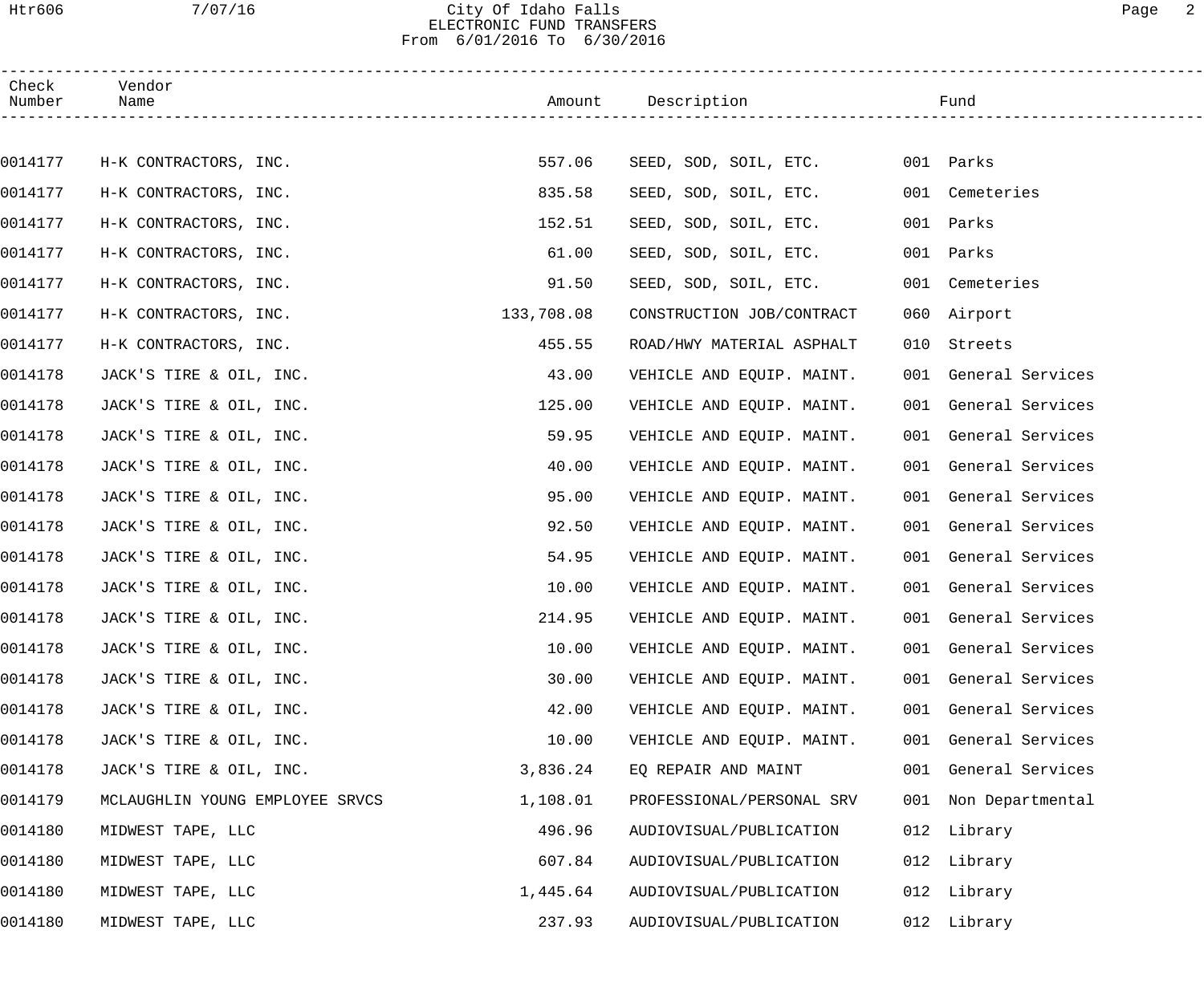City Of Idaho Falls
ELECTRONIC FUND TRANSFERS
From 6/01/2016 To 6/30/2016

| Check Number | Vendor Name | Amount | Description | Fund |
|---|---|---|---|---|
| 0014177 | H-K CONTRACTORS, INC. | 557.06 | SEED, SOD, SOIL, ETC. | 001 Parks |
| 0014177 | H-K CONTRACTORS, INC. | 835.58 | SEED, SOD, SOIL, ETC. | 001 Cemeteries |
| 0014177 | H-K CONTRACTORS, INC. | 152.51 | SEED, SOD, SOIL, ETC. | 001 Parks |
| 0014177 | H-K CONTRACTORS, INC. | 61.00 | SEED, SOD, SOIL, ETC. | 001 Parks |
| 0014177 | H-K CONTRACTORS, INC. | 91.50 | SEED, SOD, SOIL, ETC. | 001 Cemeteries |
| 0014177 | H-K CONTRACTORS, INC. | 133,708.08 | CONSTRUCTION JOB/CONTRACT | 060 Airport |
| 0014177 | H-K CONTRACTORS, INC. | 455.55 | ROAD/HWY MATERIAL ASPHALT | 010 Streets |
| 0014178 | JACK'S TIRE & OIL, INC. | 43.00 | VEHICLE AND EQUIP. MAINT. | 001 General Services |
| 0014178 | JACK'S TIRE & OIL, INC. | 125.00 | VEHICLE AND EQUIP. MAINT. | 001 General Services |
| 0014178 | JACK'S TIRE & OIL, INC. | 59.95 | VEHICLE AND EQUIP. MAINT. | 001 General Services |
| 0014178 | JACK'S TIRE & OIL, INC. | 40.00 | VEHICLE AND EQUIP. MAINT. | 001 General Services |
| 0014178 | JACK'S TIRE & OIL, INC. | 95.00 | VEHICLE AND EQUIP. MAINT. | 001 General Services |
| 0014178 | JACK'S TIRE & OIL, INC. | 92.50 | VEHICLE AND EQUIP. MAINT. | 001 General Services |
| 0014178 | JACK'S TIRE & OIL, INC. | 54.95 | VEHICLE AND EQUIP. MAINT. | 001 General Services |
| 0014178 | JACK'S TIRE & OIL, INC. | 10.00 | VEHICLE AND EQUIP. MAINT. | 001 General Services |
| 0014178 | JACK'S TIRE & OIL, INC. | 214.95 | VEHICLE AND EQUIP. MAINT. | 001 General Services |
| 0014178 | JACK'S TIRE & OIL, INC. | 10.00 | VEHICLE AND EQUIP. MAINT. | 001 General Services |
| 0014178 | JACK'S TIRE & OIL, INC. | 30.00 | VEHICLE AND EQUIP. MAINT. | 001 General Services |
| 0014178 | JACK'S TIRE & OIL, INC. | 42.00 | VEHICLE AND EQUIP. MAINT. | 001 General Services |
| 0014178 | JACK'S TIRE & OIL, INC. | 10.00 | VEHICLE AND EQUIP. MAINT. | 001 General Services |
| 0014178 | JACK'S TIRE & OIL, INC. | 3,836.24 | EQ REPAIR AND MAINT | 001 General Services |
| 0014179 | MCLAUGHLIN YOUNG EMPLOYEE SRVCS | 1,108.01 | PROFESSIONAL/PERSONAL SRV | 001 Non Departmental |
| 0014180 | MIDWEST TAPE, LLC | 496.96 | AUDIOVISUAL/PUBLICATION | 012 Library |
| 0014180 | MIDWEST TAPE, LLC | 607.84 | AUDIOVISUAL/PUBLICATION | 012 Library |
| 0014180 | MIDWEST TAPE, LLC | 1,445.64 | AUDIOVISUAL/PUBLICATION | 012 Library |
| 0014180 | MIDWEST TAPE, LLC | 237.93 | AUDIOVISUAL/PUBLICATION | 012 Library |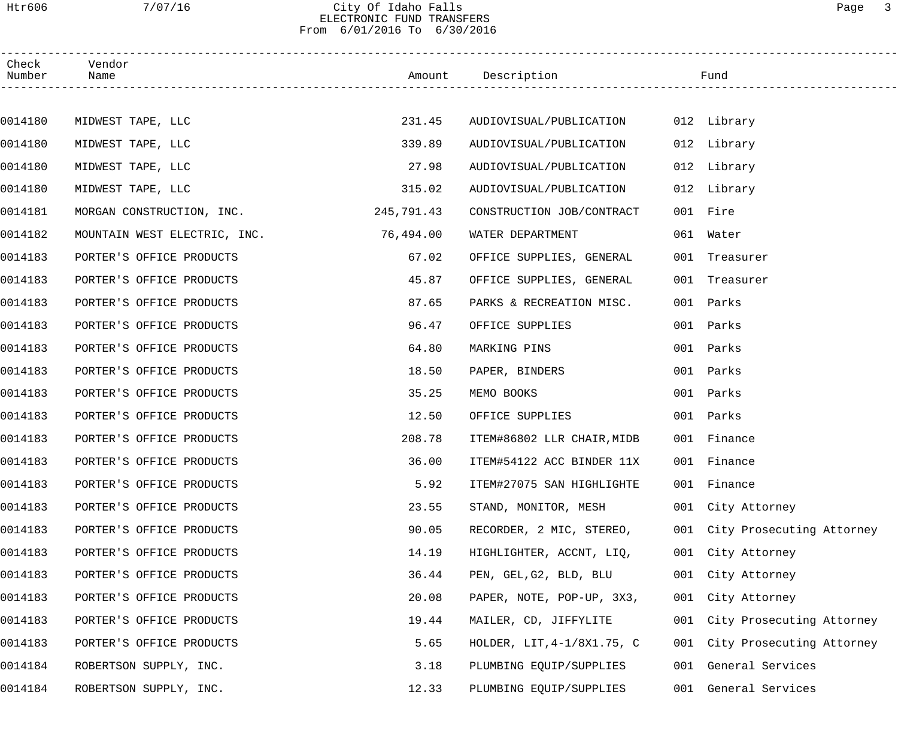City Of Idaho Falls
ELECTRONIC FUND TRANSFERS
From 6/01/2016 To 6/30/2016

| Check Number | Vendor Name | Amount | Description | Fund |
|---|---|---|---|---|
| 0014180 | MIDWEST TAPE, LLC | 231.45 | AUDIOVISUAL/PUBLICATION | 012 Library |
| 0014180 | MIDWEST TAPE, LLC | 339.89 | AUDIOVISUAL/PUBLICATION | 012 Library |
| 0014180 | MIDWEST TAPE, LLC | 27.98 | AUDIOVISUAL/PUBLICATION | 012 Library |
| 0014180 | MIDWEST TAPE, LLC | 315.02 | AUDIOVISUAL/PUBLICATION | 012 Library |
| 0014181 | MORGAN CONSTRUCTION, INC. | 245,791.43 | CONSTRUCTION JOB/CONTRACT | 001 Fire |
| 0014182 | MOUNTAIN WEST ELECTRIC, INC. | 76,494.00 | WATER DEPARTMENT | 061 Water |
| 0014183 | PORTER'S OFFICE PRODUCTS | 67.02 | OFFICE SUPPLIES, GENERAL | 001 Treasurer |
| 0014183 | PORTER'S OFFICE PRODUCTS | 45.87 | OFFICE SUPPLIES, GENERAL | 001 Treasurer |
| 0014183 | PORTER'S OFFICE PRODUCTS | 87.65 | PARKS & RECREATION MISC. | 001 Parks |
| 0014183 | PORTER'S OFFICE PRODUCTS | 96.47 | OFFICE SUPPLIES | 001 Parks |
| 0014183 | PORTER'S OFFICE PRODUCTS | 64.80 | MARKING PINS | 001 Parks |
| 0014183 | PORTER'S OFFICE PRODUCTS | 18.50 | PAPER, BINDERS | 001 Parks |
| 0014183 | PORTER'S OFFICE PRODUCTS | 35.25 | MEMO BOOKS | 001 Parks |
| 0014183 | PORTER'S OFFICE PRODUCTS | 12.50 | OFFICE SUPPLIES | 001 Parks |
| 0014183 | PORTER'S OFFICE PRODUCTS | 208.78 | ITEM#86802 LLR CHAIR,MIDB | 001 Finance |
| 0014183 | PORTER'S OFFICE PRODUCTS | 36.00 | ITEM#54122 ACC BINDER 11X | 001 Finance |
| 0014183 | PORTER'S OFFICE PRODUCTS | 5.92 | ITEM#27075 SAN HIGHLIGHTE | 001 Finance |
| 0014183 | PORTER'S OFFICE PRODUCTS | 23.55 | STAND, MONITOR, MESH | 001 City Attorney |
| 0014183 | PORTER'S OFFICE PRODUCTS | 90.05 | RECORDER, 2 MIC, STEREO, | 001 City Prosecuting Attorney |
| 0014183 | PORTER'S OFFICE PRODUCTS | 14.19 | HIGHLIGHTER, ACCNT, LIQ, | 001 City Attorney |
| 0014183 | PORTER'S OFFICE PRODUCTS | 36.44 | PEN, GEL,G2, BLD, BLU | 001 City Attorney |
| 0014183 | PORTER'S OFFICE PRODUCTS | 20.08 | PAPER, NOTE, POP-UP, 3X3, | 001 City Attorney |
| 0014183 | PORTER'S OFFICE PRODUCTS | 19.44 | MAILER, CD, JIFFYLITE | 001 City Prosecuting Attorney |
| 0014183 | PORTER'S OFFICE PRODUCTS | 5.65 | HOLDER, LIT,4-1/8X1.75, C | 001 City Prosecuting Attorney |
| 0014184 | ROBERTSON SUPPLY, INC. | 3.18 | PLUMBING EQUIP/SUPPLIES | 001 General Services |
| 0014184 | ROBERTSON SUPPLY, INC. | 12.33 | PLUMBING EQUIP/SUPPLIES | 001 General Services |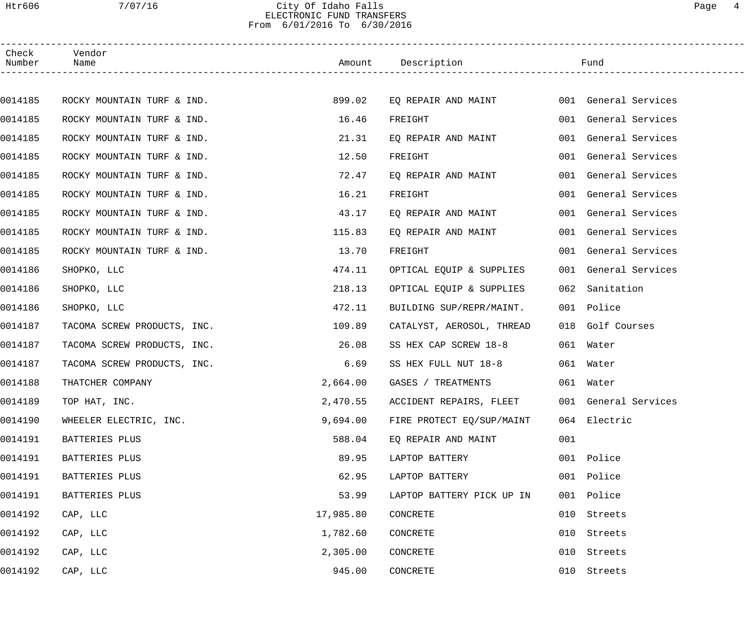City Of Idaho Falls
ELECTRONIC FUND TRANSFERS
From 6/01/2016 To 6/30/2016

| Check Number | Vendor Name | Amount | Description | Fund |
|---|---|---|---|---|
| 0014185 | ROCKY MOUNTAIN TURF & IND. | 899.02 | EQ REPAIR AND MAINT | 001 General Services |
| 0014185 | ROCKY MOUNTAIN TURF & IND. | 16.46 | FREIGHT | 001 General Services |
| 0014185 | ROCKY MOUNTAIN TURF & IND. | 21.31 | EQ REPAIR AND MAINT | 001 General Services |
| 0014185 | ROCKY MOUNTAIN TURF & IND. | 12.50 | FREIGHT | 001 General Services |
| 0014185 | ROCKY MOUNTAIN TURF & IND. | 72.47 | EQ REPAIR AND MAINT | 001 General Services |
| 0014185 | ROCKY MOUNTAIN TURF & IND. | 16.21 | FREIGHT | 001 General Services |
| 0014185 | ROCKY MOUNTAIN TURF & IND. | 43.17 | EQ REPAIR AND MAINT | 001 General Services |
| 0014185 | ROCKY MOUNTAIN TURF & IND. | 115.83 | EQ REPAIR AND MAINT | 001 General Services |
| 0014185 | ROCKY MOUNTAIN TURF & IND. | 13.70 | FREIGHT | 001 General Services |
| 0014186 | SHOPKO, LLC | 474.11 | OPTICAL EQUIP & SUPPLIES | 001 General Services |
| 0014186 | SHOPKO, LLC | 218.13 | OPTICAL EQUIP & SUPPLIES | 062 Sanitation |
| 0014186 | SHOPKO, LLC | 472.11 | BUILDING SUP/REPR/MAINT. | 001 Police |
| 0014187 | TACOMA SCREW PRODUCTS, INC. | 109.89 | CATALYST, AEROSOL, THREAD | 018 Golf Courses |
| 0014187 | TACOMA SCREW PRODUCTS, INC. | 26.08 | SS HEX CAP SCREW 18-8 | 061 Water |
| 0014187 | TACOMA SCREW PRODUCTS, INC. | 6.69 | SS HEX FULL NUT 18-8 | 061 Water |
| 0014188 | THATCHER COMPANY | 2,664.00 | GASES / TREATMENTS | 061 Water |
| 0014189 | TOP HAT, INC. | 2,470.55 | ACCIDENT REPAIRS, FLEET | 001 General Services |
| 0014190 | WHEELER ELECTRIC, INC. | 9,694.00 | FIRE PROTECT EQ/SUP/MAINT | 064 Electric |
| 0014191 | BATTERIES PLUS | 588.04 | EQ REPAIR AND MAINT | 001 |
| 0014191 | BATTERIES PLUS | 89.95 | LAPTOP BATTERY | 001 Police |
| 0014191 | BATTERIES PLUS | 62.95 | LAPTOP BATTERY | 001 Police |
| 0014191 | BATTERIES PLUS | 53.99 | LAPTOP BATTERY PICK UP IN | 001 Police |
| 0014192 | CAP, LLC | 17,985.80 | CONCRETE | 010 Streets |
| 0014192 | CAP, LLC | 1,782.60 | CONCRETE | 010 Streets |
| 0014192 | CAP, LLC | 2,305.00 | CONCRETE | 010 Streets |
| 0014192 | CAP, LLC | 945.00 | CONCRETE | 010 Streets |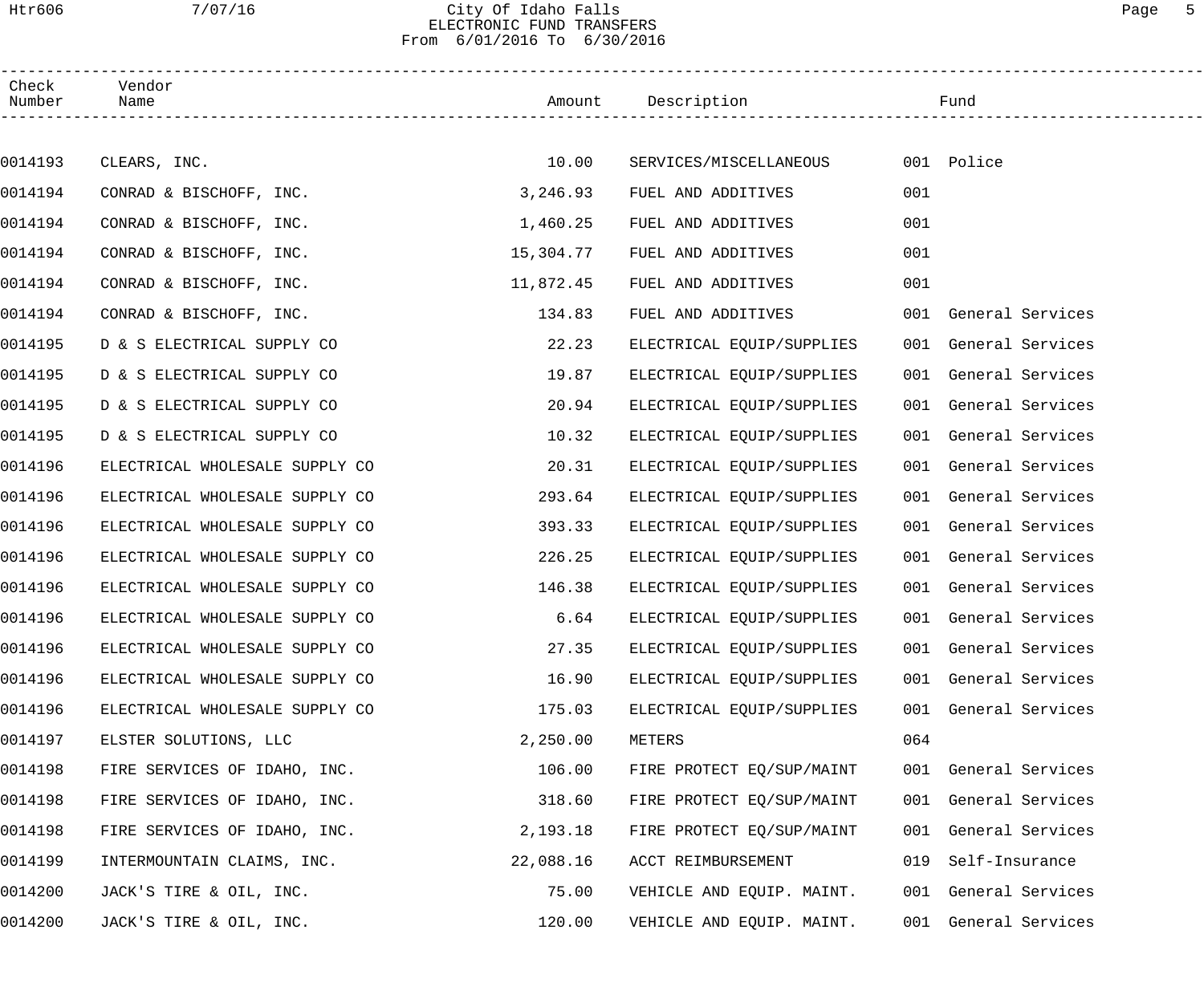City Of Idaho Falls
ELECTRONIC FUND TRANSFERS
From 6/01/2016 To 6/30/2016

| Check Number | Vendor Name | Amount | Description | Fund |
|---|---|---|---|---|
| 0014193 | CLEARS, INC. | 10.00 | SERVICES/MISCELLANEOUS | 001 Police |
| 0014194 | CONRAD & BISCHOFF, INC. | 3,246.93 | FUEL AND ADDITIVES | 001 |
| 0014194 | CONRAD & BISCHOFF, INC. | 1,460.25 | FUEL AND ADDITIVES | 001 |
| 0014194 | CONRAD & BISCHOFF, INC. | 15,304.77 | FUEL AND ADDITIVES | 001 |
| 0014194 | CONRAD & BISCHOFF, INC. | 11,872.45 | FUEL AND ADDITIVES | 001 |
| 0014194 | CONRAD & BISCHOFF, INC. | 134.83 | FUEL AND ADDITIVES | 001 General Services |
| 0014195 | D & S ELECTRICAL SUPPLY CO | 22.23 | ELECTRICAL EQUIP/SUPPLIES | 001 General Services |
| 0014195 | D & S ELECTRICAL SUPPLY CO | 19.87 | ELECTRICAL EQUIP/SUPPLIES | 001 General Services |
| 0014195 | D & S ELECTRICAL SUPPLY CO | 20.94 | ELECTRICAL EQUIP/SUPPLIES | 001 General Services |
| 0014195 | D & S ELECTRICAL SUPPLY CO | 10.32 | ELECTRICAL EQUIP/SUPPLIES | 001 General Services |
| 0014196 | ELECTRICAL WHOLESALE SUPPLY CO | 20.31 | ELECTRICAL EQUIP/SUPPLIES | 001 General Services |
| 0014196 | ELECTRICAL WHOLESALE SUPPLY CO | 293.64 | ELECTRICAL EQUIP/SUPPLIES | 001 General Services |
| 0014196 | ELECTRICAL WHOLESALE SUPPLY CO | 393.33 | ELECTRICAL EQUIP/SUPPLIES | 001 General Services |
| 0014196 | ELECTRICAL WHOLESALE SUPPLY CO | 226.25 | ELECTRICAL EQUIP/SUPPLIES | 001 General Services |
| 0014196 | ELECTRICAL WHOLESALE SUPPLY CO | 146.38 | ELECTRICAL EQUIP/SUPPLIES | 001 General Services |
| 0014196 | ELECTRICAL WHOLESALE SUPPLY CO | 6.64 | ELECTRICAL EQUIP/SUPPLIES | 001 General Services |
| 0014196 | ELECTRICAL WHOLESALE SUPPLY CO | 27.35 | ELECTRICAL EQUIP/SUPPLIES | 001 General Services |
| 0014196 | ELECTRICAL WHOLESALE SUPPLY CO | 16.90 | ELECTRICAL EQUIP/SUPPLIES | 001 General Services |
| 0014196 | ELECTRICAL WHOLESALE SUPPLY CO | 175.03 | ELECTRICAL EQUIP/SUPPLIES | 001 General Services |
| 0014197 | ELSTER SOLUTIONS, LLC | 2,250.00 | METERS | 064 |
| 0014198 | FIRE SERVICES OF IDAHO, INC. | 106.00 | FIRE PROTECT EQ/SUP/MAINT | 001 General Services |
| 0014198 | FIRE SERVICES OF IDAHO, INC. | 318.60 | FIRE PROTECT EQ/SUP/MAINT | 001 General Services |
| 0014198 | FIRE SERVICES OF IDAHO, INC. | 2,193.18 | FIRE PROTECT EQ/SUP/MAINT | 001 General Services |
| 0014199 | INTERMOUNTAIN CLAIMS, INC. | 22,088.16 | ACCT REIMBURSEMENT | 019 Self-Insurance |
| 0014200 | JACK'S TIRE & OIL, INC. | 75.00 | VEHICLE AND EQUIP. MAINT. | 001 General Services |
| 0014200 | JACK'S TIRE & OIL, INC. | 120.00 | VEHICLE AND EQUIP. MAINT. | 001 General Services |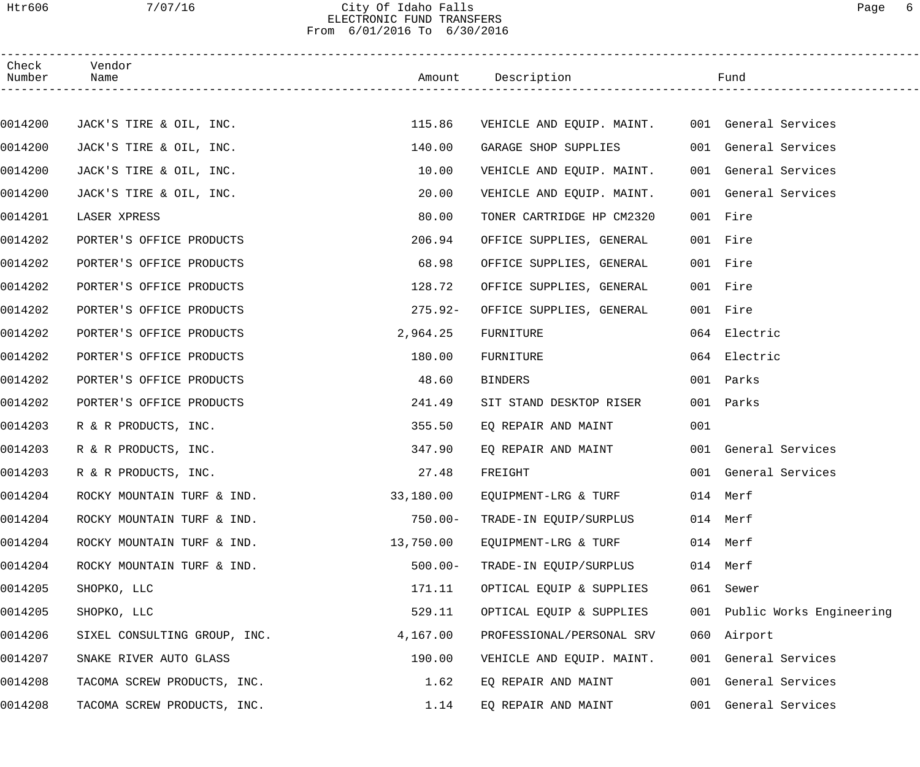City Of Idaho Falls
ELECTRONIC FUND TRANSFERS
From 6/01/2016 To 6/30/2016

| Check Number | Vendor Name | Amount | Description | Fund |
|---|---|---|---|---|
| 0014200 | JACK'S TIRE & OIL, INC. | 115.86 | VEHICLE AND EQUIP. MAINT. | 001 General Services |
| 0014200 | JACK'S TIRE & OIL, INC. | 140.00 | GARAGE SHOP SUPPLIES | 001 General Services |
| 0014200 | JACK'S TIRE & OIL, INC. | 10.00 | VEHICLE AND EQUIP. MAINT. | 001 General Services |
| 0014200 | JACK'S TIRE & OIL, INC. | 20.00 | VEHICLE AND EQUIP. MAINT. | 001 General Services |
| 0014201 | LASER XPRESS | 80.00 | TONER CARTRIDGE HP CM2320 | 001 Fire |
| 0014202 | PORTER'S OFFICE PRODUCTS | 206.94 | OFFICE SUPPLIES, GENERAL | 001 Fire |
| 0014202 | PORTER'S OFFICE PRODUCTS | 68.98 | OFFICE SUPPLIES, GENERAL | 001 Fire |
| 0014202 | PORTER'S OFFICE PRODUCTS | 128.72 | OFFICE SUPPLIES, GENERAL | 001 Fire |
| 0014202 | PORTER'S OFFICE PRODUCTS | 275.92- | OFFICE SUPPLIES, GENERAL | 001 Fire |
| 0014202 | PORTER'S OFFICE PRODUCTS | 2,964.25 | FURNITURE | 064 Electric |
| 0014202 | PORTER'S OFFICE PRODUCTS | 180.00 | FURNITURE | 064 Electric |
| 0014202 | PORTER'S OFFICE PRODUCTS | 48.60 | BINDERS | 001 Parks |
| 0014202 | PORTER'S OFFICE PRODUCTS | 241.49 | SIT STAND DESKTOP RISER | 001 Parks |
| 0014203 | R & R PRODUCTS, INC. | 355.50 | EQ REPAIR AND MAINT | 001 |
| 0014203 | R & R PRODUCTS, INC. | 347.90 | EQ REPAIR AND MAINT | 001 General Services |
| 0014203 | R & R PRODUCTS, INC. | 27.48 | FREIGHT | 001 General Services |
| 0014204 | ROCKY MOUNTAIN TURF & IND. | 33,180.00 | EQUIPMENT-LRG & TURF | 014 Merf |
| 0014204 | ROCKY MOUNTAIN TURF & IND. | 750.00- | TRADE-IN EQUIP/SURPLUS | 014 Merf |
| 0014204 | ROCKY MOUNTAIN TURF & IND. | 13,750.00 | EQUIPMENT-LRG & TURF | 014 Merf |
| 0014204 | ROCKY MOUNTAIN TURF & IND. | 500.00- | TRADE-IN EQUIP/SURPLUS | 014 Merf |
| 0014205 | SHOPKO, LLC | 171.11 | OPTICAL EQUIP & SUPPLIES | 061 Sewer |
| 0014205 | SHOPKO, LLC | 529.11 | OPTICAL EQUIP & SUPPLIES | 001 Public Works Engineering |
| 0014206 | SIXEL CONSULTING GROUP, INC. | 4,167.00 | PROFESSIONAL/PERSONAL SRV | 060 Airport |
| 0014207 | SNAKE RIVER AUTO GLASS | 190.00 | VEHICLE AND EQUIP. MAINT. | 001 General Services |
| 0014208 | TACOMA SCREW PRODUCTS, INC. | 1.62 | EQ REPAIR AND MAINT | 001 General Services |
| 0014208 | TACOMA SCREW PRODUCTS, INC. | 1.14 | EQ REPAIR AND MAINT | 001 General Services |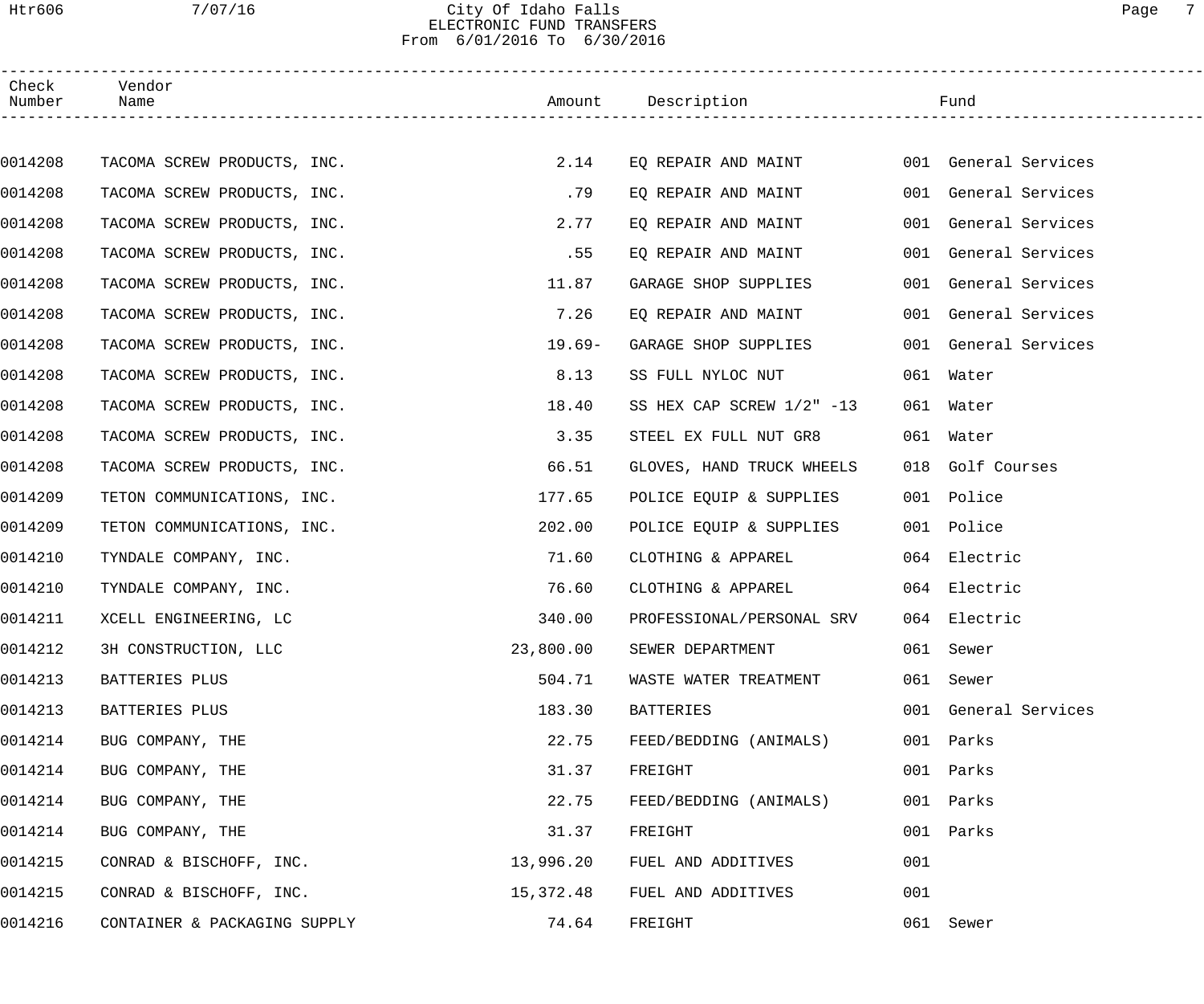# City Of Idaho Falls
## ELECTRONIC FUND TRANSFERS
### From 6/01/2016 To 6/30/2016

| Check Number | Vendor Name | Amount | Description | Fund |
|---|---|---|---|---|
| 0014208 | TACOMA SCREW PRODUCTS, INC. | 2.14 | EQ REPAIR AND MAINT | 001 General Services |
| 0014208 | TACOMA SCREW PRODUCTS, INC. | .79 | EQ REPAIR AND MAINT | 001 General Services |
| 0014208 | TACOMA SCREW PRODUCTS, INC. | 2.77 | EQ REPAIR AND MAINT | 001 General Services |
| 0014208 | TACOMA SCREW PRODUCTS, INC. | .55 | EQ REPAIR AND MAINT | 001 General Services |
| 0014208 | TACOMA SCREW PRODUCTS, INC. | 11.87 | GARAGE SHOP SUPPLIES | 001 General Services |
| 0014208 | TACOMA SCREW PRODUCTS, INC. | 7.26 | EQ REPAIR AND MAINT | 001 General Services |
| 0014208 | TACOMA SCREW PRODUCTS, INC. | 19.69- | GARAGE SHOP SUPPLIES | 001 General Services |
| 0014208 | TACOMA SCREW PRODUCTS, INC. | 8.13 | SS FULL NYLOC NUT | 061 Water |
| 0014208 | TACOMA SCREW PRODUCTS, INC. | 18.40 | SS HEX CAP SCREW 1/2" -13 | 061 Water |
| 0014208 | TACOMA SCREW PRODUCTS, INC. | 3.35 | STEEL EX FULL NUT GR8 | 061 Water |
| 0014208 | TACOMA SCREW PRODUCTS, INC. | 66.51 | GLOVES, HAND TRUCK WHEELS | 018 Golf Courses |
| 0014209 | TETON COMMUNICATIONS, INC. | 177.65 | POLICE EQUIP & SUPPLIES | 001 Police |
| 0014209 | TETON COMMUNICATIONS, INC. | 202.00 | POLICE EQUIP & SUPPLIES | 001 Police |
| 0014210 | TYNDALE COMPANY, INC. | 71.60 | CLOTHING & APPAREL | 064 Electric |
| 0014210 | TYNDALE COMPANY, INC. | 76.60 | CLOTHING & APPAREL | 064 Electric |
| 0014211 | XCELL ENGINEERING, LC | 340.00 | PROFESSIONAL/PERSONAL SRV | 064 Electric |
| 0014212 | 3H CONSTRUCTION, LLC | 23,800.00 | SEWER DEPARTMENT | 061 Sewer |
| 0014213 | BATTERIES PLUS | 504.71 | WASTE WATER TREATMENT | 061 Sewer |
| 0014213 | BATTERIES PLUS | 183.30 | BATTERIES | 001 General Services |
| 0014214 | BUG COMPANY, THE | 22.75 | FEED/BEDDING (ANIMALS) | 001 Parks |
| 0014214 | BUG COMPANY, THE | 31.37 | FREIGHT | 001 Parks |
| 0014214 | BUG COMPANY, THE | 22.75 | FEED/BEDDING (ANIMALS) | 001 Parks |
| 0014214 | BUG COMPANY, THE | 31.37 | FREIGHT | 001 Parks |
| 0014215 | CONRAD & BISCHOFF, INC. | 13,996.20 | FUEL AND ADDITIVES | 001 |
| 0014215 | CONRAD & BISCHOFF, INC. | 15,372.48 | FUEL AND ADDITIVES | 001 |
| 0014216 | CONTAINER & PACKAGING SUPPLY | 74.64 | FREIGHT | 061 Sewer |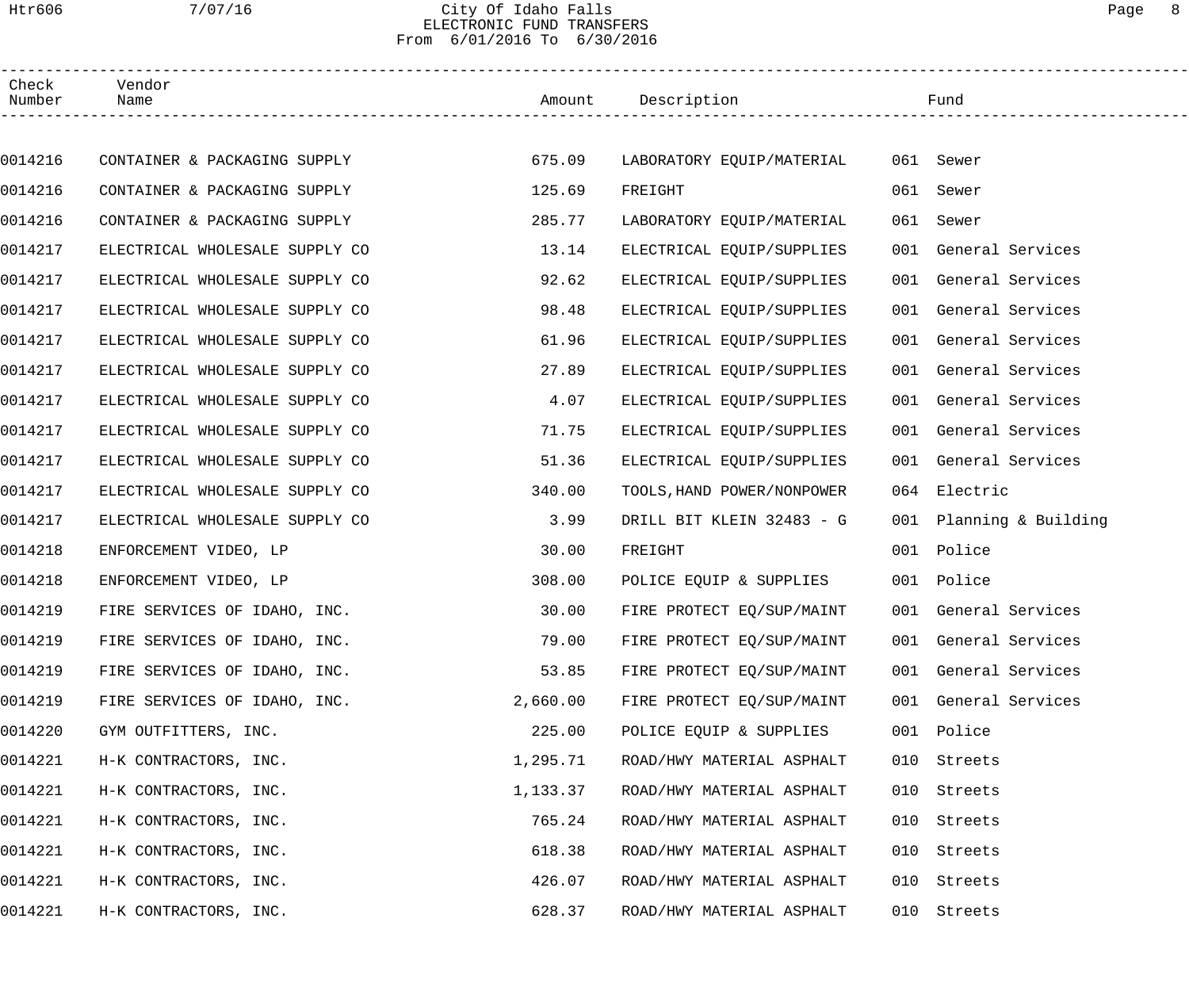City Of Idaho Falls
ELECTRONIC FUND TRANSFERS
From 6/01/2016 To 6/30/2016

| Check Number | Vendor Name | Amount | Description | Fund |
|---|---|---|---|---|
| 0014216 | CONTAINER & PACKAGING SUPPLY | 675.09 | LABORATORY EQUIP/MATERIAL | 061 Sewer |
| 0014216 | CONTAINER & PACKAGING SUPPLY | 125.69 | FREIGHT | 061 Sewer |
| 0014216 | CONTAINER & PACKAGING SUPPLY | 285.77 | LABORATORY EQUIP/MATERIAL | 061 Sewer |
| 0014217 | ELECTRICAL WHOLESALE SUPPLY CO | 13.14 | ELECTRICAL EQUIP/SUPPLIES | 001 General Services |
| 0014217 | ELECTRICAL WHOLESALE SUPPLY CO | 92.62 | ELECTRICAL EQUIP/SUPPLIES | 001 General Services |
| 0014217 | ELECTRICAL WHOLESALE SUPPLY CO | 98.48 | ELECTRICAL EQUIP/SUPPLIES | 001 General Services |
| 0014217 | ELECTRICAL WHOLESALE SUPPLY CO | 61.96 | ELECTRICAL EQUIP/SUPPLIES | 001 General Services |
| 0014217 | ELECTRICAL WHOLESALE SUPPLY CO | 27.89 | ELECTRICAL EQUIP/SUPPLIES | 001 General Services |
| 0014217 | ELECTRICAL WHOLESALE SUPPLY CO | 4.07 | ELECTRICAL EQUIP/SUPPLIES | 001 General Services |
| 0014217 | ELECTRICAL WHOLESALE SUPPLY CO | 71.75 | ELECTRICAL EQUIP/SUPPLIES | 001 General Services |
| 0014217 | ELECTRICAL WHOLESALE SUPPLY CO | 51.36 | ELECTRICAL EQUIP/SUPPLIES | 001 General Services |
| 0014217 | ELECTRICAL WHOLESALE SUPPLY CO | 340.00 | TOOLS,HAND POWER/NONPOWER | 064 Electric |
| 0014217 | ELECTRICAL WHOLESALE SUPPLY CO | 3.99 | DRILL BIT KLEIN 32483 - G | 001 Planning & Building |
| 0014218 | ENFORCEMENT VIDEO, LP | 30.00 | FREIGHT | 001 Police |
| 0014218 | ENFORCEMENT VIDEO, LP | 308.00 | POLICE EQUIP & SUPPLIES | 001 Police |
| 0014219 | FIRE SERVICES OF IDAHO, INC. | 30.00 | FIRE PROTECT EQ/SUP/MAINT | 001 General Services |
| 0014219 | FIRE SERVICES OF IDAHO, INC. | 79.00 | FIRE PROTECT EQ/SUP/MAINT | 001 General Services |
| 0014219 | FIRE SERVICES OF IDAHO, INC. | 53.85 | FIRE PROTECT EQ/SUP/MAINT | 001 General Services |
| 0014219 | FIRE SERVICES OF IDAHO, INC. | 2,660.00 | FIRE PROTECT EQ/SUP/MAINT | 001 General Services |
| 0014220 | GYM OUTFITTERS, INC. | 225.00 | POLICE EQUIP & SUPPLIES | 001 Police |
| 0014221 | H-K CONTRACTORS, INC. | 1,295.71 | ROAD/HWY MATERIAL ASPHALT | 010 Streets |
| 0014221 | H-K CONTRACTORS, INC. | 1,133.37 | ROAD/HWY MATERIAL ASPHALT | 010 Streets |
| 0014221 | H-K CONTRACTORS, INC. | 765.24 | ROAD/HWY MATERIAL ASPHALT | 010 Streets |
| 0014221 | H-K CONTRACTORS, INC. | 618.38 | ROAD/HWY MATERIAL ASPHALT | 010 Streets |
| 0014221 | H-K CONTRACTORS, INC. | 426.07 | ROAD/HWY MATERIAL ASPHALT | 010 Streets |
| 0014221 | H-K CONTRACTORS, INC. | 628.37 | ROAD/HWY MATERIAL ASPHALT | 010 Streets |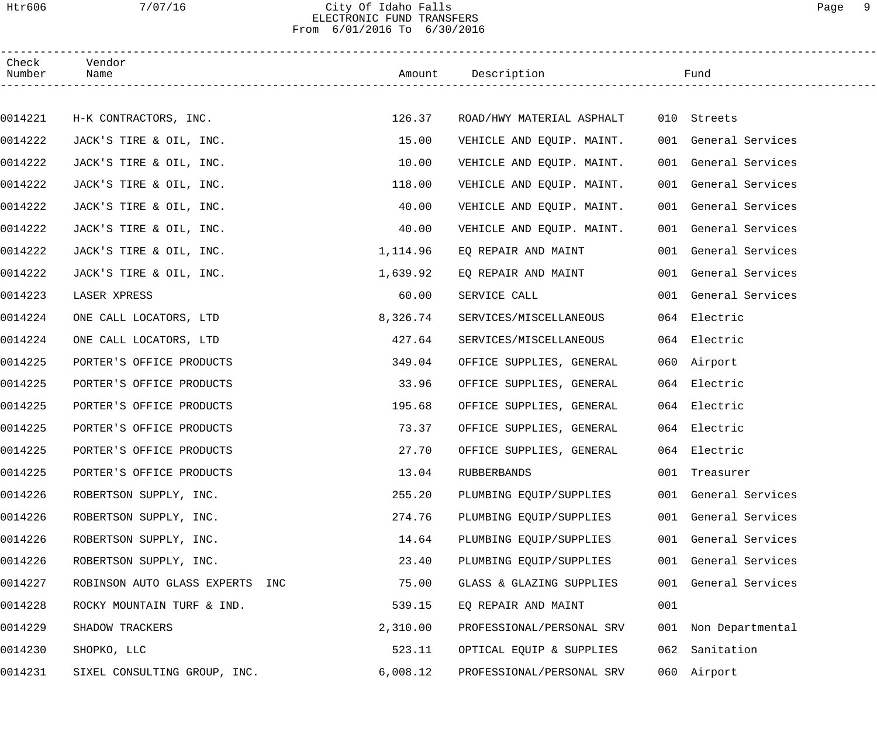City Of Idaho Falls
ELECTRONIC FUND TRANSFERS
From 6/01/2016 To 6/30/2016

| Check Number | Vendor Name | Amount | Description | Fund |
|---|---|---|---|---|
| 0014221 | H-K CONTRACTORS, INC. | 126.37 | ROAD/HWY MATERIAL ASPHALT | 010 Streets |
| 0014222 | JACK'S TIRE & OIL, INC. | 15.00 | VEHICLE AND EQUIP. MAINT. | 001 General Services |
| 0014222 | JACK'S TIRE & OIL, INC. | 10.00 | VEHICLE AND EQUIP. MAINT. | 001 General Services |
| 0014222 | JACK'S TIRE & OIL, INC. | 118.00 | VEHICLE AND EQUIP. MAINT. | 001 General Services |
| 0014222 | JACK'S TIRE & OIL, INC. | 40.00 | VEHICLE AND EQUIP. MAINT. | 001 General Services |
| 0014222 | JACK'S TIRE & OIL, INC. | 40.00 | VEHICLE AND EQUIP. MAINT. | 001 General Services |
| 0014222 | JACK'S TIRE & OIL, INC. | 1,114.96 | EQ REPAIR AND MAINT | 001 General Services |
| 0014222 | JACK'S TIRE & OIL, INC. | 1,639.92 | EQ REPAIR AND MAINT | 001 General Services |
| 0014223 | LASER XPRESS | 60.00 | SERVICE CALL | 001 General Services |
| 0014224 | ONE CALL LOCATORS, LTD | 8,326.74 | SERVICES/MISCELLANEOUS | 064 Electric |
| 0014224 | ONE CALL LOCATORS, LTD | 427.64 | SERVICES/MISCELLANEOUS | 064 Electric |
| 0014225 | PORTER'S OFFICE PRODUCTS | 349.04 | OFFICE SUPPLIES, GENERAL | 060 Airport |
| 0014225 | PORTER'S OFFICE PRODUCTS | 33.96 | OFFICE SUPPLIES, GENERAL | 064 Electric |
| 0014225 | PORTER'S OFFICE PRODUCTS | 195.68 | OFFICE SUPPLIES, GENERAL | 064 Electric |
| 0014225 | PORTER'S OFFICE PRODUCTS | 73.37 | OFFICE SUPPLIES, GENERAL | 064 Electric |
| 0014225 | PORTER'S OFFICE PRODUCTS | 27.70 | OFFICE SUPPLIES, GENERAL | 064 Electric |
| 0014225 | PORTER'S OFFICE PRODUCTS | 13.04 | RUBBERBANDS | 001 Treasurer |
| 0014226 | ROBERTSON SUPPLY, INC. | 255.20 | PLUMBING EQUIP/SUPPLIES | 001 General Services |
| 0014226 | ROBERTSON SUPPLY, INC. | 274.76 | PLUMBING EQUIP/SUPPLIES | 001 General Services |
| 0014226 | ROBERTSON SUPPLY, INC. | 14.64 | PLUMBING EQUIP/SUPPLIES | 001 General Services |
| 0014226 | ROBERTSON SUPPLY, INC. | 23.40 | PLUMBING EQUIP/SUPPLIES | 001 General Services |
| 0014227 | ROBINSON AUTO GLASS EXPERTS INC | 75.00 | GLASS & GLAZING SUPPLIES | 001 General Services |
| 0014228 | ROCKY MOUNTAIN TURF & IND. | 539.15 | EQ REPAIR AND MAINT | 001 |
| 0014229 | SHADOW TRACKERS | 2,310.00 | PROFESSIONAL/PERSONAL SRV | 001 Non Departmental |
| 0014230 | SHOPKO, LLC | 523.11 | OPTICAL EQUIP & SUPPLIES | 062 Sanitation |
| 0014231 | SIXEL CONSULTING GROUP, INC. | 6,008.12 | PROFESSIONAL/PERSONAL SRV | 060 Airport |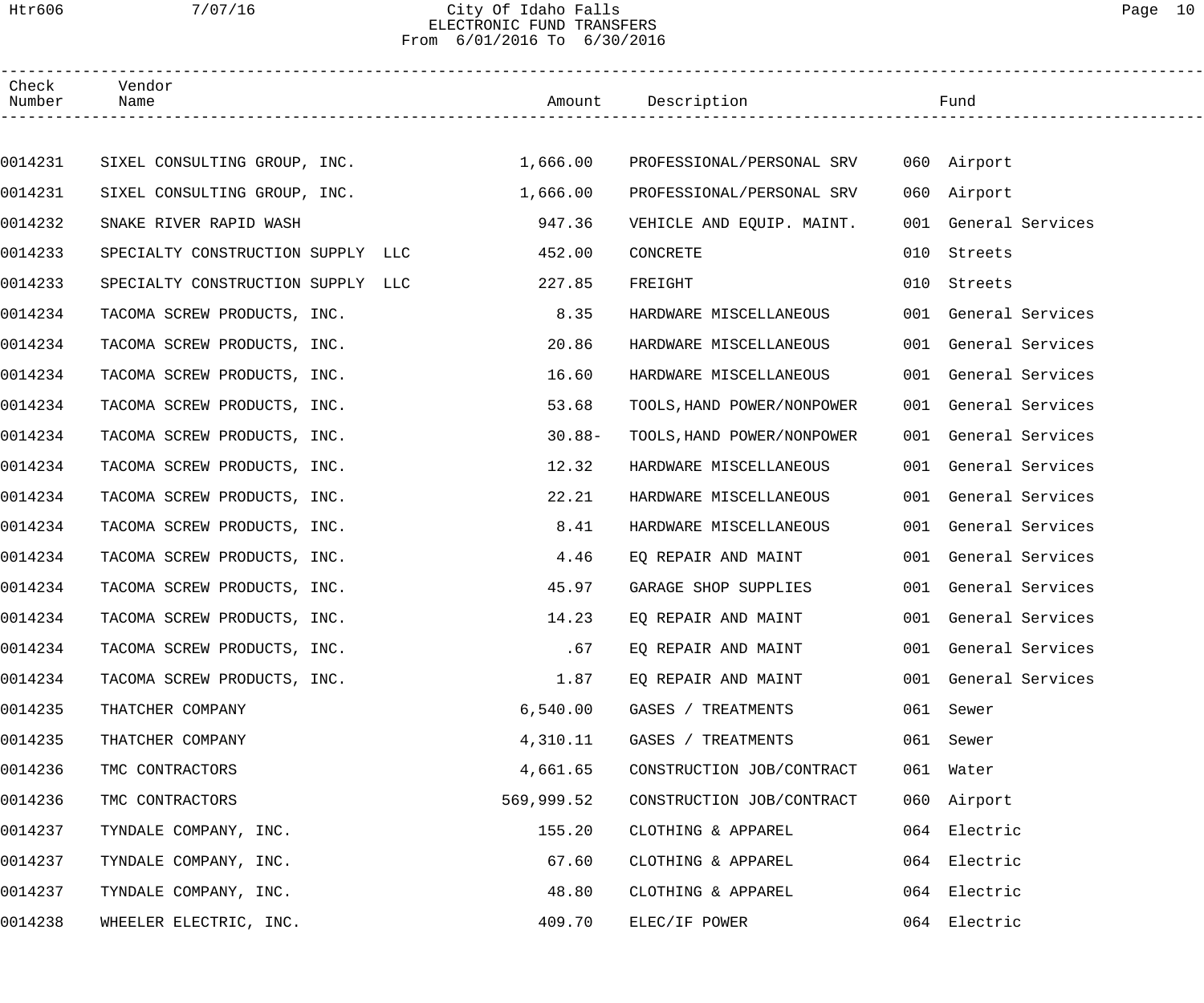# City Of Idaho Falls
## ELECTRONIC FUND TRANSFERS
### From 6/01/2016 To 6/30/2016

| Check Number | Vendor Name | Amount | Description | Fund |
|---|---|---|---|---|
| 0014231 | SIXEL CONSULTING GROUP, INC. | 1,666.00 | PROFESSIONAL/PERSONAL SRV | 060 Airport |
| 0014231 | SIXEL CONSULTING GROUP, INC. | 1,666.00 | PROFESSIONAL/PERSONAL SRV | 060 Airport |
| 0014232 | SNAKE RIVER RAPID WASH | 947.36 | VEHICLE AND EQUIP. MAINT. | 001 General Services |
| 0014233 | SPECIALTY CONSTRUCTION SUPPLY LLC | 452.00 | CONCRETE | 010 Streets |
| 0014233 | SPECIALTY CONSTRUCTION SUPPLY LLC | 227.85 | FREIGHT | 010 Streets |
| 0014234 | TACOMA SCREW PRODUCTS, INC. | 8.35 | HARDWARE MISCELLANEOUS | 001 General Services |
| 0014234 | TACOMA SCREW PRODUCTS, INC. | 20.86 | HARDWARE MISCELLANEOUS | 001 General Services |
| 0014234 | TACOMA SCREW PRODUCTS, INC. | 16.60 | HARDWARE MISCELLANEOUS | 001 General Services |
| 0014234 | TACOMA SCREW PRODUCTS, INC. | 53.68 | TOOLS,HAND POWER/NONPOWER | 001 General Services |
| 0014234 | TACOMA SCREW PRODUCTS, INC. | 30.88- | TOOLS,HAND POWER/NONPOWER | 001 General Services |
| 0014234 | TACOMA SCREW PRODUCTS, INC. | 12.32 | HARDWARE MISCELLANEOUS | 001 General Services |
| 0014234 | TACOMA SCREW PRODUCTS, INC. | 22.21 | HARDWARE MISCELLANEOUS | 001 General Services |
| 0014234 | TACOMA SCREW PRODUCTS, INC. | 8.41 | HARDWARE MISCELLANEOUS | 001 General Services |
| 0014234 | TACOMA SCREW PRODUCTS, INC. | 4.46 | EQ REPAIR AND MAINT | 001 General Services |
| 0014234 | TACOMA SCREW PRODUCTS, INC. | 45.97 | GARAGE SHOP SUPPLIES | 001 General Services |
| 0014234 | TACOMA SCREW PRODUCTS, INC. | 14.23 | EQ REPAIR AND MAINT | 001 General Services |
| 0014234 | TACOMA SCREW PRODUCTS, INC. | .67 | EQ REPAIR AND MAINT | 001 General Services |
| 0014234 | TACOMA SCREW PRODUCTS, INC. | 1.87 | EQ REPAIR AND MAINT | 001 General Services |
| 0014235 | THATCHER COMPANY | 6,540.00 | GASES / TREATMENTS | 061 Sewer |
| 0014235 | THATCHER COMPANY | 4,310.11 | GASES / TREATMENTS | 061 Sewer |
| 0014236 | TMC CONTRACTORS | 4,661.65 | CONSTRUCTION JOB/CONTRACT | 061 Water |
| 0014236 | TMC CONTRACTORS | 569,999.52 | CONSTRUCTION JOB/CONTRACT | 060 Airport |
| 0014237 | TYNDALE COMPANY, INC. | 155.20 | CLOTHING & APPAREL | 064 Electric |
| 0014237 | TYNDALE COMPANY, INC. | 67.60 | CLOTHING & APPAREL | 064 Electric |
| 0014237 | TYNDALE COMPANY, INC. | 48.80 | CLOTHING & APPAREL | 064 Electric |
| 0014238 | WHEELER ELECTRIC, INC. | 409.70 | ELEC/IF POWER | 064 Electric |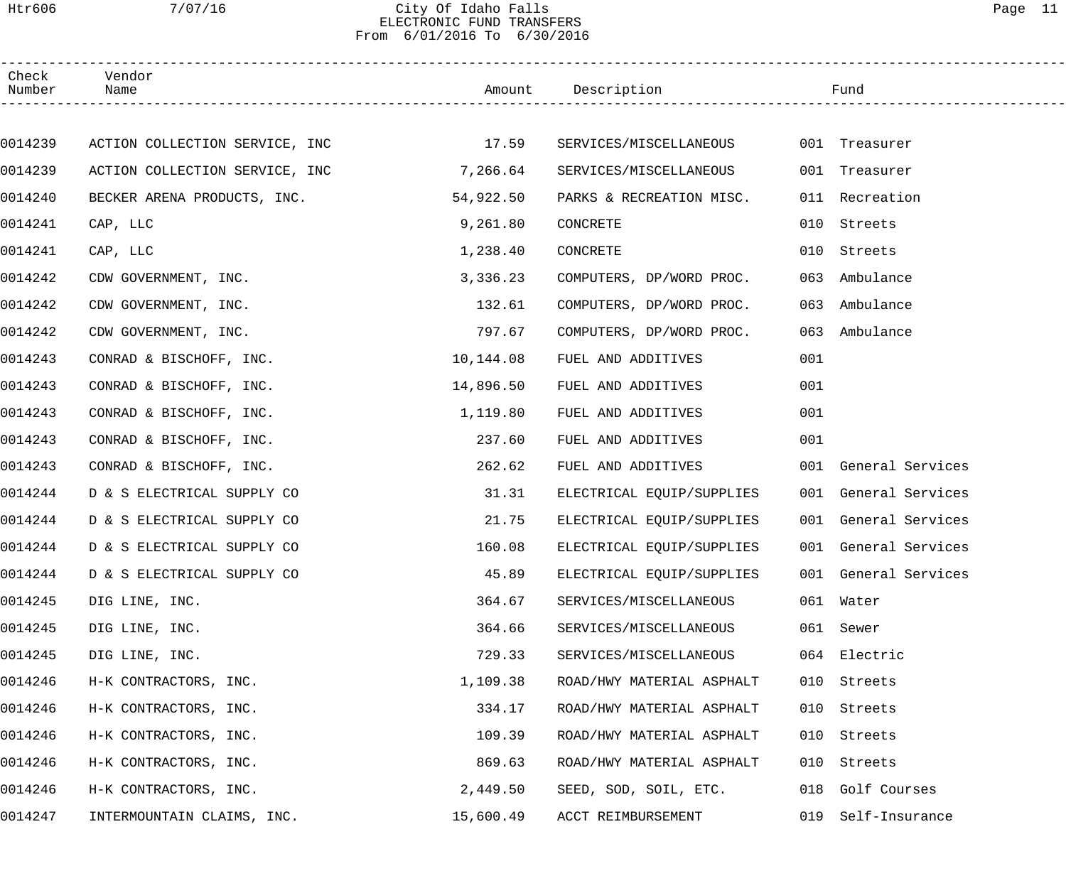City Of Idaho Falls
ELECTRONIC FUND TRANSFERS
From 6/01/2016 To 6/30/2016

| Check Number | Vendor Name | Amount | Description | Fund |
|---|---|---|---|---|
| 0014239 | ACTION COLLECTION SERVICE, INC | 17.59 | SERVICES/MISCELLANEOUS | 001 Treasurer |
| 0014239 | ACTION COLLECTION SERVICE, INC | 7,266.64 | SERVICES/MISCELLANEOUS | 001 Treasurer |
| 0014240 | BECKER ARENA PRODUCTS, INC. | 54,922.50 | PARKS & RECREATION MISC. | 011 Recreation |
| 0014241 | CAP, LLC | 9,261.80 | CONCRETE | 010 Streets |
| 0014241 | CAP, LLC | 1,238.40 | CONCRETE | 010 Streets |
| 0014242 | CDW GOVERNMENT, INC. | 3,336.23 | COMPUTERS, DP/WORD PROC. | 063 Ambulance |
| 0014242 | CDW GOVERNMENT, INC. | 132.61 | COMPUTERS, DP/WORD PROC. | 063 Ambulance |
| 0014242 | CDW GOVERNMENT, INC. | 797.67 | COMPUTERS, DP/WORD PROC. | 063 Ambulance |
| 0014243 | CONRAD & BISCHOFF, INC. | 10,144.08 | FUEL AND ADDITIVES | 001 |
| 0014243 | CONRAD & BISCHOFF, INC. | 14,896.50 | FUEL AND ADDITIVES | 001 |
| 0014243 | CONRAD & BISCHOFF, INC. | 1,119.80 | FUEL AND ADDITIVES | 001 |
| 0014243 | CONRAD & BISCHOFF, INC. | 237.60 | FUEL AND ADDITIVES | 001 |
| 0014243 | CONRAD & BISCHOFF, INC. | 262.62 | FUEL AND ADDITIVES | 001 General Services |
| 0014244 | D & S ELECTRICAL SUPPLY CO | 31.31 | ELECTRICAL EQUIP/SUPPLIES | 001 General Services |
| 0014244 | D & S ELECTRICAL SUPPLY CO | 21.75 | ELECTRICAL EQUIP/SUPPLIES | 001 General Services |
| 0014244 | D & S ELECTRICAL SUPPLY CO | 160.08 | ELECTRICAL EQUIP/SUPPLIES | 001 General Services |
| 0014244 | D & S ELECTRICAL SUPPLY CO | 45.89 | ELECTRICAL EQUIP/SUPPLIES | 001 General Services |
| 0014245 | DIG LINE, INC. | 364.67 | SERVICES/MISCELLANEOUS | 061 Water |
| 0014245 | DIG LINE, INC. | 364.66 | SERVICES/MISCELLANEOUS | 061 Sewer |
| 0014245 | DIG LINE, INC. | 729.33 | SERVICES/MISCELLANEOUS | 064 Electric |
| 0014246 | H-K CONTRACTORS, INC. | 1,109.38 | ROAD/HWY MATERIAL ASPHALT | 010 Streets |
| 0014246 | H-K CONTRACTORS, INC. | 334.17 | ROAD/HWY MATERIAL ASPHALT | 010 Streets |
| 0014246 | H-K CONTRACTORS, INC. | 109.39 | ROAD/HWY MATERIAL ASPHALT | 010 Streets |
| 0014246 | H-K CONTRACTORS, INC. | 869.63 | ROAD/HWY MATERIAL ASPHALT | 010 Streets |
| 0014246 | H-K CONTRACTORS, INC. | 2,449.50 | SEED, SOD, SOIL, ETC. | 018 Golf Courses |
| 0014247 | INTERMOUNTAIN CLAIMS, INC. | 15,600.49 | ACCT REIMBURSEMENT | 019 Self-Insurance |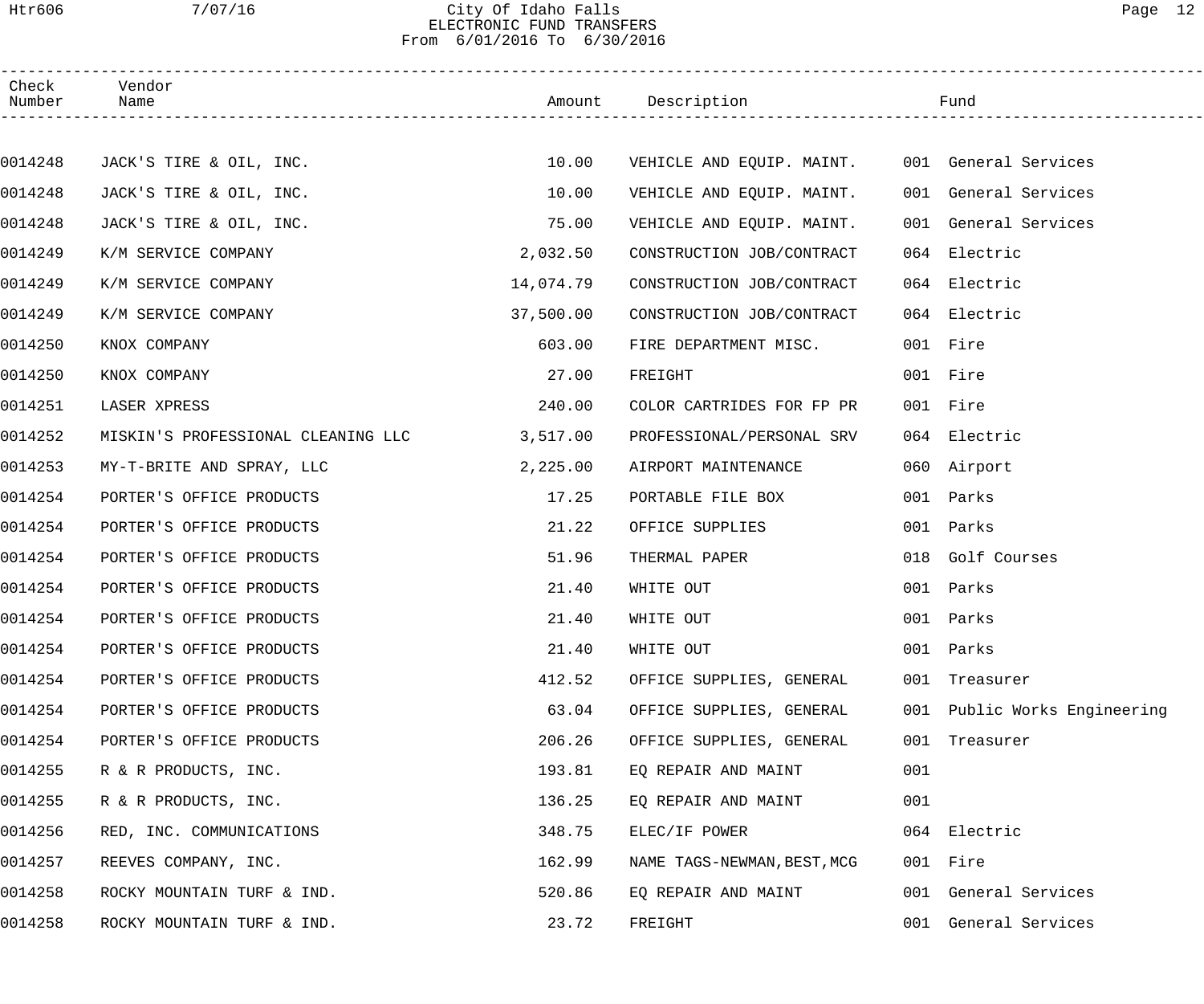City Of Idaho Falls
ELECTRONIC FUND TRANSFERS
From 6/01/2016 To 6/30/2016

| Check Number | Vendor Name | Amount | Description | Fund |
|---|---|---|---|---|
| 0014248 | JACK'S TIRE & OIL, INC. | 10.00 | VEHICLE AND EQUIP. MAINT. | 001 General Services |
| 0014248 | JACK'S TIRE & OIL, INC. | 10.00 | VEHICLE AND EQUIP. MAINT. | 001 General Services |
| 0014248 | JACK'S TIRE & OIL, INC. | 75.00 | VEHICLE AND EQUIP. MAINT. | 001 General Services |
| 0014249 | K/M SERVICE COMPANY | 2,032.50 | CONSTRUCTION JOB/CONTRACT | 064 Electric |
| 0014249 | K/M SERVICE COMPANY | 14,074.79 | CONSTRUCTION JOB/CONTRACT | 064 Electric |
| 0014249 | K/M SERVICE COMPANY | 37,500.00 | CONSTRUCTION JOB/CONTRACT | 064 Electric |
| 0014250 | KNOX COMPANY | 603.00 | FIRE DEPARTMENT MISC. | 001 Fire |
| 0014250 | KNOX COMPANY | 27.00 | FREIGHT | 001 Fire |
| 0014251 | LASER XPRESS | 240.00 | COLOR CARTRIDES FOR FP PR | 001 Fire |
| 0014252 | MISKIN'S PROFESSIONAL CLEANING LLC | 3,517.00 | PROFESSIONAL/PERSONAL SRV | 064 Electric |
| 0014253 | MY-T-BRITE AND SPRAY, LLC | 2,225.00 | AIRPORT MAINTENANCE | 060 Airport |
| 0014254 | PORTER'S OFFICE PRODUCTS | 17.25 | PORTABLE FILE BOX | 001 Parks |
| 0014254 | PORTER'S OFFICE PRODUCTS | 21.22 | OFFICE SUPPLIES | 001 Parks |
| 0014254 | PORTER'S OFFICE PRODUCTS | 51.96 | THERMAL PAPER | 018 Golf Courses |
| 0014254 | PORTER'S OFFICE PRODUCTS | 21.40 | WHITE OUT | 001 Parks |
| 0014254 | PORTER'S OFFICE PRODUCTS | 21.40 | WHITE OUT | 001 Parks |
| 0014254 | PORTER'S OFFICE PRODUCTS | 21.40 | WHITE OUT | 001 Parks |
| 0014254 | PORTER'S OFFICE PRODUCTS | 412.52 | OFFICE SUPPLIES, GENERAL | 001 Treasurer |
| 0014254 | PORTER'S OFFICE PRODUCTS | 63.04 | OFFICE SUPPLIES, GENERAL | 001 Public Works Engineering |
| 0014254 | PORTER'S OFFICE PRODUCTS | 206.26 | OFFICE SUPPLIES, GENERAL | 001 Treasurer |
| 0014255 | R & R PRODUCTS, INC. | 193.81 | EQ REPAIR AND MAINT | 001 |
| 0014255 | R & R PRODUCTS, INC. | 136.25 | EQ REPAIR AND MAINT | 001 |
| 0014256 | RED, INC. COMMUNICATIONS | 348.75 | ELEC/IF POWER | 064 Electric |
| 0014257 | REEVES COMPANY, INC. | 162.99 | NAME TAGS-NEWMAN,BEST,MCG | 001 Fire |
| 0014258 | ROCKY MOUNTAIN TURF & IND. | 520.86 | EQ REPAIR AND MAINT | 001 General Services |
| 0014258 | ROCKY MOUNTAIN TURF & IND. | 23.72 | FREIGHT | 001 General Services |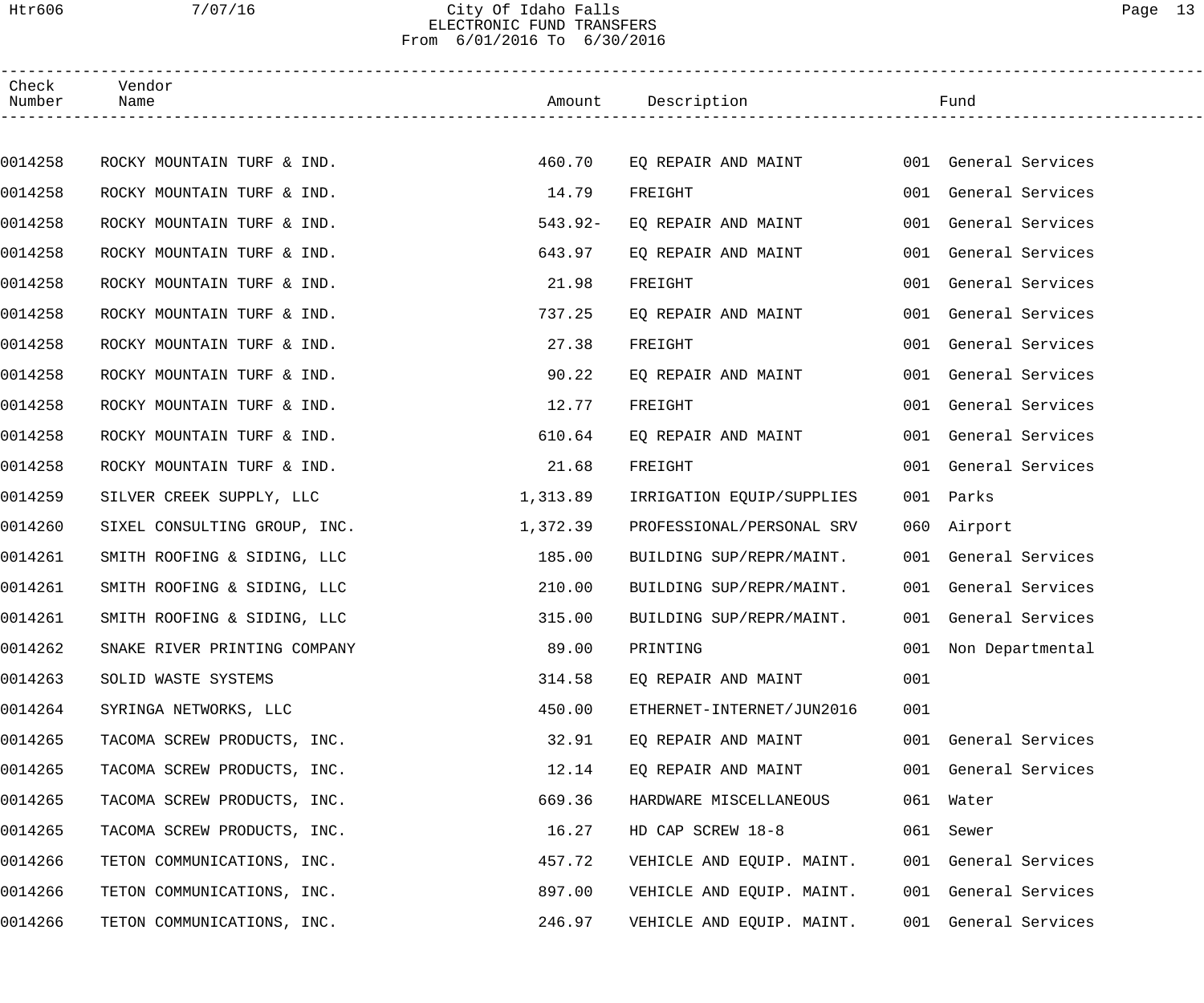City Of Idaho Falls
ELECTRONIC FUND TRANSFERS
From 6/01/2016 To 6/30/2016

| Check Number | Vendor Name | Amount | Description | Fund |
|---|---|---|---|---|
| 0014258 | ROCKY MOUNTAIN TURF & IND. | 460.70 | EQ REPAIR AND MAINT | 001 General Services |
| 0014258 | ROCKY MOUNTAIN TURF & IND. | 14.79 | FREIGHT | 001 General Services |
| 0014258 | ROCKY MOUNTAIN TURF & IND. | 543.92- | EQ REPAIR AND MAINT | 001 General Services |
| 0014258 | ROCKY MOUNTAIN TURF & IND. | 643.97 | EQ REPAIR AND MAINT | 001 General Services |
| 0014258 | ROCKY MOUNTAIN TURF & IND. | 21.98 | FREIGHT | 001 General Services |
| 0014258 | ROCKY MOUNTAIN TURF & IND. | 737.25 | EQ REPAIR AND MAINT | 001 General Services |
| 0014258 | ROCKY MOUNTAIN TURF & IND. | 27.38 | FREIGHT | 001 General Services |
| 0014258 | ROCKY MOUNTAIN TURF & IND. | 90.22 | EQ REPAIR AND MAINT | 001 General Services |
| 0014258 | ROCKY MOUNTAIN TURF & IND. | 12.77 | FREIGHT | 001 General Services |
| 0014258 | ROCKY MOUNTAIN TURF & IND. | 610.64 | EQ REPAIR AND MAINT | 001 General Services |
| 0014258 | ROCKY MOUNTAIN TURF & IND. | 21.68 | FREIGHT | 001 General Services |
| 0014259 | SILVER CREEK SUPPLY, LLC | 1,313.89 | IRRIGATION EQUIP/SUPPLIES | 001 Parks |
| 0014260 | SIXEL CONSULTING GROUP, INC. | 1,372.39 | PROFESSIONAL/PERSONAL SRV | 060 Airport |
| 0014261 | SMITH ROOFING & SIDING, LLC | 185.00 | BUILDING SUP/REPR/MAINT. | 001 General Services |
| 0014261 | SMITH ROOFING & SIDING, LLC | 210.00 | BUILDING SUP/REPR/MAINT. | 001 General Services |
| 0014261 | SMITH ROOFING & SIDING, LLC | 315.00 | BUILDING SUP/REPR/MAINT. | 001 General Services |
| 0014262 | SNAKE RIVER PRINTING COMPANY | 89.00 | PRINTING | 001 Non Departmental |
| 0014263 | SOLID WASTE SYSTEMS | 314.58 | EQ REPAIR AND MAINT | 001 |
| 0014264 | SYRINGA NETWORKS, LLC | 450.00 | ETHERNET-INTERNET/JUN2016 | 001 |
| 0014265 | TACOMA SCREW PRODUCTS, INC. | 32.91 | EQ REPAIR AND MAINT | 001 General Services |
| 0014265 | TACOMA SCREW PRODUCTS, INC. | 12.14 | EQ REPAIR AND MAINT | 001 General Services |
| 0014265 | TACOMA SCREW PRODUCTS, INC. | 669.36 | HARDWARE MISCELLANEOUS | 061 Water |
| 0014265 | TACOMA SCREW PRODUCTS, INC. | 16.27 | HD CAP SCREW 18-8 | 061 Sewer |
| 0014266 | TETON COMMUNICATIONS, INC. | 457.72 | VEHICLE AND EQUIP. MAINT. | 001 General Services |
| 0014266 | TETON COMMUNICATIONS, INC. | 897.00 | VEHICLE AND EQUIP. MAINT. | 001 General Services |
| 0014266 | TETON COMMUNICATIONS, INC. | 246.97 | VEHICLE AND EQUIP. MAINT. | 001 General Services |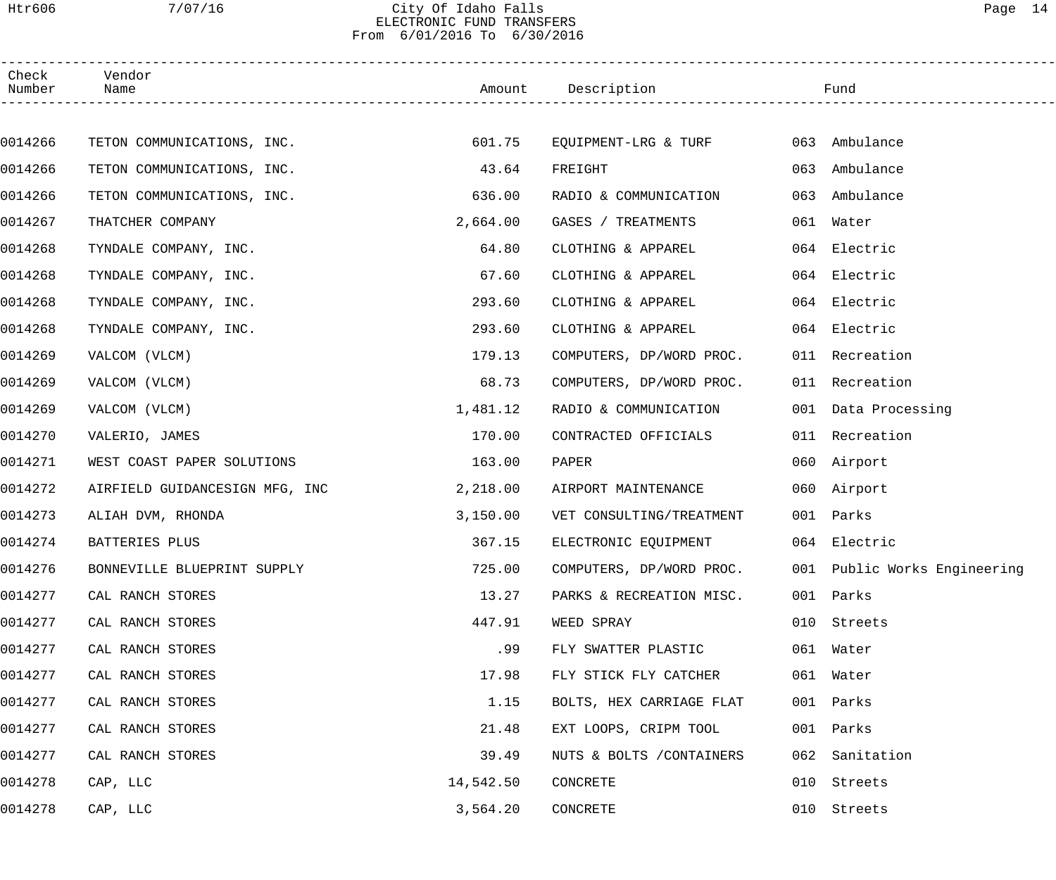# City Of Idaho Falls
## ELECTRONIC FUND TRANSFERS
From 6/01/2016 To 6/30/2016

| Check Number | Vendor Name | Amount | Description | Fund |
|---|---|---|---|---|
| 0014266 | TETON COMMUNICATIONS, INC. | 601.75 | EQUIPMENT-LRG & TURF | 063 Ambulance |
| 0014266 | TETON COMMUNICATIONS, INC. | 43.64 | FREIGHT | 063 Ambulance |
| 0014266 | TETON COMMUNICATIONS, INC. | 636.00 | RADIO & COMMUNICATION | 063 Ambulance |
| 0014267 | THATCHER COMPANY | 2,664.00 | GASES / TREATMENTS | 061 Water |
| 0014268 | TYNDALE COMPANY, INC. | 64.80 | CLOTHING & APPAREL | 064 Electric |
| 0014268 | TYNDALE COMPANY, INC. | 67.60 | CLOTHING & APPAREL | 064 Electric |
| 0014268 | TYNDALE COMPANY, INC. | 293.60 | CLOTHING & APPAREL | 064 Electric |
| 0014268 | TYNDALE COMPANY, INC. | 293.60 | CLOTHING & APPAREL | 064 Electric |
| 0014269 | VALCOM (VLCM) | 179.13 | COMPUTERS, DP/WORD PROC. | 011 Recreation |
| 0014269 | VALCOM (VLCM) | 68.73 | COMPUTERS, DP/WORD PROC. | 011 Recreation |
| 0014269 | VALCOM (VLCM) | 1,481.12 | RADIO & COMMUNICATION | 001 Data Processing |
| 0014270 | VALERIO, JAMES | 170.00 | CONTRACTED OFFICIALS | 011 Recreation |
| 0014271 | WEST COAST PAPER SOLUTIONS | 163.00 | PAPER | 060 Airport |
| 0014272 | AIRFIELD GUIDANCESIGN MFG, INC | 2,218.00 | AIRPORT MAINTENANCE | 060 Airport |
| 0014273 | ALIAH DVM, RHONDA | 3,150.00 | VET CONSULTING/TREATMENT | 001 Parks |
| 0014274 | BATTERIES PLUS | 367.15 | ELECTRONIC EQUIPMENT | 064 Electric |
| 0014276 | BONNEVILLE BLUEPRINT SUPPLY | 725.00 | COMPUTERS, DP/WORD PROC. | 001 Public Works Engineering |
| 0014277 | CAL RANCH STORES | 13.27 | PARKS & RECREATION MISC. | 001 Parks |
| 0014277 | CAL RANCH STORES | 447.91 | WEED SPRAY | 010 Streets |
| 0014277 | CAL RANCH STORES | .99 | FLY SWATTER PLASTIC | 061 Water |
| 0014277 | CAL RANCH STORES | 17.98 | FLY STICK FLY CATCHER | 061 Water |
| 0014277 | CAL RANCH STORES | 1.15 | BOLTS, HEX CARRIAGE FLAT | 001 Parks |
| 0014277 | CAL RANCH STORES | 21.48 | EXT LOOPS, CRIPM TOOL | 001 Parks |
| 0014277 | CAL RANCH STORES | 39.49 | NUTS & BOLTS /CONTAINERS | 062 Sanitation |
| 0014278 | CAP, LLC | 14,542.50 | CONCRETE | 010 Streets |
| 0014278 | CAP, LLC | 3,564.20 | CONCRETE | 010 Streets |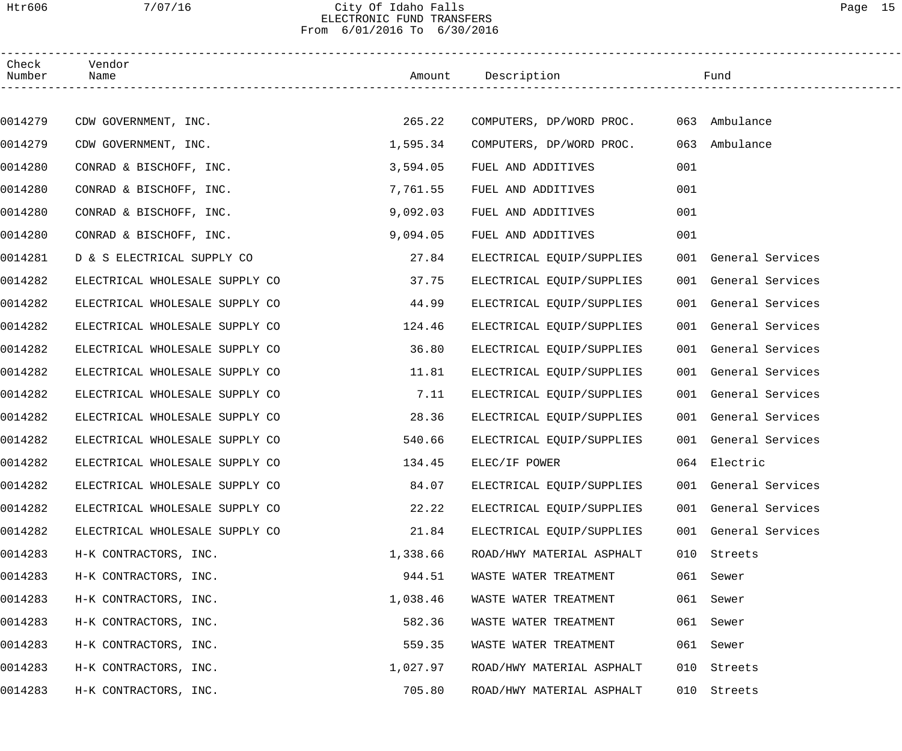City Of Idaho Falls
ELECTRONIC FUND TRANSFERS
From 6/01/2016 To 6/30/2016

| Check Number | Vendor Name | Amount | Description | Fund |
|---|---|---|---|---|
| 0014279 | CDW GOVERNMENT, INC. | 265.22 | COMPUTERS, DP/WORD PROC. | 063 Ambulance |
| 0014279 | CDW GOVERNMENT, INC. | 1,595.34 | COMPUTERS, DP/WORD PROC. | 063 Ambulance |
| 0014280 | CONRAD & BISCHOFF, INC. | 3,594.05 | FUEL AND ADDITIVES | 001 |
| 0014280 | CONRAD & BISCHOFF, INC. | 7,761.55 | FUEL AND ADDITIVES | 001 |
| 0014280 | CONRAD & BISCHOFF, INC. | 9,092.03 | FUEL AND ADDITIVES | 001 |
| 0014280 | CONRAD & BISCHOFF, INC. | 9,094.05 | FUEL AND ADDITIVES | 001 |
| 0014281 | D & S ELECTRICAL SUPPLY CO | 27.84 | ELECTRICAL EQUIP/SUPPLIES | 001 General Services |
| 0014282 | ELECTRICAL WHOLESALE SUPPLY CO | 37.75 | ELECTRICAL EQUIP/SUPPLIES | 001 General Services |
| 0014282 | ELECTRICAL WHOLESALE SUPPLY CO | 44.99 | ELECTRICAL EQUIP/SUPPLIES | 001 General Services |
| 0014282 | ELECTRICAL WHOLESALE SUPPLY CO | 124.46 | ELECTRICAL EQUIP/SUPPLIES | 001 General Services |
| 0014282 | ELECTRICAL WHOLESALE SUPPLY CO | 36.80 | ELECTRICAL EQUIP/SUPPLIES | 001 General Services |
| 0014282 | ELECTRICAL WHOLESALE SUPPLY CO | 11.81 | ELECTRICAL EQUIP/SUPPLIES | 001 General Services |
| 0014282 | ELECTRICAL WHOLESALE SUPPLY CO | 7.11 | ELECTRICAL EQUIP/SUPPLIES | 001 General Services |
| 0014282 | ELECTRICAL WHOLESALE SUPPLY CO | 28.36 | ELECTRICAL EQUIP/SUPPLIES | 001 General Services |
| 0014282 | ELECTRICAL WHOLESALE SUPPLY CO | 540.66 | ELECTRICAL EQUIP/SUPPLIES | 001 General Services |
| 0014282 | ELECTRICAL WHOLESALE SUPPLY CO | 134.45 | ELEC/IF POWER | 064 Electric |
| 0014282 | ELECTRICAL WHOLESALE SUPPLY CO | 84.07 | ELECTRICAL EQUIP/SUPPLIES | 001 General Services |
| 0014282 | ELECTRICAL WHOLESALE SUPPLY CO | 22.22 | ELECTRICAL EQUIP/SUPPLIES | 001 General Services |
| 0014282 | ELECTRICAL WHOLESALE SUPPLY CO | 21.84 | ELECTRICAL EQUIP/SUPPLIES | 001 General Services |
| 0014283 | H-K CONTRACTORS, INC. | 1,338.66 | ROAD/HWY MATERIAL ASPHALT | 010 Streets |
| 0014283 | H-K CONTRACTORS, INC. | 944.51 | WASTE WATER TREATMENT | 061 Sewer |
| 0014283 | H-K CONTRACTORS, INC. | 1,038.46 | WASTE WATER TREATMENT | 061 Sewer |
| 0014283 | H-K CONTRACTORS, INC. | 582.36 | WASTE WATER TREATMENT | 061 Sewer |
| 0014283 | H-K CONTRACTORS, INC. | 559.35 | WASTE WATER TREATMENT | 061 Sewer |
| 0014283 | H-K CONTRACTORS, INC. | 1,027.97 | ROAD/HWY MATERIAL ASPHALT | 010 Streets |
| 0014283 | H-K CONTRACTORS, INC. | 705.80 | ROAD/HWY MATERIAL ASPHALT | 010 Streets |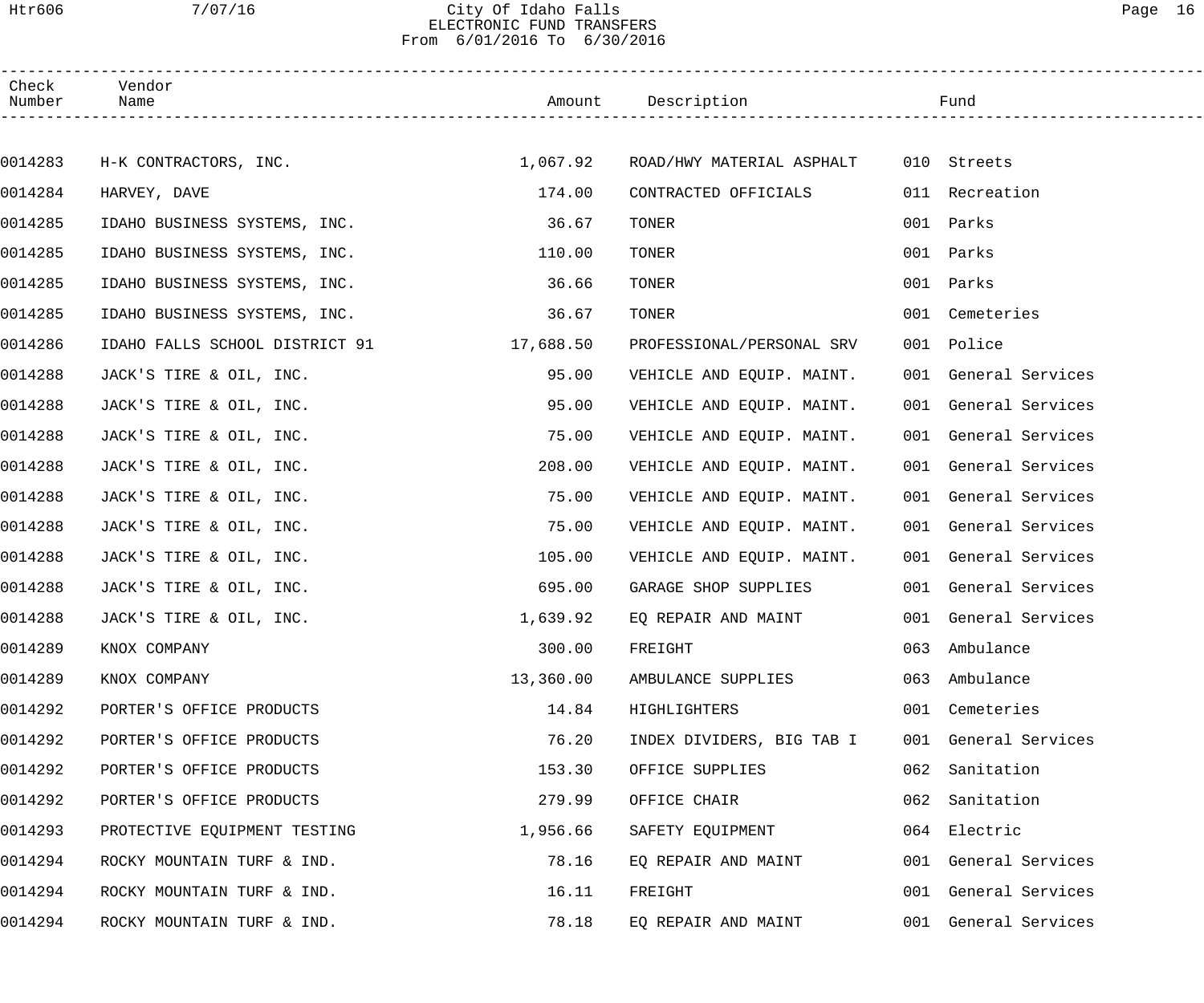# City Of Idaho Falls

## ELECTRONIC FUND TRANSFERS

From 6/01/2016 To 6/30/2016

| Check Number | Vendor Name | Amount | Description | Fund |
|---|---|---|---|---|
| 0014283 | H-K CONTRACTORS, INC. | 1,067.92 | ROAD/HWY MATERIAL ASPHALT | 010 Streets |
| 0014284 | HARVEY, DAVE | 174.00 | CONTRACTED OFFICIALS | 011 Recreation |
| 0014285 | IDAHO BUSINESS SYSTEMS, INC. | 36.67 | TONER | 001 Parks |
| 0014285 | IDAHO BUSINESS SYSTEMS, INC. | 110.00 | TONER | 001 Parks |
| 0014285 | IDAHO BUSINESS SYSTEMS, INC. | 36.66 | TONER | 001 Parks |
| 0014285 | IDAHO BUSINESS SYSTEMS, INC. | 36.67 | TONER | 001 Cemeteries |
| 0014286 | IDAHO FALLS SCHOOL DISTRICT 91 | 17,688.50 | PROFESSIONAL/PERSONAL SRV | 001 Police |
| 0014288 | JACK'S TIRE & OIL, INC. | 95.00 | VEHICLE AND EQUIP. MAINT. | 001 General Services |
| 0014288 | JACK'S TIRE & OIL, INC. | 95.00 | VEHICLE AND EQUIP. MAINT. | 001 General Services |
| 0014288 | JACK'S TIRE & OIL, INC. | 75.00 | VEHICLE AND EQUIP. MAINT. | 001 General Services |
| 0014288 | JACK'S TIRE & OIL, INC. | 208.00 | VEHICLE AND EQUIP. MAINT. | 001 General Services |
| 0014288 | JACK'S TIRE & OIL, INC. | 75.00 | VEHICLE AND EQUIP. MAINT. | 001 General Services |
| 0014288 | JACK'S TIRE & OIL, INC. | 75.00 | VEHICLE AND EQUIP. MAINT. | 001 General Services |
| 0014288 | JACK'S TIRE & OIL, INC. | 105.00 | VEHICLE AND EQUIP. MAINT. | 001 General Services |
| 0014288 | JACK'S TIRE & OIL, INC. | 695.00 | GARAGE SHOP SUPPLIES | 001 General Services |
| 0014288 | JACK'S TIRE & OIL, INC. | 1,639.92 | EQ REPAIR AND MAINT | 001 General Services |
| 0014289 | KNOX COMPANY | 300.00 | FREIGHT | 063 Ambulance |
| 0014289 | KNOX COMPANY | 13,360.00 | AMBULANCE SUPPLIES | 063 Ambulance |
| 0014292 | PORTER'S OFFICE PRODUCTS | 14.84 | HIGHLIGHTERS | 001 Cemeteries |
| 0014292 | PORTER'S OFFICE PRODUCTS | 76.20 | INDEX DIVIDERS, BIG TAB I | 001 General Services |
| 0014292 | PORTER'S OFFICE PRODUCTS | 153.30 | OFFICE SUPPLIES | 062 Sanitation |
| 0014292 | PORTER'S OFFICE PRODUCTS | 279.99 | OFFICE CHAIR | 062 Sanitation |
| 0014293 | PROTECTIVE EQUIPMENT TESTING | 1,956.66 | SAFETY EQUIPMENT | 064 Electric |
| 0014294 | ROCKY MOUNTAIN TURF & IND. | 78.16 | EQ REPAIR AND MAINT | 001 General Services |
| 0014294 | ROCKY MOUNTAIN TURF & IND. | 16.11 | FREIGHT | 001 General Services |
| 0014294 | ROCKY MOUNTAIN TURF & IND. | 78.18 | EQ REPAIR AND MAINT | 001 General Services |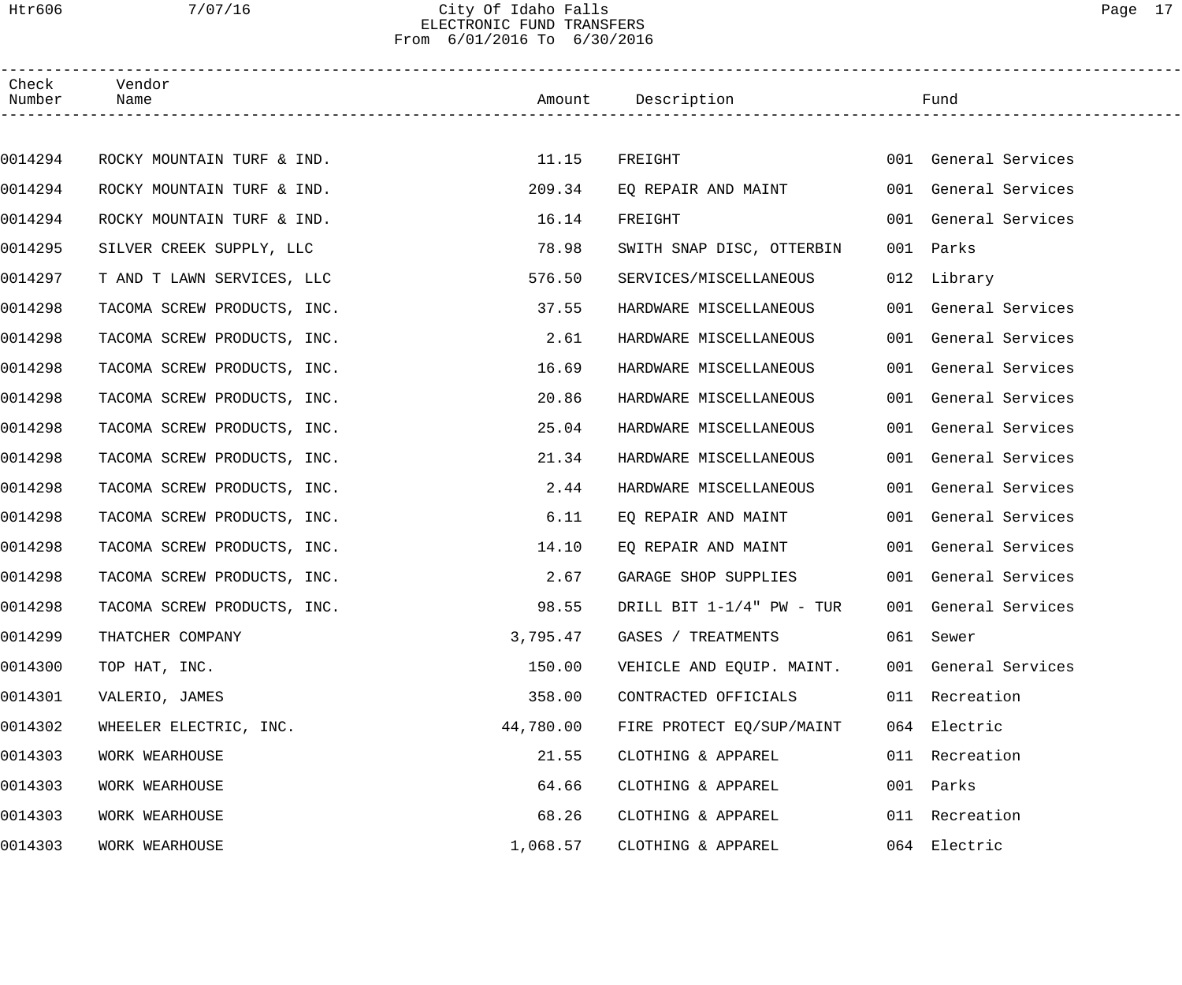# City Of Idaho Falls
## ELECTRONIC FUND TRANSFERS
From 6/01/2016 To 6/30/2016

| Check Number | Vendor Name | Amount | Description | Fund |
|---|---|---|---|---|
| 0014294 | ROCKY MOUNTAIN TURF & IND. | 11.15 | FREIGHT | 001 General Services |
| 0014294 | ROCKY MOUNTAIN TURF & IND. | 209.34 | EQ REPAIR AND MAINT | 001 General Services |
| 0014294 | ROCKY MOUNTAIN TURF & IND. | 16.14 | FREIGHT | 001 General Services |
| 0014295 | SILVER CREEK SUPPLY, LLC | 78.98 | SWITH SNAP DISC, OTTERBIN | 001 Parks |
| 0014297 | T AND T LAWN SERVICES, LLC | 576.50 | SERVICES/MISCELLANEOUS | 012 Library |
| 0014298 | TACOMA SCREW PRODUCTS, INC. | 37.55 | HARDWARE MISCELLANEOUS | 001 General Services |
| 0014298 | TACOMA SCREW PRODUCTS, INC. | 2.61 | HARDWARE MISCELLANEOUS | 001 General Services |
| 0014298 | TACOMA SCREW PRODUCTS, INC. | 16.69 | HARDWARE MISCELLANEOUS | 001 General Services |
| 0014298 | TACOMA SCREW PRODUCTS, INC. | 20.86 | HARDWARE MISCELLANEOUS | 001 General Services |
| 0014298 | TACOMA SCREW PRODUCTS, INC. | 25.04 | HARDWARE MISCELLANEOUS | 001 General Services |
| 0014298 | TACOMA SCREW PRODUCTS, INC. | 21.34 | HARDWARE MISCELLANEOUS | 001 General Services |
| 0014298 | TACOMA SCREW PRODUCTS, INC. | 2.44 | HARDWARE MISCELLANEOUS | 001 General Services |
| 0014298 | TACOMA SCREW PRODUCTS, INC. | 6.11 | EQ REPAIR AND MAINT | 001 General Services |
| 0014298 | TACOMA SCREW PRODUCTS, INC. | 14.10 | EQ REPAIR AND MAINT | 001 General Services |
| 0014298 | TACOMA SCREW PRODUCTS, INC. | 2.67 | GARAGE SHOP SUPPLIES | 001 General Services |
| 0014298 | TACOMA SCREW PRODUCTS, INC. | 98.55 | DRILL BIT 1-1/4" PW - TUR | 001 General Services |
| 0014299 | THATCHER COMPANY | 3,795.47 | GASES / TREATMENTS | 061 Sewer |
| 0014300 | TOP HAT, INC. | 150.00 | VEHICLE AND EQUIP. MAINT. | 001 General Services |
| 0014301 | VALERIO, JAMES | 358.00 | CONTRACTED OFFICIALS | 011 Recreation |
| 0014302 | WHEELER ELECTRIC, INC. | 44,780.00 | FIRE PROTECT EQ/SUP/MAINT | 064 Electric |
| 0014303 | WORK WEARHOUSE | 21.55 | CLOTHING & APPAREL | 011 Recreation |
| 0014303 | WORK WEARHOUSE | 64.66 | CLOTHING & APPAREL | 001 Parks |
| 0014303 | WORK WEARHOUSE | 68.26 | CLOTHING & APPAREL | 011 Recreation |
| 0014303 | WORK WEARHOUSE | 1,068.57 | CLOTHING & APPAREL | 064 Electric |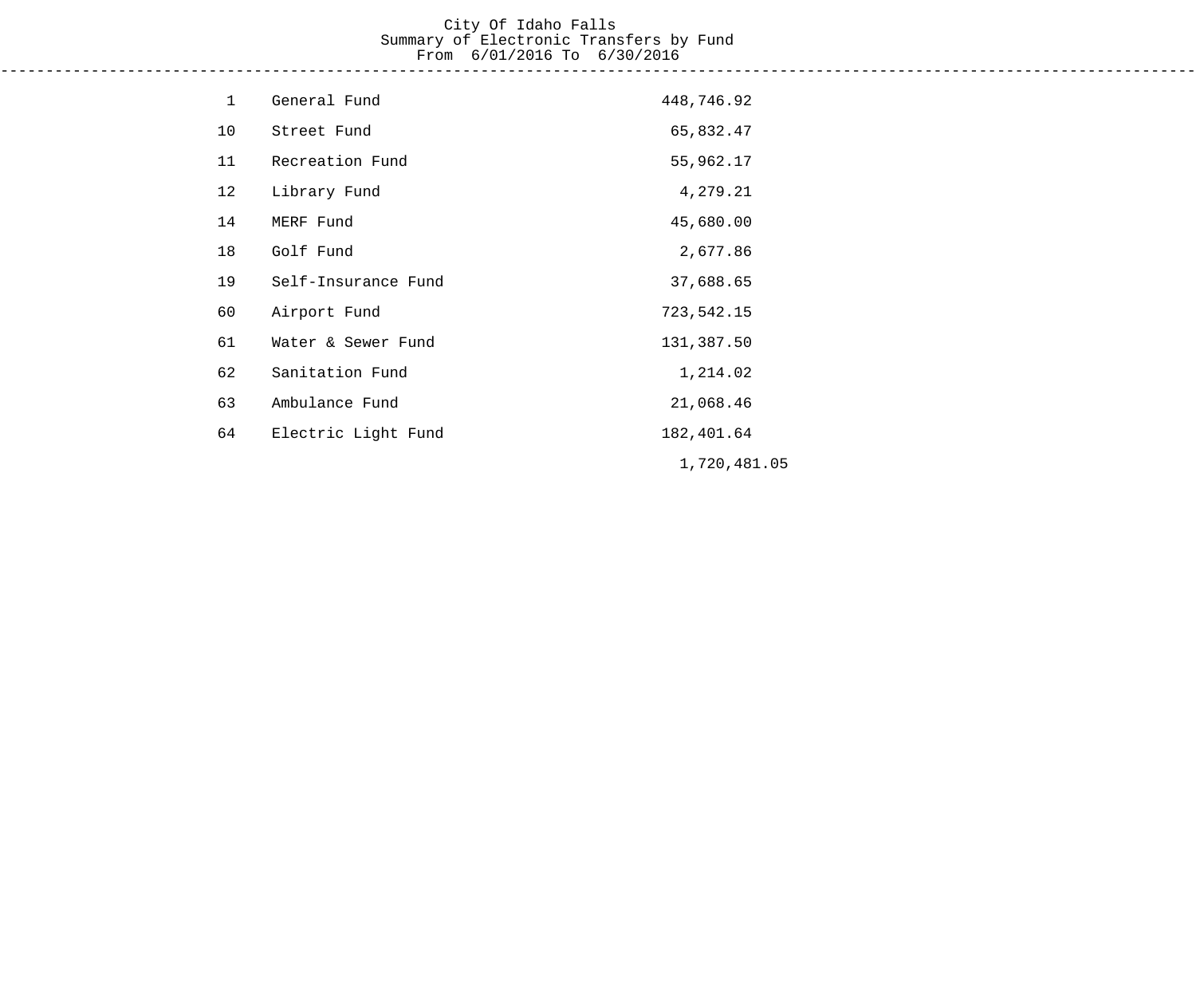City Of Idaho Falls
Summary of Electronic Transfers by Fund
From 6/01/2016 To 6/30/2016

| Fund | Name | Amount |
|---|---|---|
| 1 | General Fund | 448,746.92 |
| 10 | Street Fund | 65,832.47 |
| 11 | Recreation Fund | 55,962.17 |
| 12 | Library Fund | 4,279.21 |
| 14 | MERF Fund | 45,680.00 |
| 18 | Golf Fund | 2,677.86 |
| 19 | Self-Insurance Fund | 37,688.65 |
| 60 | Airport Fund | 723,542.15 |
| 61 | Water & Sewer Fund | 131,387.50 |
| 62 | Sanitation Fund | 1,214.02 |
| 63 | Ambulance Fund | 21,068.46 |
| 64 | Electric Light Fund | 182,401.64 |
| | | 1,720,481.05 |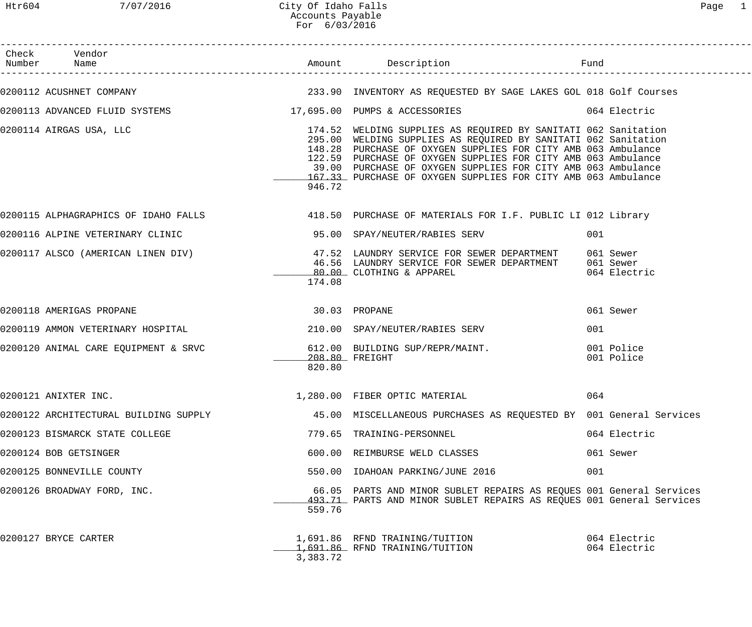City Of Idaho Falls
Accounts Payable
For 6/03/2016

| Check Number | Vendor Name | Amount | Description | Fund |
|---|---|---|---|---|
| 0200112 | ACUSHNET COMPANY | 233.90 | INVENTORY AS REQUESTED BY SAGE LAKES GOL | 018 Golf Courses |
| 0200113 | ADVANCED FLUID SYSTEMS | 17,695.00 | PUMPS & ACCESSORIES | 064 Electric |
| 0200114 | AIRGAS USA, LLC | 174.52 | WELDING SUPPLIES AS REQUIRED BY SANITATI | 062 Sanitation |
| | | 295.00 | WELDING SUPPLIES AS REQUIRED BY SANITATI | 062 Sanitation |
| | | 148.28 | PURCHASE OF OXYGEN SUPPLIES FOR CITY AMB | 063 Ambulance |
| | | 122.59 | PURCHASE OF OXYGEN SUPPLIES FOR CITY AMB | 063 Ambulance |
| | | 39.00 | PURCHASE OF OXYGEN SUPPLIES FOR CITY AMB | 063 Ambulance |
| | | 167.33 | PURCHASE OF OXYGEN SUPPLIES FOR CITY AMB | 063 Ambulance |
| | | 946.72 | | |
| 0200115 | ALPHAGRAPHICS OF IDAHO FALLS | 418.50 | PURCHASE OF MATERIALS FOR I.F. PUBLIC LI | 012 Library |
| 0200116 | ALPINE VETERINARY CLINIC | 95.00 | SPAY/NEUTER/RABIES SERV | 001 |
| 0200117 | ALSCO (AMERICAN LINEN DIV) | 47.52 | LAUNDRY SERVICE FOR SEWER DEPARTMENT | 061 Sewer |
| | | 46.56 | LAUNDRY SERVICE FOR SEWER DEPARTMENT | 061 Sewer |
| | | 80.00 | CLOTHING & APPAREL | 064 Electric |
| | | 174.08 | | |
| 0200118 | AMERIGAS PROPANE | 30.03 | PROPANE | 061 Sewer |
| 0200119 | AMMON VETERINARY HOSPITAL | 210.00 | SPAY/NEUTER/RABIES SERV | 001 |
| 0200120 | ANIMAL CARE EQUIPMENT & SRVC | 612.00 | BUILDING SUP/REPR/MAINT. | 001 Police |
| | | 208.80 | FREIGHT | 001 Police |
| | | 820.80 | | |
| 0200121 | ANIXTER INC. | 1,280.00 | FIBER OPTIC MATERIAL | 064 |
| 0200122 | ARCHITECTURAL BUILDING SUPPLY | 45.00 | MISCELLANEOUS PURCHASES AS REQUESTED BY | 001 General Services |
| 0200123 | BISMARCK STATE COLLEGE | 779.65 | TRAINING-PERSONNEL | 064 Electric |
| 0200124 | BOB GETSINGER | 600.00 | REIMBURSE WELD CLASSES | 061 Sewer |
| 0200125 | BONNEVILLE COUNTY | 550.00 | IDAHOAN PARKING/JUNE 2016 | 001 |
| 0200126 | BROADWAY FORD, INC. | 66.05 | PARTS AND MINOR SUBLET REPAIRS AS REQUES | 001 General Services |
| | | 493.71 | PARTS AND MINOR SUBLET REPAIRS AS REQUES | 001 General Services |
| | | 559.76 | | |
| 0200127 | BRYCE CARTER | 1,691.86 | RFND TRAINING/TUITION | 064 Electric |
| | | 1,691.86 | RFND TRAINING/TUITION | 064 Electric |
| | | 3,383.72 | | |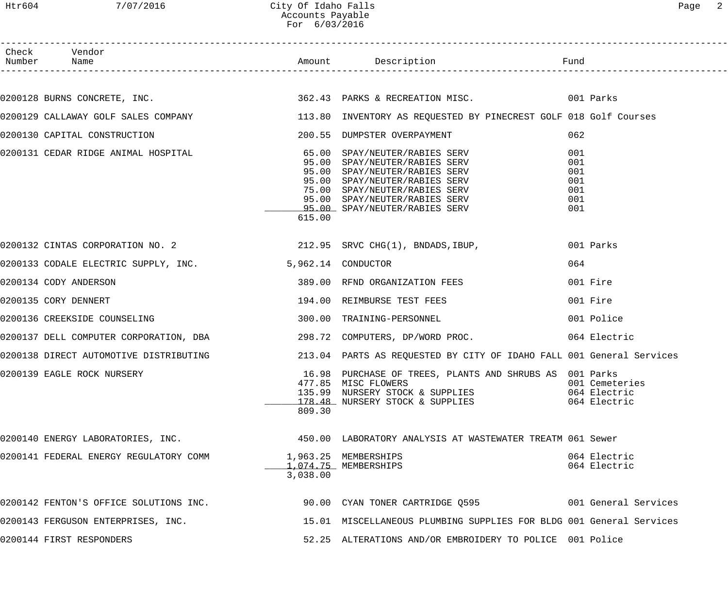# City Of Idaho Falls
## Accounts Payable
### For 6/03/2016

| Check Number | Vendor Name | Amount | Description | Fund |
|---|---|---|---|---|
| 0200128 | BURNS CONCRETE, INC. | 362.43 | PARKS & RECREATION MISC. | 001 Parks |
| 0200129 | CALLAWAY GOLF SALES COMPANY | 113.80 | INVENTORY AS REQUESTED BY PINECREST GOLF | 018 Golf Courses |
| 0200130 | CAPITAL CONSTRUCTION | 200.55 | DUMPSTER OVERPAYMENT | 062 |
| 0200131 | CEDAR RIDGE ANIMAL HOSPITAL | 65.00 | SPAY/NEUTER/RABIES SERV | 001 |
| | | 95.00 | SPAY/NEUTER/RABIES SERV | 001 |
| | | 95.00 | SPAY/NEUTER/RABIES SERV | 001 |
| | | 95.00 | SPAY/NEUTER/RABIES SERV | 001 |
| | | 75.00 | SPAY/NEUTER/RABIES SERV | 001 |
| | | 95.00 | SPAY/NEUTER/RABIES SERV | 001 |
| | | 95.00 | SPAY/NEUTER/RABIES SERV | 001 |
| | | 615.00 | | |
| 0200132 | CINTAS CORPORATION NO. 2 | 212.95 | SRVC CHG(1), BNDADS,IBUP, | 001 Parks |
| 0200133 | CODALE ELECTRIC SUPPLY, INC. | 5,962.14 | CONDUCTOR | 064 |
| 0200134 | CODY ANDERSON | 389.00 | RFND ORGANIZATION FEES | 001 Fire |
| 0200135 | CORY DENNERT | 194.00 | REIMBURSE TEST FEES | 001 Fire |
| 0200136 | CREEKSIDE COUNSELING | 300.00 | TRAINING-PERSONNEL | 001 Police |
| 0200137 | DELL COMPUTER CORPORATION, DBA | 298.72 | COMPUTERS, DP/WORD PROC. | 064 Electric |
| 0200138 | DIRECT AUTOMOTIVE DISTRIBUTING | 213.04 | PARTS AS REQUESTED BY CITY OF IDAHO FALL | 001 General Services |
| 0200139 | EAGLE ROCK NURSERY | 16.98 | PURCHASE OF TREES, PLANTS AND SHRUBS AS | 001 Parks |
| | | 477.85 | MISC FLOWERS | 001 Cemeteries |
| | | 135.99 | NURSERY STOCK & SUPPLIES | 064 Electric |
| | | 178.48 | NURSERY STOCK & SUPPLIES | 064 Electric |
| | | 809.30 | | |
| 0200140 | ENERGY LABORATORIES, INC. | 450.00 | LABORATORY ANALYSIS AT WASTEWATER TREATM | 061 Sewer |
| 0200141 | FEDERAL ENERGY REGULATORY COMM | 1,963.25 | MEMBERSHIPS | 064 Electric |
| | | 1,074.75 | MEMBERSHIPS | 064 Electric |
| | | 3,038.00 | | |
| 0200142 | FENTON'S OFFICE SOLUTIONS INC. | 90.00 | CYAN TONER CARTRIDGE Q595 | 001 General Services |
| 0200143 | FERGUSON ENTERPRISES, INC. | 15.01 | MISCELLANEOUS PLUMBING SUPPLIES FOR BLDG | 001 General Services |
| 0200144 | FIRST RESPONDERS | 52.25 | ALTERATIONS AND/OR EMBROIDERY TO POLICE | 001 Police |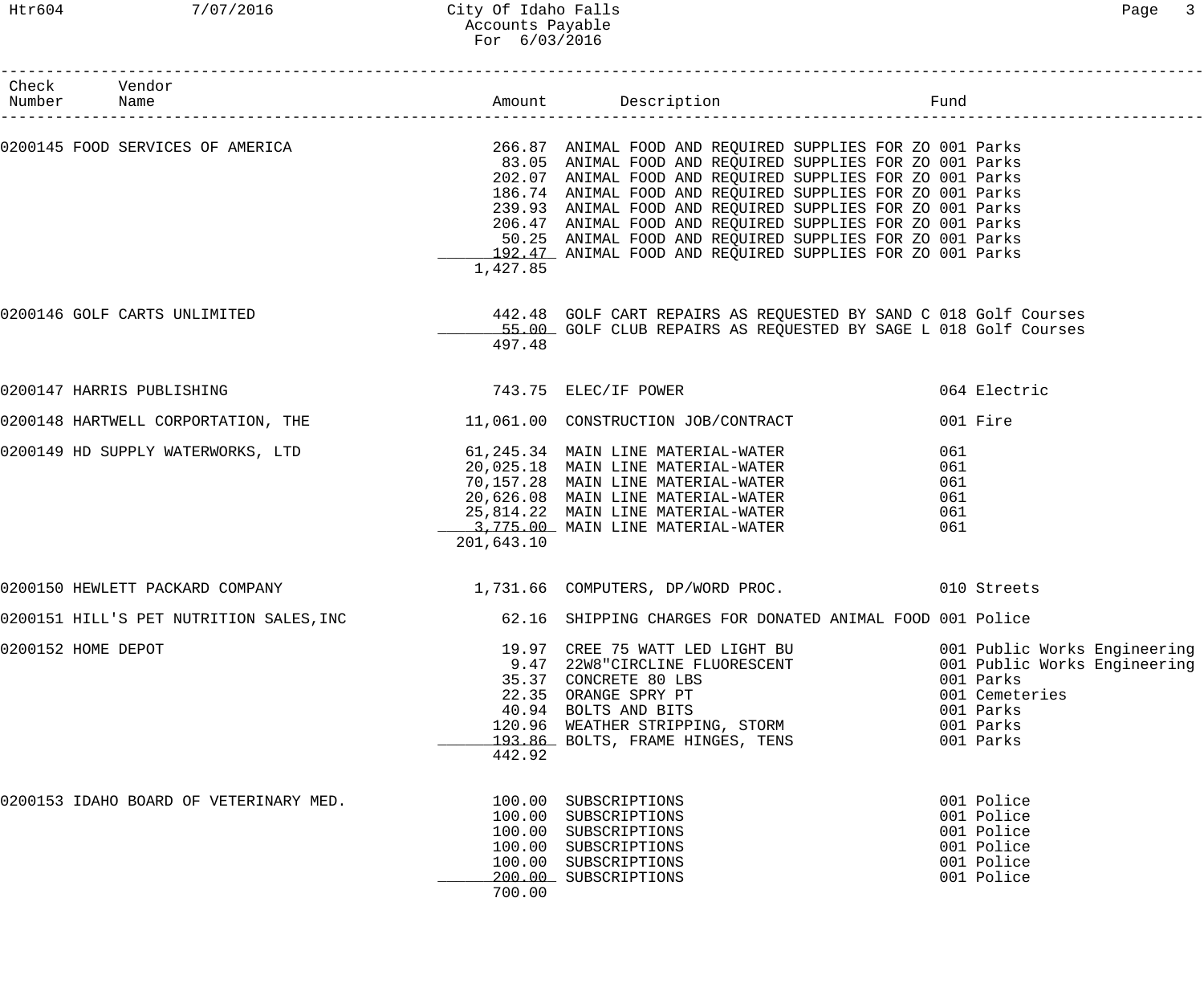# City Of Idaho Falls
## Accounts Payable
### For 6/03/2016

| Check Number | Vendor Name | Amount | Description | Fund |
|---|---|---|---|---|
| 0200145 | FOOD SERVICES OF AMERICA | 266.87 | ANIMAL FOOD AND REQUIRED SUPPLIES FOR ZO | 001 Parks |
| | | 83.05 | ANIMAL FOOD AND REQUIRED SUPPLIES FOR ZO | 001 Parks |
| | | 202.07 | ANIMAL FOOD AND REQUIRED SUPPLIES FOR ZO | 001 Parks |
| | | 186.74 | ANIMAL FOOD AND REQUIRED SUPPLIES FOR ZO | 001 Parks |
| | | 239.93 | ANIMAL FOOD AND REQUIRED SUPPLIES FOR ZO | 001 Parks |
| | | 206.47 | ANIMAL FOOD AND REQUIRED SUPPLIES FOR ZO | 001 Parks |
| | | 50.25 | ANIMAL FOOD AND REQUIRED SUPPLIES FOR ZO | 001 Parks |
| | | 192.47 | ANIMAL FOOD AND REQUIRED SUPPLIES FOR ZO | 001 Parks |
| | | 1,427.85 | | |
| 0200146 | GOLF CARTS UNLIMITED | 442.48 | GOLF CART REPAIRS AS REQUESTED BY SAND C | 018 Golf Courses |
| | | 55.00 | GOLF CLUB REPAIRS AS REQUESTED BY SAGE L | 018 Golf Courses |
| | | 497.48 | | |
| 0200147 | HARRIS PUBLISHING | 743.75 | ELEC/IF POWER | 064 Electric |
| 0200148 | HARTWELL CORPORTATION, THE | 11,061.00 | CONSTRUCTION JOB/CONTRACT | 001 Fire |
| 0200149 | HD SUPPLY WATERWORKS, LTD | 61,245.34 | MAIN LINE MATERIAL-WATER | 061 |
| | | 20,025.18 | MAIN LINE MATERIAL-WATER | 061 |
| | | 70,157.28 | MAIN LINE MATERIAL-WATER | 061 |
| | | 20,626.08 | MAIN LINE MATERIAL-WATER | 061 |
| | | 25,814.22 | MAIN LINE MATERIAL-WATER | 061 |
| | | 3,775.00 | MAIN LINE MATERIAL-WATER | 061 |
| | | 201,643.10 | | |
| 0200150 | HEWLETT PACKARD COMPANY | 1,731.66 | COMPUTERS, DP/WORD PROC. | 010 Streets |
| 0200151 | HILL'S PET NUTRITION SALES,INC | 62.16 | SHIPPING CHARGES FOR DONATED ANIMAL FOOD | 001 Police |
| 0200152 | HOME DEPOT | 19.97 | CREE 75 WATT LED LIGHT BU | 001 Public Works Engineering |
| | | 9.47 | 22W8"CIRCLINE FLUORESCENT | 001 Public Works Engineering |
| | | 35.37 | CONCRETE 80 LBS | 001 Parks |
| | | 22.35 | ORANGE SPRY PT | 001 Cemeteries |
| | | 40.94 | BOLTS AND BITS | 001 Parks |
| | | 120.96 | WEATHER STRIPPING, STORM | 001 Parks |
| | | 193.86 | BOLTS, FRAME HINGES, TENS | 001 Parks |
| | | 442.92 | | |
| 0200153 | IDAHO BOARD OF VETERINARY MED. | 100.00 | SUBSCRIPTIONS | 001 Police |
| | | 100.00 | SUBSCRIPTIONS | 001 Police |
| | | 100.00 | SUBSCRIPTIONS | 001 Police |
| | | 100.00 | SUBSCRIPTIONS | 001 Police |
| | | 100.00 | SUBSCRIPTIONS | 001 Police |
| | | 200.00 | SUBSCRIPTIONS | 001 Police |
| | | 700.00 | | |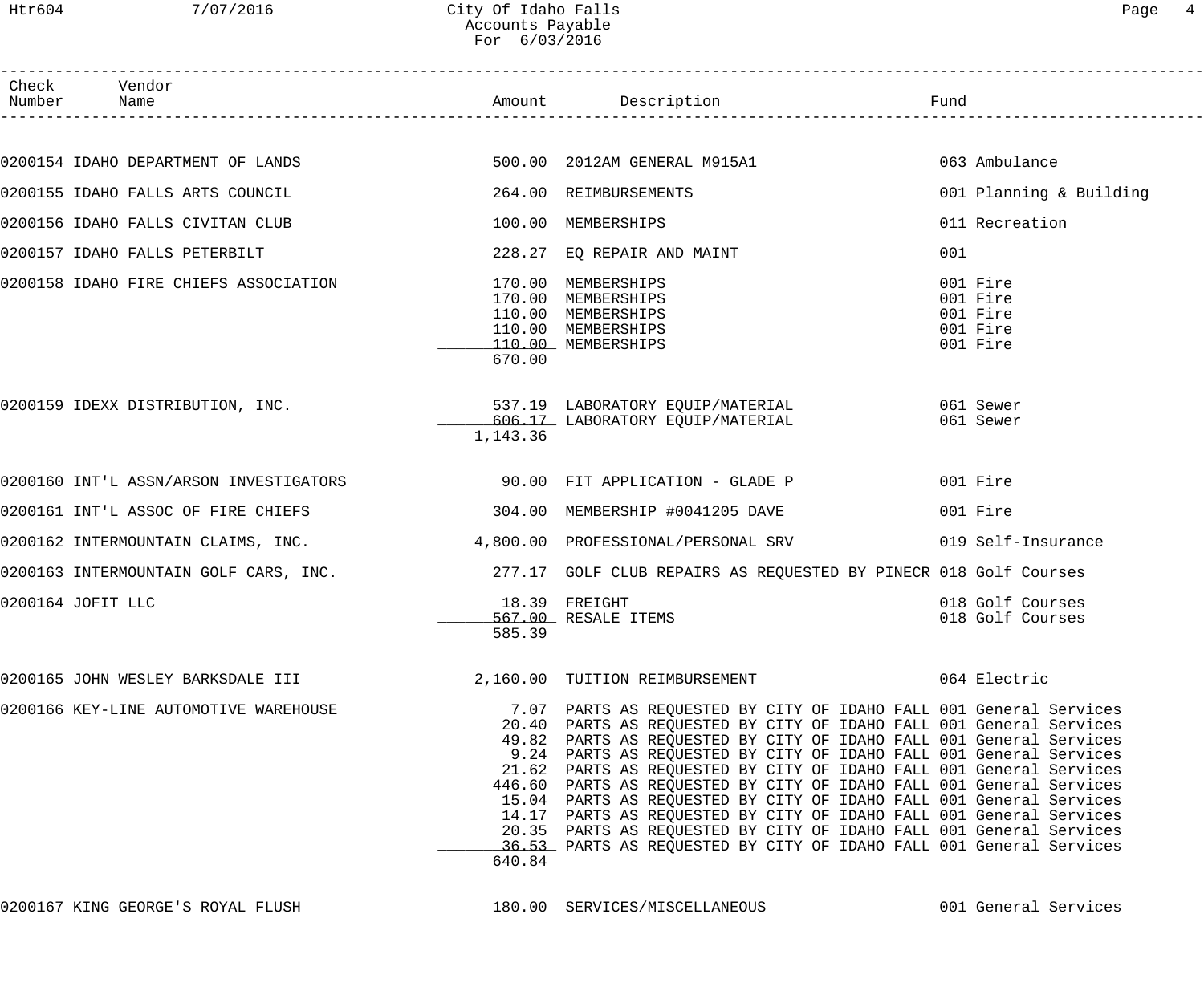# City Of Idaho Falls
## Accounts Payable
### For 6/03/2016

| Check Number | Vendor Name | Amount | Description | Fund |
|---|---|---|---|---|
| 0200154 | IDAHO DEPARTMENT OF LANDS | 500.00 | 2012AM GENERAL M915A1 | 063 Ambulance |
| 0200155 | IDAHO FALLS ARTS COUNCIL | 264.00 | REIMBURSEMENTS | 001 Planning & Building |
| 0200156 | IDAHO FALLS CIVITAN CLUB | 100.00 | MEMBERSHIPS | 011 Recreation |
| 0200157 | IDAHO FALLS PETERBILT | 228.27 | EQ REPAIR AND MAINT | 001 |
| 0200158 | IDAHO FIRE CHIEFS ASSOCIATION | 170.00 | MEMBERSHIPS | 001 Fire |
| | | 170.00 | MEMBERSHIPS | 001 Fire |
| | | 110.00 | MEMBERSHIPS | 001 Fire |
| | | 110.00 | MEMBERSHIPS | 001 Fire |
| | | 110.00 | MEMBERSHIPS | 001 Fire |
| | | 670.00 | | |
| 0200159 | IDEXX DISTRIBUTION, INC. | 537.19 | LABORATORY EQUIP/MATERIAL | 061 Sewer |
| | | 606.17 | LABORATORY EQUIP/MATERIAL | 061 Sewer |
| | | 1,143.36 | | |
| 0200160 | INT'L ASSN/ARSON INVESTIGATORS | 90.00 | FIT APPLICATION - GLADE P | 001 Fire |
| 0200161 | INT'L ASSOC OF FIRE CHIEFS | 304.00 | MEMBERSHIP #0041205 DAVE | 001 Fire |
| 0200162 | INTERMOUNTAIN CLAIMS, INC. | 4,800.00 | PROFESSIONAL/PERSONAL SRV | 019 Self-Insurance |
| 0200163 | INTERMOUNTAIN GOLF CARS, INC. | 277.17 | GOLF CLUB REPAIRS AS REQUESTED BY PINECR | 018 Golf Courses |
| 0200164 | JOFIT LLC | 18.39 | FREIGHT | 018 Golf Courses |
| | | 567.00 | RESALE ITEMS | 018 Golf Courses |
| | | 585.39 | | |
| 0200165 | JOHN WESLEY BARKSDALE III | 2,160.00 | TUITION REIMBURSEMENT | 064 Electric |
| 0200166 | KEY-LINE AUTOMOTIVE WAREHOUSE | 7.07 | PARTS AS REQUESTED BY CITY OF IDAHO FALL | 001 General Services |
| | | 20.40 | PARTS AS REQUESTED BY CITY OF IDAHO FALL | 001 General Services |
| | | 49.82 | PARTS AS REQUESTED BY CITY OF IDAHO FALL | 001 General Services |
| | | 9.24 | PARTS AS REQUESTED BY CITY OF IDAHO FALL | 001 General Services |
| | | 21.62 | PARTS AS REQUESTED BY CITY OF IDAHO FALL | 001 General Services |
| | | 446.60 | PARTS AS REQUESTED BY CITY OF IDAHO FALL | 001 General Services |
| | | 15.04 | PARTS AS REQUESTED BY CITY OF IDAHO FALL | 001 General Services |
| | | 14.17 | PARTS AS REQUESTED BY CITY OF IDAHO FALL | 001 General Services |
| | | 20.35 | PARTS AS REQUESTED BY CITY OF IDAHO FALL | 001 General Services |
| | | 36.53 | PARTS AS REQUESTED BY CITY OF IDAHO FALL | 001 General Services |
| | | 640.84 | | |
| 0200167 | KING GEORGE'S ROYAL FLUSH | 180.00 | SERVICES/MISCELLANEOUS | 001 General Services |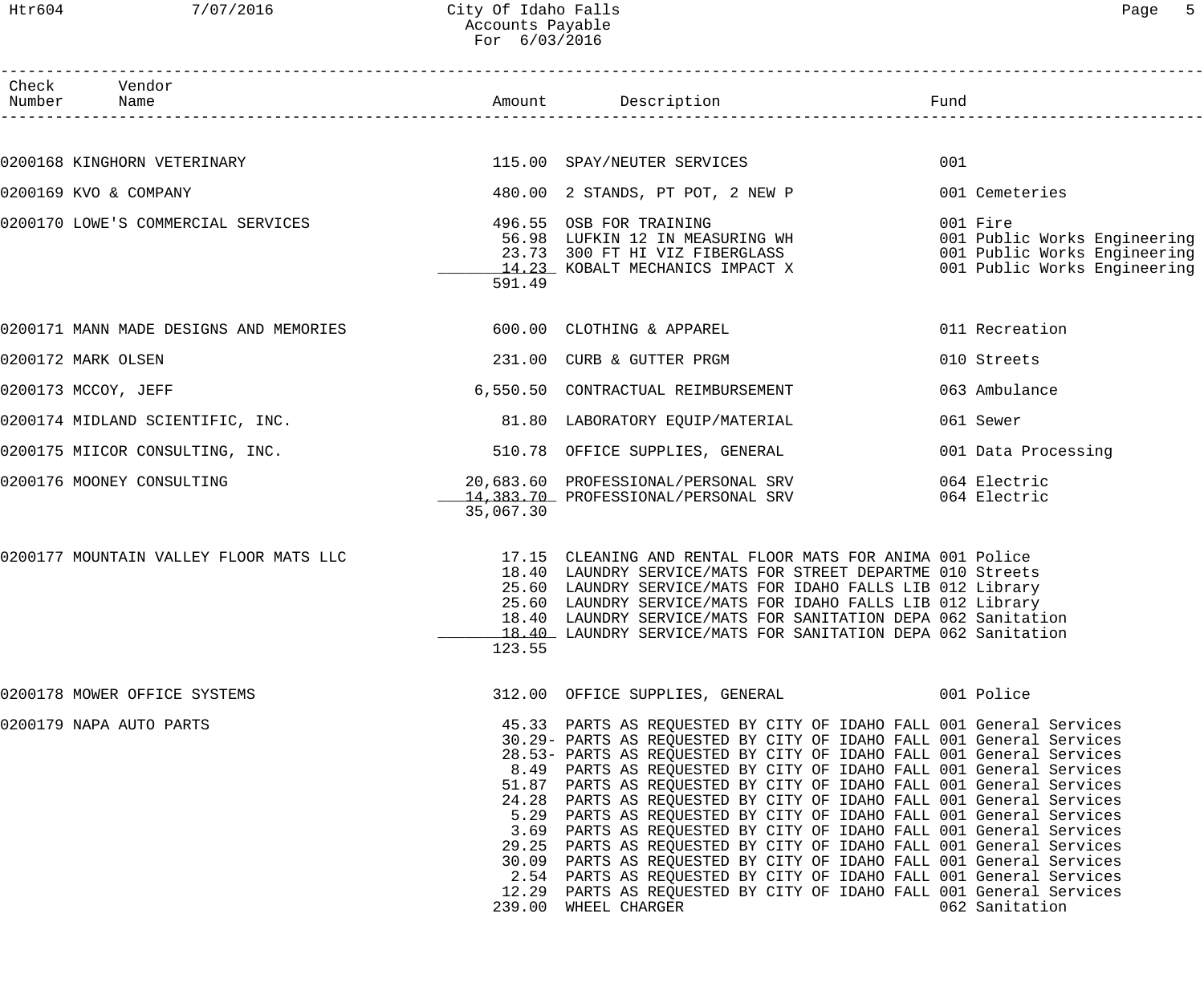City Of Idaho Falls
Accounts Payable
For 6/03/2016

| Check Number | Vendor Name | Amount | Description | Fund |
|---|---|---|---|---|
| 0200168 | KINGHORN VETERINARY | 115.00 | SPAY/NEUTER SERVICES | 001 |
| 0200169 | KVO & COMPANY | 480.00 | 2 STANDS, PT POT, 2 NEW P | 001 Cemeteries |
| 0200170 | LOWE'S COMMERCIAL SERVICES | 496.55 | OSB FOR TRAINING | 001 Fire |
| | | 56.98 | LUFKIN 12 IN MEASURING WH | 001 Public Works Engineering |
| | | 23.73 | 300 FT HI VIZ FIBERGLASS | 001 Public Works Engineering |
| | | 14.23 | KOBALT MECHANICS IMPACT X | 001 Public Works Engineering |
| | | 591.49 | | |
| 0200171 | MANN MADE DESIGNS AND MEMORIES | 600.00 | CLOTHING & APPAREL | 011 Recreation |
| 0200172 | MARK OLSEN | 231.00 | CURB & GUTTER PRGM | 010 Streets |
| 0200173 | MCCOY, JEFF | 6,550.50 | CONTRACTUAL REIMBURSEMENT | 063 Ambulance |
| 0200174 | MIDLAND SCIENTIFIC, INC. | 81.80 | LABORATORY EQUIP/MATERIAL | 061 Sewer |
| 0200175 | MIICOR CONSULTING, INC. | 510.78 | OFFICE SUPPLIES, GENERAL | 001 Data Processing |
| 0200176 | MOONEY CONSULTING | 20,683.60 | PROFESSIONAL/PERSONAL SRV | 064 Electric |
| | | 14,383.70 | PROFESSIONAL/PERSONAL SRV | 064 Electric |
| | | 35,067.30 | | |
| 0200177 | MOUNTAIN VALLEY FLOOR MATS LLC | 17.15 | CLEANING AND RENTAL FLOOR MATS FOR ANIMA | 001 Police |
| | | 18.40 | LAUNDRY SERVICE/MATS FOR STREET DEPARTME | 010 Streets |
| | | 25.60 | LAUNDRY SERVICE/MATS FOR IDAHO FALLS LIB | 012 Library |
| | | 25.60 | LAUNDRY SERVICE/MATS FOR IDAHO FALLS LIB | 012 Library |
| | | 18.40 | LAUNDRY SERVICE/MATS FOR SANITATION DEPA | 062 Sanitation |
| | | 18.40 | LAUNDRY SERVICE/MATS FOR SANITATION DEPA | 062 Sanitation |
| | | 123.55 | | |
| 0200178 | MOWER OFFICE SYSTEMS | 312.00 | OFFICE SUPPLIES, GENERAL | 001 Police |
| 0200179 | NAPA AUTO PARTS | 45.33 | PARTS AS REQUESTED BY CITY OF IDAHO FALL | 001 General Services |
| | | 30.29- | PARTS AS REQUESTED BY CITY OF IDAHO FALL | 001 General Services |
| | | 28.53- | PARTS AS REQUESTED BY CITY OF IDAHO FALL | 001 General Services |
| | | 8.49 | PARTS AS REQUESTED BY CITY OF IDAHO FALL | 001 General Services |
| | | 51.87 | PARTS AS REQUESTED BY CITY OF IDAHO FALL | 001 General Services |
| | | 24.28 | PARTS AS REQUESTED BY CITY OF IDAHO FALL | 001 General Services |
| | | 5.29 | PARTS AS REQUESTED BY CITY OF IDAHO FALL | 001 General Services |
| | | 3.69 | PARTS AS REQUESTED BY CITY OF IDAHO FALL | 001 General Services |
| | | 29.25 | PARTS AS REQUESTED BY CITY OF IDAHO FALL | 001 General Services |
| | | 30.09 | PARTS AS REQUESTED BY CITY OF IDAHO FALL | 001 General Services |
| | | 2.54 | PARTS AS REQUESTED BY CITY OF IDAHO FALL | 001 General Services |
| | | 12.29 | PARTS AS REQUESTED BY CITY OF IDAHO FALL | 001 General Services |
| | | 239.00 | WHEEL CHARGER | 062 Sanitation |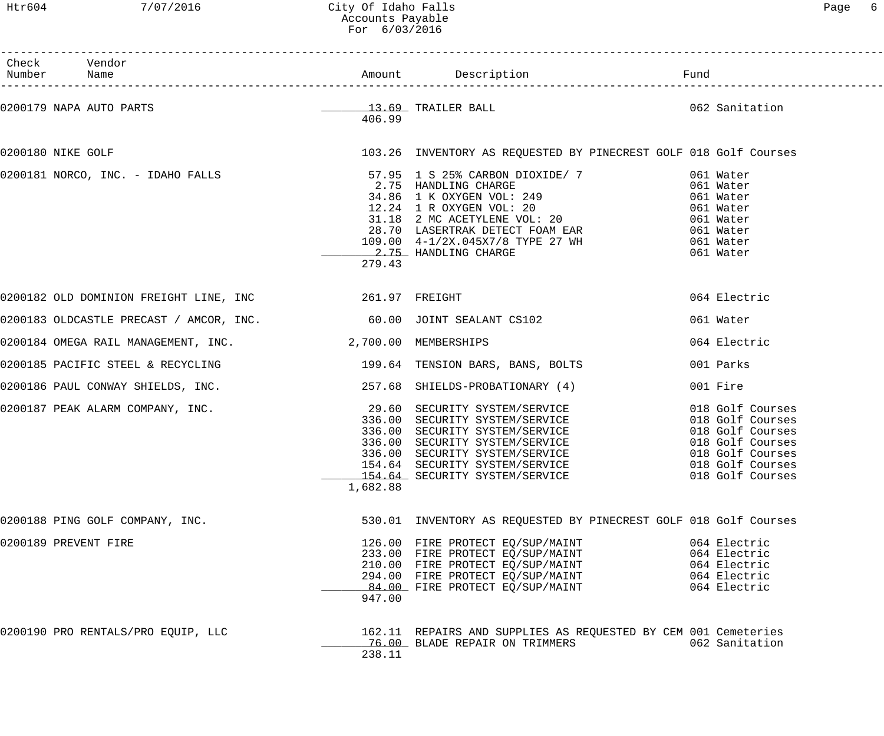# City Of Idaho Falls
## Accounts Payable
### For 6/03/2016

| Check Number | Vendor Name | Amount | Description | Fund |
|---|---|---|---|---|
| 0200179 | NAPA AUTO PARTS | 13.69 | TRAILER BALL | 062 Sanitation |
| | | 406.99 | | |
| 0200180 | NIKE GOLF | 103.26 | INVENTORY AS REQUESTED BY PINECREST GOLF | 018 Golf Courses |
| 0200181 | NORCO, INC. - IDAHO FALLS | 57.95 | 1 S 25% CARBON DIOXIDE/ 7 | 061 Water |
| | | 2.75 | HANDLING CHARGE | 061 Water |
| | | 34.86 | 1 K OXYGEN VOL: 249 | 061 Water |
| | | 12.24 | 1 R OXYGEN VOL: 20 | 061 Water |
| | | 31.18 | 2 MC ACETYLENE VOL: 20 | 061 Water |
| | | 28.70 | LASERTRAK DETECT FOAM EAR | 061 Water |
| | | 109.00 | 4-1/2X.045X7/8 TYPE 27 WH | 061 Water |
| | | 2.75 | HANDLING CHARGE | 061 Water |
| | | 279.43 | | |
| 0200182 | OLD DOMINION FREIGHT LINE, INC | 261.97 | FREIGHT | 064 Electric |
| 0200183 | OLDCASTLE PRECAST / AMCOR, INC. | 60.00 | JOINT SEALANT CS102 | 061 Water |
| 0200184 | OMEGA RAIL MANAGEMENT, INC. | 2,700.00 | MEMBERSHIPS | 064 Electric |
| 0200185 | PACIFIC STEEL & RECYCLING | 199.64 | TENSION BARS, BANS, BOLTS | 001 Parks |
| 0200186 | PAUL CONWAY SHIELDS, INC. | 257.68 | SHIELDS-PROBATIONARY (4) | 001 Fire |
| 0200187 | PEAK ALARM COMPANY, INC. | 29.60 | SECURITY SYSTEM/SERVICE | 018 Golf Courses |
| | | 336.00 | SECURITY SYSTEM/SERVICE | 018 Golf Courses |
| | | 336.00 | SECURITY SYSTEM/SERVICE | 018 Golf Courses |
| | | 336.00 | SECURITY SYSTEM/SERVICE | 018 Golf Courses |
| | | 336.00 | SECURITY SYSTEM/SERVICE | 018 Golf Courses |
| | | 154.64 | SECURITY SYSTEM/SERVICE | 018 Golf Courses |
| | | 154.64 | SECURITY SYSTEM/SERVICE | 018 Golf Courses |
| | | 1,682.88 | | |
| 0200188 | PING GOLF COMPANY, INC. | 530.01 | INVENTORY AS REQUESTED BY PINECREST GOLF | 018 Golf Courses |
| 0200189 | PREVENT FIRE | 126.00 | FIRE PROTECT EQ/SUP/MAINT | 064 Electric |
| | | 233.00 | FIRE PROTECT EQ/SUP/MAINT | 064 Electric |
| | | 210.00 | FIRE PROTECT EQ/SUP/MAINT | 064 Electric |
| | | 294.00 | FIRE PROTECT EQ/SUP/MAINT | 064 Electric |
| | | 84.00 | FIRE PROTECT EQ/SUP/MAINT | 064 Electric |
| | | 947.00 | | |
| 0200190 | PRO RENTALS/PRO EQUIP, LLC | 162.11 | REPAIRS AND SUPPLIES AS REQUESTED BY CEM | 001 Cemeteries |
| | | 76.00 | BLADE REPAIR ON TRIMMERS | 062 Sanitation |
| | | 238.11 | | |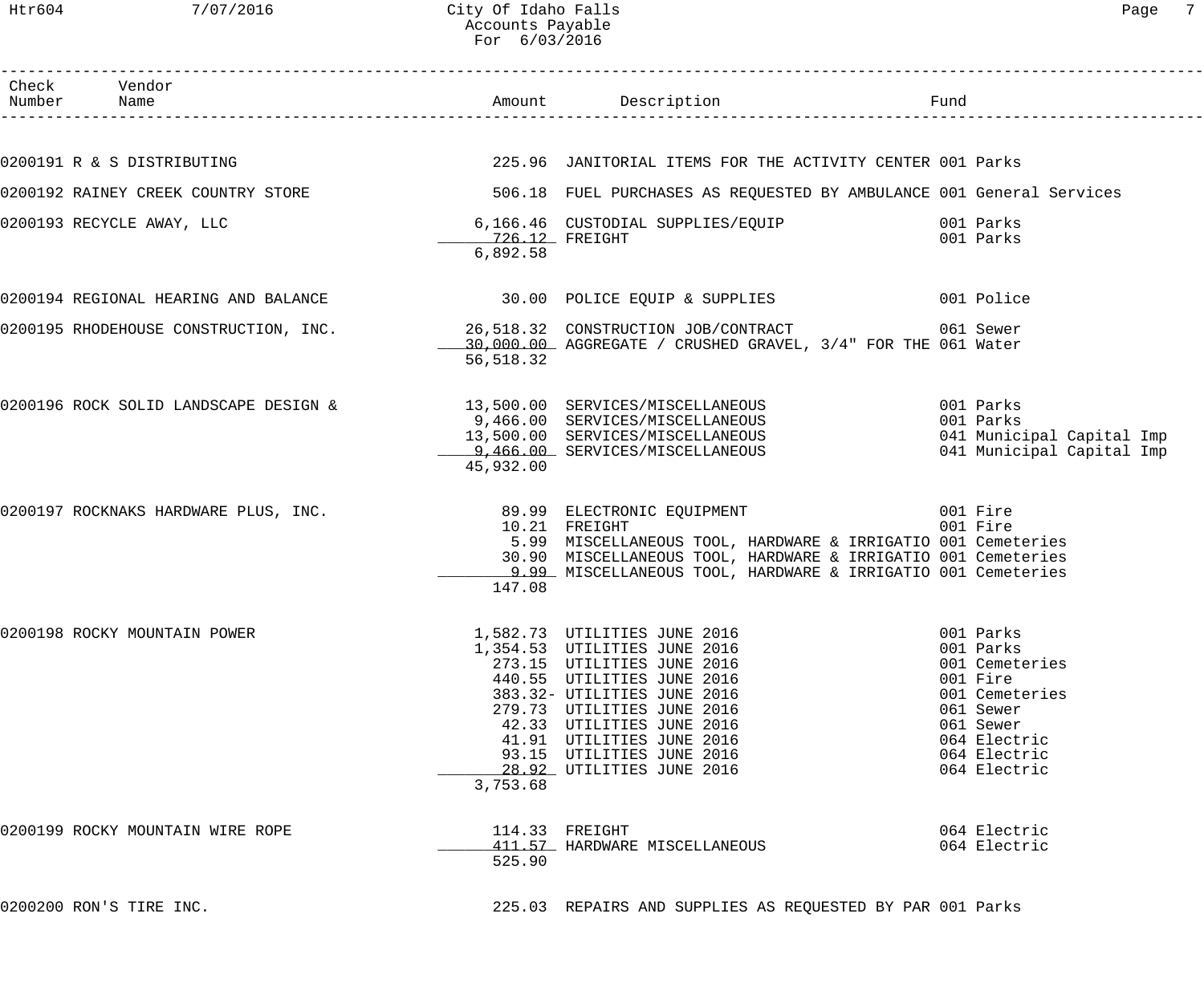# City Of Idaho Falls
## Accounts Payable
### For 6/03/2016

| Check Number | Vendor Name | Amount | Description | Fund |
|---|---|---|---|---|
| 0200191 | R & S DISTRIBUTING | 225.96 | JANITORIAL ITEMS FOR THE ACTIVITY CENTER | 001 Parks |
| 0200192 | RAINEY CREEK COUNTRY STORE | 506.18 | FUEL PURCHASES AS REQUESTED BY AMBULANCE | 001 General Services |
| 0200193 | RECYCLE AWAY, LLC | 6,166.46 | CUSTODIAL SUPPLIES/EQUIP | 001 Parks |
| | | 726.12 | FREIGHT | 001 Parks |
| | | 6,892.58 | | |
| 0200194 | REGIONAL HEARING AND BALANCE | 30.00 | POLICE EQUIP & SUPPLIES | 001 Police |
| 0200195 | RHODEHOUSE CONSTRUCTION, INC. | 26,518.32 | CONSTRUCTION JOB/CONTRACT | 061 Sewer |
| | | 30,000.00 | AGGREGATE / CRUSHED GRAVEL, 3/4" FOR THE | 061 Water |
| | | 56,518.32 | | |
| 0200196 | ROCK SOLID LANDSCAPE DESIGN & | 13,500.00 | SERVICES/MISCELLANEOUS | 001 Parks |
| | | 9,466.00 | SERVICES/MISCELLANEOUS | 001 Parks |
| | | 13,500.00 | SERVICES/MISCELLANEOUS | 041 Municipal Capital Imp |
| | | 9,466.00 | SERVICES/MISCELLANEOUS | 041 Municipal Capital Imp |
| | | 45,932.00 | | |
| 0200197 | ROCKNAKS HARDWARE PLUS, INC. | 89.99 | ELECTRONIC EQUIPMENT | 001 Fire |
| | | 10.21 | FREIGHT | 001 Fire |
| | | 5.99 | MISCELLANEOUS TOOL, HARDWARE & IRRIGATIO | 001 Cemeteries |
| | | 30.90 | MISCELLANEOUS TOOL, HARDWARE & IRRIGATIO | 001 Cemeteries |
| | | 9.99 | MISCELLANEOUS TOOL, HARDWARE & IRRIGATIO | 001 Cemeteries |
| | | 147.08 | | |
| 0200198 | ROCKY MOUNTAIN POWER | 1,582.73 | UTILITIES JUNE 2016 | 001 Parks |
| | | 1,354.53 | UTILITIES JUNE 2016 | 001 Parks |
| | | 273.15 | UTILITIES JUNE 2016 | 001 Cemeteries |
| | | 440.55 | UTILITIES JUNE 2016 | 001 Fire |
| | | 383.32- | UTILITIES JUNE 2016 | 001 Cemeteries |
| | | 279.73 | UTILITIES JUNE 2016 | 061 Sewer |
| | | 42.33 | UTILITIES JUNE 2016 | 061 Sewer |
| | | 41.91 | UTILITIES JUNE 2016 | 064 Electric |
| | | 93.15 | UTILITIES JUNE 2016 | 064 Electric |
| | | 28.92 | UTILITIES JUNE 2016 | 064 Electric |
| | | 3,753.68 | | |
| 0200199 | ROCKY MOUNTAIN WIRE ROPE | 114.33 | FREIGHT | 064 Electric |
| | | 411.57 | HARDWARE MISCELLANEOUS | 064 Electric |
| | | 525.90 | | |
| 0200200 | RON'S TIRE INC. | 225.03 | REPAIRS AND SUPPLIES AS REQUESTED BY PAR | 001 Parks |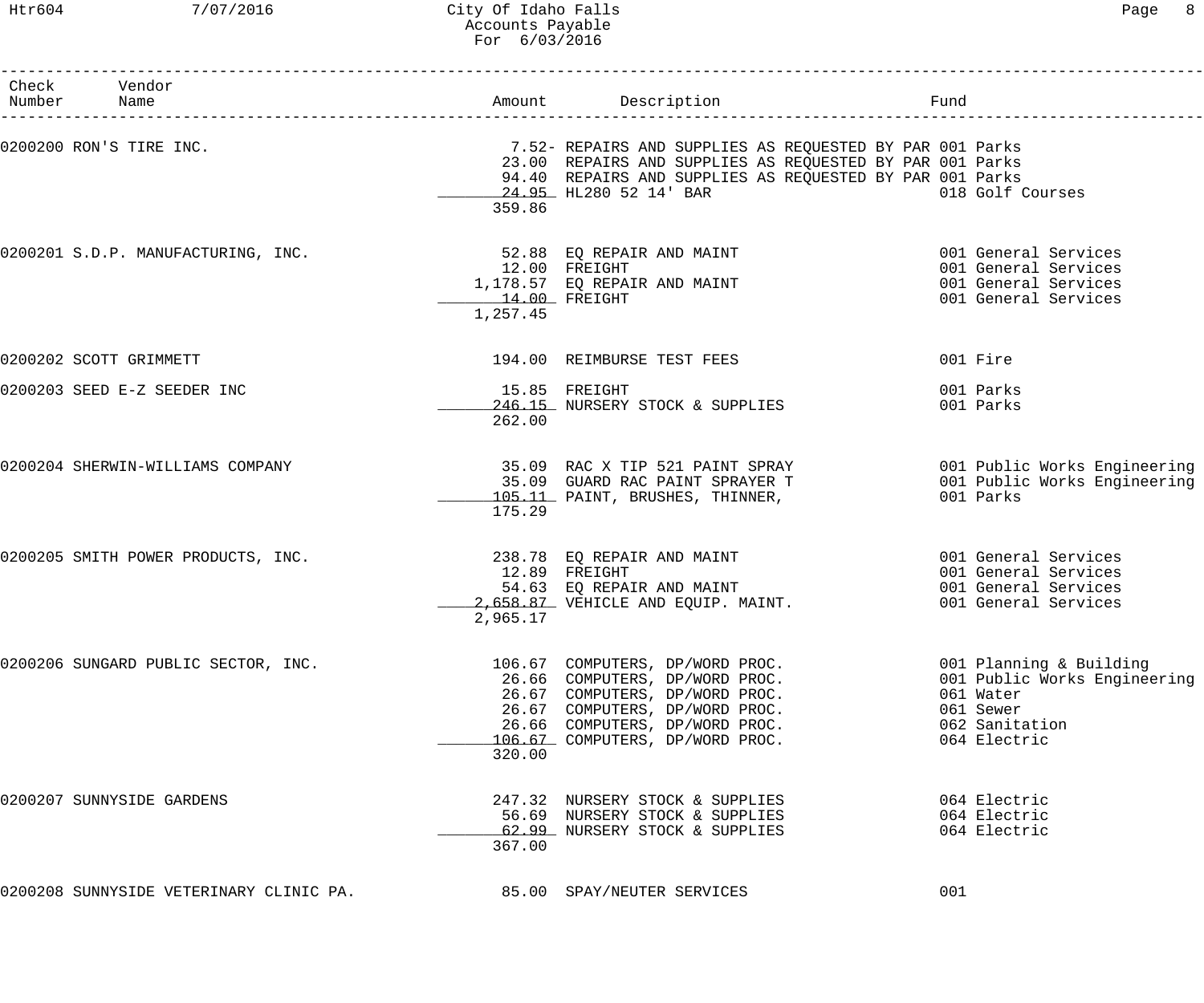City Of Idaho Falls
Accounts Payable
For 6/03/2016

| Check Number | Vendor Name | Amount | Description | Fund |
|---|---|---|---|---|
| 0200200 | RON'S TIRE INC. | 7.52- | REPAIRS AND SUPPLIES AS REQUESTED BY PAR | 001 Parks |
| | | 23.00 | REPAIRS AND SUPPLIES AS REQUESTED BY PAR | 001 Parks |
| | | 94.40 | REPAIRS AND SUPPLIES AS REQUESTED BY PAR | 001 Parks |
| | | 24.95 | HL280 52 14' BAR | 018 Golf Courses |
| | | 359.86 | | |
| 0200201 | S.D.P. MANUFACTURING, INC. | 52.88 | EQ REPAIR AND MAINT | 001 General Services |
| | | 12.00 | FREIGHT | 001 General Services |
| | | 1,178.57 | EQ REPAIR AND MAINT | 001 General Services |
| | | 14.00 | FREIGHT | 001 General Services |
| | | 1,257.45 | | |
| 0200202 | SCOTT GRIMMETT | 194.00 | REIMBURSE TEST FEES | 001 Fire |
| 0200203 | SEED E-Z SEEDER INC | 15.85 | FREIGHT | 001 Parks |
| | | 246.15 | NURSERY STOCK & SUPPLIES | 001 Parks |
| | | 262.00 | | |
| 0200204 | SHERWIN-WILLIAMS COMPANY | 35.09 | RAC X TIP 521 PAINT SPRAY | 001 Public Works Engineering |
| | | 35.09 | GUARD RAC PAINT SPRAYER T | 001 Public Works Engineering |
| | | 105.11 | PAINT, BRUSHES, THINNER, | 001 Parks |
| | | 175.29 | | |
| 0200205 | SMITH POWER PRODUCTS, INC. | 238.78 | EQ REPAIR AND MAINT | 001 General Services |
| | | 12.89 | FREIGHT | 001 General Services |
| | | 54.63 | EQ REPAIR AND MAINT | 001 General Services |
| | | 2,658.87 | VEHICLE AND EQUIP. MAINT. | 001 General Services |
| | | 2,965.17 | | |
| 0200206 | SUNGARD PUBLIC SECTOR, INC. | 106.67 | COMPUTERS, DP/WORD PROC. | 001 Planning & Building |
| | | 26.66 | COMPUTERS, DP/WORD PROC. | 001 Public Works Engineering |
| | | 26.67 | COMPUTERS, DP/WORD PROC. | 061 Water |
| | | 26.67 | COMPUTERS, DP/WORD PROC. | 061 Sewer |
| | | 26.66 | COMPUTERS, DP/WORD PROC. | 062 Sanitation |
| | | 106.67 | COMPUTERS, DP/WORD PROC. | 064 Electric |
| | | 320.00 | | |
| 0200207 | SUNNYSIDE GARDENS | 247.32 | NURSERY STOCK & SUPPLIES | 064 Electric |
| | | 56.69 | NURSERY STOCK & SUPPLIES | 064 Electric |
| | | 62.99 | NURSERY STOCK & SUPPLIES | 064 Electric |
| | | 367.00 | | |
| 0200208 | SUNNYSIDE VETERINARY CLINIC PA. | 85.00 | SPAY/NEUTER SERVICES | 001 |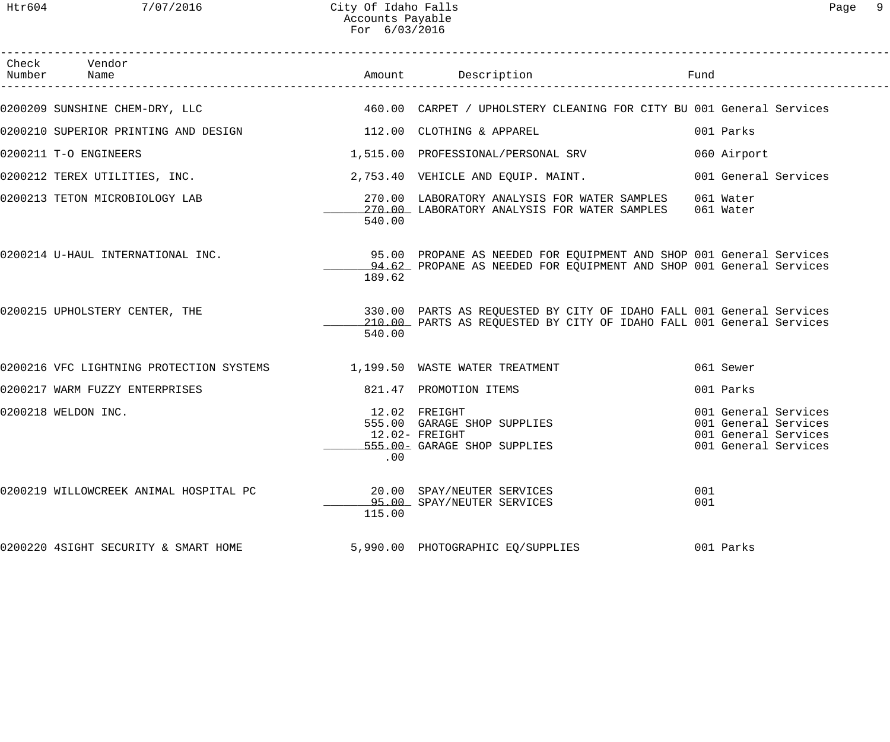# City Of Idaho Falls
## Accounts Payable
### For 6/03/2016

| Check Number | Vendor Name | Amount | Description | Fund |
|---|---|---|---|---|
| 0200209 | SUNSHINE CHEM-DRY, LLC | 460.00 | CARPET / UPHOLSTERY CLEANING FOR CITY BU | 001 General Services |
| 0200210 | SUPERIOR PRINTING AND DESIGN | 112.00 | CLOTHING & APPAREL | 001 Parks |
| 0200211 | T-O ENGINEERS | 1,515.00 | PROFESSIONAL/PERSONAL SRV | 060 Airport |
| 0200212 | TEREX UTILITIES, INC. | 2,753.40 | VEHICLE AND EQUIP. MAINT. | 001 General Services |
| 0200213 | TETON MICROBIOLOGY LAB | 270.00 | LABORATORY ANALYSIS FOR WATER SAMPLES | 061 Water |
| | | 270.00 | LABORATORY ANALYSIS FOR WATER SAMPLES | 061 Water |
| | | 540.00 | | |
| 0200214 | U-HAUL INTERNATIONAL INC. | 95.00 | PROPANE AS NEEDED FOR EQUIPMENT AND SHOP | 001 General Services |
| | | 94.62 | PROPANE AS NEEDED FOR EQUIPMENT AND SHOP | 001 General Services |
| | | 189.62 | | |
| 0200215 | UPHOLSTERY CENTER, THE | 330.00 | PARTS AS REQUESTED BY CITY OF IDAHO FALL | 001 General Services |
| | | 210.00 | PARTS AS REQUESTED BY CITY OF IDAHO FALL | 001 General Services |
| | | 540.00 | | |
| 0200216 | VFC LIGHTNING PROTECTION SYSTEMS | 1,199.50 | WASTE WATER TREATMENT | 061 Sewer |
| 0200217 | WARM FUZZY ENTERPRISES | 821.47 | PROMOTION ITEMS | 001 Parks |
| 0200218 | WELDON INC. | 12.02 | FREIGHT | 001 General Services |
| | | 555.00 | GARAGE SHOP SUPPLIES | 001 General Services |
| | | 12.02- | FREIGHT | 001 General Services |
| | | 555.00- | GARAGE SHOP SUPPLIES | 001 General Services |
| | | .00 | | |
| 0200219 | WILLOWCREEK ANIMAL HOSPITAL PC | 20.00 | SPAY/NEUTER SERVICES | 001 |
| | | 95.00 | SPAY/NEUTER SERVICES | 001 |
| | | 115.00 | | |
| 0200220 | 4SIGHT SECURITY & SMART HOME | 5,990.00 | PHOTOGRAPHIC EQ/SUPPLIES | 001 Parks |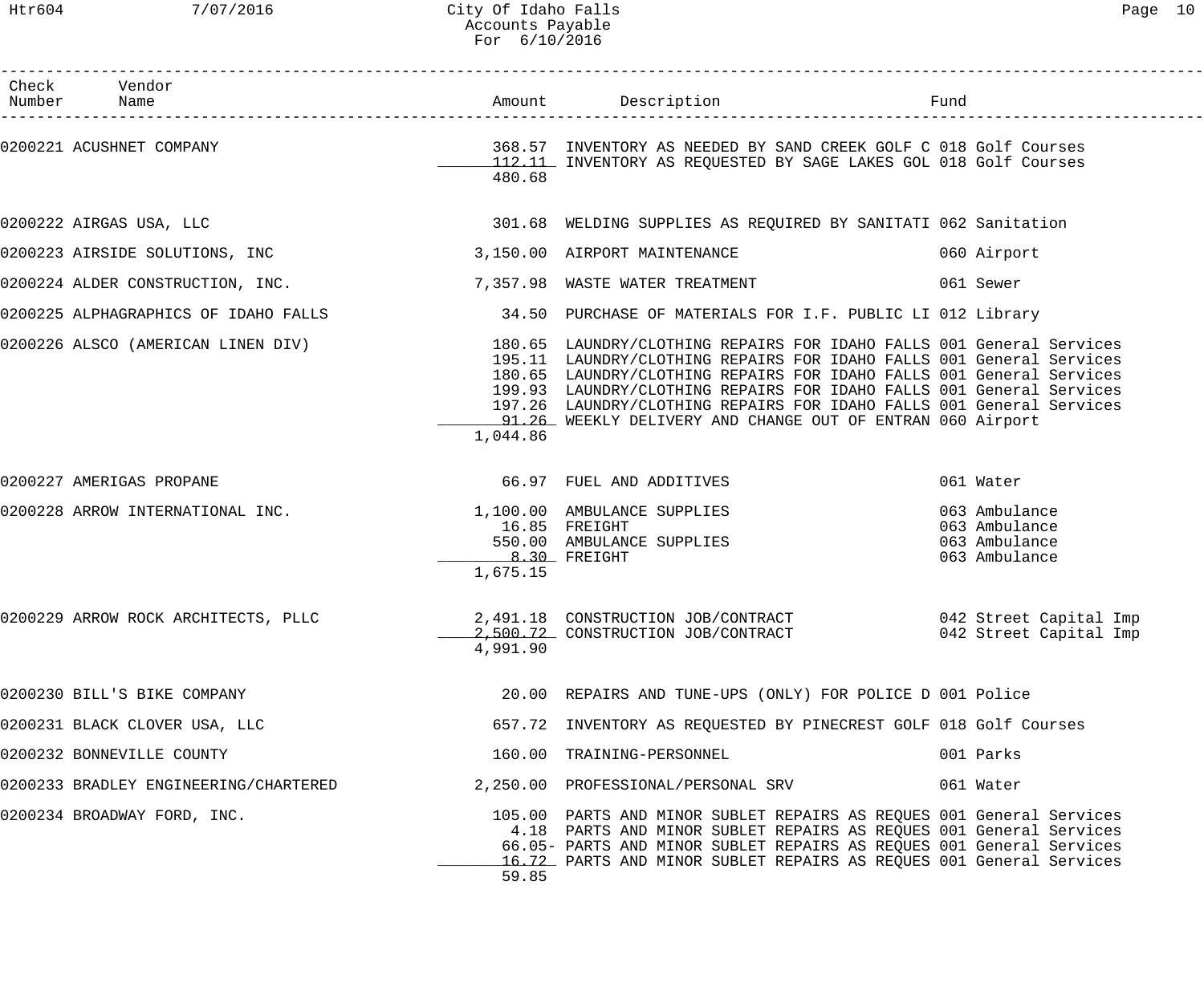# City Of Idaho Falls

Accounts Payable
For 6/10/2016

| Check Number | Vendor Name | Amount | Description | Fund |
|---|---|---|---|---|
| 0200221 | ACUSHNET COMPANY | 368.57 | INVENTORY AS NEEDED BY SAND CREEK GOLF C | 018 Golf Courses |
| | | 112.11 | INVENTORY AS REQUESTED BY SAGE LAKES GOL | 018 Golf Courses |
| | | 480.68 | | |
| 0200222 | AIRGAS USA, LLC | 301.68 | WELDING SUPPLIES AS REQUIRED BY SANITATI | 062 Sanitation |
| 0200223 | AIRSIDE SOLUTIONS, INC | 3,150.00 | AIRPORT MAINTENANCE | 060 Airport |
| 0200224 | ALDER CONSTRUCTION, INC. | 7,357.98 | WASTE WATER TREATMENT | 061 Sewer |
| 0200225 | ALPHAGRAPHICS OF IDAHO FALLS | 34.50 | PURCHASE OF MATERIALS FOR I.F. PUBLIC LI | 012 Library |
| 0200226 | ALSCO (AMERICAN LINEN DIV) | 180.65 | LAUNDRY/CLOTHING REPAIRS FOR IDAHO FALLS | 001 General Services |
| | | 195.11 | LAUNDRY/CLOTHING REPAIRS FOR IDAHO FALLS | 001 General Services |
| | | 180.65 | LAUNDRY/CLOTHING REPAIRS FOR IDAHO FALLS | 001 General Services |
| | | 199.93 | LAUNDRY/CLOTHING REPAIRS FOR IDAHO FALLS | 001 General Services |
| | | 197.26 | LAUNDRY/CLOTHING REPAIRS FOR IDAHO FALLS | 001 General Services |
| | | 91.26 | WEEKLY DELIVERY AND CHANGE OUT OF ENTRAN | 060 Airport |
| | | 1,044.86 | | |
| 0200227 | AMERIGAS PROPANE | 66.97 | FUEL AND ADDITIVES | 061 Water |
| 0200228 | ARROW INTERNATIONAL INC. | 1,100.00 | AMBULANCE SUPPLIES | 063 Ambulance |
| | | 16.85 | FREIGHT | 063 Ambulance |
| | | 550.00 | AMBULANCE SUPPLIES | 063 Ambulance |
| | | 8.30 | FREIGHT | 063 Ambulance |
| | | 1,675.15 | | |
| 0200229 | ARROW ROCK ARCHITECTS, PLLC | 2,491.18 | CONSTRUCTION JOB/CONTRACT | 042 Street Capital Imp |
| | | 2,500.72 | CONSTRUCTION JOB/CONTRACT | 042 Street Capital Imp |
| | | 4,991.90 | | |
| 0200230 | BILL'S BIKE COMPANY | 20.00 | REPAIRS AND TUNE-UPS (ONLY) FOR POLICE D | 001 Police |
| 0200231 | BLACK CLOVER USA, LLC | 657.72 | INVENTORY AS REQUESTED BY PINECREST GOLF | 018 Golf Courses |
| 0200232 | BONNEVILLE COUNTY | 160.00 | TRAINING-PERSONNEL | 001 Parks |
| 0200233 | BRADLEY ENGINEERING/CHARTERED | 2,250.00 | PROFESSIONAL/PERSONAL SRV | 061 Water |
| 0200234 | BROADWAY FORD, INC. | 105.00 | PARTS AND MINOR SUBLET REPAIRS AS REQUES | 001 General Services |
| | | 4.18 | PARTS AND MINOR SUBLET REPAIRS AS REQUES | 001 General Services |
| | | 66.05- | PARTS AND MINOR SUBLET REPAIRS AS REQUES | 001 General Services |
| | | 16.72 | PARTS AND MINOR SUBLET REPAIRS AS REQUES | 001 General Services |
| | | 59.85 | | |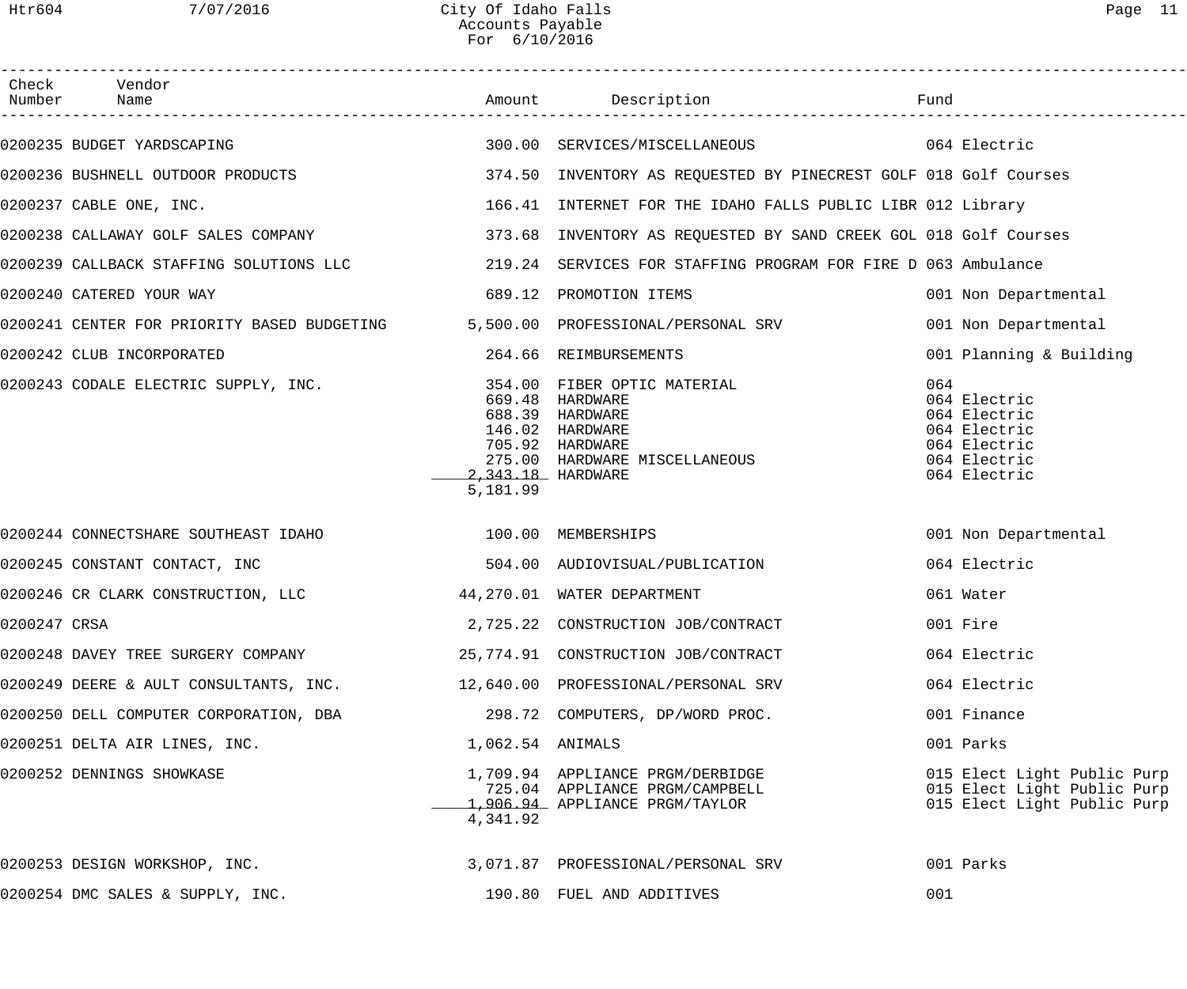| Check Number | Vendor Name | Amount | Description | Fund |
|---|---|---|---|---|
| 0200235 | BUDGET YARDSCAPING | 300.00 | SERVICES/MISCELLANEOUS | 064 Electric |
| 0200236 | BUSHNELL OUTDOOR PRODUCTS | 374.50 | INVENTORY AS REQUESTED BY PINECREST GOLF | 018 Golf Courses |
| 0200237 | CABLE ONE, INC. | 166.41 | INTERNET FOR THE IDAHO FALLS PUBLIC LIBR | 012 Library |
| 0200238 | CALLAWAY GOLF SALES COMPANY | 373.68 | INVENTORY AS REQUESTED BY SAND CREEK GOL | 018 Golf Courses |
| 0200239 | CALLBACK STAFFING SOLUTIONS LLC | 219.24 | SERVICES FOR STAFFING PROGRAM FOR FIRE D | 063 Ambulance |
| 0200240 | CATERED YOUR WAY | 689.12 | PROMOTION ITEMS | 001 Non Departmental |
| 0200241 | CENTER FOR PRIORITY BASED BUDGETING | 5,500.00 | PROFESSIONAL/PERSONAL SRV | 001 Non Departmental |
| 0200242 | CLUB INCORPORATED | 264.66 | REIMBURSEMENTS | 001 Planning & Building |
| 0200243 | CODALE ELECTRIC SUPPLY, INC. | 354.00 | FIBER OPTIC MATERIAL | 064 |
| | | 669.48 | HARDWARE | 064 Electric |
| | | 688.39 | HARDWARE | 064 Electric |
| | | 146.02 | HARDWARE | 064 Electric |
| | | 705.92 | HARDWARE | 064 Electric |
| | | 275.00 | HARDWARE MISCELLANEOUS | 064 Electric |
| | | 2,343.18 | HARDWARE | 064 Electric |
| | | 5,181.99 | | |
| 0200244 | CONNECTSHARE SOUTHEAST IDAHO | 100.00 | MEMBERSHIPS | 001 Non Departmental |
| 0200245 | CONSTANT CONTACT, INC | 504.00 | AUDIOVISUAL/PUBLICATION | 064 Electric |
| 0200246 | CR CLARK CONSTRUCTION, LLC | 44,270.01 | WATER DEPARTMENT | 061 Water |
| 0200247 | CRSA | 2,725.22 | CONSTRUCTION JOB/CONTRACT | 001 Fire |
| 0200248 | DAVEY TREE SURGERY COMPANY | 25,774.91 | CONSTRUCTION JOB/CONTRACT | 064 Electric |
| 0200249 | DEERE & AULT CONSULTANTS, INC. | 12,640.00 | PROFESSIONAL/PERSONAL SRV | 064 Electric |
| 0200250 | DELL COMPUTER CORPORATION, DBA | 298.72 | COMPUTERS, DP/WORD PROC. | 001 Finance |
| 0200251 | DELTA AIR LINES, INC. | 1,062.54 | ANIMALS | 001 Parks |
| 0200252 | DENNINGS SHOWKASE | 1,709.94 | APPLIANCE PRGM/DERBIDGE | 015 Elect Light Public Purp |
| | | 725.04 | APPLIANCE PRGM/CAMPBELL | 015 Elect Light Public Purp |
| | | 1,906.94 | APPLIANCE PRGM/TAYLOR | 015 Elect Light Public Purp |
| | | 4,341.92 | | |
| 0200253 | DESIGN WORKSHOP, INC. | 3,071.87 | PROFESSIONAL/PERSONAL SRV | 001 Parks |
| 0200254 | DMC SALES & SUPPLY, INC. | 190.80 | FUEL AND ADDITIVES | 001 |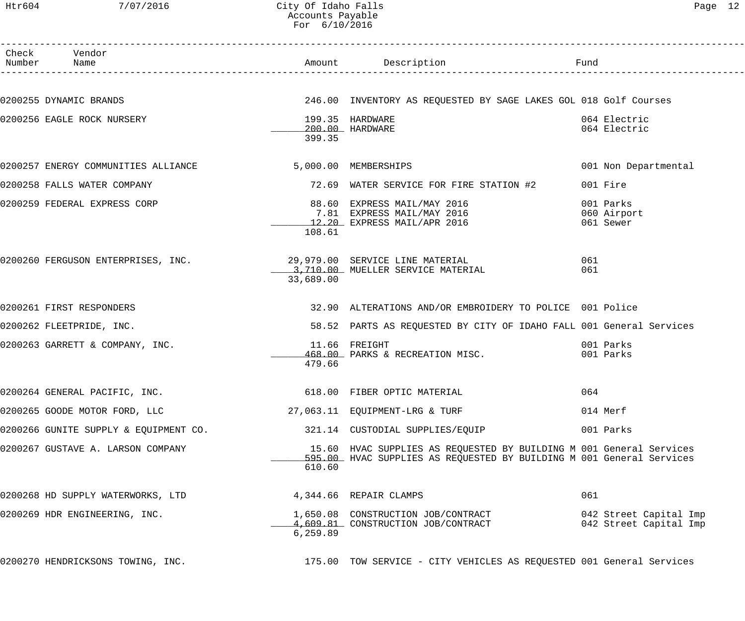# City Of Idaho Falls
## Accounts Payable
### For 6/10/2016

| Check Number | Vendor Name | Amount | Description | Fund |
|---|---|---|---|---|
| 0200255 | DYNAMIC BRANDS | 246.00 | INVENTORY AS REQUESTED BY SAGE LAKES GOL | 018 Golf Courses |
| 0200256 | EAGLE ROCK NURSERY | 199.35 | HARDWARE | 064 Electric |
| | | 200.00 | HARDWARE | 064 Electric |
| | | 399.35 | | |
| 0200257 | ENERGY COMMUNITIES ALLIANCE | 5,000.00 | MEMBERSHIPS | 001 Non Departmental |
| 0200258 | FALLS WATER COMPANY | 72.69 | WATER SERVICE FOR FIRE STATION #2 | 001 Fire |
| 0200259 | FEDERAL EXPRESS CORP | 88.60 | EXPRESS MAIL/MAY 2016 | 001 Parks |
| | | 7.81 | EXPRESS MAIL/MAY 2016 | 060 Airport |
| | | 12.20 | EXPRESS MAIL/APR 2016 | 061 Sewer |
| | | 108.61 | | |
| 0200260 | FERGUSON ENTERPRISES, INC. | 29,979.00 | SERVICE LINE MATERIAL | 061 |
| | | 3,710.00 | MUELLER SERVICE MATERIAL | 061 |
| | | 33,689.00 | | |
| 0200261 | FIRST RESPONDERS | 32.90 | ALTERATIONS AND/OR EMBROIDERY TO POLICE | 001 Police |
| 0200262 | FLEETPRIDE, INC. | 58.52 | PARTS AS REQUESTED BY CITY OF IDAHO FALL | 001 General Services |
| 0200263 | GARRETT & COMPANY, INC. | 11.66 | FREIGHT | 001 Parks |
| | | 468.00 | PARKS & RECREATION MISC. | 001 Parks |
| | | 479.66 | | |
| 0200264 | GENERAL PACIFIC, INC. | 618.00 | FIBER OPTIC MATERIAL | 064 |
| 0200265 | GOODE MOTOR FORD, LLC | 27,063.11 | EQUIPMENT-LRG & TURF | 014 Merf |
| 0200266 | GUNITE SUPPLY & EQUIPMENT CO. | 321.14 | CUSTODIAL SUPPLIES/EQUIP | 001 Parks |
| 0200267 | GUSTAVE A. LARSON COMPANY | 15.60 | HVAC SUPPLIES AS REQUESTED BY BUILDING M | 001 General Services |
| | | 595.00 | HVAC SUPPLIES AS REQUESTED BY BUILDING M | 001 General Services |
| | | 610.60 | | |
| 0200268 | HD SUPPLY WATERWORKS, LTD | 4,344.66 | REPAIR CLAMPS | 061 |
| 0200269 | HDR ENGINEERING, INC. | 1,650.08 | CONSTRUCTION JOB/CONTRACT | 042 Street Capital Imp |
| | | 4,609.81 | CONSTRUCTION JOB/CONTRACT | 042 Street Capital Imp |
| | | 6,259.89 | | |
| 0200270 | HENDRICKSONS TOWING, INC. | 175.00 | TOW SERVICE - CITY VEHICLES AS REQUESTED | 001 General Services |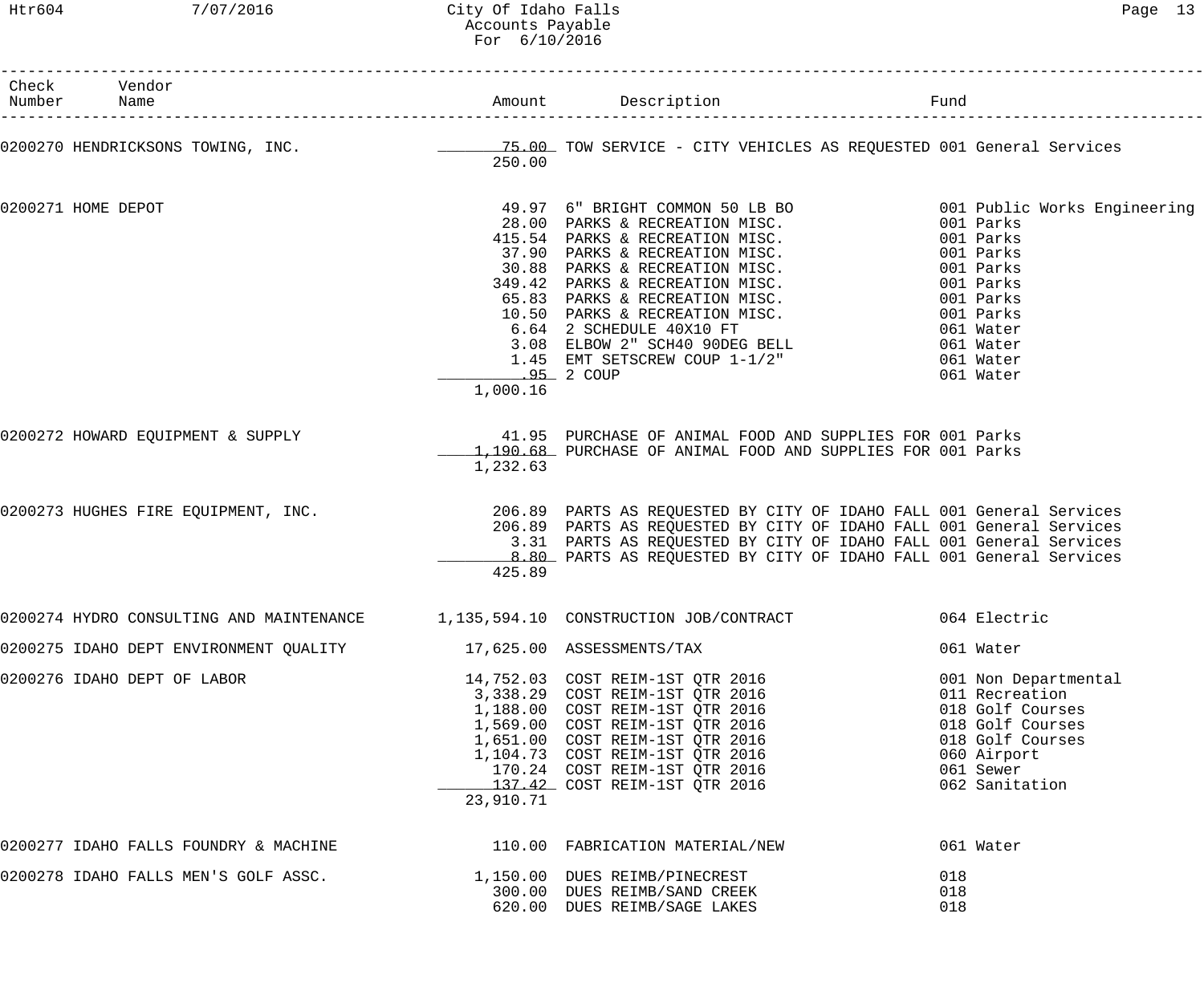| Check Number | Vendor Name | Amount | Description | Fund |
|---|---|---|---|---|
| 0200270 | HENDRICKSONS TOWING, INC. | 75.00 | TOW SERVICE - CITY VEHICLES AS REQUESTED | 001 General Services |
| | | 250.00 | | |
| 0200271 | HOME DEPOT | 49.97 | 6" BRIGHT COMMON 50 LB BO | 001 Public Works Engineering |
| | | 28.00 | PARKS & RECREATION MISC. | 001 Parks |
| | | 415.54 | PARKS & RECREATION MISC. | 001 Parks |
| | | 37.90 | PARKS & RECREATION MISC. | 001 Parks |
| | | 30.88 | PARKS & RECREATION MISC. | 001 Parks |
| | | 349.42 | PARKS & RECREATION MISC. | 001 Parks |
| | | 65.83 | PARKS & RECREATION MISC. | 001 Parks |
| | | 10.50 | PARKS & RECREATION MISC. | 001 Parks |
| | | 6.64 | 2 SCHEDULE 40X10 FT | 061 Water |
| | | 3.08 | ELBOW 2" SCH40 90DEG BELL | 061 Water |
| | | 1.45 | EMT SETSCREW COUP 1-1/2" | 061 Water |
| | | .95 | 2 COUP | 061 Water |
| | | 1,000.16 | | |
| 0200272 | HOWARD EQUIPMENT & SUPPLY | 41.95 | PURCHASE OF ANIMAL FOOD AND SUPPLIES FOR | 001 Parks |
| | | 1,190.68 | PURCHASE OF ANIMAL FOOD AND SUPPLIES FOR | 001 Parks |
| | | 1,232.63 | | |
| 0200273 | HUGHES FIRE EQUIPMENT, INC. | 206.89 | PARTS AS REQUESTED BY CITY OF IDAHO FALL | 001 General Services |
| | | 206.89 | PARTS AS REQUESTED BY CITY OF IDAHO FALL | 001 General Services |
| | | 3.31 | PARTS AS REQUESTED BY CITY OF IDAHO FALL | 001 General Services |
| | | 8.80 | PARTS AS REQUESTED BY CITY OF IDAHO FALL | 001 General Services |
| | | 425.89 | | |
| 0200274 | HYDRO CONSULTING AND MAINTENANCE | 1,135,594.10 | CONSTRUCTION JOB/CONTRACT | 064 Electric |
| 0200275 | IDAHO DEPT ENVIRONMENT QUALITY | 17,625.00 | ASSESSMENTS/TAX | 061 Water |
| 0200276 | IDAHO DEPT OF LABOR | 14,752.03 | COST REIM-1ST QTR 2016 | 001 Non Departmental |
| | | 3,338.29 | COST REIM-1ST QTR 2016 | 011 Recreation |
| | | 1,188.00 | COST REIM-1ST QTR 2016 | 018 Golf Courses |
| | | 1,569.00 | COST REIM-1ST QTR 2016 | 018 Golf Courses |
| | | 1,651.00 | COST REIM-1ST QTR 2016 | 018 Golf Courses |
| | | 1,104.73 | COST REIM-1ST QTR 2016 | 060 Airport |
| | | 170.24 | COST REIM-1ST QTR 2016 | 061 Sewer |
| | | 137.42 | COST REIM-1ST QTR 2016 | 062 Sanitation |
| | | 23,910.71 | | |
| 0200277 | IDAHO FALLS FOUNDRY & MACHINE | 110.00 | FABRICATION MATERIAL/NEW | 061 Water |
| 0200278 | IDAHO FALLS MEN'S GOLF ASSC. | 1,150.00 | DUES REIMB/PINECREST | 018 |
| | | 300.00 | DUES REIMB/SAND CREEK | 018 |
| | | 620.00 | DUES REIMB/SAGE LAKES | 018 |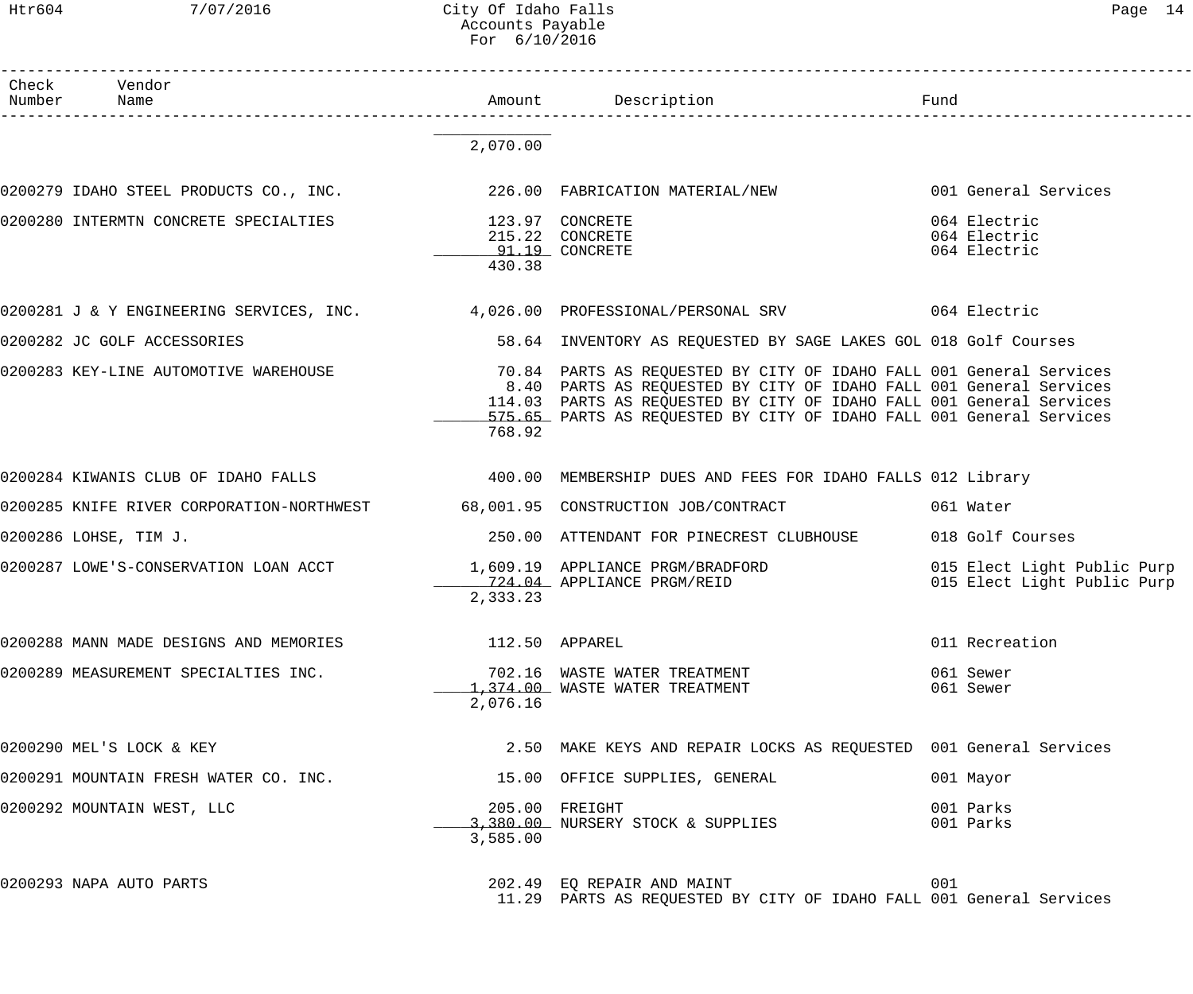# City Of Idaho Falls
## Accounts Payable
### For 6/10/2016

| Check Number | Vendor Name | Amount | Description | Fund |
|---|---|---|---|---|
| | | 2,070.00 | | |
| 0200279 | IDAHO STEEL PRODUCTS CO., INC. | 226.00 | FABRICATION MATERIAL/NEW | 001 General Services |
| 0200280 | INTERMTN CONCRETE SPECIALTIES | 123.97 | CONCRETE | 064 Electric |
| | | 215.22 | CONCRETE | 064 Electric |
| | | 91.19 | CONCRETE | 064 Electric |
| | | 430.38 | | |
| 0200281 | J & Y ENGINEERING SERVICES, INC. | 4,026.00 | PROFESSIONAL/PERSONAL SRV | 064 Electric |
| 0200282 | JC GOLF ACCESSORIES | 58.64 | INVENTORY AS REQUESTED BY SAGE LAKES GOL | 018 Golf Courses |
| 0200283 | KEY-LINE AUTOMOTIVE WAREHOUSE | 70.84 | PARTS AS REQUESTED BY CITY OF IDAHO FALL | 001 General Services |
| | | 8.40 | PARTS AS REQUESTED BY CITY OF IDAHO FALL | 001 General Services |
| | | 114.03 | PARTS AS REQUESTED BY CITY OF IDAHO FALL | 001 General Services |
| | | 575.65 | PARTS AS REQUESTED BY CITY OF IDAHO FALL | 001 General Services |
| | | 768.92 | | |
| 0200284 | KIWANIS CLUB OF IDAHO FALLS | 400.00 | MEMBERSHIP DUES AND FEES FOR IDAHO FALLS | 012 Library |
| 0200285 | KNIFE RIVER CORPORATION-NORTHWEST | 68,001.95 | CONSTRUCTION JOB/CONTRACT | 061 Water |
| 0200286 | LOHSE, TIM J. | 250.00 | ATTENDANT FOR PINECREST CLUBHOUSE | 018 Golf Courses |
| 0200287 | LOWE'S-CONSERVATION LOAN ACCT | 1,609.19 | APPLIANCE PRGM/BRADFORD | 015 Elect Light Public Purp |
| | | 724.04 | APPLIANCE PRGM/REID | 015 Elect Light Public Purp |
| | | 2,333.23 | | |
| 0200288 | MANN MADE DESIGNS AND MEMORIES | 112.50 | APPAREL | 011 Recreation |
| 0200289 | MEASUREMENT SPECIALTIES INC. | 702.16 | WASTE WATER TREATMENT | 061 Sewer |
| | | 1,374.00 | WASTE WATER TREATMENT | 061 Sewer |
| | | 2,076.16 | | |
| 0200290 | MEL'S LOCK & KEY | 2.50 | MAKE KEYS AND REPAIR LOCKS AS REQUESTED | 001 General Services |
| 0200291 | MOUNTAIN FRESH WATER CO. INC. | 15.00 | OFFICE SUPPLIES, GENERAL | 001 Mayor |
| 0200292 | MOUNTAIN WEST, LLC | 205.00 | FREIGHT | 001 Parks |
| | | 3,380.00 | NURSERY STOCK & SUPPLIES | 001 Parks |
| | | 3,585.00 | | |
| 0200293 | NAPA AUTO PARTS | 202.49 | EQ REPAIR AND MAINT | 001 |
| | | 11.29 | PARTS AS REQUESTED BY CITY OF IDAHO FALL | 001 General Services |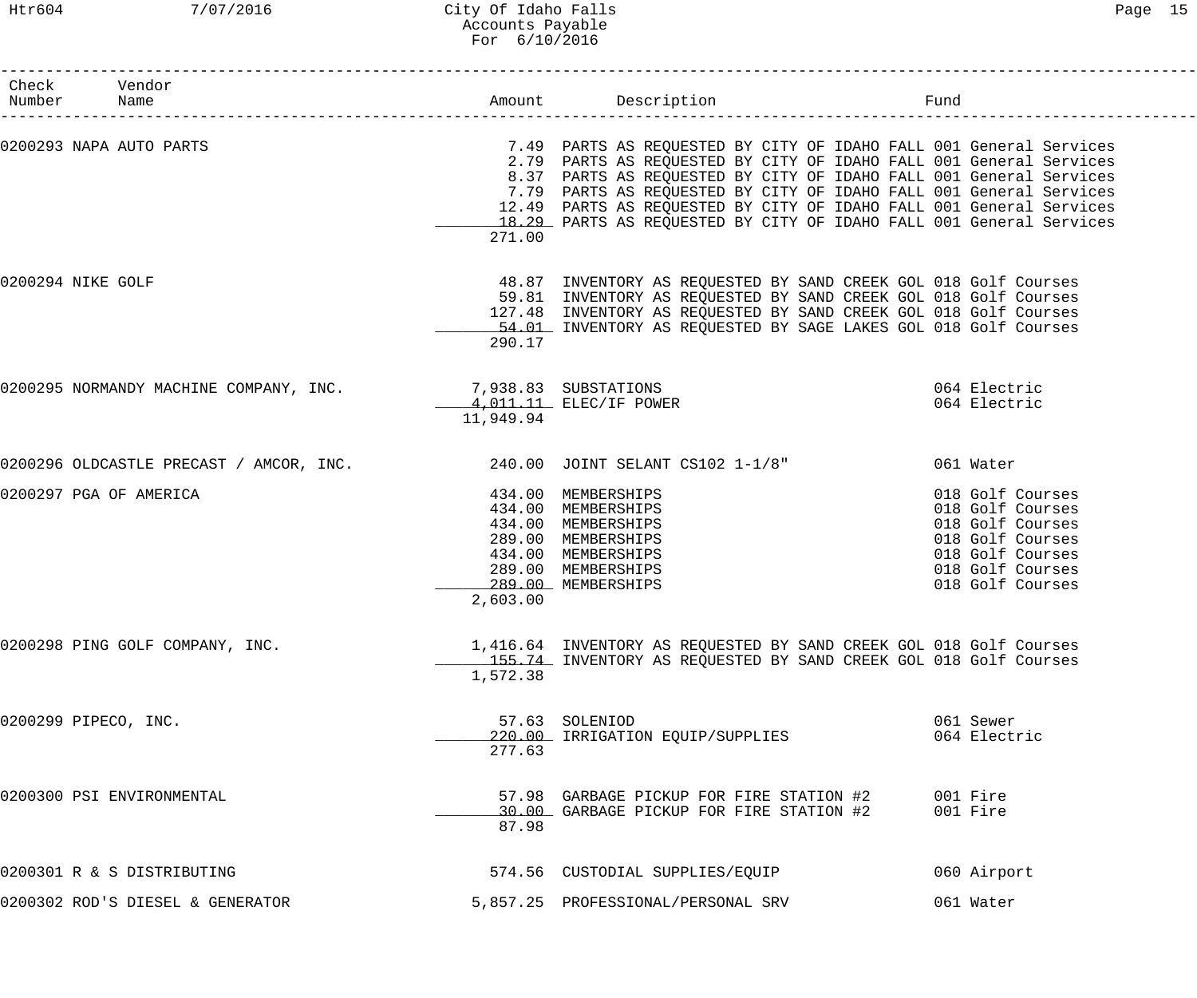# City Of Idaho Falls
## Accounts Payable
### For 6/10/2016

| Check Number | Vendor Name | Amount | Description | Fund |
|---|---|---|---|---|
| 0200293 | NAPA AUTO PARTS | 7.49 | PARTS AS REQUESTED BY CITY OF IDAHO FALL | 001 General Services |
| | | 2.79 | PARTS AS REQUESTED BY CITY OF IDAHO FALL | 001 General Services |
| | | 8.37 | PARTS AS REQUESTED BY CITY OF IDAHO FALL | 001 General Services |
| | | 7.79 | PARTS AS REQUESTED BY CITY OF IDAHO FALL | 001 General Services |
| | | 12.49 | PARTS AS REQUESTED BY CITY OF IDAHO FALL | 001 General Services |
| | | 18.29 | PARTS AS REQUESTED BY CITY OF IDAHO FALL | 001 General Services |
| | | 271.00 | | |
| 0200294 | NIKE GOLF | 48.87 | INVENTORY AS REQUESTED BY SAND CREEK GOL | 018 Golf Courses |
| | | 59.81 | INVENTORY AS REQUESTED BY SAND CREEK GOL | 018 Golf Courses |
| | | 127.48 | INVENTORY AS REQUESTED BY SAND CREEK GOL | 018 Golf Courses |
| | | 54.01 | INVENTORY AS REQUESTED BY SAGE LAKES GOL | 018 Golf Courses |
| | | 290.17 | | |
| 0200295 | NORMANDY MACHINE COMPANY, INC. | 7,938.83 | SUBSTATIONS | 064 Electric |
| | | 4,011.11 | ELEC/IF POWER | 064 Electric |
| | | 11,949.94 | | |
| 0200296 | OLDCASTLE PRECAST / AMCOR, INC. | 240.00 | JOINT SELANT CS102 1-1/8" | 061 Water |
| 0200297 | PGA OF AMERICA | 434.00 | MEMBERSHIPS | 018 Golf Courses |
| | | 434.00 | MEMBERSHIPS | 018 Golf Courses |
| | | 434.00 | MEMBERSHIPS | 018 Golf Courses |
| | | 289.00 | MEMBERSHIPS | 018 Golf Courses |
| | | 434.00 | MEMBERSHIPS | 018 Golf Courses |
| | | 289.00 | MEMBERSHIPS | 018 Golf Courses |
| | | 289.00 | MEMBERSHIPS | 018 Golf Courses |
| | | 2,603.00 | | |
| 0200298 | PING GOLF COMPANY, INC. | 1,416.64 | INVENTORY AS REQUESTED BY SAND CREEK GOL | 018 Golf Courses |
| | | 155.74 | INVENTORY AS REQUESTED BY SAND CREEK GOL | 018 Golf Courses |
| | | 1,572.38 | | |
| 0200299 | PIPECO, INC. | 57.63 | SOLENIOD | 061 Sewer |
| | | 220.00 | IRRIGATION EQUIP/SUPPLIES | 064 Electric |
| | | 277.63 | | |
| 0200300 | PSI ENVIRONMENTAL | 57.98 | GARBAGE PICKUP FOR FIRE STATION #2 | 001 Fire |
| | | 30.00 | GARBAGE PICKUP FOR FIRE STATION #2 | 001 Fire |
| | | 87.98 | | |
| 0200301 | R & S DISTRIBUTING | 574.56 | CUSTODIAL SUPPLIES/EQUIP | 060 Airport |
| 0200302 | ROD'S DIESEL & GENERATOR | 5,857.25 | PROFESSIONAL/PERSONAL SRV | 061 Water |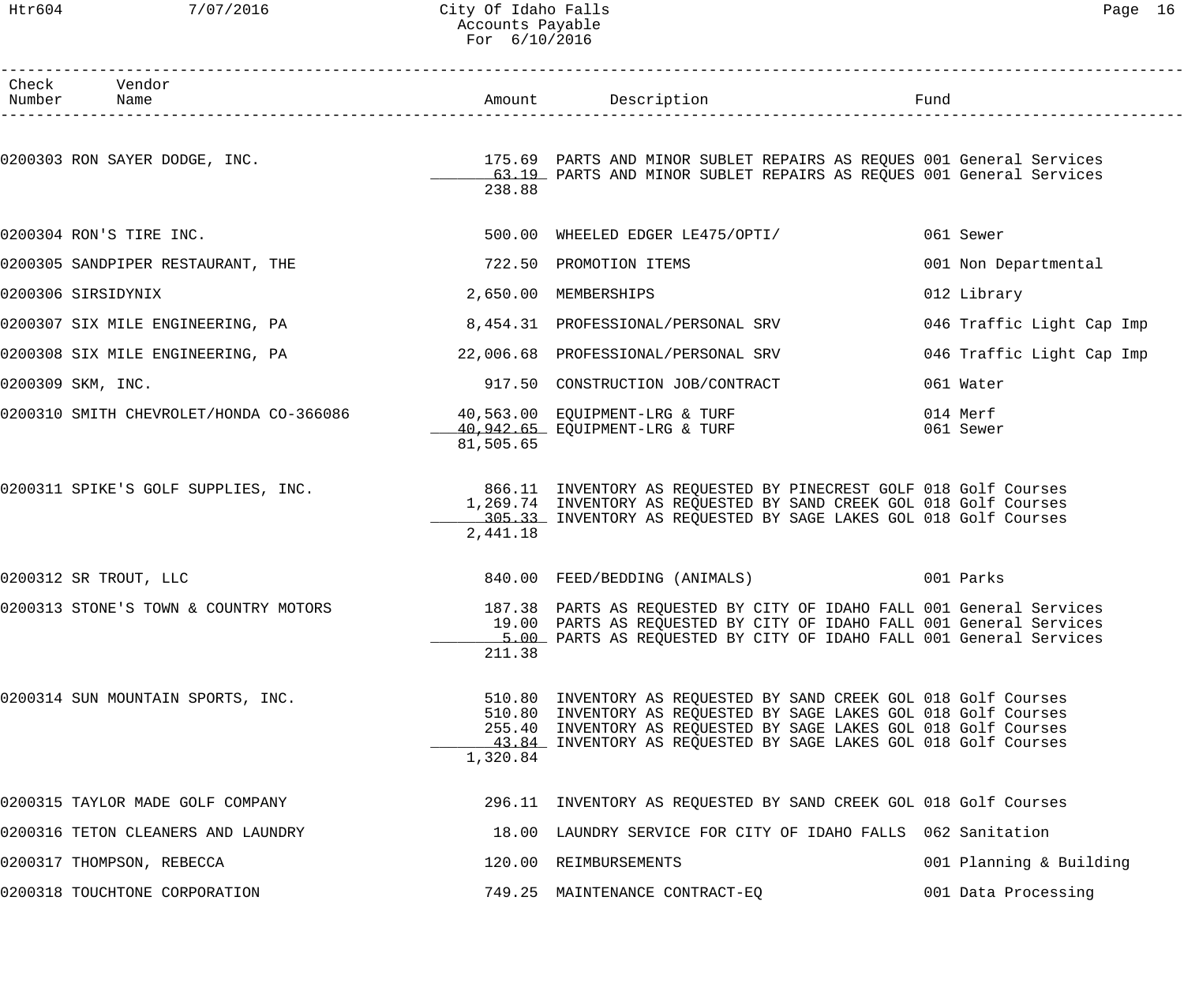| Check Number | Vendor Name | Amount | Description | Fund |
|---|---|---|---|---|
| 0200303 | RON SAYER DODGE, INC. | 175.69 | PARTS AND MINOR SUBLET REPAIRS AS REQUES | 001 General Services |
| | | 63.19 | PARTS AND MINOR SUBLET REPAIRS AS REQUES | 001 General Services |
| | | 238.88 | | |
| 0200304 | RON'S TIRE INC. | 500.00 | WHEELED EDGER LE475/OPTI/ | 061 Sewer |
| 0200305 | SANDPIPER RESTAURANT, THE | 722.50 | PROMOTION ITEMS | 001 Non Departmental |
| 0200306 | SIRSIDYNIX | 2,650.00 | MEMBERSHIPS | 012 Library |
| 0200307 | SIX MILE ENGINEERING, PA | 8,454.31 | PROFESSIONAL/PERSONAL SRV | 046 Traffic Light Cap Imp |
| 0200308 | SIX MILE ENGINEERING, PA | 22,006.68 | PROFESSIONAL/PERSONAL SRV | 046 Traffic Light Cap Imp |
| 0200309 | SKM, INC. | 917.50 | CONSTRUCTION JOB/CONTRACT | 061 Water |
| 0200310 | SMITH CHEVROLET/HONDA CO-366086 | 40,563.00 | EQUIPMENT-LRG & TURF | 014 Merf |
| | | 40,942.65 | EQUIPMENT-LRG & TURF | 061 Sewer |
| | | 81,505.65 | | |
| 0200311 | SPIKE'S GOLF SUPPLIES, INC. | 866.11 | INVENTORY AS REQUESTED BY PINECREST GOLF | 018 Golf Courses |
| | | 1,269.74 | INVENTORY AS REQUESTED BY SAND CREEK GOL | 018 Golf Courses |
| | | 305.33 | INVENTORY AS REQUESTED BY SAGE LAKES GOL | 018 Golf Courses |
| | | 2,441.18 | | |
| 0200312 | SR TROUT, LLC | 840.00 | FEED/BEDDING (ANIMALS) | 001 Parks |
| 0200313 | STONE'S TOWN & COUNTRY MOTORS | 187.38 | PARTS AS REQUESTED BY CITY OF IDAHO FALL | 001 General Services |
| | | 19.00 | PARTS AS REQUESTED BY CITY OF IDAHO FALL | 001 General Services |
| | | 5.00 | PARTS AS REQUESTED BY CITY OF IDAHO FALL | 001 General Services |
| | | 211.38 | | |
| 0200314 | SUN MOUNTAIN SPORTS, INC. | 510.80 | INVENTORY AS REQUESTED BY SAND CREEK GOL | 018 Golf Courses |
| | | 510.80 | INVENTORY AS REQUESTED BY SAGE LAKES GOL | 018 Golf Courses |
| | | 255.40 | INVENTORY AS REQUESTED BY SAGE LAKES GOL | 018 Golf Courses |
| | | 43.84 | INVENTORY AS REQUESTED BY SAGE LAKES GOL | 018 Golf Courses |
| | | 1,320.84 | | |
| 0200315 | TAYLOR MADE GOLF COMPANY | 296.11 | INVENTORY AS REQUESTED BY SAND CREEK GOL | 018 Golf Courses |
| 0200316 | TETON CLEANERS AND LAUNDRY | 18.00 | LAUNDRY SERVICE FOR CITY OF IDAHO FALLS | 062 Sanitation |
| 0200317 | THOMPSON, REBECCA | 120.00 | REIMBURSEMENTS | 001 Planning & Building |
| 0200318 | TOUCHTONE CORPORATION | 749.25 | MAINTENANCE CONTRACT-EQ | 001 Data Processing |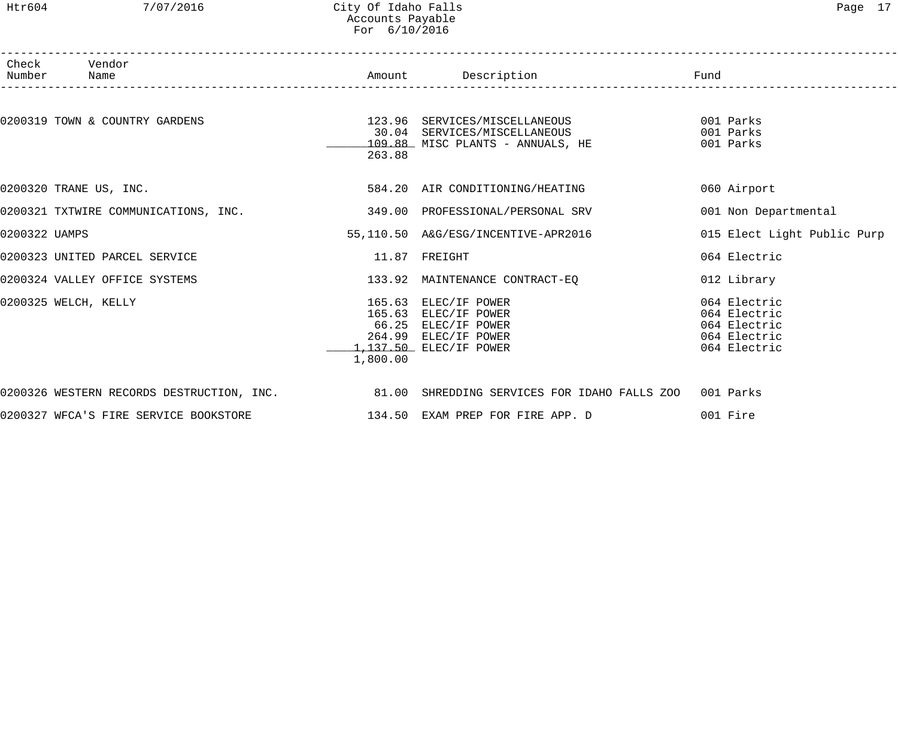# City Of Idaho Falls
## Accounts Payable
### For 6/10/2016

| Check Number | Vendor Name | Amount | Description | Fund |
|---|---|---|---|---|
| 0200319 | TOWN & COUNTRY GARDENS | 123.96 | SERVICES/MISCELLANEOUS | 001 Parks |
| | | 30.04 | SERVICES/MISCELLANEOUS | 001 Parks |
| | | 109.88 | MISC PLANTS - ANNUALS, HE | 001 Parks |
| | | 263.88 | | |
| 0200320 | TRANE US, INC. | 584.20 | AIR CONDITIONING/HEATING | 060 Airport |
| 0200321 | TXTWIRE COMMUNICATIONS, INC. | 349.00 | PROFESSIONAL/PERSONAL SRV | 001 Non Departmental |
| 0200322 | UAMPS | 55,110.50 | A&G/ESG/INCENTIVE-APR2016 | 015 Elect Light Public Purp |
| 0200323 | UNITED PARCEL SERVICE | 11.87 | FREIGHT | 064 Electric |
| 0200324 | VALLEY OFFICE SYSTEMS | 133.92 | MAINTENANCE CONTRACT-EQ | 012 Library |
| 0200325 | WELCH, KELLY | 165.63 | ELEC/IF POWER | 064 Electric |
| | | 165.63 | ELEC/IF POWER | 064 Electric |
| | | 66.25 | ELEC/IF POWER | 064 Electric |
| | | 264.99 | ELEC/IF POWER | 064 Electric |
| | | 1,137.50 | ELEC/IF POWER | 064 Electric |
| | | 1,800.00 | | |
| 0200326 | WESTERN RECORDS DESTRUCTION, INC. | 81.00 | SHREDDING SERVICES FOR IDAHO FALLS ZOO | 001 Parks |
| 0200327 | WFCA'S FIRE SERVICE BOOKSTORE | 134.50 | EXAM PREP FOR FIRE APP. D | 001 Fire |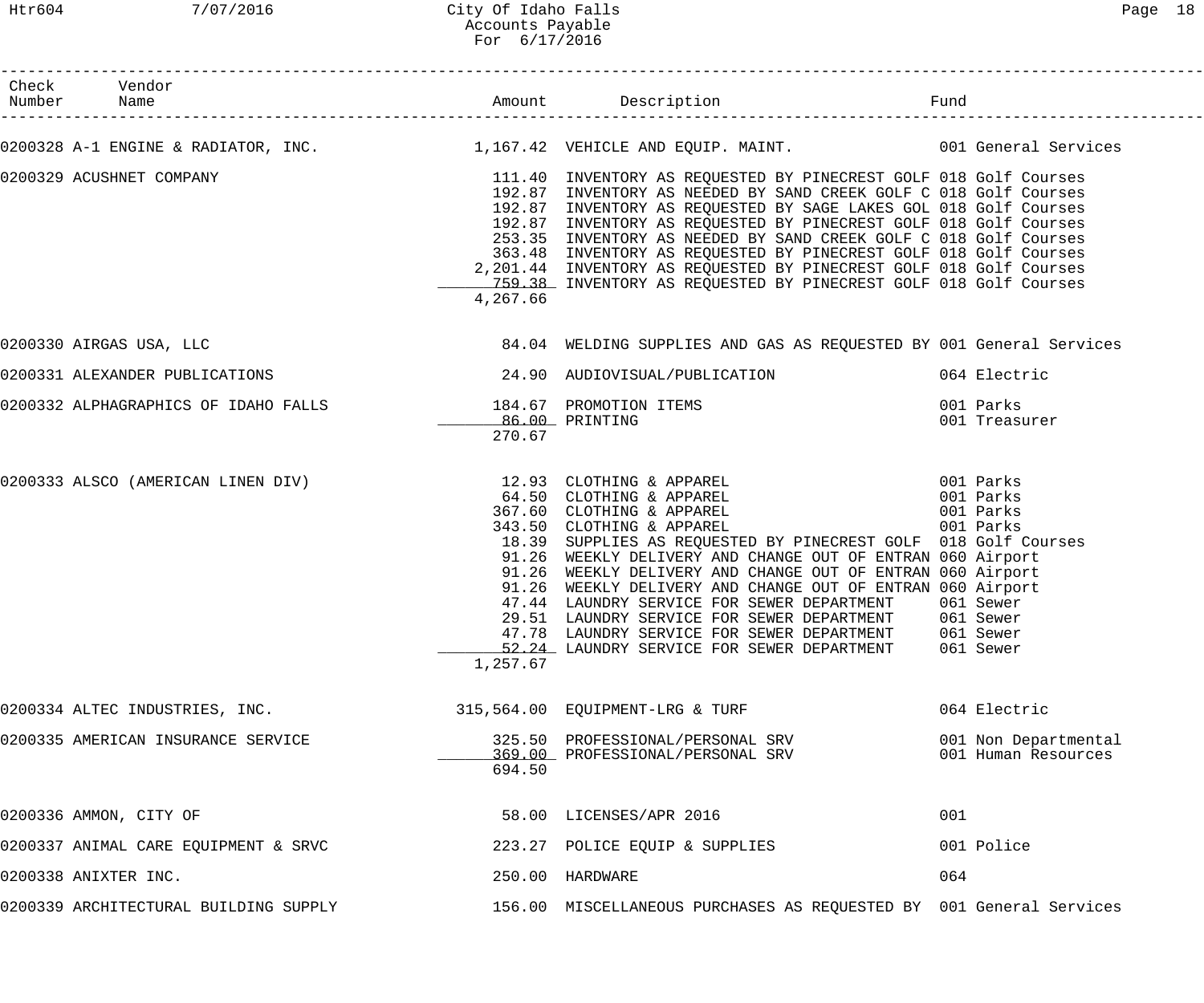City Of Idaho Falls
Accounts Payable
For 6/17/2016

| Check Number | Vendor Name | Amount | Description | Fund |
|---|---|---|---|---|
| 0200328 | A-1 ENGINE & RADIATOR, INC. | 1,167.42 | VEHICLE AND EQUIP. MAINT. | 001 General Services |
| 0200329 | ACUSHNET COMPANY | 111.40 | INVENTORY AS REQUESTED BY PINECREST GOLF | 018 Golf Courses |
| | | 192.87 | INVENTORY AS NEEDED BY SAND CREEK GOLF C | 018 Golf Courses |
| | | 192.87 | INVENTORY AS REQUESTED BY SAGE LAKES GOL | 018 Golf Courses |
| | | 192.87 | INVENTORY AS REQUESTED BY PINECREST GOLF | 018 Golf Courses |
| | | 253.35 | INVENTORY AS NEEDED BY SAND CREEK GOLF C | 018 Golf Courses |
| | | 363.48 | INVENTORY AS REQUESTED BY PINECREST GOLF | 018 Golf Courses |
| | | 2,201.44 | INVENTORY AS REQUESTED BY PINECREST GOLF | 018 Golf Courses |
| | | 759.38 | INVENTORY AS REQUESTED BY PINECREST GOLF | 018 Golf Courses |
| | | 4,267.66 | | |
| 0200330 | AIRGAS USA, LLC | 84.04 | WELDING SUPPLIES AND GAS AS REQUESTED BY | 001 General Services |
| 0200331 | ALEXANDER PUBLICATIONS | 24.90 | AUDIOVISUAL/PUBLICATION | 064 Electric |
| 0200332 | ALPHAGRAPHICS OF IDAHO FALLS | 184.67 | PROMOTION ITEMS | 001 Parks |
| | | 86.00 | PRINTING | 001 Treasurer |
| | | 270.67 | | |
| 0200333 | ALSCO (AMERICAN LINEN DIV) | 12.93 | CLOTHING & APPAREL | 001 Parks |
| | | 64.50 | CLOTHING & APPAREL | 001 Parks |
| | | 367.60 | CLOTHING & APPAREL | 001 Parks |
| | | 343.50 | CLOTHING & APPAREL | 001 Parks |
| | | 18.39 | SUPPLIES AS REQUESTED BY PINECREST GOLF | 018 Golf Courses |
| | | 91.26 | WEEKLY DELIVERY AND CHANGE OUT OF ENTRAN | 060 Airport |
| | | 91.26 | WEEKLY DELIVERY AND CHANGE OUT OF ENTRAN | 060 Airport |
| | | 91.26 | WEEKLY DELIVERY AND CHANGE OUT OF ENTRAN | 060 Airport |
| | | 47.44 | LAUNDRY SERVICE FOR SEWER DEPARTMENT | 061 Sewer |
| | | 29.51 | LAUNDRY SERVICE FOR SEWER DEPARTMENT | 061 Sewer |
| | | 47.78 | LAUNDRY SERVICE FOR SEWER DEPARTMENT | 061 Sewer |
| | | 52.24 | LAUNDRY SERVICE FOR SEWER DEPARTMENT | 061 Sewer |
| | | 1,257.67 | | |
| 0200334 | ALTEC INDUSTRIES, INC. | 315,564.00 | EQUIPMENT-LRG & TURF | 064 Electric |
| 0200335 | AMERICAN INSURANCE SERVICE | 325.50 | PROFESSIONAL/PERSONAL SRV | 001 Non Departmental |
| | | 369.00 | PROFESSIONAL/PERSONAL SRV | 001 Human Resources |
| | | 694.50 | | |
| 0200336 | AMMON, CITY OF | 58.00 | LICENSES/APR 2016 | 001 |
| 0200337 | ANIMAL CARE EQUIPMENT & SRVC | 223.27 | POLICE EQUIP & SUPPLIES | 001 Police |
| 0200338 | ANIXTER INC. | 250.00 | HARDWARE | 064 |
| 0200339 | ARCHITECTURAL BUILDING SUPPLY | 156.00 | MISCELLANEOUS PURCHASES AS REQUESTED BY | 001 General Services |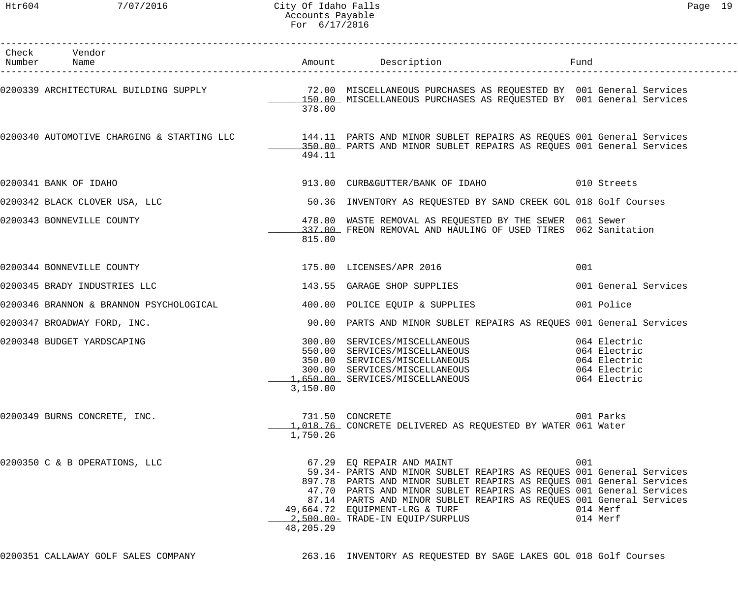# City Of Idaho Falls
## Accounts Payable
### For 6/17/2016

| Check Number | Vendor Name | Amount | Description | Fund |
|---|---|---|---|---|
| 0200339 | ARCHITECTURAL BUILDING SUPPLY | 72.00 | MISCELLANEOUS PURCHASES AS REQUESTED BY | 001 General Services |
| | | 150.00 | MISCELLANEOUS PURCHASES AS REQUESTED BY | 001 General Services |
| | | 378.00 | | |
| 0200340 | AUTOMOTIVE CHARGING & STARTING LLC | 144.11 | PARTS AND MINOR SUBLET REPAIRS AS REQUES | 001 General Services |
| | | 350.00 | PARTS AND MINOR SUBLET REPAIRS AS REQUES | 001 General Services |
| | | 494.11 | | |
| 0200341 | BANK OF IDAHO | 913.00 | CURB&GUTTER/BANK OF IDAHO | 010 Streets |
| 0200342 | BLACK CLOVER USA, LLC | 50.36 | INVENTORY AS REQUESTED BY SAND CREEK GOL | 018 Golf Courses |
| 0200343 | BONNEVILLE COUNTY | 478.80 | WASTE REMOVAL AS REQUESTED BY THE SEWER | 061 Sewer |
| | | 337.00 | FREON REMOVAL AND HAULING OF USED TIRES | 062 Sanitation |
| | | 815.80 | | |
| 0200344 | BONNEVILLE COUNTY | 175.00 | LICENSES/APR 2016 | 001 |
| 0200345 | BRADY INDUSTRIES LLC | 143.55 | GARAGE SHOP SUPPLIES | 001 General Services |
| 0200346 | BRANNON & BRANNON PSYCHOLOGICAL | 400.00 | POLICE EQUIP & SUPPLIES | 001 Police |
| 0200347 | BROADWAY FORD, INC. | 90.00 | PARTS AND MINOR SUBLET REPAIRS AS REQUES | 001 General Services |
| 0200348 | BUDGET YARDSCAPING | 300.00 | SERVICES/MISCELLANEOUS | 064 Electric |
| | | 550.00 | SERVICES/MISCELLANEOUS | 064 Electric |
| | | 350.00 | SERVICES/MISCELLANEOUS | 064 Electric |
| | | 300.00 | SERVICES/MISCELLANEOUS | 064 Electric |
| | | 1,650.00 | SERVICES/MISCELLANEOUS | 064 Electric |
| | | 3,150.00 | | |
| 0200349 | BURNS CONCRETE, INC. | 731.50 | CONCRETE | 001 Parks |
| | | 1,018.76 | CONCRETE DELIVERED AS REQUESTED BY WATER | 061 Water |
| | | 1,750.26 | | |
| 0200350 | C & B OPERATIONS, LLC | 67.29 | EQ REPAIR AND MAINT | 001 |
| | | 59.34- | PARTS AND MINOR SUBLET REAPIRS AS REQUES | 001 General Services |
| | | 897.78 | PARTS AND MINOR SUBLET REAPIRS AS REQUES | 001 General Services |
| | | 47.70 | PARTS AND MINOR SUBLET REAPIRS AS REQUES | 001 General Services |
| | | 87.14 | PARTS AND MINOR SUBLET REAPIRS AS REQUES | 001 General Services |
| | | 49,664.72 | EQUIPMENT-LRG & TURF | 014 Merf |
| | | 2,500.00- | TRADE-IN EQUIP/SURPLUS | 014 Merf |
| | | 48,205.29 | | |
| 0200351 | CALLAWAY GOLF SALES COMPANY | 263.16 | INVENTORY AS REQUESTED BY SAGE LAKES GOL | 018 Golf Courses |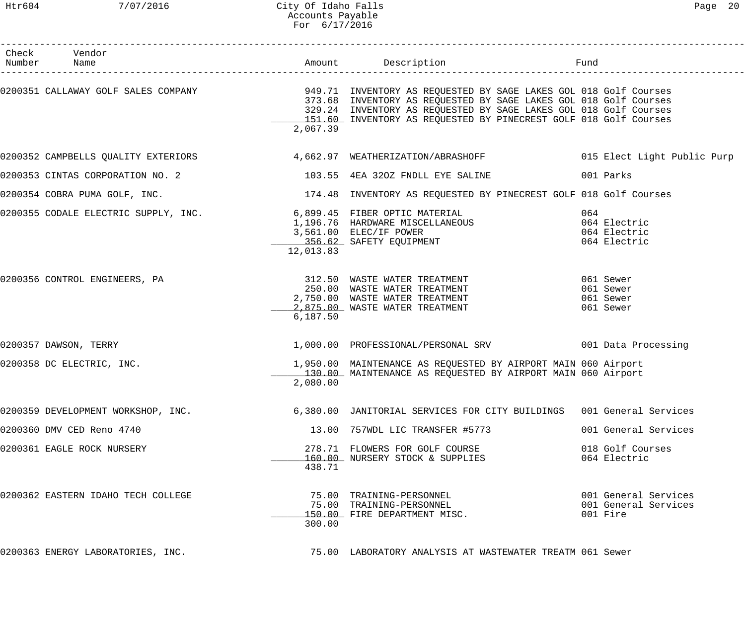City Of Idaho Falls
Accounts Payable
For 6/17/2016

| Check Number | Vendor Name | Amount | Description | Fund |
|---|---|---|---|---|
| 0200351 | CALLAWAY GOLF SALES COMPANY | 949.71 | INVENTORY AS REQUESTED BY SAGE LAKES GOL | 018 Golf Courses |
| | | 373.68 | INVENTORY AS REQUESTED BY SAGE LAKES GOL | 018 Golf Courses |
| | | 329.24 | INVENTORY AS REQUESTED BY SAGE LAKES GOL | 018 Golf Courses |
| | | 151.60 | INVENTORY AS REQUESTED BY PINECREST GOLF | 018 Golf Courses |
| | | 2,067.39 | | |
| 0200352 | CAMPBELLS QUALITY EXTERIORS | 4,662.97 | WEATHERIZATION/ABRASHOFF | 015 Elect Light Public Purp |
| 0200353 | CINTAS CORPORATION NO. 2 | 103.55 | 4EA 32OZ FNDLL EYE SALINE | 001 Parks |
| 0200354 | COBRA PUMA GOLF, INC. | 174.48 | INVENTORY AS REQUESTED BY PINECREST GOLF | 018 Golf Courses |
| 0200355 | CODALE ELECTRIC SUPPLY, INC. | 6,899.45 | FIBER OPTIC MATERIAL | 064 |
| | | 1,196.76 | HARDWARE MISCELLANEOUS | 064 Electric |
| | | 3,561.00 | ELEC/IF POWER | 064 Electric |
| | | 356.62 | SAFETY EQUIPMENT | 064 Electric |
| | | 12,013.83 | | |
| 0200356 | CONTROL ENGINEERS, PA | 312.50 | WASTE WATER TREATMENT | 061 Sewer |
| | | 250.00 | WASTE WATER TREATMENT | 061 Sewer |
| | | 2,750.00 | WASTE WATER TREATMENT | 061 Sewer |
| | | 2,875.00 | WASTE WATER TREATMENT | 061 Sewer |
| | | 6,187.50 | | |
| 0200357 | DAWSON, TERRY | 1,000.00 | PROFESSIONAL/PERSONAL SRV | 001 Data Processing |
| 0200358 | DC ELECTRIC, INC. | 1,950.00 | MAINTENANCE AS REQUESTED BY AIRPORT MAIN | 060 Airport |
| | | 130.00 | MAINTENANCE AS REQUESTED BY AIRPORT MAIN | 060 Airport |
| | | 2,080.00 | | |
| 0200359 | DEVELOPMENT WORKSHOP, INC. | 6,380.00 | JANITORIAL SERVICES FOR CITY BUILDINGS | 001 General Services |
| 0200360 | DMV CED Reno 4740 | 13.00 | 757WDL LIC TRANSFER #5773 | 001 General Services |
| 0200361 | EAGLE ROCK NURSERY | 278.71 | FLOWERS FOR GOLF COURSE | 018 Golf Courses |
| | | 160.00 | NURSERY STOCK & SUPPLIES | 064 Electric |
| | | 438.71 | | |
| 0200362 | EASTERN IDAHO TECH COLLEGE | 75.00 | TRAINING-PERSONNEL | 001 General Services |
| | | 75.00 | TRAINING-PERSONNEL | 001 General Services |
| | | 150.00 | FIRE DEPARTMENT MISC. | 001 Fire |
| | | 300.00 | | |
| 0200363 | ENERGY LABORATORIES, INC. | 75.00 | LABORATORY ANALYSIS AT WASTEWATER TREATM | 061 Sewer |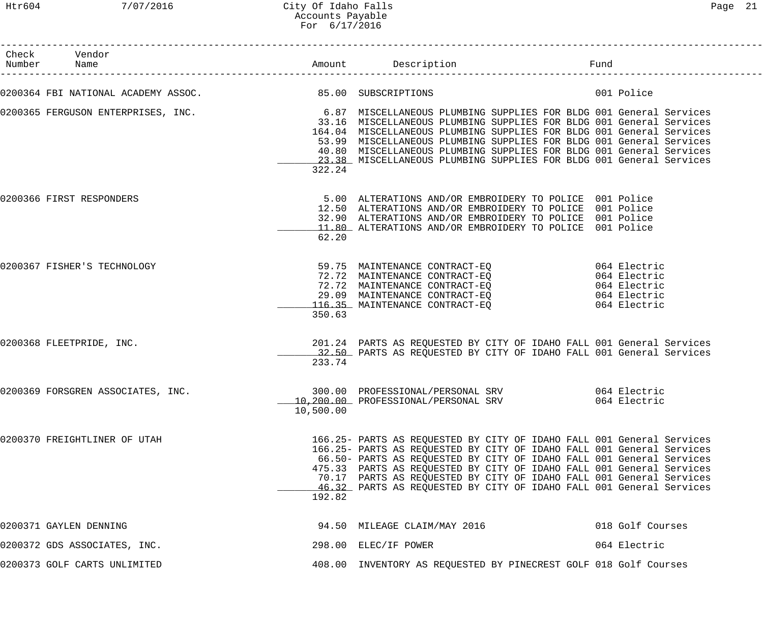| Check Number | Vendor Name | Amount | Description | Fund |
|---|---|---|---|---|
| 0200364 | FBI NATIONAL ACADEMY ASSOC. | 85.00 | SUBSCRIPTIONS | 001 Police |
| 0200365 | FERGUSON ENTERPRISES, INC. | 6.87 | MISCELLANEOUS PLUMBING SUPPLIES FOR BLDG | 001 General Services |
| | | 33.16 | MISCELLANEOUS PLUMBING SUPPLIES FOR BLDG | 001 General Services |
| | | 164.04 | MISCELLANEOUS PLUMBING SUPPLIES FOR BLDG | 001 General Services |
| | | 53.99 | MISCELLANEOUS PLUMBING SUPPLIES FOR BLDG | 001 General Services |
| | | 40.80 | MISCELLANEOUS PLUMBING SUPPLIES FOR BLDG | 001 General Services |
| | | 23.38 | MISCELLANEOUS PLUMBING SUPPLIES FOR BLDG | 001 General Services |
| | | 322.24 | | |
| 0200366 | FIRST RESPONDERS | 5.00 | ALTERATIONS AND/OR EMBROIDERY TO POLICE | 001 Police |
| | | 12.50 | ALTERATIONS AND/OR EMBROIDERY TO POLICE | 001 Police |
| | | 32.90 | ALTERATIONS AND/OR EMBROIDERY TO POLICE | 001 Police |
| | | 11.80 | ALTERATIONS AND/OR EMBROIDERY TO POLICE | 001 Police |
| | | 62.20 | | |
| 0200367 | FISHER'S TECHNOLOGY | 59.75 | MAINTENANCE CONTRACT-EQ | 064 Electric |
| | | 72.72 | MAINTENANCE CONTRACT-EQ | 064 Electric |
| | | 72.72 | MAINTENANCE CONTRACT-EQ | 064 Electric |
| | | 29.09 | MAINTENANCE CONTRACT-EQ | 064 Electric |
| | | 116.35 | MAINTENANCE CONTRACT-EQ | 064 Electric |
| | | 350.63 | | |
| 0200368 | FLEETPRIDE, INC. | 201.24 | PARTS AS REQUESTED BY CITY OF IDAHO FALL | 001 General Services |
| | | 32.50 | PARTS AS REQUESTED BY CITY OF IDAHO FALL | 001 General Services |
| | | 233.74 | | |
| 0200369 | FORSGREN ASSOCIATES, INC. | 300.00 | PROFESSIONAL/PERSONAL SRV | 064 Electric |
| | | 10,200.00 | PROFESSIONAL/PERSONAL SRV | 064 Electric |
| | | 10,500.00 | | |
| 0200370 | FREIGHTLINER OF UTAH | 166.25- | PARTS AS REQUESTED BY CITY OF IDAHO FALL | 001 General Services |
| | | 166.25- | PARTS AS REQUESTED BY CITY OF IDAHO FALL | 001 General Services |
| | | 66.50- | PARTS AS REQUESTED BY CITY OF IDAHO FALL | 001 General Services |
| | | 475.33 | PARTS AS REQUESTED BY CITY OF IDAHO FALL | 001 General Services |
| | | 70.17 | PARTS AS REQUESTED BY CITY OF IDAHO FALL | 001 General Services |
| | | 46.32 | PARTS AS REQUESTED BY CITY OF IDAHO FALL | 001 General Services |
| | | 192.82 | | |
| 0200371 | GAYLEN DENNING | 94.50 | MILEAGE CLAIM/MAY 2016 | 018 Golf Courses |
| 0200372 | GDS ASSOCIATES, INC. | 298.00 | ELEC/IF POWER | 064 Electric |
| 0200373 | GOLF CARTS UNLIMITED | 408.00 | INVENTORY AS REQUESTED BY PINECREST GOLF | 018 Golf Courses |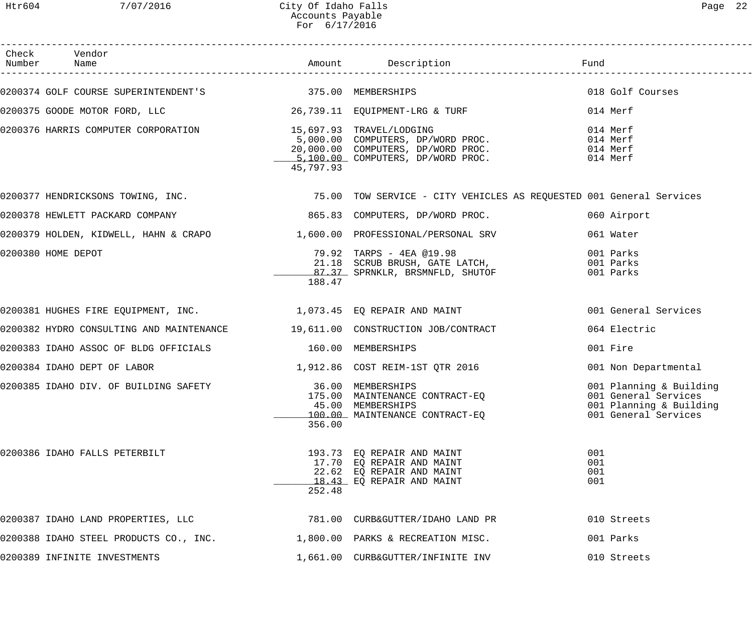| Check Number | Vendor Name | Amount | Description | Fund |
|---|---|---|---|---|
| 0200374 | GOLF COURSE SUPERINTENDENT'S | 375.00 | MEMBERSHIPS | 018 Golf Courses |
| 0200375 | GOODE MOTOR FORD, LLC | 26,739.11 | EQUIPMENT-LRG & TURF | 014 Merf |
| 0200376 | HARRIS COMPUTER CORPORATION | 15,697.93 | TRAVEL/LODGING | 014 Merf |
| | | 5,000.00 | COMPUTERS, DP/WORD PROC. | 014 Merf |
| | | 20,000.00 | COMPUTERS, DP/WORD PROC. | 014 Merf |
| | | 5,100.00 | COMPUTERS, DP/WORD PROC. | 014 Merf |
| | | 45,797.93 | | |
| 0200377 | HENDRICKSONS TOWING, INC. | 75.00 | TOW SERVICE - CITY VEHICLES AS REQUESTED | 001 General Services |
| 0200378 | HEWLETT PACKARD COMPANY | 865.83 | COMPUTERS, DP/WORD PROC. | 060 Airport |
| 0200379 | HOLDEN, KIDWELL, HAHN & CRAPO | 1,600.00 | PROFESSIONAL/PERSONAL SRV | 061 Water |
| 0200380 | HOME DEPOT | 79.92 | TARPS - 4EA @19.98 | 001 Parks |
| | | 21.18 | SCRUB BRUSH, GATE LATCH, | 001 Parks |
| | | 87.37 | SPRNKLR, BRSMNFLD, SHUTOF | 001 Parks |
| | | 188.47 | | |
| 0200381 | HUGHES FIRE EQUIPMENT, INC. | 1,073.45 | EQ REPAIR AND MAINT | 001 General Services |
| 0200382 | HYDRO CONSULTING AND MAINTENANCE | 19,611.00 | CONSTRUCTION JOB/CONTRACT | 064 Electric |
| 0200383 | IDAHO ASSOC OF BLDG OFFICIALS | 160.00 | MEMBERSHIPS | 001 Fire |
| 0200384 | IDAHO DEPT OF LABOR | 1,912.86 | COST REIM-1ST QTR 2016 | 001 Non Departmental |
| 0200385 | IDAHO DIV. OF BUILDING SAFETY | 36.00 | MEMBERSHIPS | 001 Planning & Building |
| | | 175.00 | MAINTENANCE CONTRACT-EQ | 001 General Services |
| | | 45.00 | MEMBERSHIPS | 001 Planning & Building |
| | | 100.00 | MAINTENANCE CONTRACT-EQ | 001 General Services |
| | | 356.00 | | |
| 0200386 | IDAHO FALLS PETERBILT | 193.73 | EQ REPAIR AND MAINT | 001 |
| | | 17.70 | EQ REPAIR AND MAINT | 001 |
| | | 22.62 | EQ REPAIR AND MAINT | 001 |
| | | 18.43 | EQ REPAIR AND MAINT | 001 |
| | | 252.48 | | |
| 0200387 | IDAHO LAND PROPERTIES, LLC | 781.00 | CURB&GUTTER/IDAHO LAND PR | 010 Streets |
| 0200388 | IDAHO STEEL PRODUCTS CO., INC. | 1,800.00 | PARKS & RECREATION MISC. | 001 Parks |
| 0200389 | INFINITE INVESTMENTS | 1,661.00 | CURB&GUTTER/INFINITE INV | 010 Streets |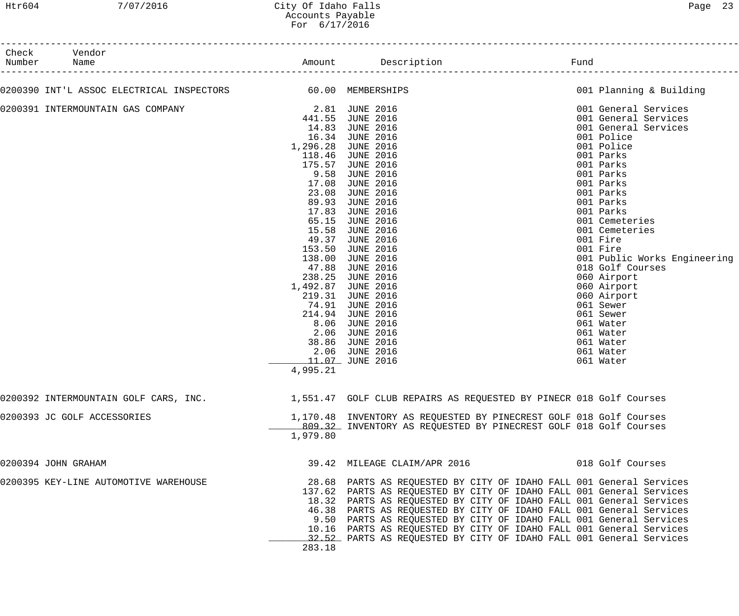City Of Idaho Falls
Accounts Payable
For 6/17/2016

| Check Number | Vendor Name | Amount | Description | Fund |
|---|---|---|---|---|
| 0200390 | INT'L ASSOC ELECTRICAL INSPECTORS | 60.00 | MEMBERSHIPS | 001 Planning & Building |
| 0200391 | INTERMOUNTAIN GAS COMPANY | 2.81 | JUNE 2016 | 001 General Services |
| | | 441.55 | JUNE 2016 | 001 General Services |
| | | 14.83 | JUNE 2016 | 001 General Services |
| | | 16.34 | JUNE 2016 | 001 Police |
| | | 1,296.28 | JUNE 2016 | 001 Police |
| | | 118.46 | JUNE 2016 | 001 Parks |
| | | 175.57 | JUNE 2016 | 001 Parks |
| | | 9.58 | JUNE 2016 | 001 Parks |
| | | 17.08 | JUNE 2016 | 001 Parks |
| | | 23.08 | JUNE 2016 | 001 Parks |
| | | 89.93 | JUNE 2016 | 001 Parks |
| | | 17.83 | JUNE 2016 | 001 Parks |
| | | 65.15 | JUNE 2016 | 001 Cemeteries |
| | | 15.58 | JUNE 2016 | 001 Cemeteries |
| | | 49.37 | JUNE 2016 | 001 Fire |
| | | 153.50 | JUNE 2016 | 001 Fire |
| | | 138.00 | JUNE 2016 | 001 Public Works Engineering |
| | | 47.88 | JUNE 2016 | 018 Golf Courses |
| | | 238.25 | JUNE 2016 | 060 Airport |
| | | 1,492.87 | JUNE 2016 | 060 Airport |
| | | 219.31 | JUNE 2016 | 060 Airport |
| | | 74.91 | JUNE 2016 | 061 Sewer |
| | | 214.94 | JUNE 2016 | 061 Sewer |
| | | 8.06 | JUNE 2016 | 061 Water |
| | | 2.06 | JUNE 2016 | 061 Water |
| | | 38.86 | JUNE 2016 | 061 Water |
| | | 2.06 | JUNE 2016 | 061 Water |
| | | 11.07 | JUNE 2016 | 061 Water |
| | | 4,995.21 | | |
| 0200392 | INTERMOUNTAIN GOLF CARS, INC. | 1,551.47 | GOLF CLUB REPAIRS AS REQUESTED BY PINECR | 018 Golf Courses |
| 0200393 | JC GOLF ACCESSORIES | 1,170.48 | INVENTORY AS REQUESTED BY PINECREST GOLF | 018 Golf Courses |
| | | 809.32 | INVENTORY AS REQUESTED BY PINECREST GOLF | 018 Golf Courses |
| | | 1,979.80 | | |
| 0200394 | JOHN GRAHAM | 39.42 | MILEAGE CLAIM/APR 2016 | 018 Golf Courses |
| 0200395 | KEY-LINE AUTOMOTIVE WAREHOUSE | 28.68 | PARTS AS REQUESTED BY CITY OF IDAHO FALL | 001 General Services |
| | | 137.62 | PARTS AS REQUESTED BY CITY OF IDAHO FALL | 001 General Services |
| | | 18.32 | PARTS AS REQUESTED BY CITY OF IDAHO FALL | 001 General Services |
| | | 46.38 | PARTS AS REQUESTED BY CITY OF IDAHO FALL | 001 General Services |
| | | 9.50 | PARTS AS REQUESTED BY CITY OF IDAHO FALL | 001 General Services |
| | | 10.16 | PARTS AS REQUESTED BY CITY OF IDAHO FALL | 001 General Services |
| | | 32.52 | PARTS AS REQUESTED BY CITY OF IDAHO FALL | 001 General Services |
| | | 283.18 | | |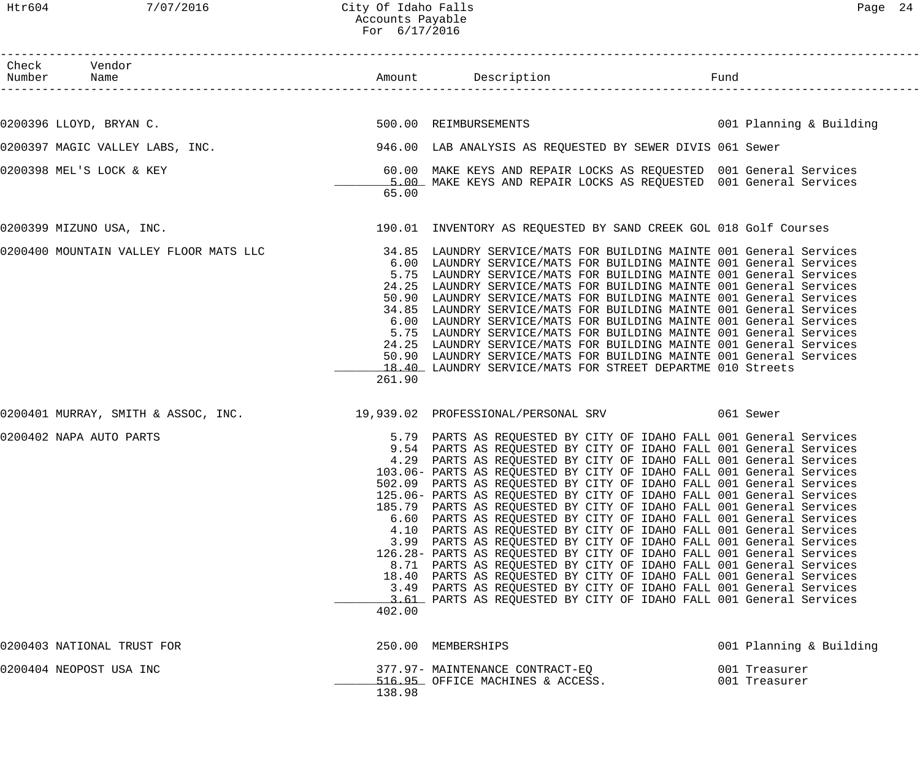City Of Idaho Falls
Accounts Payable
For 6/17/2016

| Check Number | Vendor Name | Amount | Description | Fund |
|---|---|---|---|---|
| 0200396 | LLOYD, BRYAN C. | 500.00 | REIMBURSEMENTS | 001 Planning & Building |
| 0200397 | MAGIC VALLEY LABS, INC. | 946.00 | LAB ANALYSIS AS REQUESTED BY SEWER DIVIS | 061 Sewer |
| 0200398 | MEL'S LOCK & KEY | 60.00 | MAKE KEYS AND REPAIR LOCKS AS REQUESTED | 001 General Services |
| | | 5.00 | MAKE KEYS AND REPAIR LOCKS AS REQUESTED | 001 General Services |
| | | 65.00 | | |
| 0200399 | MIZUNO USA, INC. | 190.01 | INVENTORY AS REQUESTED BY SAND CREEK GOL | 018 Golf Courses |
| 0200400 | MOUNTAIN VALLEY FLOOR MATS LLC | 34.85 | LAUNDRY SERVICE/MATS FOR BUILDING MAINTE | 001 General Services |
| | | 6.00 | LAUNDRY SERVICE/MATS FOR BUILDING MAINTE | 001 General Services |
| | | 5.75 | LAUNDRY SERVICE/MATS FOR BUILDING MAINTE | 001 General Services |
| | | 24.25 | LAUNDRY SERVICE/MATS FOR BUILDING MAINTE | 001 General Services |
| | | 50.90 | LAUNDRY SERVICE/MATS FOR BUILDING MAINTE | 001 General Services |
| | | 34.85 | LAUNDRY SERVICE/MATS FOR BUILDING MAINTE | 001 General Services |
| | | 6.00 | LAUNDRY SERVICE/MATS FOR BUILDING MAINTE | 001 General Services |
| | | 5.75 | LAUNDRY SERVICE/MATS FOR BUILDING MAINTE | 001 General Services |
| | | 24.25 | LAUNDRY SERVICE/MATS FOR BUILDING MAINTE | 001 General Services |
| | | 50.90 | LAUNDRY SERVICE/MATS FOR BUILDING MAINTE | 001 General Services |
| | | 18.40 | LAUNDRY SERVICE/MATS FOR STREET DEPARTME | 010 Streets |
| | | 261.90 | | |
| 0200401 | MURRAY, SMITH & ASSOC, INC. | 19,939.02 | PROFESSIONAL/PERSONAL SRV | 061 Sewer |
| 0200402 | NAPA AUTO PARTS | 5.79 | PARTS AS REQUESTED BY CITY OF IDAHO FALL | 001 General Services |
| | | 9.54 | PARTS AS REQUESTED BY CITY OF IDAHO FALL | 001 General Services |
| | | 4.29 | PARTS AS REQUESTED BY CITY OF IDAHO FALL | 001 General Services |
| | | 103.06- | PARTS AS REQUESTED BY CITY OF IDAHO FALL | 001 General Services |
| | | 502.09 | PARTS AS REQUESTED BY CITY OF IDAHO FALL | 001 General Services |
| | | 125.06- | PARTS AS REQUESTED BY CITY OF IDAHO FALL | 001 General Services |
| | | 185.79 | PARTS AS REQUESTED BY CITY OF IDAHO FALL | 001 General Services |
| | | 6.60 | PARTS AS REQUESTED BY CITY OF IDAHO FALL | 001 General Services |
| | | 4.10 | PARTS AS REQUESTED BY CITY OF IDAHO FALL | 001 General Services |
| | | 3.99 | PARTS AS REQUESTED BY CITY OF IDAHO FALL | 001 General Services |
| | | 126.28- | PARTS AS REQUESTED BY CITY OF IDAHO FALL | 001 General Services |
| | | 8.71 | PARTS AS REQUESTED BY CITY OF IDAHO FALL | 001 General Services |
| | | 18.40 | PARTS AS REQUESTED BY CITY OF IDAHO FALL | 001 General Services |
| | | 3.49 | PARTS AS REQUESTED BY CITY OF IDAHO FALL | 001 General Services |
| | | 3.61 | PARTS AS REQUESTED BY CITY OF IDAHO FALL | 001 General Services |
| | | 402.00 | | |
| 0200403 | NATIONAL TRUST FOR | 250.00 | MEMBERSHIPS | 001 Planning & Building |
| 0200404 | NEOPOST USA INC | 377.97- | MAINTENANCE CONTRACT-EQ | 001 Treasurer |
| | | 516.95 | OFFICE MACHINES & ACCESS. | 001 Treasurer |
| | | 138.98 | | |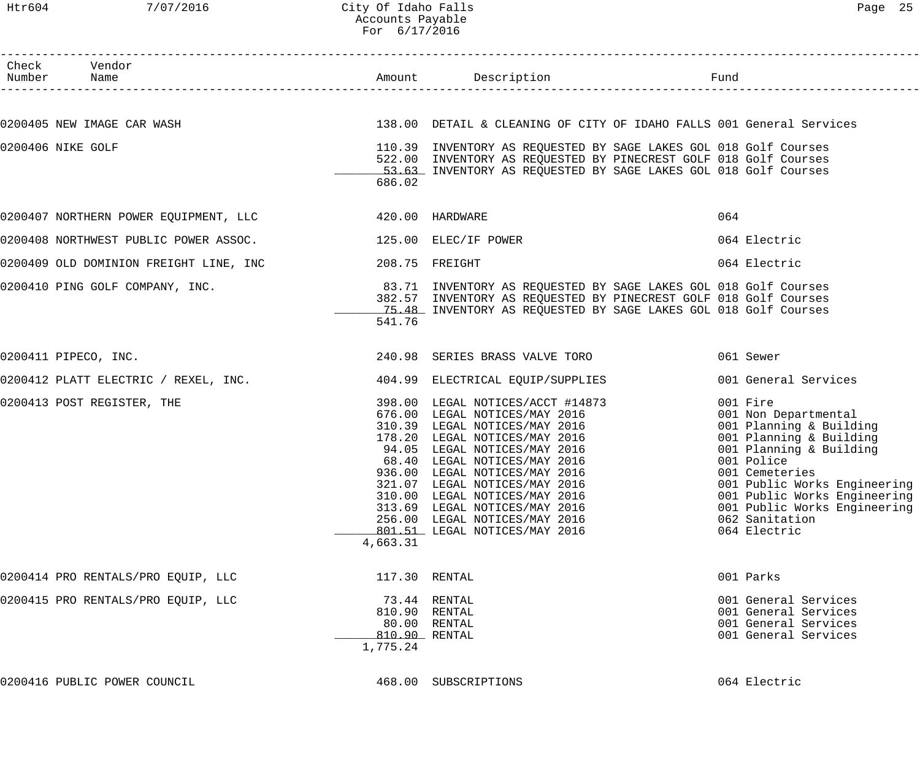# City Of Idaho Falls
## Accounts Payable
### For 6/17/2016

| Check Number | Vendor Name | Amount | Description | Fund |
|---|---|---|---|---|
| 0200405 | NEW IMAGE CAR WASH | 138.00 | DETAIL & CLEANING OF CITY OF IDAHO FALLS | 001 General Services |
| 0200406 | NIKE GOLF | 110.39 | INVENTORY AS REQUESTED BY SAGE LAKES GOL | 018 Golf Courses |
| | | 522.00 | INVENTORY AS REQUESTED BY PINECREST GOLF | 018 Golf Courses |
| | | 53.63 | INVENTORY AS REQUESTED BY SAGE LAKES GOL | 018 Golf Courses |
| | | 686.02 | | |
| 0200407 | NORTHERN POWER EQUIPMENT, LLC | 420.00 | HARDWARE | 064 |
| 0200408 | NORTHWEST PUBLIC POWER ASSOC. | 125.00 | ELEC/IF POWER | 064 Electric |
| 0200409 | OLD DOMINION FREIGHT LINE, INC | 208.75 | FREIGHT | 064 Electric |
| 0200410 | PING GOLF COMPANY, INC. | 83.71 | INVENTORY AS REQUESTED BY SAGE LAKES GOL | 018 Golf Courses |
| | | 382.57 | INVENTORY AS REQUESTED BY PINECREST GOLF | 018 Golf Courses |
| | | 75.48 | INVENTORY AS REQUESTED BY SAGE LAKES GOL | 018 Golf Courses |
| | | 541.76 | | |
| 0200411 | PIPECO, INC. | 240.98 | SERIES BRASS VALVE TORO | 061 Sewer |
| 0200412 | PLATT ELECTRIC / REXEL, INC. | 404.99 | ELECTRICAL EQUIP/SUPPLIES | 001 General Services |
| 0200413 | POST REGISTER, THE | 398.00 | LEGAL NOTICES/ACCT #14873 | 001 Fire |
| | | 676.00 | LEGAL NOTICES/MAY 2016 | 001 Non Departmental |
| | | 310.39 | LEGAL NOTICES/MAY 2016 | 001 Planning & Building |
| | | 178.20 | LEGAL NOTICES/MAY 2016 | 001 Planning & Building |
| | | 94.05 | LEGAL NOTICES/MAY 2016 | 001 Planning & Building |
| | | 68.40 | LEGAL NOTICES/MAY 2016 | 001 Police |
| | | 936.00 | LEGAL NOTICES/MAY 2016 | 001 Cemeteries |
| | | 321.07 | LEGAL NOTICES/MAY 2016 | 001 Public Works Engineering |
| | | 310.00 | LEGAL NOTICES/MAY 2016 | 001 Public Works Engineering |
| | | 313.69 | LEGAL NOTICES/MAY 2016 | 001 Public Works Engineering |
| | | 256.00 | LEGAL NOTICES/MAY 2016 | 062 Sanitation |
| | | 801.51 | LEGAL NOTICES/MAY 2016 | 064 Electric |
| | | 4,663.31 | | |
| 0200414 | PRO RENTALS/PRO EQUIP, LLC | 117.30 | RENTAL | 001 Parks |
| 0200415 | PRO RENTALS/PRO EQUIP, LLC | 73.44 | RENTAL | 001 General Services |
| | | 810.90 | RENTAL | 001 General Services |
| | | 80.00 | RENTAL | 001 General Services |
| | | 810.90 | RENTAL | 001 General Services |
| | | 1,775.24 | | |
| 0200416 | PUBLIC POWER COUNCIL | 468.00 | SUBSCRIPTIONS | 064 Electric |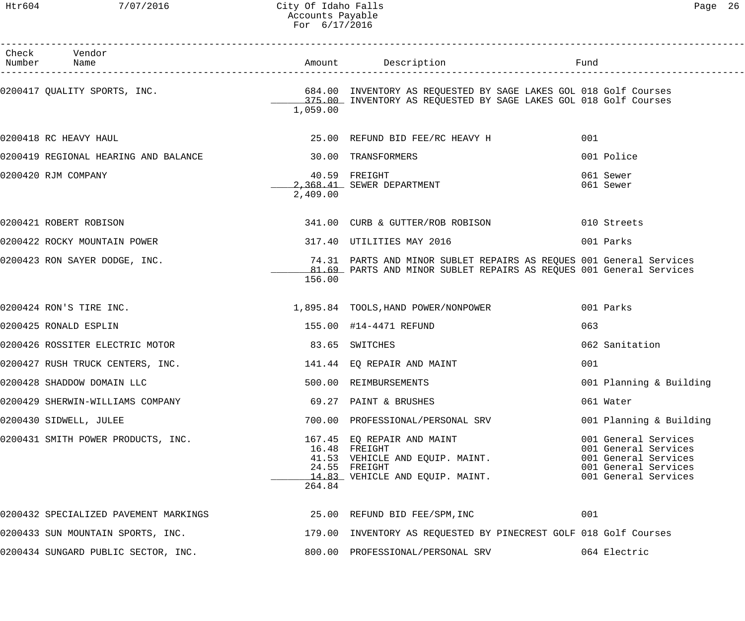# City Of Idaho Falls
## Accounts Payable
### For 6/17/2016

| Check Number | Vendor Name | Amount | Description | Fund |
|---|---|---|---|---|
| 0200417 | QUALITY SPORTS, INC. | 684.00 | INVENTORY AS REQUESTED BY SAGE LAKES GOL | 018 Golf Courses |
| | | 375.00 | INVENTORY AS REQUESTED BY SAGE LAKES GOL | 018 Golf Courses |
| | | 1,059.00 | | |
| 0200418 | RC HEAVY HAUL | 25.00 | REFUND BID FEE/RC HEAVY H | 001 |
| 0200419 | REGIONAL HEARING AND BALANCE | 30.00 | TRANSFORMERS | 001 Police |
| 0200420 | RJM COMPANY | 40.59 | FREIGHT | 061 Sewer |
| | | 2,368.41 | SEWER DEPARTMENT | 061 Sewer |
| | | 2,409.00 | | |
| 0200421 | ROBERT ROBISON | 341.00 | CURB & GUTTER/ROB ROBISON | 010 Streets |
| 0200422 | ROCKY MOUNTAIN POWER | 317.40 | UTILITIES MAY 2016 | 001 Parks |
| 0200423 | RON SAYER DODGE, INC. | 74.31 | PARTS AND MINOR SUBLET REPAIRS AS REQUES | 001 General Services |
| | | 81.69 | PARTS AND MINOR SUBLET REPAIRS AS REQUES | 001 General Services |
| | | 156.00 | | |
| 0200424 | RON'S TIRE INC. | 1,895.84 | TOOLS,HAND POWER/NONPOWER | 001 Parks |
| 0200425 | RONALD ESPLIN | 155.00 | #14-4471 REFUND | 063 |
| 0200426 | ROSSITER ELECTRIC MOTOR | 83.65 | SWITCHES | 062 Sanitation |
| 0200427 | RUSH TRUCK CENTERS, INC. | 141.44 | EQ REPAIR AND MAINT | 001 |
| 0200428 | SHADDOW DOMAIN LLC | 500.00 | REIMBURSEMENTS | 001 Planning & Building |
| 0200429 | SHERWIN-WILLIAMS COMPANY | 69.27 | PAINT & BRUSHES | 061 Water |
| 0200430 | SIDWELL, JULEE | 700.00 | PROFESSIONAL/PERSONAL SRV | 001 Planning & Building |
| 0200431 | SMITH POWER PRODUCTS, INC. | 167.45 | EQ REPAIR AND MAINT | 001 General Services |
| | | 16.48 | FREIGHT | 001 General Services |
| | | 41.53 | VEHICLE AND EQUIP. MAINT. | 001 General Services |
| | | 24.55 | FREIGHT | 001 General Services |
| | | 14.83 | VEHICLE AND EQUIP. MAINT. | 001 General Services |
| | | 264.84 | | |
| 0200432 | SPECIALIZED PAVEMENT MARKINGS | 25.00 | REFUND BID FEE/SPM,INC | 001 |
| 0200433 | SUN MOUNTAIN SPORTS, INC. | 179.00 | INVENTORY AS REQUESTED BY PINECREST GOLF | 018 Golf Courses |
| 0200434 | SUNGARD PUBLIC SECTOR, INC. | 800.00 | PROFESSIONAL/PERSONAL SRV | 064 Electric |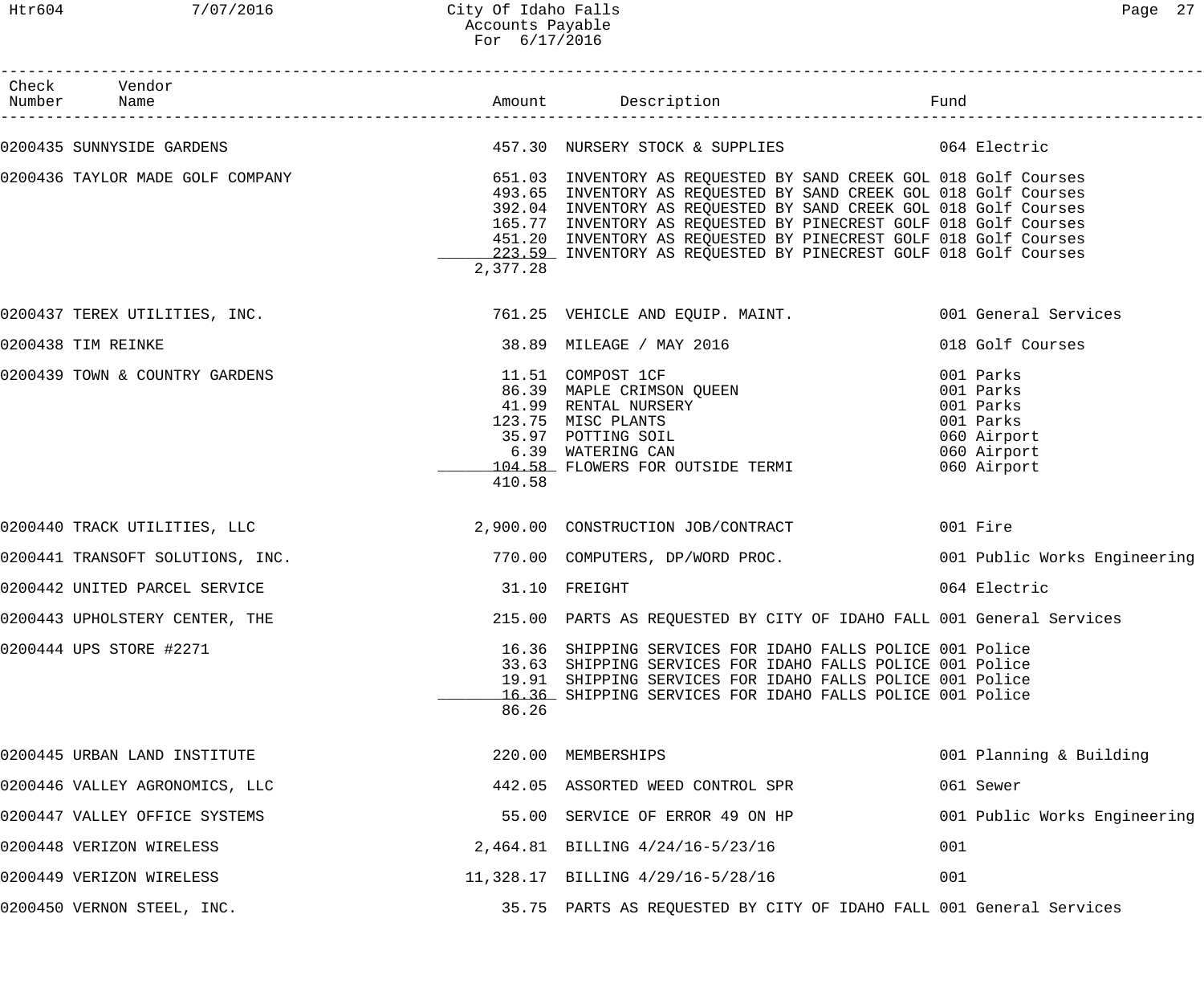# City Of Idaho Falls
## Accounts Payable
### For 6/17/2016

| Check Number | Vendor Name | Amount | Description | Fund |
|---|---|---|---|---|
| 0200435 | SUNNYSIDE GARDENS | 457.30 | NURSERY STOCK & SUPPLIES | 064 Electric |
| 0200436 | TAYLOR MADE GOLF COMPANY | 651.03 | INVENTORY AS REQUESTED BY SAND CREEK GOL | 018 Golf Courses |
| | | 493.65 | INVENTORY AS REQUESTED BY SAND CREEK GOL | 018 Golf Courses |
| | | 392.04 | INVENTORY AS REQUESTED BY SAND CREEK GOL | 018 Golf Courses |
| | | 165.77 | INVENTORY AS REQUESTED BY PINECREST GOLF | 018 Golf Courses |
| | | 451.20 | INVENTORY AS REQUESTED BY PINECREST GOLF | 018 Golf Courses |
| | | 223.59 | INVENTORY AS REQUESTED BY PINECREST GOLF | 018 Golf Courses |
| | | 2,377.28 | | |
| 0200437 | TEREX UTILITIES, INC. | 761.25 | VEHICLE AND EQUIP. MAINT. | 001 General Services |
| 0200438 | TIM REINKE | 38.89 | MILEAGE / MAY 2016 | 018 Golf Courses |
| 0200439 | TOWN & COUNTRY GARDENS | 11.51 | COMPOST 1CF | 001 Parks |
| | | 86.39 | MAPLE CRIMSON QUEEN | 001 Parks |
| | | 41.99 | RENTAL NURSERY | 001 Parks |
| | | 123.75 | MISC PLANTS | 001 Parks |
| | | 35.97 | POTTING SOIL | 060 Airport |
| | | 6.39 | WATERING CAN | 060 Airport |
| | | 104.58 | FLOWERS FOR OUTSIDE TERMI | 060 Airport |
| | | 410.58 | | |
| 0200440 | TRACK UTILITIES, LLC | 2,900.00 | CONSTRUCTION JOB/CONTRACT | 001 Fire |
| 0200441 | TRANSOFT SOLUTIONS, INC. | 770.00 | COMPUTERS, DP/WORD PROC. | 001 Public Works Engineering |
| 0200442 | UNITED PARCEL SERVICE | 31.10 | FREIGHT | 064 Electric |
| 0200443 | UPHOLSTERY CENTER, THE | 215.00 | PARTS AS REQUESTED BY CITY OF IDAHO FALL | 001 General Services |
| 0200444 | UPS STORE #2271 | 16.36 | SHIPPING SERVICES FOR IDAHO FALLS POLICE | 001 Police |
| | | 33.63 | SHIPPING SERVICES FOR IDAHO FALLS POLICE | 001 Police |
| | | 19.91 | SHIPPING SERVICES FOR IDAHO FALLS POLICE | 001 Police |
| | | 16.36 | SHIPPING SERVICES FOR IDAHO FALLS POLICE | 001 Police |
| | | 86.26 | | |
| 0200445 | URBAN LAND INSTITUTE | 220.00 | MEMBERSHIPS | 001 Planning & Building |
| 0200446 | VALLEY AGRONOMICS, LLC | 442.05 | ASSORTED WEED CONTROL SPR | 061 Sewer |
| 0200447 | VALLEY OFFICE SYSTEMS | 55.00 | SERVICE OF ERROR 49 ON HP | 001 Public Works Engineering |
| 0200448 | VERIZON WIRELESS | 2,464.81 | BILLING 4/24/16-5/23/16 | 001 |
| 0200449 | VERIZON WIRELESS | 11,328.17 | BILLING 4/29/16-5/28/16 | 001 |
| 0200450 | VERNON STEEL, INC. | 35.75 | PARTS AS REQUESTED BY CITY OF IDAHO FALL | 001 General Services |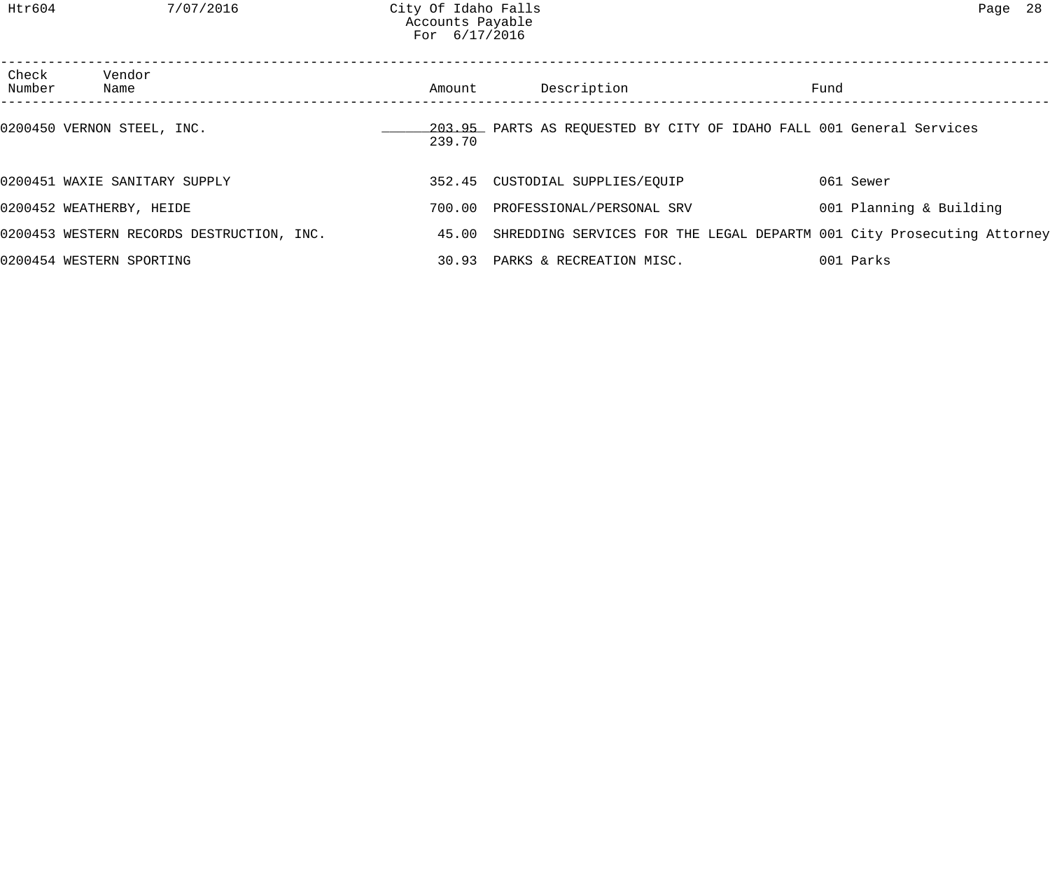| Check Number | Vendor Name | Amount | Description | Fund |
|---|---|---|---|---|
| 0200450 | VERNON STEEL, INC. | 203.95 | PARTS AS REQUESTED BY CITY OF IDAHO FALL | 001 General Services |
| | | 239.70 | | |
| 0200451 | WAXIE SANITARY SUPPLY | 352.45 | CUSTODIAL SUPPLIES/EQUIP | 061 Sewer |
| 0200452 | WEATHERBY, HEIDE | 700.00 | PROFESSIONAL/PERSONAL SRV | 001 Planning & Building |
| 0200453 | WESTERN RECORDS DESTRUCTION, INC. | 45.00 | SHREDDING SERVICES FOR THE LEGAL DEPARTM | 001 City Prosecuting Attorney |
| 0200454 | WESTERN SPORTING | 30.93 | PARKS & RECREATION MISC. | 001 Parks |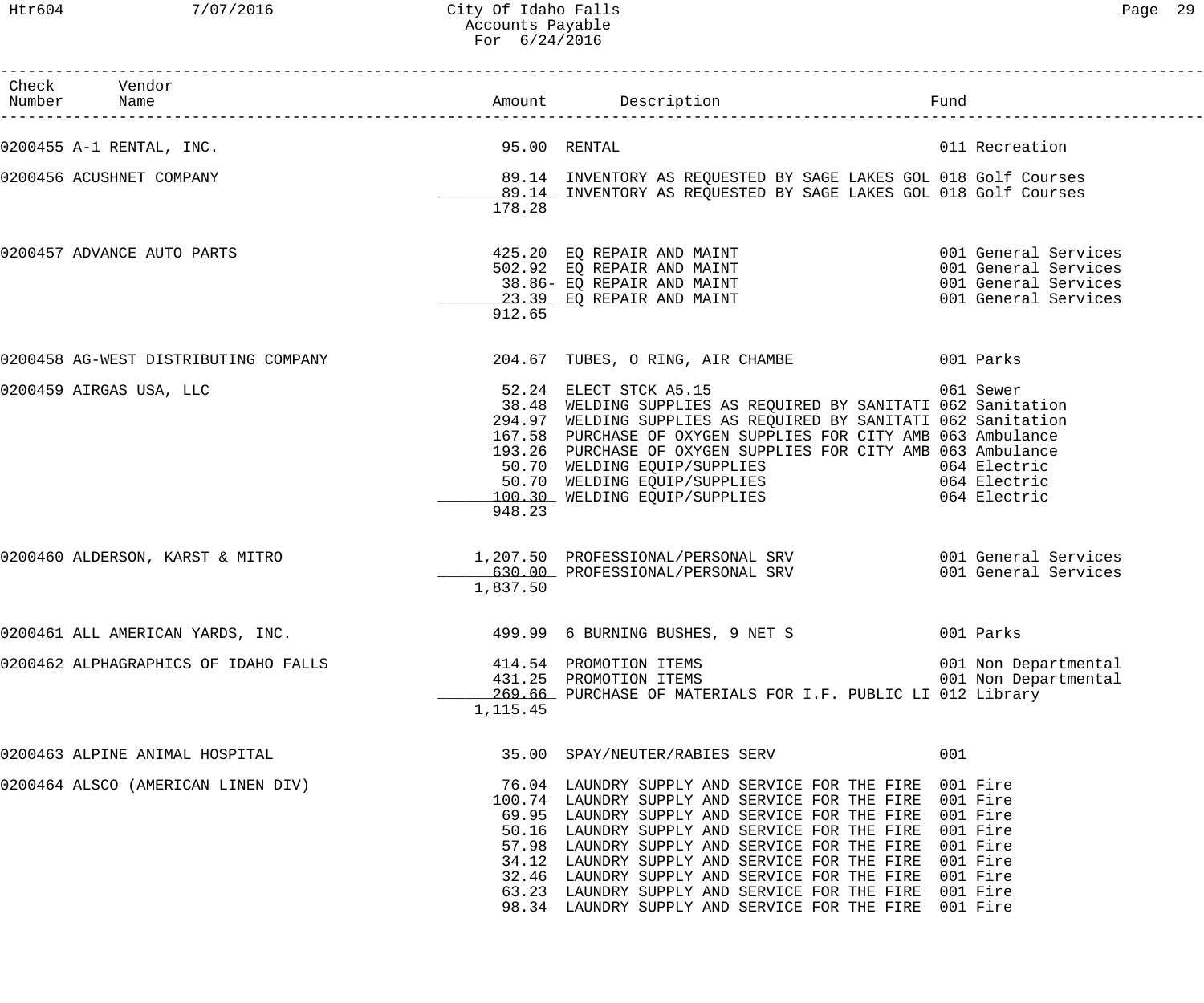# City Of Idaho Falls
## Accounts Payable
### For 6/24/2016

| Check Number | Vendor Name | Amount | Description | Fund |
|---|---|---|---|---|
| 0200455 | A-1 RENTAL, INC. | 95.00 | RENTAL | 011 Recreation |
| 0200456 | ACUSHNET COMPANY | 89.14 | INVENTORY AS REQUESTED BY SAGE LAKES GOL | 018 Golf Courses |
| | | 89.14 | INVENTORY AS REQUESTED BY SAGE LAKES GOL | 018 Golf Courses |
| | | 178.28 | | |
| 0200457 | ADVANCE AUTO PARTS | 425.20 | EQ REPAIR AND MAINT | 001 General Services |
| | | 502.92 | EQ REPAIR AND MAINT | 001 General Services |
| | | 38.86- | EQ REPAIR AND MAINT | 001 General Services |
| | | 23.39 | EQ REPAIR AND MAINT | 001 General Services |
| | | 912.65 | | |
| 0200458 | AG-WEST DISTRIBUTING COMPANY | 204.67 | TUBES, O RING, AIR CHAMBE | 001 Parks |
| 0200459 | AIRGAS USA, LLC | 52.24 | ELECT STCK A5.15 | 061 Sewer |
| | | 38.48 | WELDING SUPPLIES AS REQUIRED BY SANITATI | 062 Sanitation |
| | | 294.97 | WELDING SUPPLIES AS REQUIRED BY SANITATI | 062 Sanitation |
| | | 167.58 | PURCHASE OF OXYGEN SUPPLIES FOR CITY AMB | 063 Ambulance |
| | | 193.26 | PURCHASE OF OXYGEN SUPPLIES FOR CITY AMB | 063 Ambulance |
| | | 50.70 | WELDING EQUIP/SUPPLIES | 064 Electric |
| | | 50.70 | WELDING EQUIP/SUPPLIES | 064 Electric |
| | | 100.30 | WELDING EQUIP/SUPPLIES | 064 Electric |
| | | 948.23 | | |
| 0200460 | ALDERSON, KARST & MITRO | 1,207.50 | PROFESSIONAL/PERSONAL SRV | 001 General Services |
| | | 630.00 | PROFESSIONAL/PERSONAL SRV | 001 General Services |
| | | 1,837.50 | | |
| 0200461 | ALL AMERICAN YARDS, INC. | 499.99 | 6 BURNING BUSHES, 9 NET S | 001 Parks |
| 0200462 | ALPHAGRAPHICS OF IDAHO FALLS | 414.54 | PROMOTION ITEMS | 001 Non Departmental |
| | | 431.25 | PROMOTION ITEMS | 001 Non Departmental |
| | | 269.66 | PURCHASE OF MATERIALS FOR I.F. PUBLIC LI | 012 Library |
| | | 1,115.45 | | |
| 0200463 | ALPINE ANIMAL HOSPITAL | 35.00 | SPAY/NEUTER/RABIES SERV | 001 |
| 0200464 | ALSCO (AMERICAN LINEN DIV) | 76.04 | LAUNDRY SUPPLY AND SERVICE FOR THE FIRE | 001 Fire |
| | | 100.74 | LAUNDRY SUPPLY AND SERVICE FOR THE FIRE | 001 Fire |
| | | 69.95 | LAUNDRY SUPPLY AND SERVICE FOR THE FIRE | 001 Fire |
| | | 50.16 | LAUNDRY SUPPLY AND SERVICE FOR THE FIRE | 001 Fire |
| | | 57.98 | LAUNDRY SUPPLY AND SERVICE FOR THE FIRE | 001 Fire |
| | | 34.12 | LAUNDRY SUPPLY AND SERVICE FOR THE FIRE | 001 Fire |
| | | 32.46 | LAUNDRY SUPPLY AND SERVICE FOR THE FIRE | 001 Fire |
| | | 63.23 | LAUNDRY SUPPLY AND SERVICE FOR THE FIRE | 001 Fire |
| | | 98.34 | LAUNDRY SUPPLY AND SERVICE FOR THE FIRE | 001 Fire |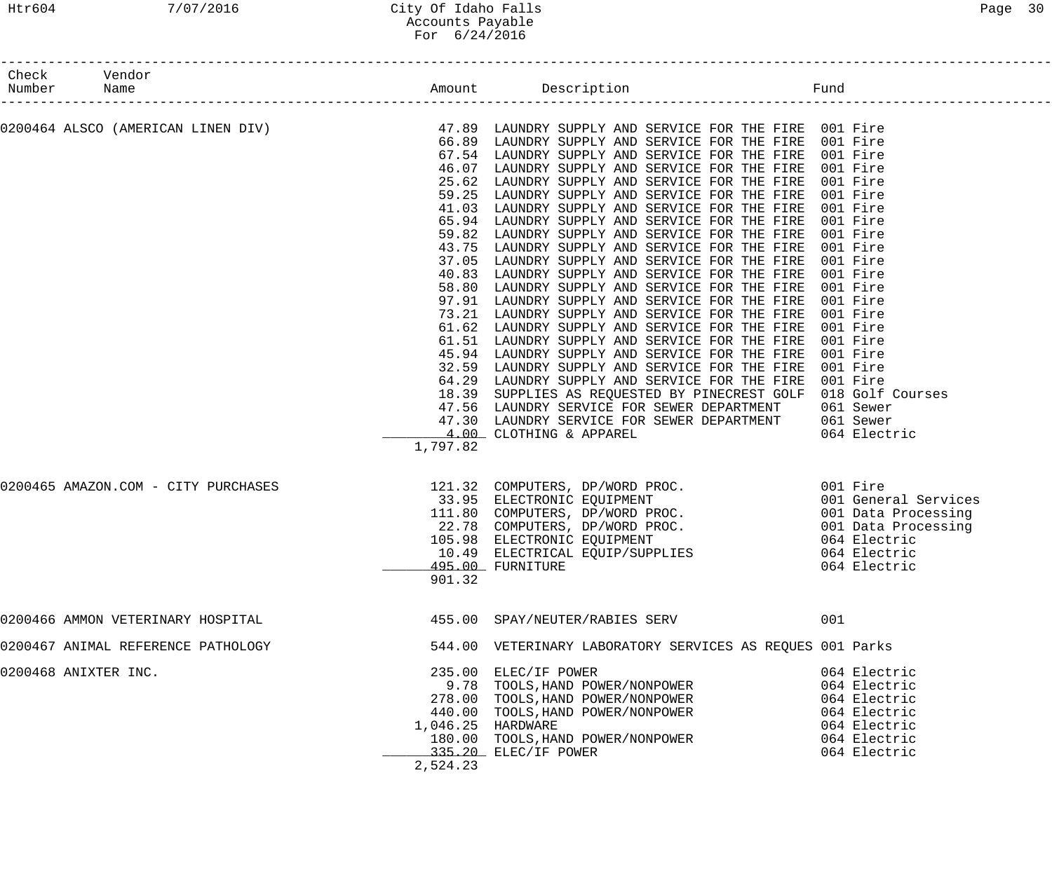City Of Idaho Falls
Accounts Payable
For 6/24/2016

| Check Number | Vendor Name | Amount | Description | Fund |
|---|---|---|---|---|
| 0200464 | ALSCO (AMERICAN LINEN DIV) | 47.89 | LAUNDRY SUPPLY AND SERVICE FOR THE FIRE | 001 Fire |
| | | 66.89 | LAUNDRY SUPPLY AND SERVICE FOR THE FIRE | 001 Fire |
| | | 67.54 | LAUNDRY SUPPLY AND SERVICE FOR THE FIRE | 001 Fire |
| | | 46.07 | LAUNDRY SUPPLY AND SERVICE FOR THE FIRE | 001 Fire |
| | | 25.62 | LAUNDRY SUPPLY AND SERVICE FOR THE FIRE | 001 Fire |
| | | 59.25 | LAUNDRY SUPPLY AND SERVICE FOR THE FIRE | 001 Fire |
| | | 41.03 | LAUNDRY SUPPLY AND SERVICE FOR THE FIRE | 001 Fire |
| | | 65.94 | LAUNDRY SUPPLY AND SERVICE FOR THE FIRE | 001 Fire |
| | | 59.82 | LAUNDRY SUPPLY AND SERVICE FOR THE FIRE | 001 Fire |
| | | 43.75 | LAUNDRY SUPPLY AND SERVICE FOR THE FIRE | 001 Fire |
| | | 37.05 | LAUNDRY SUPPLY AND SERVICE FOR THE FIRE | 001 Fire |
| | | 40.83 | LAUNDRY SUPPLY AND SERVICE FOR THE FIRE | 001 Fire |
| | | 58.80 | LAUNDRY SUPPLY AND SERVICE FOR THE FIRE | 001 Fire |
| | | 97.91 | LAUNDRY SUPPLY AND SERVICE FOR THE FIRE | 001 Fire |
| | | 73.21 | LAUNDRY SUPPLY AND SERVICE FOR THE FIRE | 001 Fire |
| | | 61.62 | LAUNDRY SUPPLY AND SERVICE FOR THE FIRE | 001 Fire |
| | | 61.51 | LAUNDRY SUPPLY AND SERVICE FOR THE FIRE | 001 Fire |
| | | 45.94 | LAUNDRY SUPPLY AND SERVICE FOR THE FIRE | 001 Fire |
| | | 32.59 | LAUNDRY SUPPLY AND SERVICE FOR THE FIRE | 001 Fire |
| | | 64.29 | LAUNDRY SUPPLY AND SERVICE FOR THE FIRE | 001 Fire |
| | | 18.39 | SUPPLIES AS REQUESTED BY PINECREST GOLF | 018 Golf Courses |
| | | 47.56 | LAUNDRY SERVICE FOR SEWER DEPARTMENT | 061 Sewer |
| | | 47.30 | LAUNDRY SERVICE FOR SEWER DEPARTMENT | 061 Sewer |
| | | 4.00 | CLOTHING & APPAREL | 064 Electric |
| | | 1,797.82 | | |
| 0200465 | AMAZON.COM - CITY PURCHASES | 121.32 | COMPUTERS, DP/WORD PROC. | 001 Fire |
| | | 33.95 | ELECTRONIC EQUIPMENT | 001 General Services |
| | | 111.80 | COMPUTERS, DP/WORD PROC. | 001 Data Processing |
| | | 22.78 | COMPUTERS, DP/WORD PROC. | 001 Data Processing |
| | | 105.98 | ELECTRONIC EQUIPMENT | 064 Electric |
| | | 10.49 | ELECTRICAL EQUIP/SUPPLIES | 064 Electric |
| | | 495.00 | FURNITURE | 064 Electric |
| | | 901.32 | | |
| 0200466 | AMMON VETERINARY HOSPITAL | 455.00 | SPAY/NEUTER/RABIES SERV | 001 |
| 0200467 | ANIMAL REFERENCE PATHOLOGY | 544.00 | VETERINARY LABORATORY SERVICES AS REQUES | 001 Parks |
| 0200468 | ANIXTER INC. | 235.00 | ELEC/IF POWER | 064 Electric |
| | | 9.78 | TOOLS,HAND POWER/NONPOWER | 064 Electric |
| | | 278.00 | TOOLS,HAND POWER/NONPOWER | 064 Electric |
| | | 440.00 | TOOLS,HAND POWER/NONPOWER | 064 Electric |
| | | 1,046.25 | HARDWARE | 064 Electric |
| | | 180.00 | TOOLS,HAND POWER/NONPOWER | 064 Electric |
| | | 335.20 | ELEC/IF POWER | 064 Electric |
| | | 2,524.23 | | |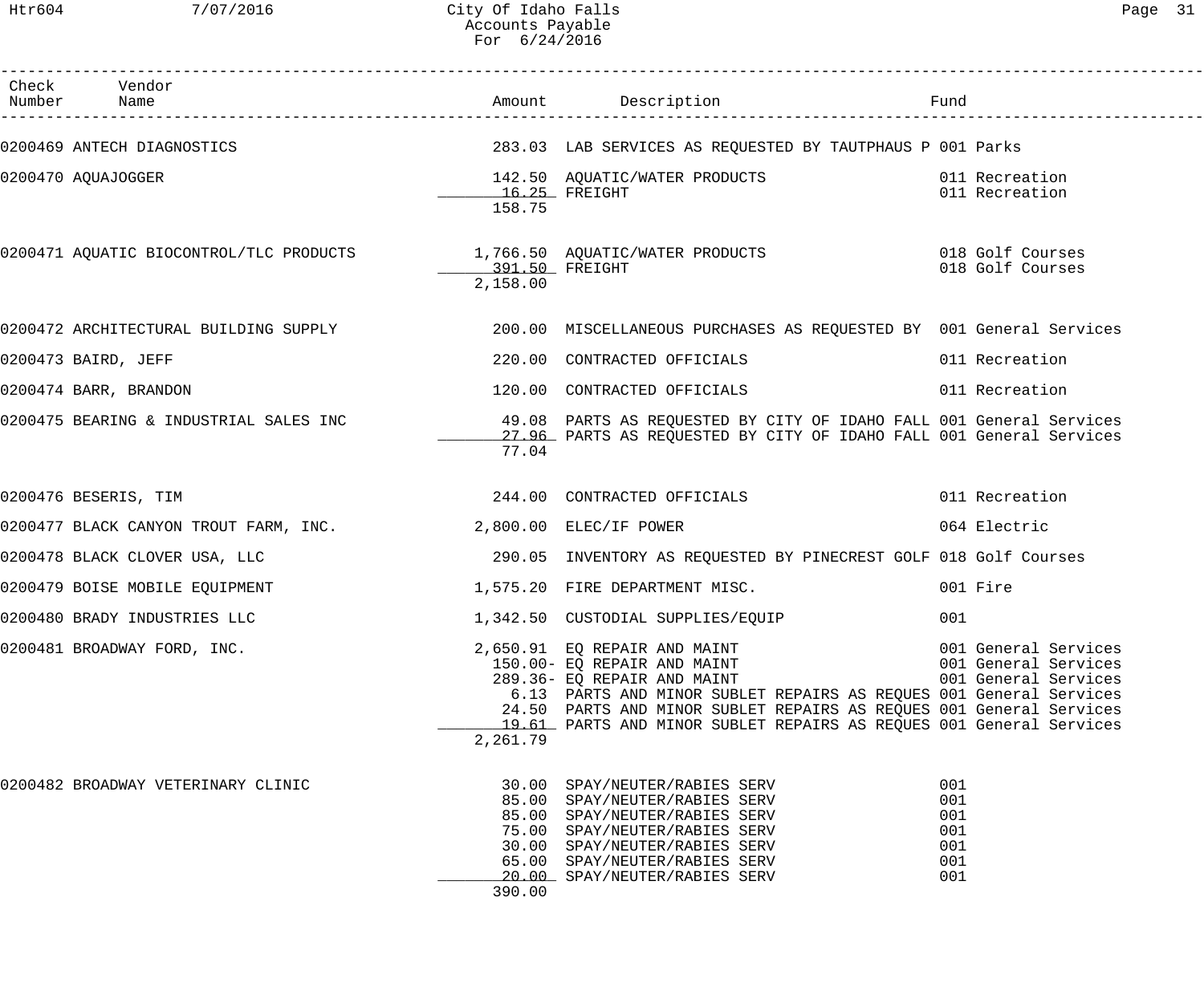City Of Idaho Falls
Accounts Payable
For 6/24/2016

| Check Number | Vendor Name | Amount | Description | Fund |
|---|---|---|---|---|
| 0200469 | ANTECH DIAGNOSTICS | 283.03 | LAB SERVICES AS REQUESTED BY TAUTPHAUS P | 001 Parks |
| 0200470 | AQUAJOGGER | 142.50 | AQUATIC/WATER PRODUCTS | 011 Recreation |
| | | 16.25 | FREIGHT | 011 Recreation |
| | | 158.75 | | |
| 0200471 | AQUATIC BIOCONTROL/TLC PRODUCTS | 1,766.50 | AQUATIC/WATER PRODUCTS | 018 Golf Courses |
| | | 391.50 | FREIGHT | 018 Golf Courses |
| | | 2,158.00 | | |
| 0200472 | ARCHITECTURAL BUILDING SUPPLY | 200.00 | MISCELLANEOUS PURCHASES AS REQUESTED BY | 001 General Services |
| 0200473 | BAIRD, JEFF | 220.00 | CONTRACTED OFFICIALS | 011 Recreation |
| 0200474 | BARR, BRANDON | 120.00 | CONTRACTED OFFICIALS | 011 Recreation |
| 0200475 | BEARING & INDUSTRIAL SALES INC | 49.08 | PARTS AS REQUESTED BY CITY OF IDAHO FALL | 001 General Services |
| | | 27.96 | PARTS AS REQUESTED BY CITY OF IDAHO FALL | 001 General Services |
| | | 77.04 | | |
| 0200476 | BESERIS, TIM | 244.00 | CONTRACTED OFFICIALS | 011 Recreation |
| 0200477 | BLACK CANYON TROUT FARM, INC. | 2,800.00 | ELEC/IF POWER | 064 Electric |
| 0200478 | BLACK CLOVER USA, LLC | 290.05 | INVENTORY AS REQUESTED BY PINECREST GOLF | 018 Golf Courses |
| 0200479 | BOISE MOBILE EQUIPMENT | 1,575.20 | FIRE DEPARTMENT MISC. | 001 Fire |
| 0200480 | BRADY INDUSTRIES LLC | 1,342.50 | CUSTODIAL SUPPLIES/EQUIP | 001 |
| 0200481 | BROADWAY FORD, INC. | 2,650.91 | EQ REPAIR AND MAINT | 001 General Services |
| | | 150.00- | EQ REPAIR AND MAINT | 001 General Services |
| | | 289.36- | EQ REPAIR AND MAINT | 001 General Services |
| | | 6.13 | PARTS AND MINOR SUBLET REPAIRS AS REQUES | 001 General Services |
| | | 24.50 | PARTS AND MINOR SUBLET REPAIRS AS REQUES | 001 General Services |
| | | 19.61 | PARTS AND MINOR SUBLET REPAIRS AS REQUES | 001 General Services |
| | | 2,261.79 | | |
| 0200482 | BROADWAY VETERINARY CLINIC | 30.00 | SPAY/NEUTER/RABIES SERV | 001 |
| | | 85.00 | SPAY/NEUTER/RABIES SERV | 001 |
| | | 85.00 | SPAY/NEUTER/RABIES SERV | 001 |
| | | 75.00 | SPAY/NEUTER/RABIES SERV | 001 |
| | | 30.00 | SPAY/NEUTER/RABIES SERV | 001 |
| | | 65.00 | SPAY/NEUTER/RABIES SERV | 001 |
| | | 20.00 | SPAY/NEUTER/RABIES SERV | 001 |
| | | 390.00 | | |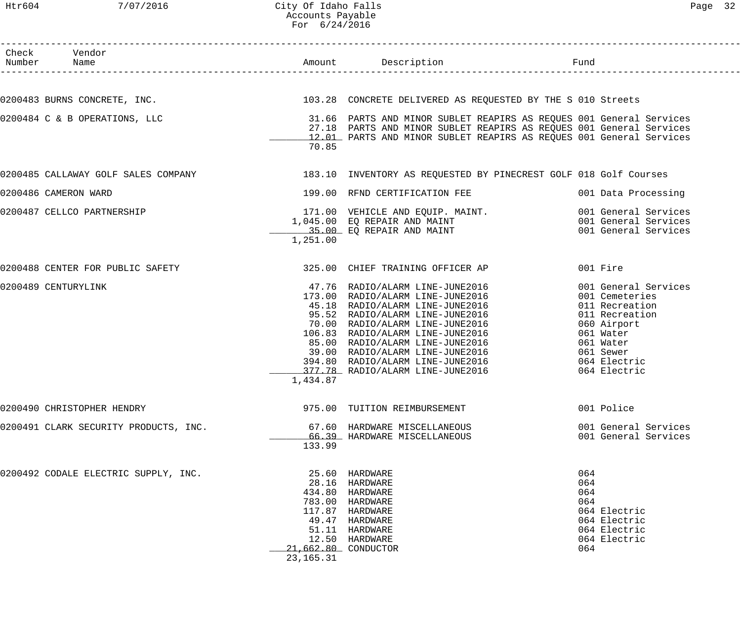City Of Idaho Falls
Accounts Payable
For 6/24/2016

| Check Number | Vendor Name | Amount | Description | Fund |
|---|---|---|---|---|
| 0200483 | BURNS CONCRETE, INC. | 103.28 | CONCRETE DELIVERED AS REQUESTED BY THE S | 010 Streets |
| 0200484 | C & B OPERATIONS, LLC | 31.66 | PARTS AND MINOR SUBLET REAPIRS AS REQUES | 001 General Services |
| | | 27.18 | PARTS AND MINOR SUBLET REAPIRS AS REQUES | 001 General Services |
| | | 12.01 | PARTS AND MINOR SUBLET REAPIRS AS REQUES | 001 General Services |
| | | 70.85 | | |
| 0200485 | CALLAWAY GOLF SALES COMPANY | 183.10 | INVENTORY AS REQUESTED BY PINECREST GOLF | 018 Golf Courses |
| 0200486 | CAMERON WARD | 199.00 | RFND CERTIFICATION FEE | 001 Data Processing |
| 0200487 | CELLCO PARTNERSHIP | 171.00 | VEHICLE AND EQUIP. MAINT. | 001 General Services |
| | | 1,045.00 | EQ REPAIR AND MAINT | 001 General Services |
| | | 35.00 | EQ REPAIR AND MAINT | 001 General Services |
| | | 1,251.00 | | |
| 0200488 | CENTER FOR PUBLIC SAFETY | 325.00 | CHIEF TRAINING OFFICER AP | 001 Fire |
| 0200489 | CENTURYLINK | 47.76 | RADIO/ALARM LINE-JUNE2016 | 001 General Services |
| | | 173.00 | RADIO/ALARM LINE-JUNE2016 | 001 Cemeteries |
| | | 45.18 | RADIO/ALARM LINE-JUNE2016 | 011 Recreation |
| | | 95.52 | RADIO/ALARM LINE-JUNE2016 | 011 Recreation |
| | | 70.00 | RADIO/ALARM LINE-JUNE2016 | 060 Airport |
| | | 106.83 | RADIO/ALARM LINE-JUNE2016 | 061 Water |
| | | 85.00 | RADIO/ALARM LINE-JUNE2016 | 061 Water |
| | | 39.00 | RADIO/ALARM LINE-JUNE2016 | 061 Sewer |
| | | 394.80 | RADIO/ALARM LINE-JUNE2016 | 064 Electric |
| | | 377.78 | RADIO/ALARM LINE-JUNE2016 | 064 Electric |
| | | 1,434.87 | | |
| 0200490 | CHRISTOPHER HENDRY | 975.00 | TUITION REIMBURSEMENT | 001 Police |
| 0200491 | CLARK SECURITY PRODUCTS, INC. | 67.60 | HARDWARE MISCELLANEOUS | 001 General Services |
| | | 66.39 | HARDWARE MISCELLANEOUS | 001 General Services |
| | | 133.99 | | |
| 0200492 | CODALE ELECTRIC SUPPLY, INC. | 25.60 | HARDWARE | 064 |
| | | 28.16 | HARDWARE | 064 |
| | | 434.80 | HARDWARE | 064 |
| | | 783.00 | HARDWARE | 064 |
| | | 117.87 | HARDWARE | 064 Electric |
| | | 49.47 | HARDWARE | 064 Electric |
| | | 51.11 | HARDWARE | 064 Electric |
| | | 12.50 | HARDWARE | 064 Electric |
| | | 21,662.80 | CONDUCTOR | 064 |
| | | 23,165.31 | | |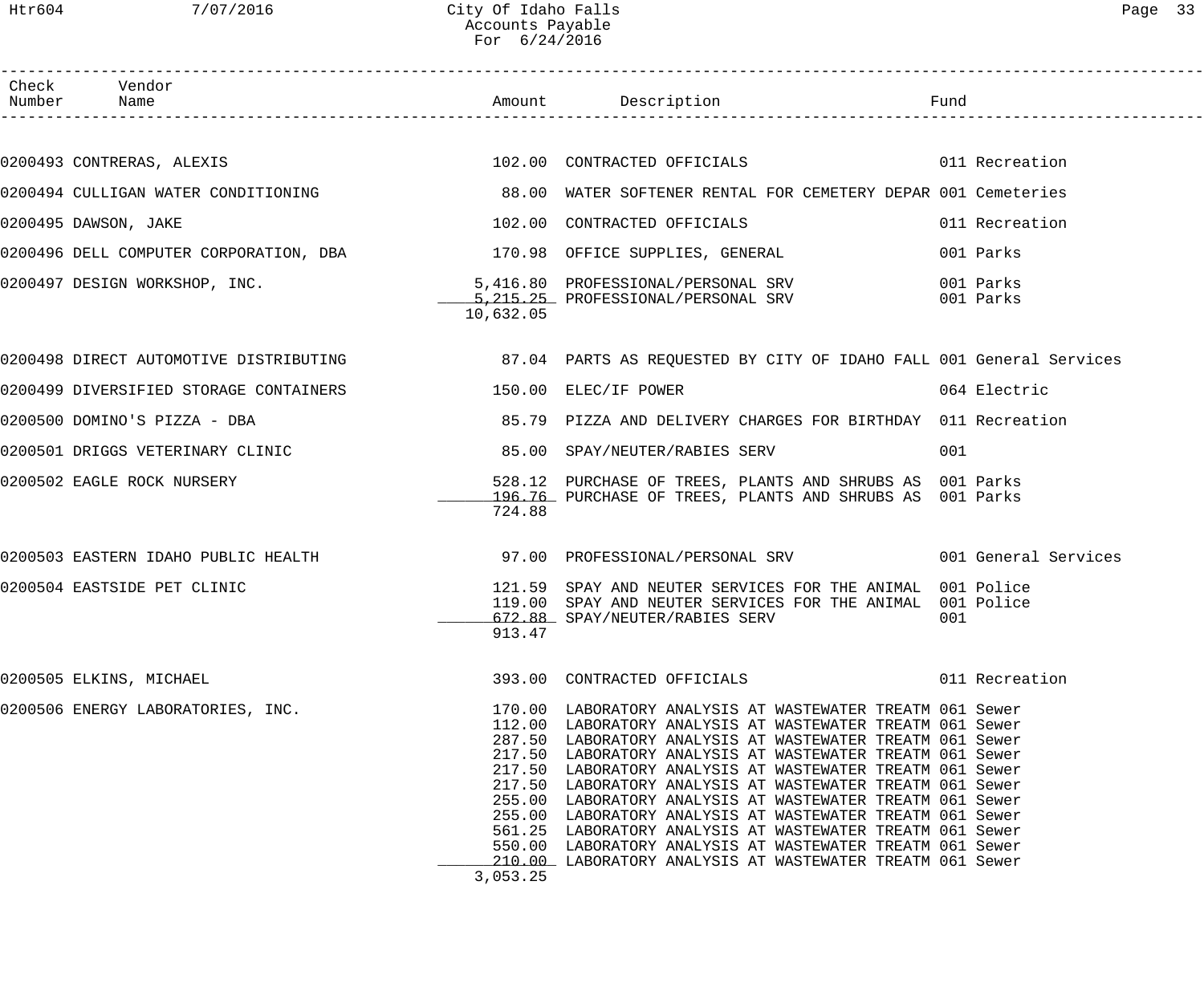# City Of Idaho Falls
## Accounts Payable
### For 6/24/2016

| Check Number | Vendor Name | Amount | Description | Fund |
|---|---|---|---|---|
| 0200493 | CONTRERAS, ALEXIS | 102.00 | CONTRACTED OFFICIALS | 011 Recreation |
| 0200494 | CULLIGAN WATER CONDITIONING | 88.00 | WATER SOFTENER RENTAL FOR CEMETERY DEPAR | 001 Cemeteries |
| 0200495 | DAWSON, JAKE | 102.00 | CONTRACTED OFFICIALS | 011 Recreation |
| 0200496 | DELL COMPUTER CORPORATION, DBA | 170.98 | OFFICE SUPPLIES, GENERAL | 001 Parks |
| 0200497 | DESIGN WORKSHOP, INC. | 5,416.80 | PROFESSIONAL/PERSONAL SRV | 001 Parks |
| | | 5,215.25 | PROFESSIONAL/PERSONAL SRV | 001 Parks |
| | | 10,632.05 | | |
| 0200498 | DIRECT AUTOMOTIVE DISTRIBUTING | 87.04 | PARTS AS REQUESTED BY CITY OF IDAHO FALL | 001 General Services |
| 0200499 | DIVERSIFIED STORAGE CONTAINERS | 150.00 | ELEC/IF POWER | 064 Electric |
| 0200500 | DOMINO'S PIZZA - DBA | 85.79 | PIZZA AND DELIVERY CHARGES FOR BIRTHDAY | 011 Recreation |
| 0200501 | DRIGGS VETERINARY CLINIC | 85.00 | SPAY/NEUTER/RABIES SERV | 001 |
| 0200502 | EAGLE ROCK NURSERY | 528.12 | PURCHASE OF TREES, PLANTS AND SHRUBS AS | 001 Parks |
| | | 196.76 | PURCHASE OF TREES, PLANTS AND SHRUBS AS | 001 Parks |
| | | 724.88 | | |
| 0200503 | EASTERN IDAHO PUBLIC HEALTH | 97.00 | PROFESSIONAL/PERSONAL SRV | 001 General Services |
| 0200504 | EASTSIDE PET CLINIC | 121.59 | SPAY AND NEUTER SERVICES FOR THE ANIMAL | 001 Police |
| | | 119.00 | SPAY AND NEUTER SERVICES FOR THE ANIMAL | 001 Police |
| | | 672.88 | SPAY/NEUTER/RABIES SERV | 001 |
| | | 913.47 | | |
| 0200505 | ELKINS, MICHAEL | 393.00 | CONTRACTED OFFICIALS | 011 Recreation |
| 0200506 | ENERGY LABORATORIES, INC. | 170.00 | LABORATORY ANALYSIS AT WASTEWATER TREATM | 061 Sewer |
| | | 112.00 | LABORATORY ANALYSIS AT WASTEWATER TREATM | 061 Sewer |
| | | 287.50 | LABORATORY ANALYSIS AT WASTEWATER TREATM | 061 Sewer |
| | | 217.50 | LABORATORY ANALYSIS AT WASTEWATER TREATM | 061 Sewer |
| | | 217.50 | LABORATORY ANALYSIS AT WASTEWATER TREATM | 061 Sewer |
| | | 217.50 | LABORATORY ANALYSIS AT WASTEWATER TREATM | 061 Sewer |
| | | 255.00 | LABORATORY ANALYSIS AT WASTEWATER TREATM | 061 Sewer |
| | | 255.00 | LABORATORY ANALYSIS AT WASTEWATER TREATM | 061 Sewer |
| | | 561.25 | LABORATORY ANALYSIS AT WASTEWATER TREATM | 061 Sewer |
| | | 550.00 | LABORATORY ANALYSIS AT WASTEWATER TREATM | 061 Sewer |
| | | 210.00 | LABORATORY ANALYSIS AT WASTEWATER TREATM | 061 Sewer |
| | | 3,053.25 | | |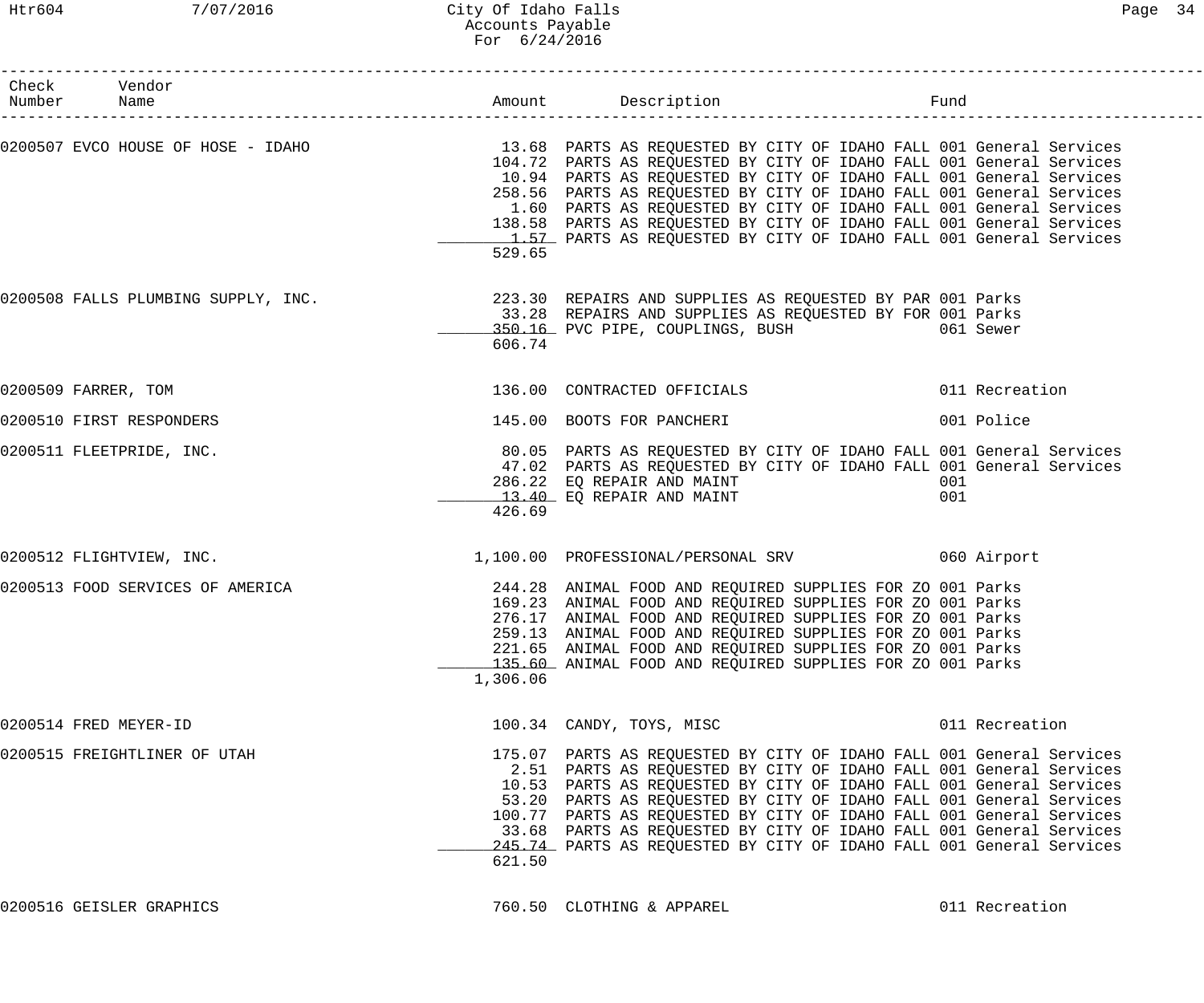# City Of Idaho Falls
## Accounts Payable
### For 6/24/2016

| Check Number | Vendor Name | Amount | Description | Fund |
|---|---|---|---|---|
| 0200507 | EVCO HOUSE OF HOSE - IDAHO | 13.68 | PARTS AS REQUESTED BY CITY OF IDAHO FALL | 001 General Services |
| | | 104.72 | PARTS AS REQUESTED BY CITY OF IDAHO FALL | 001 General Services |
| | | 10.94 | PARTS AS REQUESTED BY CITY OF IDAHO FALL | 001 General Services |
| | | 258.56 | PARTS AS REQUESTED BY CITY OF IDAHO FALL | 001 General Services |
| | | 1.60 | PARTS AS REQUESTED BY CITY OF IDAHO FALL | 001 General Services |
| | | 138.58 | PARTS AS REQUESTED BY CITY OF IDAHO FALL | 001 General Services |
| | | 1.57 | PARTS AS REQUESTED BY CITY OF IDAHO FALL | 001 General Services |
| | | 529.65 | | |
| 0200508 | FALLS PLUMBING SUPPLY, INC. | 223.30 | REPAIRS AND SUPPLIES AS REQUESTED BY PAR | 001 Parks |
| | | 33.28 | REPAIRS AND SUPPLIES AS REQUESTED BY FOR | 001 Parks |
| | | 350.16 | PVC PIPE, COUPLINGS, BUSH | 061 Sewer |
| | | 606.74 | | |
| 0200509 | FARRER, TOM | 136.00 | CONTRACTED OFFICIALS | 011 Recreation |
| 0200510 | FIRST RESPONDERS | 145.00 | BOOTS FOR PANCHERI | 001 Police |
| 0200511 | FLEETPRIDE, INC. | 80.05 | PARTS AS REQUESTED BY CITY OF IDAHO FALL | 001 General Services |
| | | 47.02 | PARTS AS REQUESTED BY CITY OF IDAHO FALL | 001 General Services |
| | | 286.22 | EQ REPAIR AND MAINT | 001 |
| | | 13.40 | EQ REPAIR AND MAINT | 001 |
| | | 426.69 | | |
| 0200512 | FLIGHTVIEW, INC. | 1,100.00 | PROFESSIONAL/PERSONAL SRV | 060 Airport |
| 0200513 | FOOD SERVICES OF AMERICA | 244.28 | ANIMAL FOOD AND REQUIRED SUPPLIES FOR ZO | 001 Parks |
| | | 169.23 | ANIMAL FOOD AND REQUIRED SUPPLIES FOR ZO | 001 Parks |
| | | 276.17 | ANIMAL FOOD AND REQUIRED SUPPLIES FOR ZO | 001 Parks |
| | | 259.13 | ANIMAL FOOD AND REQUIRED SUPPLIES FOR ZO | 001 Parks |
| | | 221.65 | ANIMAL FOOD AND REQUIRED SUPPLIES FOR ZO | 001 Parks |
| | | 135.60 | ANIMAL FOOD AND REQUIRED SUPPLIES FOR ZO | 001 Parks |
| | | 1,306.06 | | |
| 0200514 | FRED MEYER-ID | 100.34 | CANDY, TOYS, MISC | 011 Recreation |
| 0200515 | FREIGHTLINER OF UTAH | 175.07 | PARTS AS REQUESTED BY CITY OF IDAHO FALL | 001 General Services |
| | | 2.51 | PARTS AS REQUESTED BY CITY OF IDAHO FALL | 001 General Services |
| | | 10.53 | PARTS AS REQUESTED BY CITY OF IDAHO FALL | 001 General Services |
| | | 53.20 | PARTS AS REQUESTED BY CITY OF IDAHO FALL | 001 General Services |
| | | 100.77 | PARTS AS REQUESTED BY CITY OF IDAHO FALL | 001 General Services |
| | | 33.68 | PARTS AS REQUESTED BY CITY OF IDAHO FALL | 001 General Services |
| | | 245.74 | PARTS AS REQUESTED BY CITY OF IDAHO FALL | 001 General Services |
| | | 621.50 | | |
| 0200516 | GEISLER GRAPHICS | 760.50 | CLOTHING & APPAREL | 011 Recreation |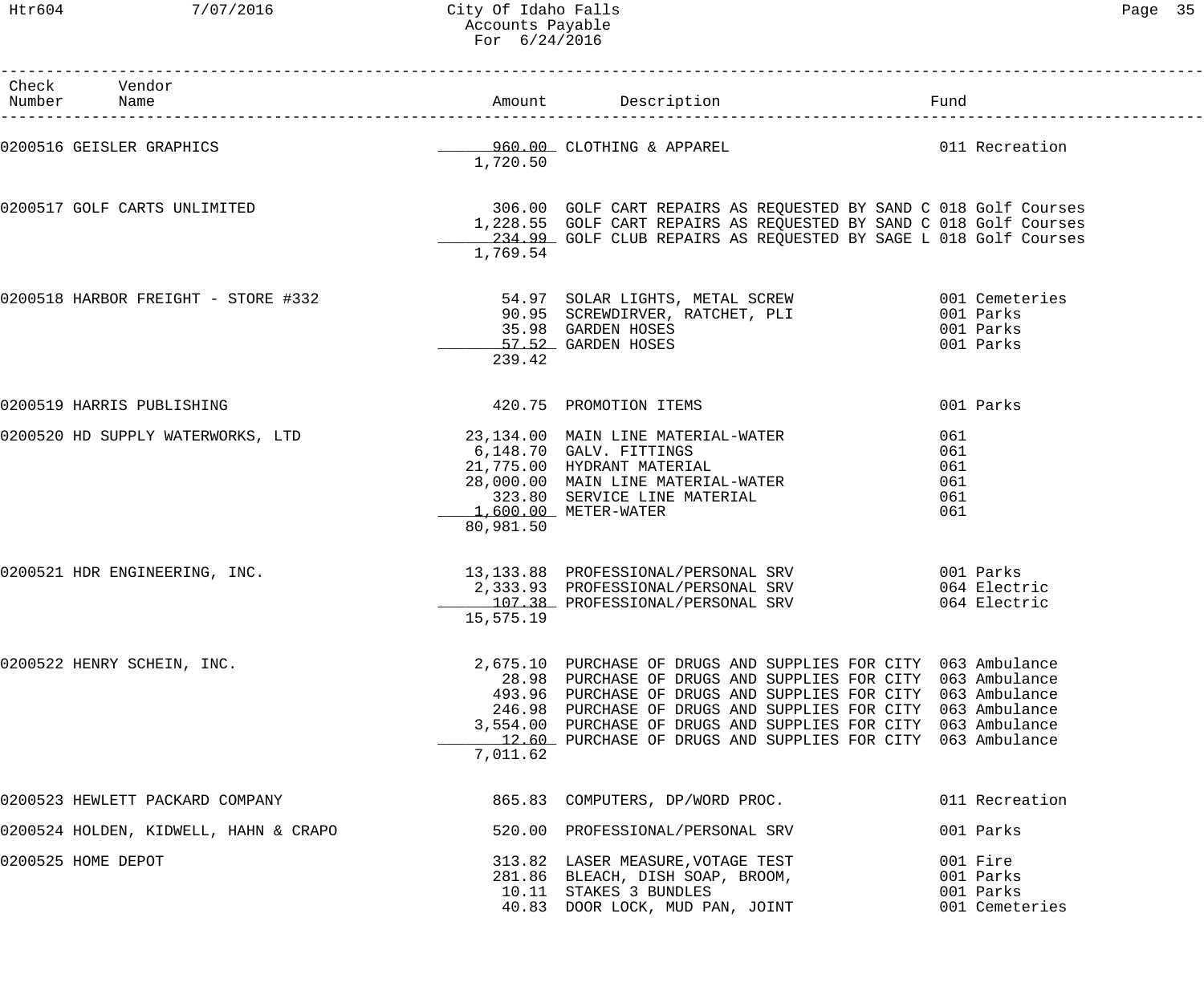City Of Idaho Falls
Accounts Payable
For 6/24/2016

| Check Number | Vendor Name | Amount | Description | Fund |
|---|---|---|---|---|
| 0200516 | GEISLER GRAPHICS | 960.00 | CLOTHING & APPAREL | 011 Recreation |
| | | 1,720.50 | | |
| 0200517 | GOLF CARTS UNLIMITED | 306.00 | GOLF CART REPAIRS AS REQUESTED BY SAND C | 018 Golf Courses |
| | | 1,228.55 | GOLF CART REPAIRS AS REQUESTED BY SAND C | 018 Golf Courses |
| | | 234.99 | GOLF CLUB REPAIRS AS REQUESTED BY SAGE L | 018 Golf Courses |
| | | 1,769.54 | | |
| 0200518 | HARBOR FREIGHT - STORE #332 | 54.97 | SOLAR LIGHTS, METAL SCREW | 001 Cemeteries |
| | | 90.95 | SCREWDIRVER, RATCHET, PLI | 001 Parks |
| | | 35.98 | GARDEN HOSES | 001 Parks |
| | | 57.52 | GARDEN HOSES | 001 Parks |
| | | 239.42 | | |
| 0200519 | HARRIS PUBLISHING | 420.75 | PROMOTION ITEMS | 001 Parks |
| 0200520 | HD SUPPLY WATERWORKS, LTD | 23,134.00 | MAIN LINE MATERIAL-WATER | 061 |
| | | 6,148.70 | GALV. FITTINGS | 061 |
| | | 21,775.00 | HYDRANT MATERIAL | 061 |
| | | 28,000.00 | MAIN LINE MATERIAL-WATER | 061 |
| | | 323.80 | SERVICE LINE MATERIAL | 061 |
| | | 1,600.00 | METER-WATER | 061 |
| | | 80,981.50 | | |
| 0200521 | HDR ENGINEERING, INC. | 13,133.88 | PROFESSIONAL/PERSONAL SRV | 001 Parks |
| | | 2,333.93 | PROFESSIONAL/PERSONAL SRV | 064 Electric |
| | | 107.38 | PROFESSIONAL/PERSONAL SRV | 064 Electric |
| | | 15,575.19 | | |
| 0200522 | HENRY SCHEIN, INC. | 2,675.10 | PURCHASE OF DRUGS AND SUPPLIES FOR CITY | 063 Ambulance |
| | | 28.98 | PURCHASE OF DRUGS AND SUPPLIES FOR CITY | 063 Ambulance |
| | | 493.96 | PURCHASE OF DRUGS AND SUPPLIES FOR CITY | 063 Ambulance |
| | | 246.98 | PURCHASE OF DRUGS AND SUPPLIES FOR CITY | 063 Ambulance |
| | | 3,554.00 | PURCHASE OF DRUGS AND SUPPLIES FOR CITY | 063 Ambulance |
| | | 12.60 | PURCHASE OF DRUGS AND SUPPLIES FOR CITY | 063 Ambulance |
| | | 7,011.62 | | |
| 0200523 | HEWLETT PACKARD COMPANY | 865.83 | COMPUTERS, DP/WORD PROC. | 011 Recreation |
| 0200524 | HOLDEN, KIDWELL, HAHN & CRAPO | 520.00 | PROFESSIONAL/PERSONAL SRV | 001 Parks |
| 0200525 | HOME DEPOT | 313.82 | LASER MEASURE,VOTAGE TEST | 001 Fire |
| | | 281.86 | BLEACH, DISH SOAP, BROOM, | 001 Parks |
| | | 10.11 | STAKES 3 BUNDLES | 001 Parks |
| | | 40.83 | DOOR LOCK, MUD PAN, JOINT | 001 Cemeteries |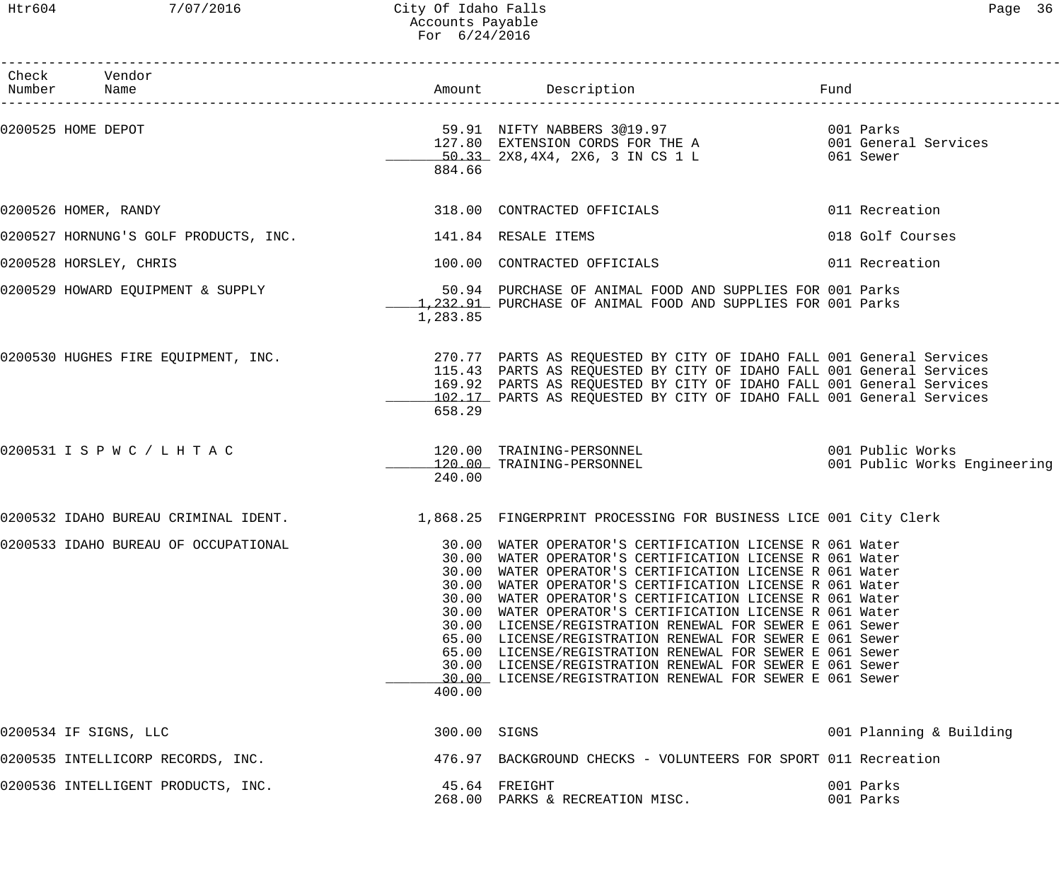City Of Idaho Falls
Accounts Payable
For 6/24/2016

| Check Number | Vendor Name | Amount | Description | Fund |
|---|---|---|---|---|
| 0200525 | HOME DEPOT | 59.91 | NIFTY NABBERS 3@19.97 | 001 Parks |
| | | 127.80 | EXTENSION CORDS FOR THE A | 001 General Services |
| | | 50.33 | 2X8,4X4, 2X6, 3 IN CS 1 L | 061 Sewer |
| | | 884.66 | | |
| 0200526 | HOMER, RANDY | 318.00 | CONTRACTED OFFICIALS | 011 Recreation |
| 0200527 | HORNUNG'S GOLF PRODUCTS, INC. | 141.84 | RESALE ITEMS | 018 Golf Courses |
| 0200528 | HORSLEY, CHRIS | 100.00 | CONTRACTED OFFICIALS | 011 Recreation |
| 0200529 | HOWARD EQUIPMENT & SUPPLY | 50.94 | PURCHASE OF ANIMAL FOOD AND SUPPLIES FOR | 001 Parks |
| | | 1,232.91 | PURCHASE OF ANIMAL FOOD AND SUPPLIES FOR | 001 Parks |
| | | 1,283.85 | | |
| 0200530 | HUGHES FIRE EQUIPMENT, INC. | 270.77 | PARTS AS REQUESTED BY CITY OF IDAHO FALL | 001 General Services |
| | | 115.43 | PARTS AS REQUESTED BY CITY OF IDAHO FALL | 001 General Services |
| | | 169.92 | PARTS AS REQUESTED BY CITY OF IDAHO FALL | 001 General Services |
| | | 102.17 | PARTS AS REQUESTED BY CITY OF IDAHO FALL | 001 General Services |
| | | 658.29 | | |
| 0200531 | I S P W C / L H T A C | 120.00 | TRAINING-PERSONNEL | 001 Public Works |
| | | 120.00 | TRAINING-PERSONNEL | 001 Public Works Engineering |
| | | 240.00 | | |
| 0200532 | IDAHO BUREAU CRIMINAL IDENT. | 1,868.25 | FINGERPRINT PROCESSING FOR BUSINESS LICE | 001 City Clerk |
| 0200533 | IDAHO BUREAU OF OCCUPATIONAL | 30.00 | WATER OPERATOR'S CERTIFICATION LICENSE R | 061 Water |
| | | 30.00 | WATER OPERATOR'S CERTIFICATION LICENSE R | 061 Water |
| | | 30.00 | WATER OPERATOR'S CERTIFICATION LICENSE R | 061 Water |
| | | 30.00 | WATER OPERATOR'S CERTIFICATION LICENSE R | 061 Water |
| | | 30.00 | WATER OPERATOR'S CERTIFICATION LICENSE R | 061 Water |
| | | 30.00 | WATER OPERATOR'S CERTIFICATION LICENSE R | 061 Water |
| | | 30.00 | LICENSE/REGISTRATION RENEWAL FOR SEWER E | 061 Sewer |
| | | 65.00 | LICENSE/REGISTRATION RENEWAL FOR SEWER E | 061 Sewer |
| | | 65.00 | LICENSE/REGISTRATION RENEWAL FOR SEWER E | 061 Sewer |
| | | 30.00 | LICENSE/REGISTRATION RENEWAL FOR SEWER E | 061 Sewer |
| | | 30.00 | LICENSE/REGISTRATION RENEWAL FOR SEWER E | 061 Sewer |
| | | 400.00 | | |
| 0200534 | IF SIGNS, LLC | 300.00 | SIGNS | 001 Planning & Building |
| 0200535 | INTELLICORP RECORDS, INC. | 476.97 | BACKGROUND CHECKS - VOLUNTEERS FOR SPORT | 011 Recreation |
| 0200536 | INTELLIGENT PRODUCTS, INC. | 45.64 | FREIGHT | 001 Parks |
| | | 268.00 | PARKS & RECREATION MISC. | 001 Parks |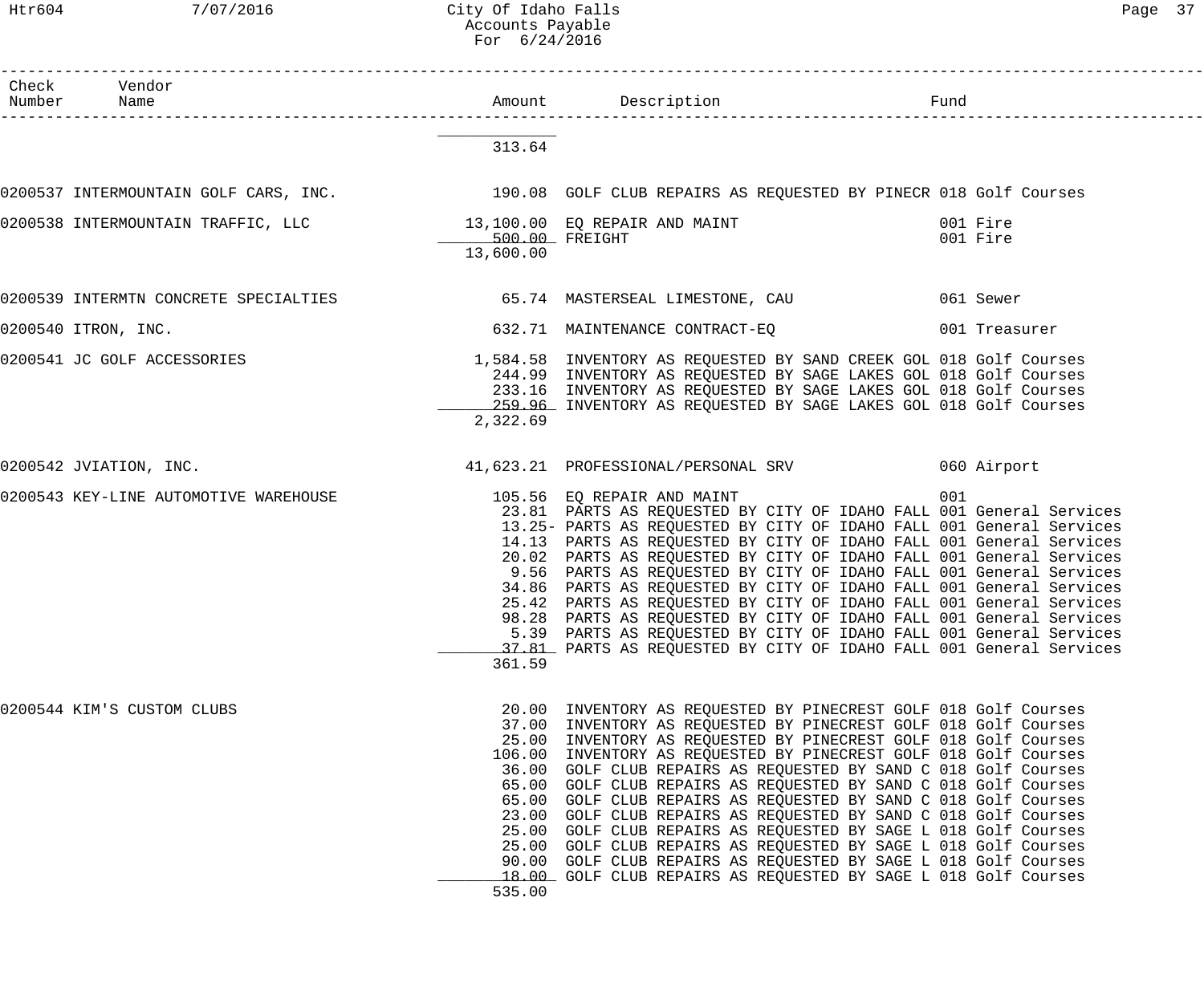| Check Number | Vendor Name | Amount | Description | Fund |
|---|---|---|---|---|
| | | 313.64 | | |
| 0200537 | INTERMOUNTAIN GOLF CARS, INC. | 190.08 | GOLF CLUB REPAIRS AS REQUESTED BY PINECR | 018 Golf Courses |
| 0200538 | INTERMOUNTAIN TRAFFIC, LLC | 13,100.00 | EQ REPAIR AND MAINT | 001 Fire |
| | | 500.00 | FREIGHT | 001 Fire |
| | | 13,600.00 | | |
| 0200539 | INTERMTN CONCRETE SPECIALTIES | 65.74 | MASTERSEAL LIMESTONE, CAU | 061 Sewer |
| 0200540 | ITRON, INC. | 632.71 | MAINTENANCE CONTRACT-EQ | 001 Treasurer |
| 0200541 | JC GOLF ACCESSORIES | 1,584.58 | INVENTORY AS REQUESTED BY SAND CREEK GOL | 018 Golf Courses |
| | | 244.99 | INVENTORY AS REQUESTED BY SAGE LAKES GOL | 018 Golf Courses |
| | | 233.16 | INVENTORY AS REQUESTED BY SAGE LAKES GOL | 018 Golf Courses |
| | | 259.96 | INVENTORY AS REQUESTED BY SAGE LAKES GOL | 018 Golf Courses |
| | | 2,322.69 | | |
| 0200542 | JVIATION, INC. | 41,623.21 | PROFESSIONAL/PERSONAL SRV | 060 Airport |
| 0200543 | KEY-LINE AUTOMOTIVE WAREHOUSE | 105.56 | EQ REPAIR AND MAINT | 001 |
| | | 23.81 | PARTS AS REQUESTED BY CITY OF IDAHO FALL | 001 General Services |
| | | 13.25- | PARTS AS REQUESTED BY CITY OF IDAHO FALL | 001 General Services |
| | | 14.13 | PARTS AS REQUESTED BY CITY OF IDAHO FALL | 001 General Services |
| | | 20.02 | PARTS AS REQUESTED BY CITY OF IDAHO FALL | 001 General Services |
| | | 9.56 | PARTS AS REQUESTED BY CITY OF IDAHO FALL | 001 General Services |
| | | 34.86 | PARTS AS REQUESTED BY CITY OF IDAHO FALL | 001 General Services |
| | | 25.42 | PARTS AS REQUESTED BY CITY OF IDAHO FALL | 001 General Services |
| | | 98.28 | PARTS AS REQUESTED BY CITY OF IDAHO FALL | 001 General Services |
| | | 5.39 | PARTS AS REQUESTED BY CITY OF IDAHO FALL | 001 General Services |
| | | 37.81 | PARTS AS REQUESTED BY CITY OF IDAHO FALL | 001 General Services |
| | | 361.59 | | |
| 0200544 | KIM'S CUSTOM CLUBS | 20.00 | INVENTORY AS REQUESTED BY PINECREST GOLF | 018 Golf Courses |
| | | 37.00 | INVENTORY AS REQUESTED BY PINECREST GOLF | 018 Golf Courses |
| | | 25.00 | INVENTORY AS REQUESTED BY PINECREST GOLF | 018 Golf Courses |
| | | 106.00 | INVENTORY AS REQUESTED BY PINECREST GOLF | 018 Golf Courses |
| | | 36.00 | GOLF CLUB REPAIRS AS REQUESTED BY SAND C | 018 Golf Courses |
| | | 65.00 | GOLF CLUB REPAIRS AS REQUESTED BY SAND C | 018 Golf Courses |
| | | 65.00 | GOLF CLUB REPAIRS AS REQUESTED BY SAND C | 018 Golf Courses |
| | | 23.00 | GOLF CLUB REPAIRS AS REQUESTED BY SAND C | 018 Golf Courses |
| | | 25.00 | GOLF CLUB REPAIRS AS REQUESTED BY SAGE L | 018 Golf Courses |
| | | 25.00 | GOLF CLUB REPAIRS AS REQUESTED BY SAGE L | 018 Golf Courses |
| | | 90.00 | GOLF CLUB REPAIRS AS REQUESTED BY SAGE L | 018 Golf Courses |
| | | 18.00 | GOLF CLUB REPAIRS AS REQUESTED BY SAGE L | 018 Golf Courses |
| | | 535.00 | | |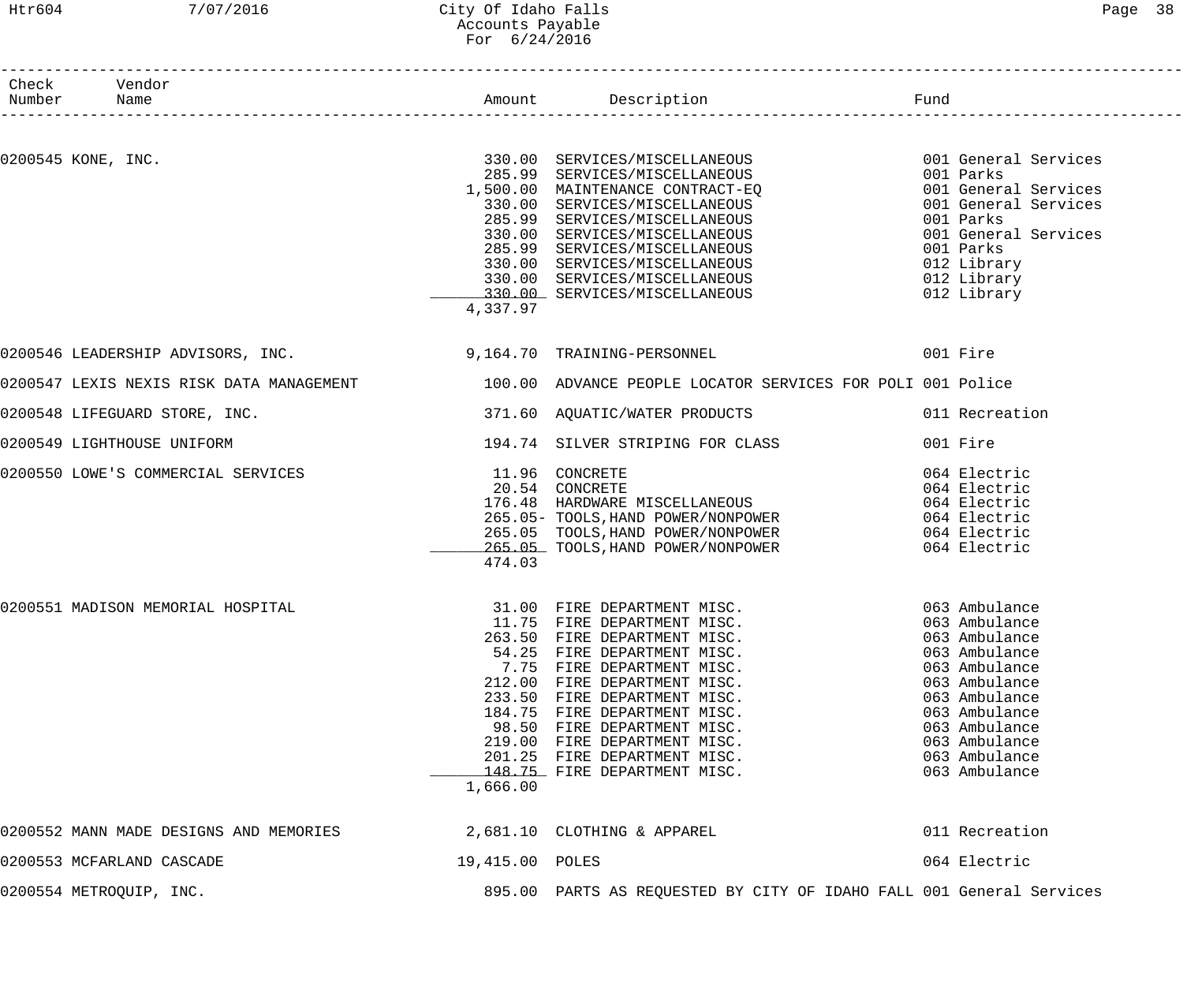City Of Idaho Falls
Accounts Payable
For 6/24/2016

| Check Number | Vendor Name | Amount | Description | Fund |
|---|---|---|---|---|
| 0200545 | KONE, INC. | 330.00 | SERVICES/MISCELLANEOUS | 001 General Services |
| | | 285.99 | SERVICES/MISCELLANEOUS | 001 Parks |
| | | 1,500.00 | MAINTENANCE CONTRACT-EQ | 001 General Services |
| | | 330.00 | SERVICES/MISCELLANEOUS | 001 General Services |
| | | 285.99 | SERVICES/MISCELLANEOUS | 001 Parks |
| | | 330.00 | SERVICES/MISCELLANEOUS | 001 General Services |
| | | 285.99 | SERVICES/MISCELLANEOUS | 001 Parks |
| | | 330.00 | SERVICES/MISCELLANEOUS | 012 Library |
| | | 330.00 | SERVICES/MISCELLANEOUS | 012 Library |
| | | 330.00 | SERVICES/MISCELLANEOUS | 012 Library |
| | | 4,337.97 | | |
| 0200546 | LEADERSHIP ADVISORS, INC. | 9,164.70 | TRAINING-PERSONNEL | 001 Fire |
| 0200547 | LEXIS NEXIS RISK DATA MANAGEMENT | 100.00 | ADVANCE PEOPLE LOCATOR SERVICES FOR POLI | 001 Police |
| 0200548 | LIFEGUARD STORE, INC. | 371.60 | AQUATIC/WATER PRODUCTS | 011 Recreation |
| 0200549 | LIGHTHOUSE UNIFORM | 194.74 | SILVER STRIPING FOR CLASS | 001 Fire |
| 0200550 | LOWE'S COMMERCIAL SERVICES | 11.96 | CONCRETE | 064 Electric |
| | | 20.54 | CONCRETE | 064 Electric |
| | | 176.48 | HARDWARE MISCELLANEOUS | 064 Electric |
| | | 265.05- | TOOLS,HAND POWER/NONPOWER | 064 Electric |
| | | 265.05 | TOOLS,HAND POWER/NONPOWER | 064 Electric |
| | | 265.05 | TOOLS,HAND POWER/NONPOWER | 064 Electric |
| | | 474.03 | | |
| 0200551 | MADISON MEMORIAL HOSPITAL | 31.00 | FIRE DEPARTMENT MISC. | 063 Ambulance |
| | | 11.75 | FIRE DEPARTMENT MISC. | 063 Ambulance |
| | | 263.50 | FIRE DEPARTMENT MISC. | 063 Ambulance |
| | | 54.25 | FIRE DEPARTMENT MISC. | 063 Ambulance |
| | | 7.75 | FIRE DEPARTMENT MISC. | 063 Ambulance |
| | | 212.00 | FIRE DEPARTMENT MISC. | 063 Ambulance |
| | | 233.50 | FIRE DEPARTMENT MISC. | 063 Ambulance |
| | | 184.75 | FIRE DEPARTMENT MISC. | 063 Ambulance |
| | | 98.50 | FIRE DEPARTMENT MISC. | 063 Ambulance |
| | | 219.00 | FIRE DEPARTMENT MISC. | 063 Ambulance |
| | | 201.25 | FIRE DEPARTMENT MISC. | 063 Ambulance |
| | | 148.75 | FIRE DEPARTMENT MISC. | 063 Ambulance |
| | | 1,666.00 | | |
| 0200552 | MANN MADE DESIGNS AND MEMORIES | 2,681.10 | CLOTHING & APPAREL | 011 Recreation |
| 0200553 | MCFARLAND CASCADE | 19,415.00 | POLES | 064 Electric |
| 0200554 | METROQUIP, INC. | 895.00 | PARTS AS REQUESTED BY CITY OF IDAHO FALL | 001 General Services |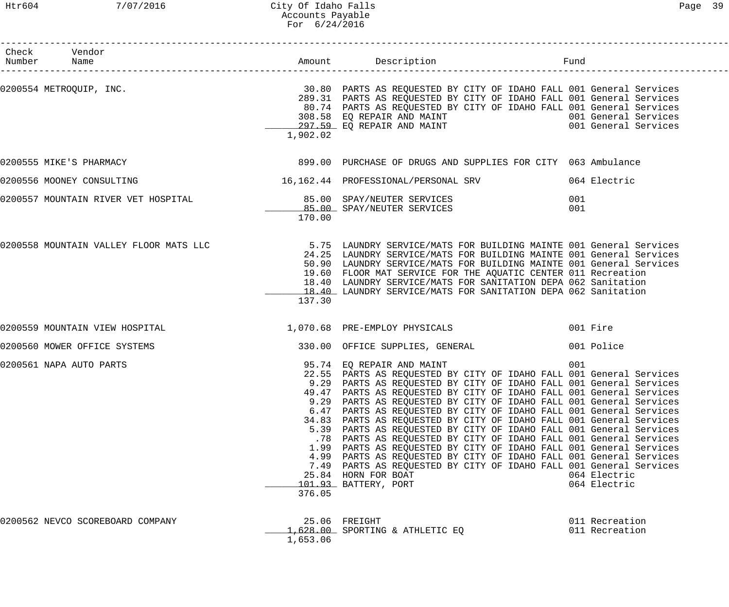| Check Number | Vendor Name | Amount | Description | Fund |
|---|---|---|---|---|
| 0200554 | METROQUIP, INC. | 30.80 | PARTS AS REQUESTED BY CITY OF IDAHO FALL | 001 General Services |
| | | 289.31 | PARTS AS REQUESTED BY CITY OF IDAHO FALL | 001 General Services |
| | | 80.74 | PARTS AS REQUESTED BY CITY OF IDAHO FALL | 001 General Services |
| | | 308.58 | EQ REPAIR AND MAINT | 001 General Services |
| | | 297.59 | EQ REPAIR AND MAINT | 001 General Services |
| | | 1,902.02 | | |
| 0200555 | MIKE'S PHARMACY | 899.00 | PURCHASE OF DRUGS AND SUPPLIES FOR CITY | 063 Ambulance |
| 0200556 | MOONEY CONSULTING | 16,162.44 | PROFESSIONAL/PERSONAL SRV | 064 Electric |
| 0200557 | MOUNTAIN RIVER VET HOSPITAL | 85.00 | SPAY/NEUTER SERVICES | 001 |
| | | 85.00 | SPAY/NEUTER SERVICES | 001 |
| | | 170.00 | | |
| 0200558 | MOUNTAIN VALLEY FLOOR MATS LLC | 5.75 | LAUNDRY SERVICE/MATS FOR BUILDING MAINTE | 001 General Services |
| | | 24.25 | LAUNDRY SERVICE/MATS FOR BUILDING MAINTE | 001 General Services |
| | | 50.90 | LAUNDRY SERVICE/MATS FOR BUILDING MAINTE | 001 General Services |
| | | 19.60 | FLOOR MAT SERVICE FOR THE AQUATIC CENTER | 011 Recreation |
| | | 18.40 | LAUNDRY SERVICE/MATS FOR SANITATION DEPA | 062 Sanitation |
| | | 18.40 | LAUNDRY SERVICE/MATS FOR SANITATION DEPA | 062 Sanitation |
| | | 137.30 | | |
| 0200559 | MOUNTAIN VIEW HOSPITAL | 1,070.68 | PRE-EMPLOY PHYSICALS | 001 Fire |
| 0200560 | MOWER OFFICE SYSTEMS | 330.00 | OFFICE SUPPLIES, GENERAL | 001 Police |
| 0200561 | NAPA AUTO PARTS | 95.74 | EQ REPAIR AND MAINT | 001 |
| | | 22.55 | PARTS AS REQUESTED BY CITY OF IDAHO FALL | 001 General Services |
| | | 9.29 | PARTS AS REQUESTED BY CITY OF IDAHO FALL | 001 General Services |
| | | 49.47 | PARTS AS REQUESTED BY CITY OF IDAHO FALL | 001 General Services |
| | | 9.29 | PARTS AS REQUESTED BY CITY OF IDAHO FALL | 001 General Services |
| | | 6.47 | PARTS AS REQUESTED BY CITY OF IDAHO FALL | 001 General Services |
| | | 34.83 | PARTS AS REQUESTED BY CITY OF IDAHO FALL | 001 General Services |
| | | 5.39 | PARTS AS REQUESTED BY CITY OF IDAHO FALL | 001 General Services |
| | | .78 | PARTS AS REQUESTED BY CITY OF IDAHO FALL | 001 General Services |
| | | 1.99 | PARTS AS REQUESTED BY CITY OF IDAHO FALL | 001 General Services |
| | | 4.99 | PARTS AS REQUESTED BY CITY OF IDAHO FALL | 001 General Services |
| | | 7.49 | PARTS AS REQUESTED BY CITY OF IDAHO FALL | 001 General Services |
| | | 25.84 | HORN FOR BOAT | 064 Electric |
| | | 101.93 | BATTERY, PORT | 064 Electric |
| | | 376.05 | | |
| 0200562 | NEVCO SCOREBOARD COMPANY | 25.06 | FREIGHT | 011 Recreation |
| | | 1,628.00 | SPORTING & ATHLETIC EQ | 011 Recreation |
| | | 1,653.06 | | |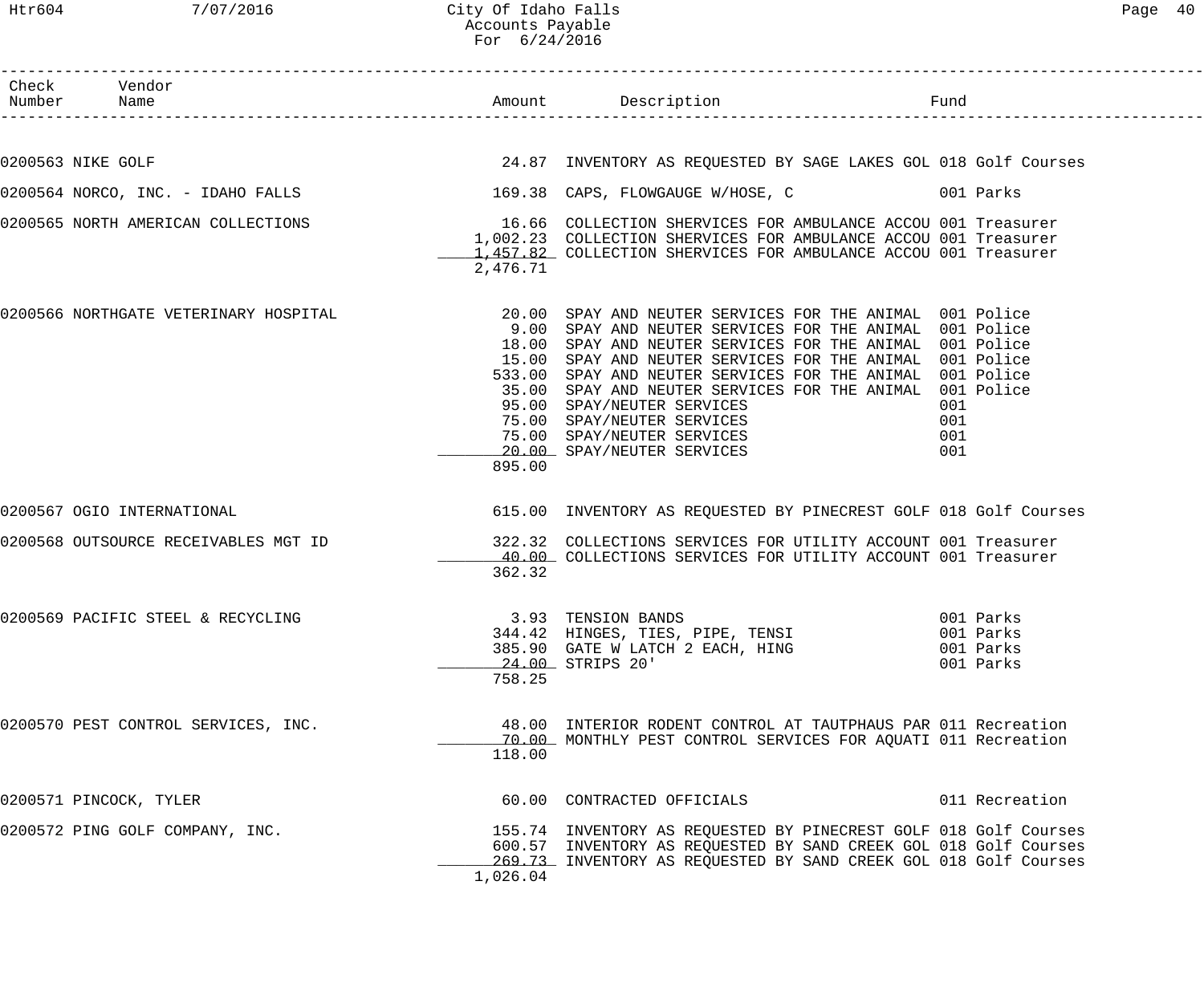# City Of Idaho Falls
## Accounts Payable
### For 6/24/2016

| Check Number | Vendor Name | Amount | Description | Fund |
|---|---|---|---|---|
| 0200563 | NIKE GOLF | 24.87 | INVENTORY AS REQUESTED BY SAGE LAKES GOL | 018 Golf Courses |
| 0200564 | NORCO, INC. - IDAHO FALLS | 169.38 | CAPS, FLOWGAUGE W/HOSE, C | 001 Parks |
| 0200565 | NORTH AMERICAN COLLECTIONS | 16.66 | COLLECTION SHERVICES FOR AMBULANCE ACCOU | 001 Treasurer |
| | | 1,002.23 | COLLECTION SHERVICES FOR AMBULANCE ACCOU | 001 Treasurer |
| | | 1,457.82 | COLLECTION SHERVICES FOR AMBULANCE ACCOU | 001 Treasurer |
| | | 2,476.71 | | |
| 0200566 | NORTHGATE VETERINARY HOSPITAL | 20.00 | SPAY AND NEUTER SERVICES FOR THE ANIMAL | 001 Police |
| | | 9.00 | SPAY AND NEUTER SERVICES FOR THE ANIMAL | 001 Police |
| | | 18.00 | SPAY AND NEUTER SERVICES FOR THE ANIMAL | 001 Police |
| | | 15.00 | SPAY AND NEUTER SERVICES FOR THE ANIMAL | 001 Police |
| | | 533.00 | SPAY AND NEUTER SERVICES FOR THE ANIMAL | 001 Police |
| | | 35.00 | SPAY AND NEUTER SERVICES FOR THE ANIMAL | 001 Police |
| | | 95.00 | SPAY/NEUTER SERVICES | 001 |
| | | 75.00 | SPAY/NEUTER SERVICES | 001 |
| | | 75.00 | SPAY/NEUTER SERVICES | 001 |
| | | 20.00 | SPAY/NEUTER SERVICES | 001 |
| | | 895.00 | | |
| 0200567 | OGIO INTERNATIONAL | 615.00 | INVENTORY AS REQUESTED BY PINECREST GOLF | 018 Golf Courses |
| 0200568 | OUTSOURCE RECEIVABLES MGT ID | 322.32 | COLLECTIONS SERVICES FOR UTILITY ACCOUNT | 001 Treasurer |
| | | 40.00 | COLLECTIONS SERVICES FOR UTILITY ACCOUNT | 001 Treasurer |
| | | 362.32 | | |
| 0200569 | PACIFIC STEEL & RECYCLING | 3.93 | TENSION BANDS | 001 Parks |
| | | 344.42 | HINGES, TIES, PIPE, TENSI | 001 Parks |
| | | 385.90 | GATE W LATCH 2 EACH, HING | 001 Parks |
| | | 24.00 | STRIPS 20' | 001 Parks |
| | | 758.25 | | |
| 0200570 | PEST CONTROL SERVICES, INC. | 48.00 | INTERIOR RODENT CONTROL AT TAUTPHAUS PAR | 011 Recreation |
| | | 70.00 | MONTHLY PEST CONTROL SERVICES FOR AQUATI | 011 Recreation |
| | | 118.00 | | |
| 0200571 | PINCOCK, TYLER | 60.00 | CONTRACTED OFFICIALS | 011 Recreation |
| 0200572 | PING GOLF COMPANY, INC. | 155.74 | INVENTORY AS REQUESTED BY PINECREST GOLF | 018 Golf Courses |
| | | 600.57 | INVENTORY AS REQUESTED BY SAND CREEK GOL | 018 Golf Courses |
| | | 269.73 | INVENTORY AS REQUESTED BY SAND CREEK GOL | 018 Golf Courses |
| | | 1,026.04 | | |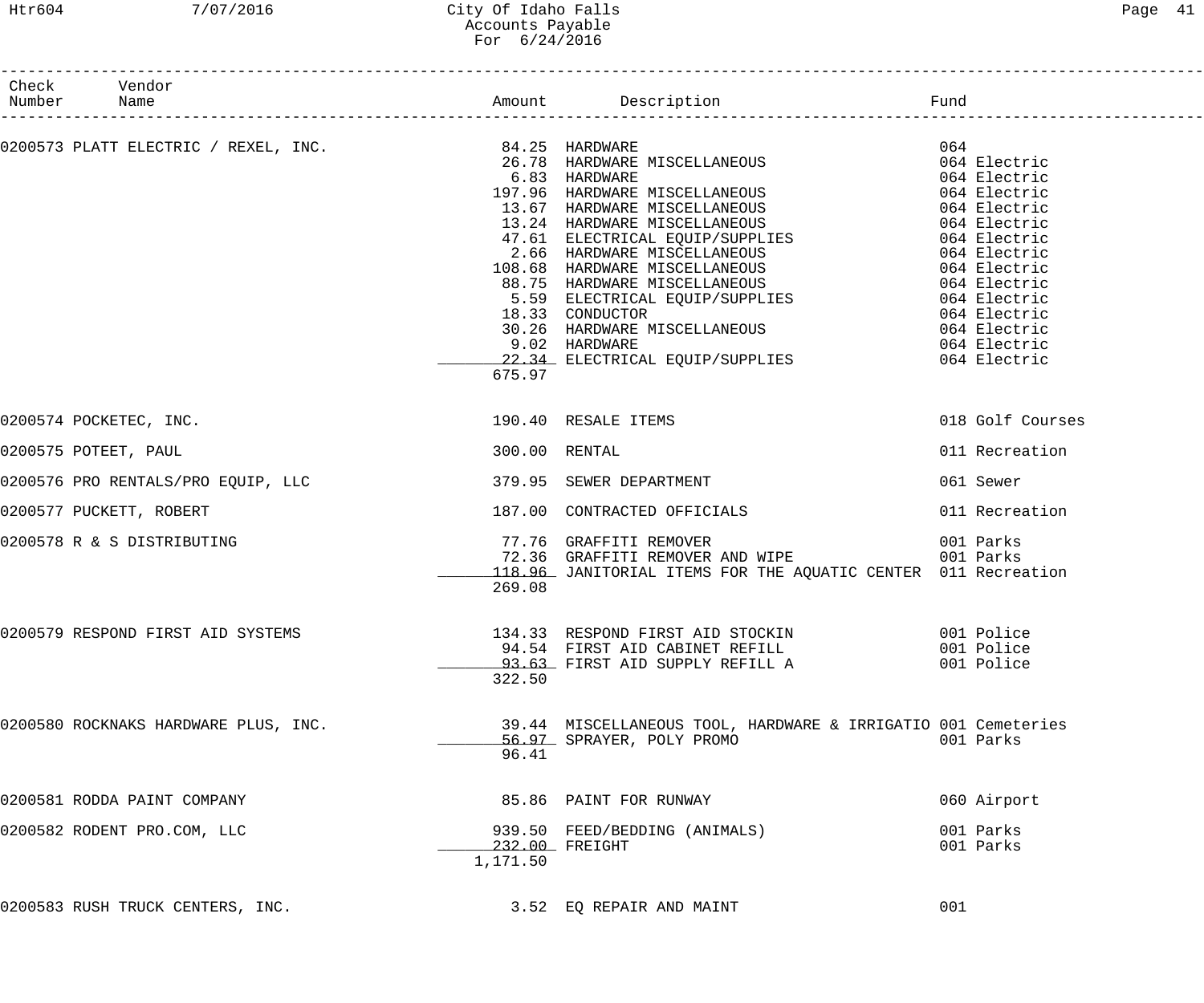City Of Idaho Falls
Accounts Payable
For 6/24/2016

| Check Number | Vendor Name | Amount | Description | Fund |
|---|---|---|---|---|
| 0200573 | PLATT ELECTRIC / REXEL, INC. | 84.25 | HARDWARE | 064 |
| | | 26.78 | HARDWARE MISCELLANEOUS | 064 Electric |
| | | 6.83 | HARDWARE | 064 Electric |
| | | 197.96 | HARDWARE MISCELLANEOUS | 064 Electric |
| | | 13.67 | HARDWARE MISCELLANEOUS | 064 Electric |
| | | 13.24 | HARDWARE MISCELLANEOUS | 064 Electric |
| | | 47.61 | ELECTRICAL EQUIP/SUPPLIES | 064 Electric |
| | | 2.66 | HARDWARE MISCELLANEOUS | 064 Electric |
| | | 108.68 | HARDWARE MISCELLANEOUS | 064 Electric |
| | | 88.75 | HARDWARE MISCELLANEOUS | 064 Electric |
| | | 5.59 | ELECTRICAL EQUIP/SUPPLIES | 064 Electric |
| | | 18.33 | CONDUCTOR | 064 Electric |
| | | 30.26 | HARDWARE MISCELLANEOUS | 064 Electric |
| | | 9.02 | HARDWARE | 064 Electric |
| | | 22.34 | ELECTRICAL EQUIP/SUPPLIES | 064 Electric |
| | | 675.97 | | |
| 0200574 | POCKETEC, INC. | 190.40 | RESALE ITEMS | 018 Golf Courses |
| 0200575 | POTEET, PAUL | 300.00 | RENTAL | 011 Recreation |
| 0200576 | PRO RENTALS/PRO EQUIP, LLC | 379.95 | SEWER DEPARTMENT | 061 Sewer |
| 0200577 | PUCKETT, ROBERT | 187.00 | CONTRACTED OFFICIALS | 011 Recreation |
| 0200578 | R & S DISTRIBUTING | 77.76 | GRAFFITI REMOVER | 001 Parks |
| | | 72.36 | GRAFFITI REMOVER AND WIPE | 001 Parks |
| | | 118.96 | JANITORIAL ITEMS FOR THE AQUATIC CENTER | 011 Recreation |
| | | 269.08 | | |
| 0200579 | RESPOND FIRST AID SYSTEMS | 134.33 | RESPOND FIRST AID STOCKIN | 001 Police |
| | | 94.54 | FIRST AID CABINET REFILL | 001 Police |
| | | 93.63 | FIRST AID SUPPLY REFILL A | 001 Police |
| | | 322.50 | | |
| 0200580 | ROCKNAKS HARDWARE PLUS, INC. | 39.44 | MISCELLANEOUS TOOL, HARDWARE & IRRIGATIO | 001 Cemeteries |
| | | 56.97 | SPRAYER, POLY PROMO | 001 Parks |
| | | 96.41 | | |
| 0200581 | RODDA PAINT COMPANY | 85.86 | PAINT FOR RUNWAY | 060 Airport |
| 0200582 | RODENT PRO.COM, LLC | 939.50 | FEED/BEDDING (ANIMALS) | 001 Parks |
| | | 232.00 | FREIGHT | 001 Parks |
| | | 1,171.50 | | |
| 0200583 | RUSH TRUCK CENTERS, INC. | 3.52 | EQ REPAIR AND MAINT | 001 |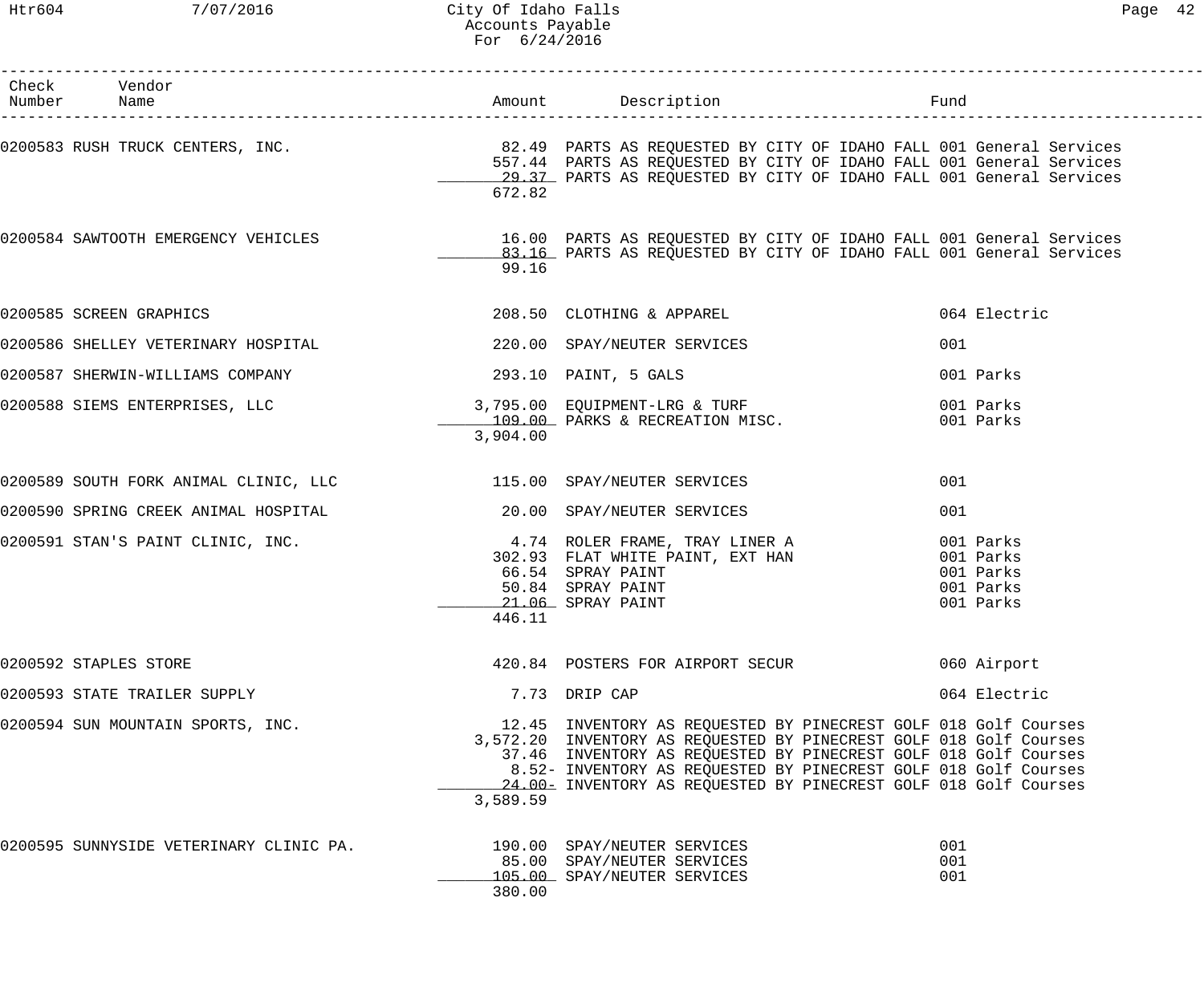| Check Number | Vendor Name | Amount | Description | Fund |
|---|---|---|---|---|
| 0200583 | RUSH TRUCK CENTERS, INC. | 82.49 | PARTS AS REQUESTED BY CITY OF IDAHO FALL | 001 General Services |
| | | 557.44 | PARTS AS REQUESTED BY CITY OF IDAHO FALL | 001 General Services |
| | | 29.37 | PARTS AS REQUESTED BY CITY OF IDAHO FALL | 001 General Services |
| | | 672.82 | | |
| 0200584 | SAWTOOTH EMERGENCY VEHICLES | 16.00 | PARTS AS REQUESTED BY CITY OF IDAHO FALL | 001 General Services |
| | | 83.16 | PARTS AS REQUESTED BY CITY OF IDAHO FALL | 001 General Services |
| | | 99.16 | | |
| 0200585 | SCREEN GRAPHICS | 208.50 | CLOTHING & APPAREL | 064 Electric |
| 0200586 | SHELLEY VETERINARY HOSPITAL | 220.00 | SPAY/NEUTER SERVICES | 001 |
| 0200587 | SHERWIN-WILLIAMS COMPANY | 293.10 | PAINT, 5 GALS | 001 Parks |
| 0200588 | SIEMS ENTERPRISES, LLC | 3,795.00 | EQUIPMENT-LRG & TURF | 001 Parks |
| | | 109.00 | PARKS & RECREATION MISC. | 001 Parks |
| | | 3,904.00 | | |
| 0200589 | SOUTH FORK ANIMAL CLINIC, LLC | 115.00 | SPAY/NEUTER SERVICES | 001 |
| 0200590 | SPRING CREEK ANIMAL HOSPITAL | 20.00 | SPAY/NEUTER SERVICES | 001 |
| 0200591 | STAN'S PAINT CLINIC, INC. | 4.74 | ROLER FRAME, TRAY LINER A | 001 Parks |
| | | 302.93 | FLAT WHITE PAINT, EXT HAN | 001 Parks |
| | | 66.54 | SPRAY PAINT | 001 Parks |
| | | 50.84 | SPRAY PAINT | 001 Parks |
| | | 21.06 | SPRAY PAINT | 001 Parks |
| | | 446.11 | | |
| 0200592 | STAPLES STORE | 420.84 | POSTERS FOR AIRPORT SECUR | 060 Airport |
| 0200593 | STATE TRAILER SUPPLY | 7.73 | DRIP CAP | 064 Electric |
| 0200594 | SUN MOUNTAIN SPORTS, INC. | 12.45 | INVENTORY AS REQUESTED BY PINECREST GOLF | 018 Golf Courses |
| | | 3,572.20 | INVENTORY AS REQUESTED BY PINECREST GOLF | 018 Golf Courses |
| | | 37.46 | INVENTORY AS REQUESTED BY PINECREST GOLF | 018 Golf Courses |
| | | 8.52- | INVENTORY AS REQUESTED BY PINECREST GOLF | 018 Golf Courses |
| | | 24.00- | INVENTORY AS REQUESTED BY PINECREST GOLF | 018 Golf Courses |
| | | 3,589.59 | | |
| 0200595 | SUNNYSIDE VETERINARY CLINIC PA. | 190.00 | SPAY/NEUTER SERVICES | 001 |
| | | 85.00 | SPAY/NEUTER SERVICES | 001 |
| | | 105.00 | SPAY/NEUTER SERVICES | 001 |
| | | 380.00 | | |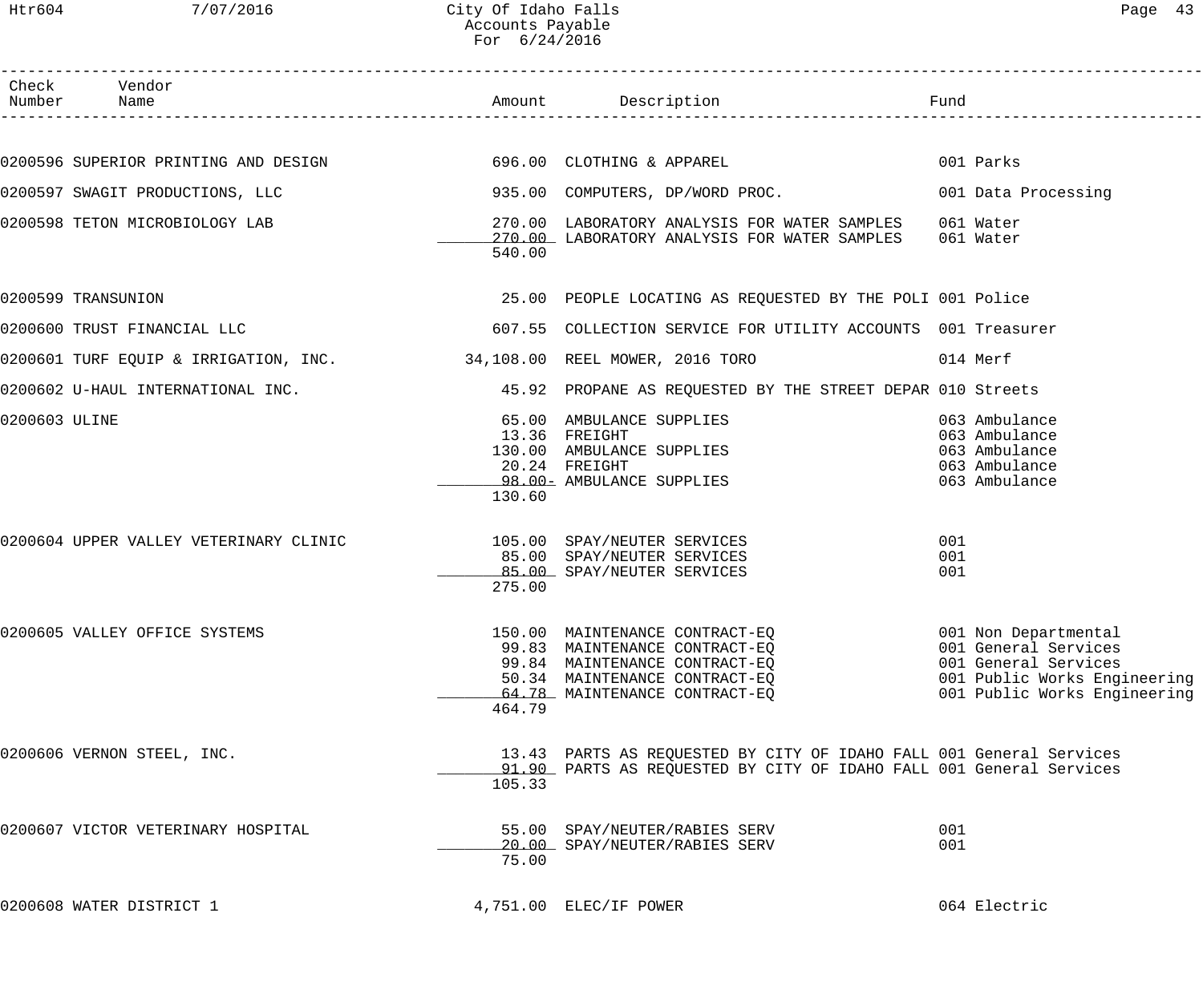# City Of Idaho Falls
## Accounts Payable
### For 6/24/2016

| Check Number | Vendor Name | Amount | Description | Fund |
|---|---|---|---|---|
| 0200596 | SUPERIOR PRINTING AND DESIGN | 696.00 | CLOTHING & APPAREL | 001 Parks |
| 0200597 | SWAGIT PRODUCTIONS, LLC | 935.00 | COMPUTERS, DP/WORD PROC. | 001 Data Processing |
| 0200598 | TETON MICROBIOLOGY LAB | 270.00 | LABORATORY ANALYSIS FOR WATER SAMPLES | 061 Water |
| | | 270.00 | LABORATORY ANALYSIS FOR WATER SAMPLES | 061 Water |
| | | 540.00 | | |
| 0200599 | TRANSUNION | 25.00 | PEOPLE LOCATING AS REQUESTED BY THE POLI | 001 Police |
| 0200600 | TRUST FINANCIAL LLC | 607.55 | COLLECTION SERVICE FOR UTILITY ACCOUNTS | 001 Treasurer |
| 0200601 | TURF EQUIP & IRRIGATION, INC. | 34,108.00 | REEL MOWER, 2016 TORO | 014 Merf |
| 0200602 | U-HAUL INTERNATIONAL INC. | 45.92 | PROPANE AS REQUESTED BY THE STREET DEPAR | 010 Streets |
| 0200603 | ULINE | 65.00 | AMBULANCE SUPPLIES | 063 Ambulance |
| | | 13.36 | FREIGHT | 063 Ambulance |
| | | 130.00 | AMBULANCE SUPPLIES | 063 Ambulance |
| | | 20.24 | FREIGHT | 063 Ambulance |
| | | 98.00- | AMBULANCE SUPPLIES | 063 Ambulance |
| | | 130.60 | | |
| 0200604 | UPPER VALLEY VETERINARY CLINIC | 105.00 | SPAY/NEUTER SERVICES | 001 |
| | | 85.00 | SPAY/NEUTER SERVICES | 001 |
| | | 85.00 | SPAY/NEUTER SERVICES | 001 |
| | | 275.00 | | |
| 0200605 | VALLEY OFFICE SYSTEMS | 150.00 | MAINTENANCE CONTRACT-EQ | 001 Non Departmental |
| | | 99.83 | MAINTENANCE CONTRACT-EQ | 001 General Services |
| | | 99.84 | MAINTENANCE CONTRACT-EQ | 001 General Services |
| | | 50.34 | MAINTENANCE CONTRACT-EQ | 001 Public Works Engineering |
| | | 64.78 | MAINTENANCE CONTRACT-EQ | 001 Public Works Engineering |
| | | 464.79 | | |
| 0200606 | VERNON STEEL, INC. | 13.43 | PARTS AS REQUESTED BY CITY OF IDAHO FALL | 001 General Services |
| | | 91.90 | PARTS AS REQUESTED BY CITY OF IDAHO FALL | 001 General Services |
| | | 105.33 | | |
| 0200607 | VICTOR VETERINARY HOSPITAL | 55.00 | SPAY/NEUTER/RABIES SERV | 001 |
| | | 20.00 | SPAY/NEUTER/RABIES SERV | 001 |
| | | 75.00 | | |
| 0200608 | WATER DISTRICT 1 | 4,751.00 | ELEC/IF POWER | 064 Electric |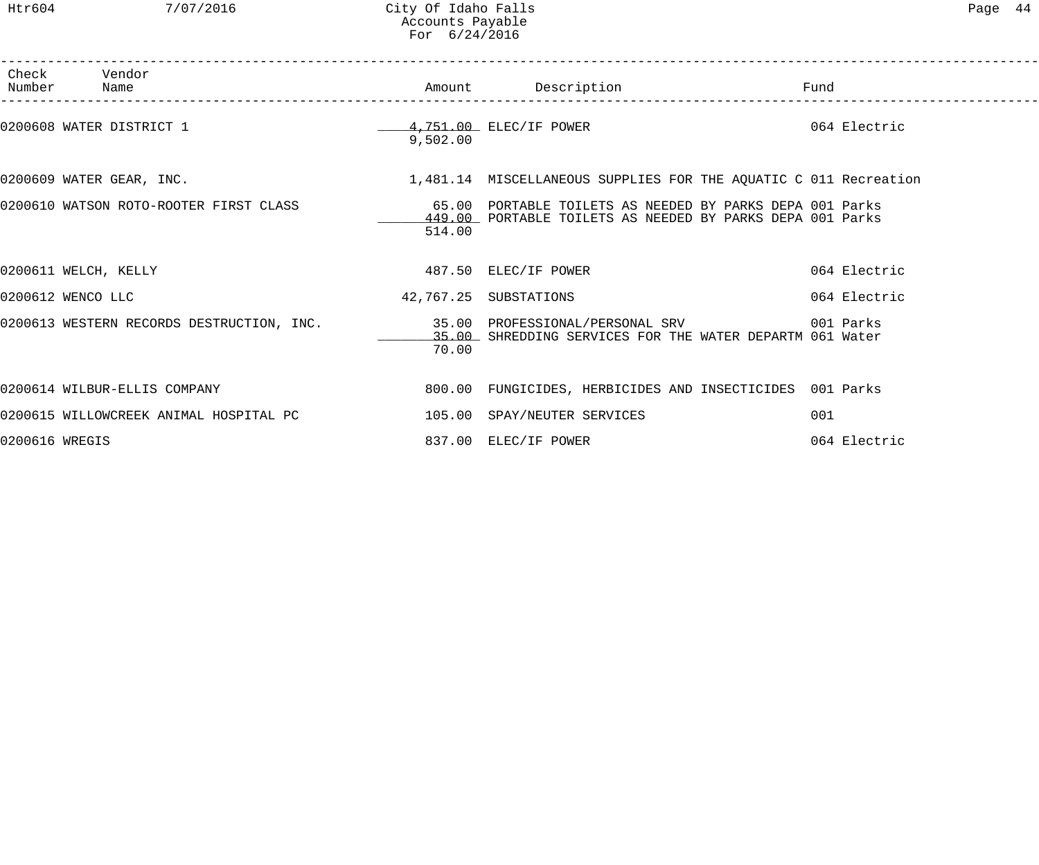| Check Number | Vendor Name | Amount | Description | Fund |
|---|---|---|---|---|
| 0200608 | WATER DISTRICT 1 | 4,751.00 | ELEC/IF POWER | 064 Electric |
| | | 9,502.00 | | |
| 0200609 | WATER GEAR, INC. | 1,481.14 | MISCELLANEOUS SUPPLIES FOR THE AQUATIC C | 011 Recreation |
| 0200610 | WATSON ROTO-ROOTER FIRST CLASS | 65.00 | PORTABLE TOILETS AS NEEDED BY PARKS DEPA | 001 Parks |
| | | 449.00 | PORTABLE TOILETS AS NEEDED BY PARKS DEPA | 001 Parks |
| | | 514.00 | | |
| 0200611 | WELCH, KELLY | 487.50 | ELEC/IF POWER | 064 Electric |
| 0200612 | WENCO LLC | 42,767.25 | SUBSTATIONS | 064 Electric |
| 0200613 | WESTERN RECORDS DESTRUCTION, INC. | 35.00 | PROFESSIONAL/PERSONAL SRV | 001 Parks |
| | | 35.00 | SHREDDING SERVICES FOR THE WATER DEPARTM | 061 Water |
| | | 70.00 | | |
| 0200614 | WILBUR-ELLIS COMPANY | 800.00 | FUNGICIDES, HERBICIDES AND INSECTICIDES | 001 Parks |
| 0200615 | WILLOWCREEK ANIMAL HOSPITAL PC | 105.00 | SPAY/NEUTER SERVICES | 001 |
| 0200616 | WREGIS | 837.00 | ELEC/IF POWER | 064 Electric |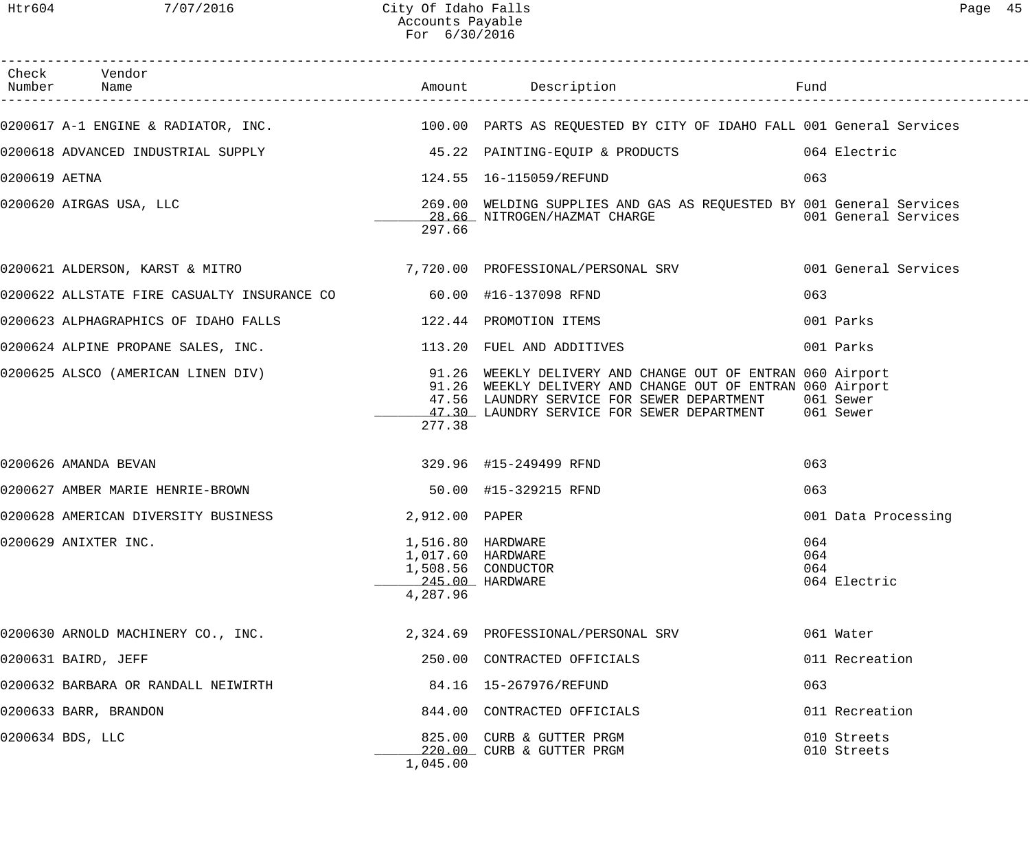# City Of Idaho Falls
## Accounts Payable
### For 6/30/2016

| Check Number | Vendor Name | Amount | Description | Fund |
|---|---|---|---|---|
| 0200617 | A-1 ENGINE & RADIATOR, INC. | 100.00 | PARTS AS REQUESTED BY CITY OF IDAHO FALL | 001 General Services |
| 0200618 | ADVANCED INDUSTRIAL SUPPLY | 45.22 | PAINTING-EQUIP & PRODUCTS | 064 Electric |
| 0200619 | AETNA | 124.55 | 16-115059/REFUND | 063 |
| 0200620 | AIRGAS USA, LLC | 269.00 | WELDING SUPPLIES AND GAS AS REQUESTED BY | 001 General Services |
| | | 28.66 | NITROGEN/HAZMAT CHARGE | 001 General Services |
| | | 297.66 | | |
| 0200621 | ALDERSON, KARST & MITRO | 7,720.00 | PROFESSIONAL/PERSONAL SRV | 001 General Services |
| 0200622 | ALLSTATE FIRE CASUALTY INSURANCE CO | 60.00 | #16-137098 RFND | 063 |
| 0200623 | ALPHAGRAPHICS OF IDAHO FALLS | 122.44 | PROMOTION ITEMS | 001 Parks |
| 0200624 | ALPINE PROPANE SALES, INC. | 113.20 | FUEL AND ADDITIVES | 001 Parks |
| 0200625 | ALSCO (AMERICAN LINEN DIV) | 91.26 | WEEKLY DELIVERY AND CHANGE OUT OF ENTRAN | 060 Airport |
| | | 91.26 | WEEKLY DELIVERY AND CHANGE OUT OF ENTRAN | 060 Airport |
| | | 47.56 | LAUNDRY SERVICE FOR SEWER DEPARTMENT | 061 Sewer |
| | | 47.30 | LAUNDRY SERVICE FOR SEWER DEPARTMENT | 061 Sewer |
| | | 277.38 | | |
| 0200626 | AMANDA BEVAN | 329.96 | #15-249499 RFND | 063 |
| 0200627 | AMBER MARIE HENRIE-BROWN | 50.00 | #15-329215 RFND | 063 |
| 0200628 | AMERICAN DIVERSITY BUSINESS | 2,912.00 | PAPER | 001 Data Processing |
| 0200629 | ANIXTER INC. | 1,516.80 | HARDWARE | 064 |
| | | 1,017.60 | HARDWARE | 064 |
| | | 1,508.56 | CONDUCTOR | 064 |
| | | 245.00 | HARDWARE | 064 Electric |
| | | 4,287.96 | | |
| 0200630 | ARNOLD MACHINERY CO., INC. | 2,324.69 | PROFESSIONAL/PERSONAL SRV | 061 Water |
| 0200631 | BAIRD, JEFF | 250.00 | CONTRACTED OFFICIALS | 011 Recreation |
| 0200632 | BARBARA OR RANDALL NEIWIRTH | 84.16 | 15-267976/REFUND | 063 |
| 0200633 | BARR, BRANDON | 844.00 | CONTRACTED OFFICIALS | 011 Recreation |
| 0200634 | BDS, LLC | 825.00 | CURB & GUTTER PRGM | 010 Streets |
| | | 220.00 | CURB & GUTTER PRGM | 010 Streets |
| | | 1,045.00 | | |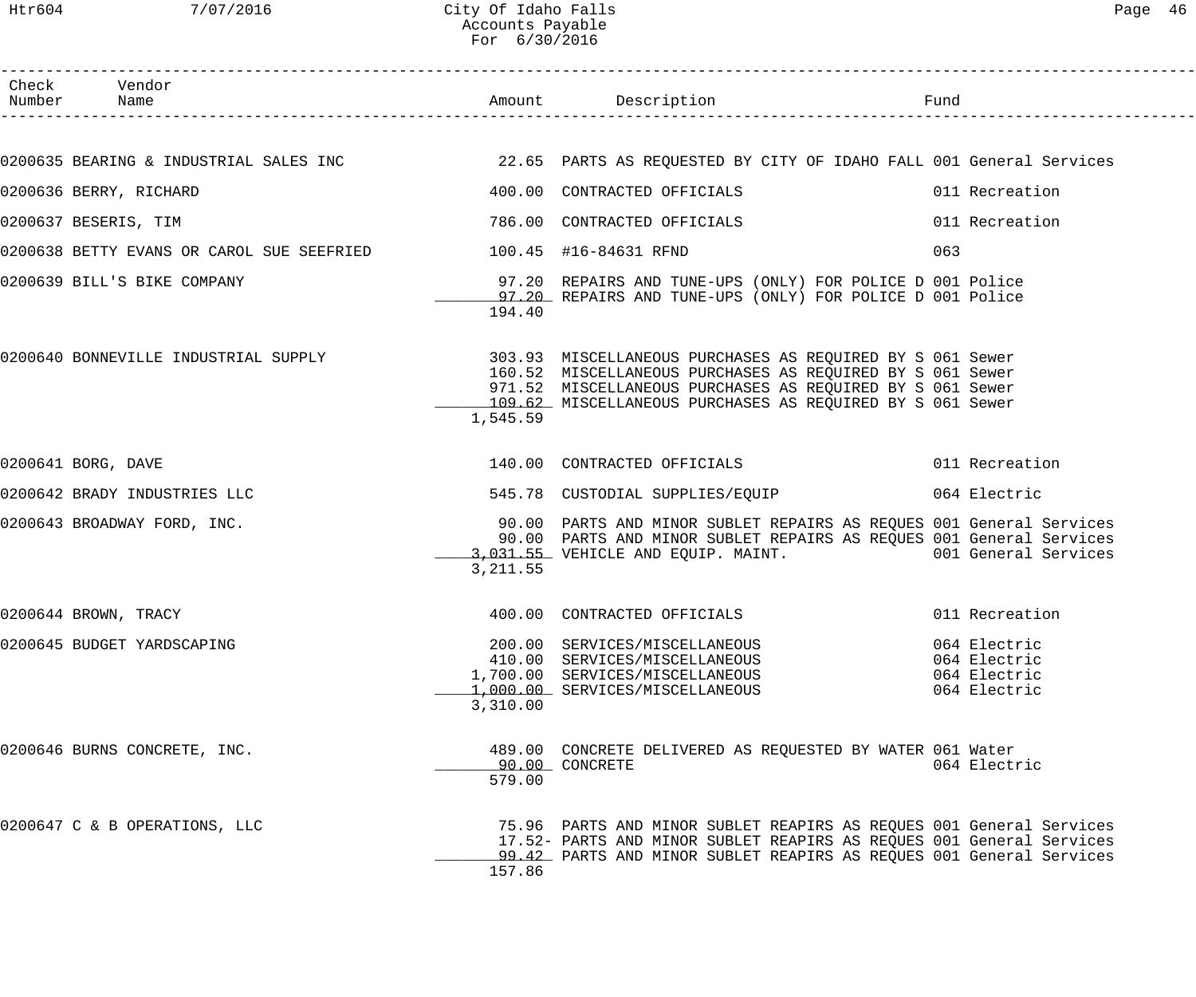| Check Number | Vendor Name | Amount | Description | Fund |
|---|---|---|---|---|
| 0200635 | BEARING & INDUSTRIAL SALES INC | 22.65 | PARTS AS REQUESTED BY CITY OF IDAHO FALL | 001 General Services |
| 0200636 | BERRY, RICHARD | 400.00 | CONTRACTED OFFICIALS | 011 Recreation |
| 0200637 | BESERIS, TIM | 786.00 | CONTRACTED OFFICIALS | 011 Recreation |
| 0200638 | BETTY EVANS OR CAROL SUE SEEFRIED | 100.45 | #16-84631 RFND | 063 |
| 0200639 | BILL'S BIKE COMPANY | 97.20 | REPAIRS AND TUNE-UPS (ONLY) FOR POLICE D | 001 Police |
| | | 97.20 | REPAIRS AND TUNE-UPS (ONLY) FOR POLICE D | 001 Police |
| | | 194.40 | | |
| 0200640 | BONNEVILLE INDUSTRIAL SUPPLY | 303.93 | MISCELLANEOUS PURCHASES AS REQUIRED BY S | 061 Sewer |
| | | 160.52 | MISCELLANEOUS PURCHASES AS REQUIRED BY S | 061 Sewer |
| | | 971.52 | MISCELLANEOUS PURCHASES AS REQUIRED BY S | 061 Sewer |
| | | 109.62 | MISCELLANEOUS PURCHASES AS REQUIRED BY S | 061 Sewer |
| | | 1,545.59 | | |
| 0200641 | BORG, DAVE | 140.00 | CONTRACTED OFFICIALS | 011 Recreation |
| 0200642 | BRADY INDUSTRIES LLC | 545.78 | CUSTODIAL SUPPLIES/EQUIP | 064 Electric |
| 0200643 | BROADWAY FORD, INC. | 90.00 | PARTS AND MINOR SUBLET REPAIRS AS REQUES | 001 General Services |
| | | 90.00 | PARTS AND MINOR SUBLET REPAIRS AS REQUES | 001 General Services |
| | | 3,031.55 | VEHICLE AND EQUIP. MAINT. | 001 General Services |
| | | 3,211.55 | | |
| 0200644 | BROWN, TRACY | 400.00 | CONTRACTED OFFICIALS | 011 Recreation |
| 0200645 | BUDGET YARDSCAPING | 200.00 | SERVICES/MISCELLANEOUS | 064 Electric |
| | | 410.00 | SERVICES/MISCELLANEOUS | 064 Electric |
| | | 1,700.00 | SERVICES/MISCELLANEOUS | 064 Electric |
| | | 1,000.00 | SERVICES/MISCELLANEOUS | 064 Electric |
| | | 3,310.00 | | |
| 0200646 | BURNS CONCRETE, INC. | 489.00 | CONCRETE DELIVERED AS REQUESTED BY WATER | 061 Water |
| | | 90.00 | CONCRETE | 064 Electric |
| | | 579.00 | | |
| 0200647 | C & B OPERATIONS, LLC | 75.96 | PARTS AND MINOR SUBLET REAPIRS AS REQUES | 001 General Services |
| | | 17.52- | PARTS AND MINOR SUBLET REAPIRS AS REQUES | 001 General Services |
| | | 99.42 | PARTS AND MINOR SUBLET REAPIRS AS REQUES | 001 General Services |
| | | 157.86 | | |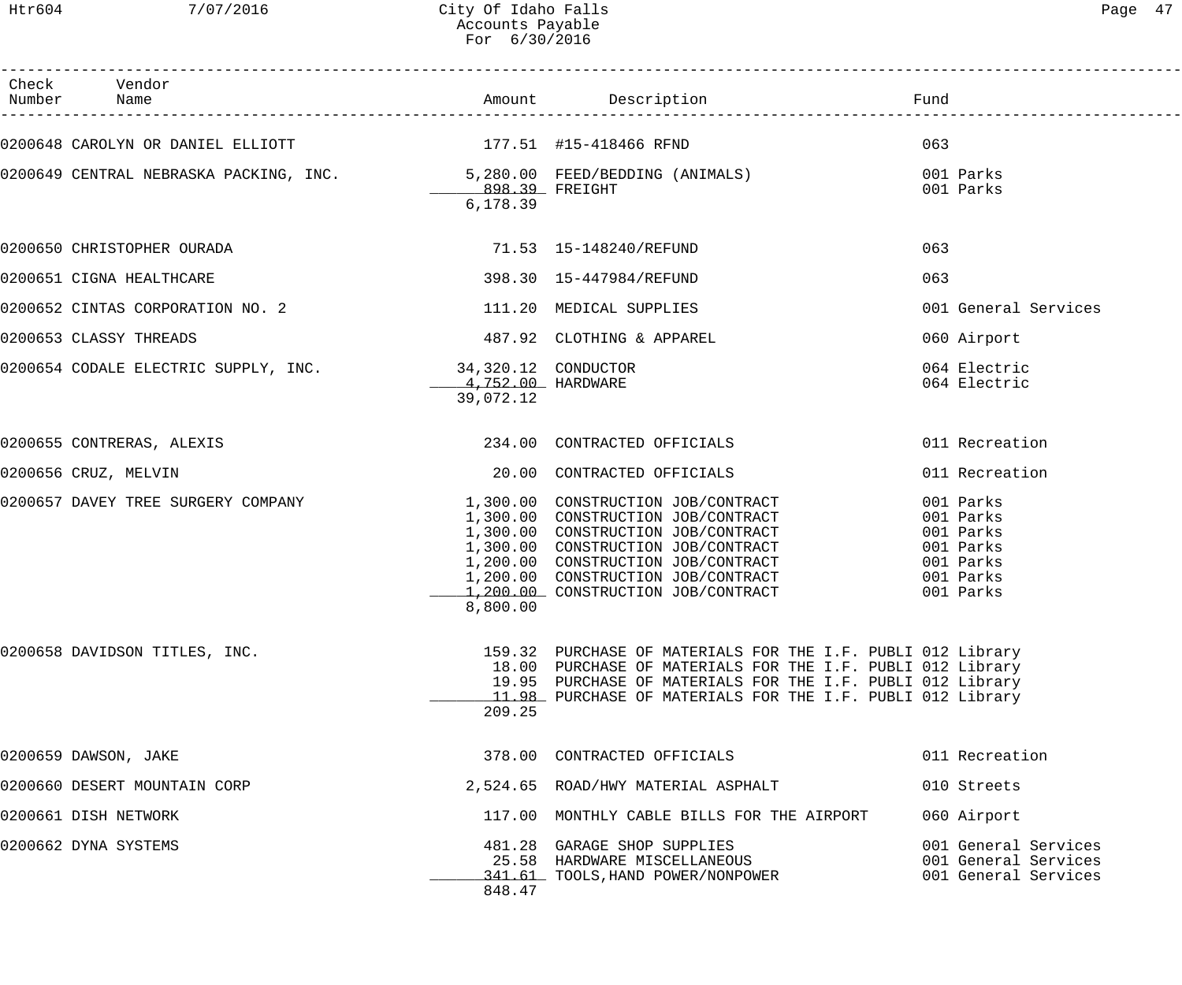City Of Idaho Falls
Accounts Payable
For 6/30/2016

| Check Number | Vendor Name | Amount | Description | Fund |
|---|---|---|---|---|
| 0200648 | CAROLYN OR DANIEL ELLIOTT | 177.51 | #15-418466 RFND | 063 |
| 0200649 | CENTRAL NEBRASKA PACKING, INC. | 5,280.00 | FEED/BEDDING (ANIMALS) | 001 Parks |
| | | 898.39 | FREIGHT | 001 Parks |
| | | 6,178.39 | | |
| 0200650 | CHRISTOPHER OURADA | 71.53 | 15-148240/REFUND | 063 |
| 0200651 | CIGNA HEALTHCARE | 398.30 | 15-447984/REFUND | 063 |
| 0200652 | CINTAS CORPORATION NO. 2 | 111.20 | MEDICAL SUPPLIES | 001 General Services |
| 0200653 | CLASSY THREADS | 487.92 | CLOTHING & APPAREL | 060 Airport |
| 0200654 | CODALE ELECTRIC SUPPLY, INC. | 34,320.12 | CONDUCTOR | 064 Electric |
| | | 4,752.00 | HARDWARE | 064 Electric |
| | | 39,072.12 | | |
| 0200655 | CONTRERAS, ALEXIS | 234.00 | CONTRACTED OFFICIALS | 011 Recreation |
| 0200656 | CRUZ, MELVIN | 20.00 | CONTRACTED OFFICIALS | 011 Recreation |
| 0200657 | DAVEY TREE SURGERY COMPANY | 1,300.00 | CONSTRUCTION JOB/CONTRACT | 001 Parks |
| | | 1,300.00 | CONSTRUCTION JOB/CONTRACT | 001 Parks |
| | | 1,300.00 | CONSTRUCTION JOB/CONTRACT | 001 Parks |
| | | 1,300.00 | CONSTRUCTION JOB/CONTRACT | 001 Parks |
| | | 1,200.00 | CONSTRUCTION JOB/CONTRACT | 001 Parks |
| | | 1,200.00 | CONSTRUCTION JOB/CONTRACT | 001 Parks |
| | | 1,200.00 | CONSTRUCTION JOB/CONTRACT | 001 Parks |
| | | 8,800.00 | | |
| 0200658 | DAVIDSON TITLES, INC. | 159.32 | PURCHASE OF MATERIALS FOR THE I.F. PUBLI | 012 Library |
| | | 18.00 | PURCHASE OF MATERIALS FOR THE I.F. PUBLI | 012 Library |
| | | 19.95 | PURCHASE OF MATERIALS FOR THE I.F. PUBLI | 012 Library |
| | | 11.98 | PURCHASE OF MATERIALS FOR THE I.F. PUBLI | 012 Library |
| | | 209.25 | | |
| 0200659 | DAWSON, JAKE | 378.00 | CONTRACTED OFFICIALS | 011 Recreation |
| 0200660 | DESERT MOUNTAIN CORP | 2,524.65 | ROAD/HWY MATERIAL ASPHALT | 010 Streets |
| 0200661 | DISH NETWORK | 117.00 | MONTHLY CABLE BILLS FOR THE AIRPORT | 060 Airport |
| 0200662 | DYNA SYSTEMS | 481.28 | GARAGE SHOP SUPPLIES | 001 General Services |
| | | 25.58 | HARDWARE MISCELLANEOUS | 001 General Services |
| | | 341.61 | TOOLS,HAND POWER/NONPOWER | 001 General Services |
| | | 848.47 | | |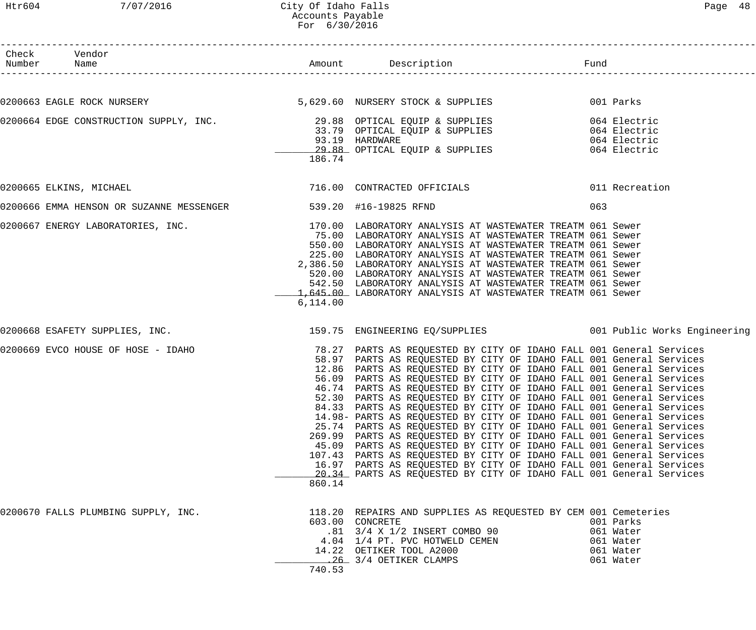| Check Number | Vendor Name | Amount | Description | Fund |
|---|---|---|---|---|
| 0200663 | EAGLE ROCK NURSERY | 5,629.60 | NURSERY STOCK & SUPPLIES | 001 Parks |
| 0200664 | EDGE CONSTRUCTION SUPPLY, INC. | 29.88 | OPTICAL EQUIP & SUPPLIES | 064 Electric |
| | | 33.79 | OPTICAL EQUIP & SUPPLIES | 064 Electric |
| | | 93.19 | HARDWARE | 064 Electric |
| | | 29.88 | OPTICAL EQUIP & SUPPLIES | 064 Electric |
| | | 186.74 | | |
| 0200665 | ELKINS, MICHAEL | 716.00 | CONTRACTED OFFICIALS | 011 Recreation |
| 0200666 | EMMA HENSON OR SUZANNE MESSENGER | 539.20 | #16-19825 RFND | 063 |
| 0200667 | ENERGY LABORATORIES, INC. | 170.00 | LABORATORY ANALYSIS AT WASTEWATER TREATM | 061 Sewer |
| | | 75.00 | LABORATORY ANALYSIS AT WASTEWATER TREATM | 061 Sewer |
| | | 550.00 | LABORATORY ANALYSIS AT WASTEWATER TREATM | 061 Sewer |
| | | 225.00 | LABORATORY ANALYSIS AT WASTEWATER TREATM | 061 Sewer |
| | | 2,386.50 | LABORATORY ANALYSIS AT WASTEWATER TREATM | 061 Sewer |
| | | 520.00 | LABORATORY ANALYSIS AT WASTEWATER TREATM | 061 Sewer |
| | | 542.50 | LABORATORY ANALYSIS AT WASTEWATER TREATM | 061 Sewer |
| | | 1,645.00 | LABORATORY ANALYSIS AT WASTEWATER TREATM | 061 Sewer |
| | | 6,114.00 | | |
| 0200668 | ESAFETY SUPPLIES, INC. | 159.75 | ENGINEERING EQ/SUPPLIES | 001 Public Works Engineering |
| 0200669 | EVCO HOUSE OF HOSE - IDAHO | 78.27 | PARTS AS REQUESTED BY CITY OF IDAHO FALL | 001 General Services |
| | | 58.97 | PARTS AS REQUESTED BY CITY OF IDAHO FALL | 001 General Services |
| | | 12.86 | PARTS AS REQUESTED BY CITY OF IDAHO FALL | 001 General Services |
| | | 56.09 | PARTS AS REQUESTED BY CITY OF IDAHO FALL | 001 General Services |
| | | 46.74 | PARTS AS REQUESTED BY CITY OF IDAHO FALL | 001 General Services |
| | | 52.30 | PARTS AS REQUESTED BY CITY OF IDAHO FALL | 001 General Services |
| | | 84.33 | PARTS AS REQUESTED BY CITY OF IDAHO FALL | 001 General Services |
| | | 14.98- | PARTS AS REQUESTED BY CITY OF IDAHO FALL | 001 General Services |
| | | 25.74 | PARTS AS REQUESTED BY CITY OF IDAHO FALL | 001 General Services |
| | | 269.99 | PARTS AS REQUESTED BY CITY OF IDAHO FALL | 001 General Services |
| | | 45.09 | PARTS AS REQUESTED BY CITY OF IDAHO FALL | 001 General Services |
| | | 107.43 | PARTS AS REQUESTED BY CITY OF IDAHO FALL | 001 General Services |
| | | 16.97 | PARTS AS REQUESTED BY CITY OF IDAHO FALL | 001 General Services |
| | | 20.34 | PARTS AS REQUESTED BY CITY OF IDAHO FALL | 001 General Services |
| | | 860.14 | | |
| 0200670 | FALLS PLUMBING SUPPLY, INC. | 118.20 | REPAIRS AND SUPPLIES AS REQUESTED BY CEM | 001 Cemeteries |
| | | 603.00 | CONCRETE | 001 Parks |
| | | .81 | 3/4 X 1/2 INSERT COMBO 90 | 061 Water |
| | | 4.04 | 1/4 PT. PVC HOTWELD CEMEN | 061 Water |
| | | 14.22 | OETIKER TOOL A2000 | 061 Water |
| | | .26 | 3/4 OETIKER CLAMPS | 061 Water |
| | | 740.53 | | |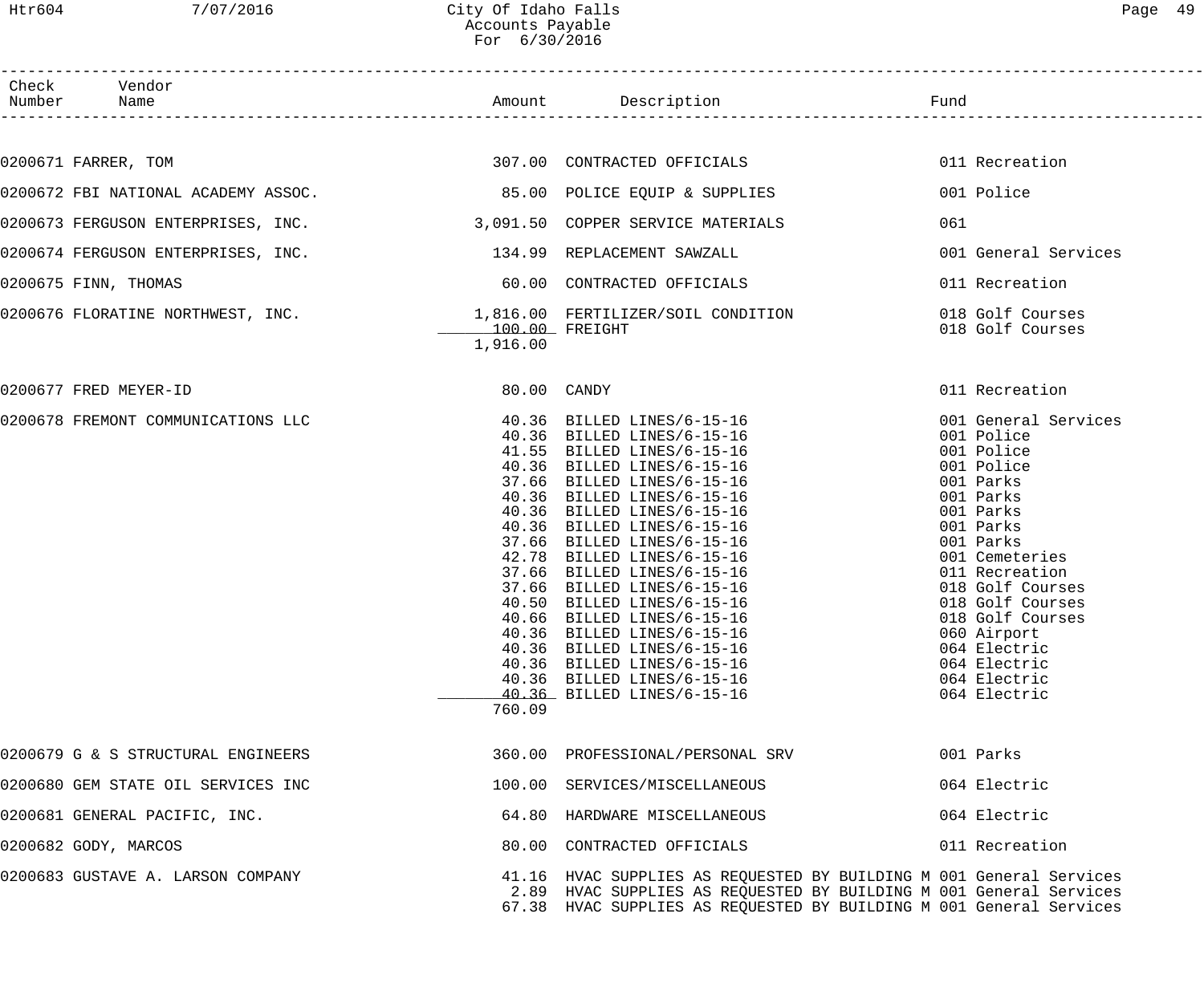| Check Number | Vendor Name | Amount | Description | Fund |
|---|---|---|---|---|
| 0200671 | FARRER, TOM | 307.00 | CONTRACTED OFFICIALS | 011 Recreation |
| 0200672 | FBI NATIONAL ACADEMY ASSOC. | 85.00 | POLICE EQUIP & SUPPLIES | 001 Police |
| 0200673 | FERGUSON ENTERPRISES, INC. | 3,091.50 | COPPER SERVICE MATERIALS | 061 |
| 0200674 | FERGUSON ENTERPRISES, INC. | 134.99 | REPLACEMENT SAWZALL | 001 General Services |
| 0200675 | FINN, THOMAS | 60.00 | CONTRACTED OFFICIALS | 011 Recreation |
| 0200676 | FLORATINE NORTHWEST, INC. | 1,816.00 | FERTILIZER/SOIL CONDITION | 018 Golf Courses |
| | | 100.00 | FREIGHT | 018 Golf Courses |
| | | 1,916.00 | | |
| 0200677 | FRED MEYER-ID | 80.00 | CANDY | 011 Recreation |
| 0200678 | FREMONT COMMUNICATIONS LLC | 40.36 | BILLED LINES/6-15-16 | 001 General Services |
| | | 40.36 | BILLED LINES/6-15-16 | 001 Police |
| | | 41.55 | BILLED LINES/6-15-16 | 001 Police |
| | | 40.36 | BILLED LINES/6-15-16 | 001 Police |
| | | 37.66 | BILLED LINES/6-15-16 | 001 Parks |
| | | 40.36 | BILLED LINES/6-15-16 | 001 Parks |
| | | 40.36 | BILLED LINES/6-15-16 | 001 Parks |
| | | 40.36 | BILLED LINES/6-15-16 | 001 Parks |
| | | 37.66 | BILLED LINES/6-15-16 | 001 Parks |
| | | 42.78 | BILLED LINES/6-15-16 | 001 Cemeteries |
| | | 37.66 | BILLED LINES/6-15-16 | 011 Recreation |
| | | 37.66 | BILLED LINES/6-15-16 | 018 Golf Courses |
| | | 40.50 | BILLED LINES/6-15-16 | 018 Golf Courses |
| | | 40.66 | BILLED LINES/6-15-16 | 018 Golf Courses |
| | | 40.36 | BILLED LINES/6-15-16 | 060 Airport |
| | | 40.36 | BILLED LINES/6-15-16 | 064 Electric |
| | | 40.36 | BILLED LINES/6-15-16 | 064 Electric |
| | | 40.36 | BILLED LINES/6-15-16 | 064 Electric |
| | | 40.36 | BILLED LINES/6-15-16 | 064 Electric |
| | | 760.09 | | |
| 0200679 | G & S STRUCTURAL ENGINEERS | 360.00 | PROFESSIONAL/PERSONAL SRV | 001 Parks |
| 0200680 | GEM STATE OIL SERVICES INC | 100.00 | SERVICES/MISCELLANEOUS | 064 Electric |
| 0200681 | GENERAL PACIFIC, INC. | 64.80 | HARDWARE MISCELLANEOUS | 064 Electric |
| 0200682 | GODY, MARCOS | 80.00 | CONTRACTED OFFICIALS | 011 Recreation |
| 0200683 | GUSTAVE A. LARSON COMPANY | 41.16 | HVAC SUPPLIES AS REQUESTED BY BUILDING M | 001 General Services |
| | | 2.89 | HVAC SUPPLIES AS REQUESTED BY BUILDING M | 001 General Services |
| | | 67.38 | HVAC SUPPLIES AS REQUESTED BY BUILDING M | 001 General Services |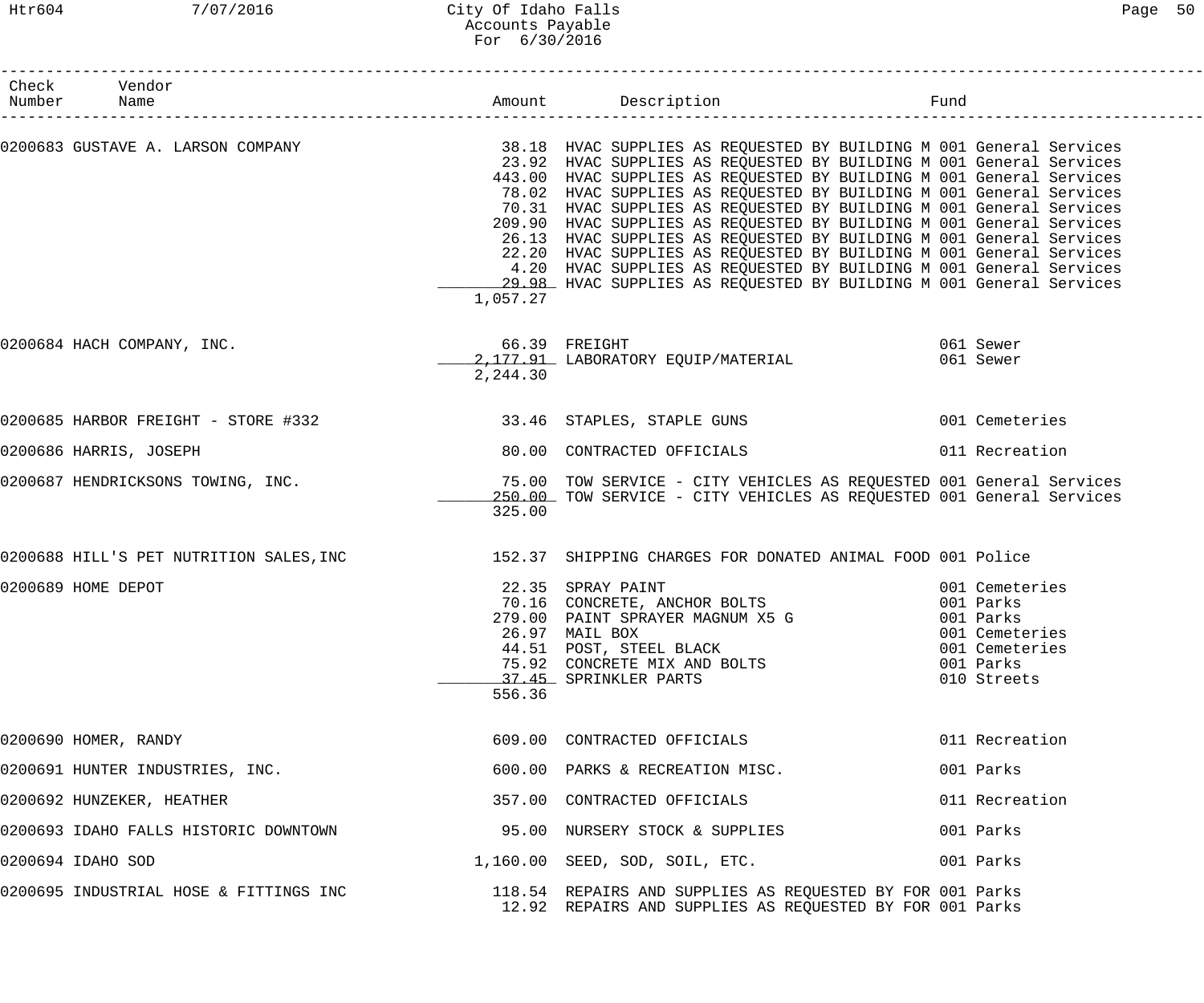City Of Idaho Falls
Accounts Payable
For 6/30/2016

| Check Number | Vendor Name | Amount | Description | Fund |
|---|---|---|---|---|
| 0200683 | GUSTAVE A. LARSON COMPANY | 38.18 | HVAC SUPPLIES AS REQUESTED BY BUILDING M | 001 General Services |
| | | 23.92 | HVAC SUPPLIES AS REQUESTED BY BUILDING M | 001 General Services |
| | | 443.00 | HVAC SUPPLIES AS REQUESTED BY BUILDING M | 001 General Services |
| | | 78.02 | HVAC SUPPLIES AS REQUESTED BY BUILDING M | 001 General Services |
| | | 70.31 | HVAC SUPPLIES AS REQUESTED BY BUILDING M | 001 General Services |
| | | 209.90 | HVAC SUPPLIES AS REQUESTED BY BUILDING M | 001 General Services |
| | | 26.13 | HVAC SUPPLIES AS REQUESTED BY BUILDING M | 001 General Services |
| | | 22.20 | HVAC SUPPLIES AS REQUESTED BY BUILDING M | 001 General Services |
| | | 4.20 | HVAC SUPPLIES AS REQUESTED BY BUILDING M | 001 General Services |
| | | 29.98 | HVAC SUPPLIES AS REQUESTED BY BUILDING M | 001 General Services |
| | | 1,057.27 | | |
| 0200684 | HACH COMPANY, INC. | 66.39 | FREIGHT | 061 Sewer |
| | | 2,177.91 | LABORATORY EQUIP/MATERIAL | 061 Sewer |
| | | 2,244.30 | | |
| 0200685 | HARBOR FREIGHT - STORE #332 | 33.46 | STAPLES, STAPLE GUNS | 001 Cemeteries |
| 0200686 | HARRIS, JOSEPH | 80.00 | CONTRACTED OFFICIALS | 011 Recreation |
| 0200687 | HENDRICKSONS TOWING, INC. | 75.00 | TOW SERVICE - CITY VEHICLES AS REQUESTED | 001 General Services |
| | | 250.00 | TOW SERVICE - CITY VEHICLES AS REQUESTED | 001 General Services |
| | | 325.00 | | |
| 0200688 | HILL'S PET NUTRITION SALES,INC | 152.37 | SHIPPING CHARGES FOR DONATED ANIMAL FOOD | 001 Police |
| 0200689 | HOME DEPOT | 22.35 | SPRAY PAINT | 001 Cemeteries |
| | | 70.16 | CONCRETE, ANCHOR BOLTS | 001 Parks |
| | | 279.00 | PAINT SPRAYER MAGNUM X5 G | 001 Parks |
| | | 26.97 | MAIL BOX | 001 Cemeteries |
| | | 44.51 | POST, STEEL BLACK | 001 Cemeteries |
| | | 75.92 | CONCRETE MIX AND BOLTS | 001 Parks |
| | | 37.45 | SPRINKLER PARTS | 010 Streets |
| | | 556.36 | | |
| 0200690 | HOMER, RANDY | 609.00 | CONTRACTED OFFICIALS | 011 Recreation |
| 0200691 | HUNTER INDUSTRIES, INC. | 600.00 | PARKS & RECREATION MISC. | 001 Parks |
| 0200692 | HUNZEKER, HEATHER | 357.00 | CONTRACTED OFFICIALS | 011 Recreation |
| 0200693 | IDAHO FALLS HISTORIC DOWNTOWN | 95.00 | NURSERY STOCK & SUPPLIES | 001 Parks |
| 0200694 | IDAHO SOD | 1,160.00 | SEED, SOD, SOIL, ETC. | 001 Parks |
| 0200695 | INDUSTRIAL HOSE & FITTINGS INC | 118.54 | REPAIRS AND SUPPLIES AS REQUESTED BY FOR | 001 Parks |
| | | 12.92 | REPAIRS AND SUPPLIES AS REQUESTED BY FOR | 001 Parks |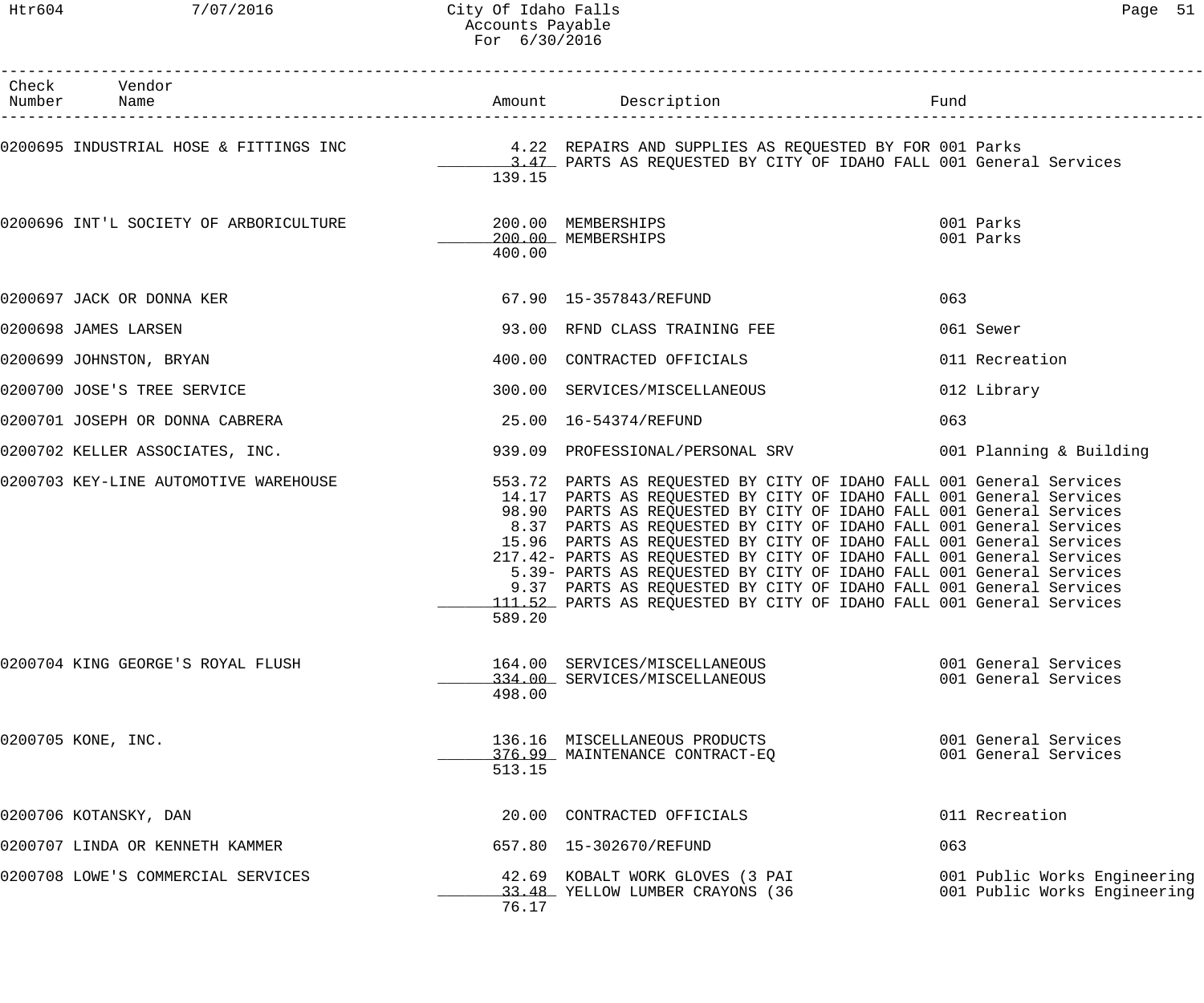# City Of Idaho Falls
## Accounts Payable
### For 6/30/2016

| Check Number | Vendor Name | Amount | Description | Fund |
|---|---|---|---|---|
| 0200695 | INDUSTRIAL HOSE & FITTINGS INC | 4.22 | REPAIRS AND SUPPLIES AS REQUESTED BY FOR | 001 Parks |
| | | 3.47 | PARTS AS REQUESTED BY CITY OF IDAHO FALL | 001 General Services |
| | | 139.15 | | |
| 0200696 | INT'L SOCIETY OF ARBORICULTURE | 200.00 | MEMBERSHIPS | 001 Parks |
| | | 200.00 | MEMBERSHIPS | 001 Parks |
| | | 400.00 | | |
| 0200697 | JACK OR DONNA KER | 67.90 | 15-357843/REFUND | 063 |
| 0200698 | JAMES LARSEN | 93.00 | RFND CLASS TRAINING FEE | 061 Sewer |
| 0200699 | JOHNSTON, BRYAN | 400.00 | CONTRACTED OFFICIALS | 011 Recreation |
| 0200700 | JOSE'S TREE SERVICE | 300.00 | SERVICES/MISCELLANEOUS | 012 Library |
| 0200701 | JOSEPH OR DONNA CABRERA | 25.00 | 16-54374/REFUND | 063 |
| 0200702 | KELLER ASSOCIATES, INC. | 939.09 | PROFESSIONAL/PERSONAL SRV | 001 Planning & Building |
| 0200703 | KEY-LINE AUTOMOTIVE WAREHOUSE | 553.72 | PARTS AS REQUESTED BY CITY OF IDAHO FALL | 001 General Services |
| | | 14.17 | PARTS AS REQUESTED BY CITY OF IDAHO FALL | 001 General Services |
| | | 98.90 | PARTS AS REQUESTED BY CITY OF IDAHO FALL | 001 General Services |
| | | 8.37 | PARTS AS REQUESTED BY CITY OF IDAHO FALL | 001 General Services |
| | | 15.96 | PARTS AS REQUESTED BY CITY OF IDAHO FALL | 001 General Services |
| | | 217.42- | PARTS AS REQUESTED BY CITY OF IDAHO FALL | 001 General Services |
| | | 5.39- | PARTS AS REQUESTED BY CITY OF IDAHO FALL | 001 General Services |
| | | 9.37 | PARTS AS REQUESTED BY CITY OF IDAHO FALL | 001 General Services |
| | | 111.52 | PARTS AS REQUESTED BY CITY OF IDAHO FALL | 001 General Services |
| | | 589.20 | | |
| 0200704 | KING GEORGE'S ROYAL FLUSH | 164.00 | SERVICES/MISCELLANEOUS | 001 General Services |
| | | 334.00 | SERVICES/MISCELLANEOUS | 001 General Services |
| | | 498.00 | | |
| 0200705 | KONE, INC. | 136.16 | MISCELLANEOUS PRODUCTS | 001 General Services |
| | | 376.99 | MAINTENANCE CONTRACT-EQ | 001 General Services |
| | | 513.15 | | |
| 0200706 | KOTANSKY, DAN | 20.00 | CONTRACTED OFFICIALS | 011 Recreation |
| 0200707 | LINDA OR KENNETH KAMMER | 657.80 | 15-302670/REFUND | 063 |
| 0200708 | LOWE'S COMMERCIAL SERVICES | 42.69 | KOBALT WORK GLOVES (3 PAI | 001 Public Works Engineering |
| | | 33.48 | YELLOW LUMBER CRAYONS (36 | 001 Public Works Engineering |
| | | 76.17 | | |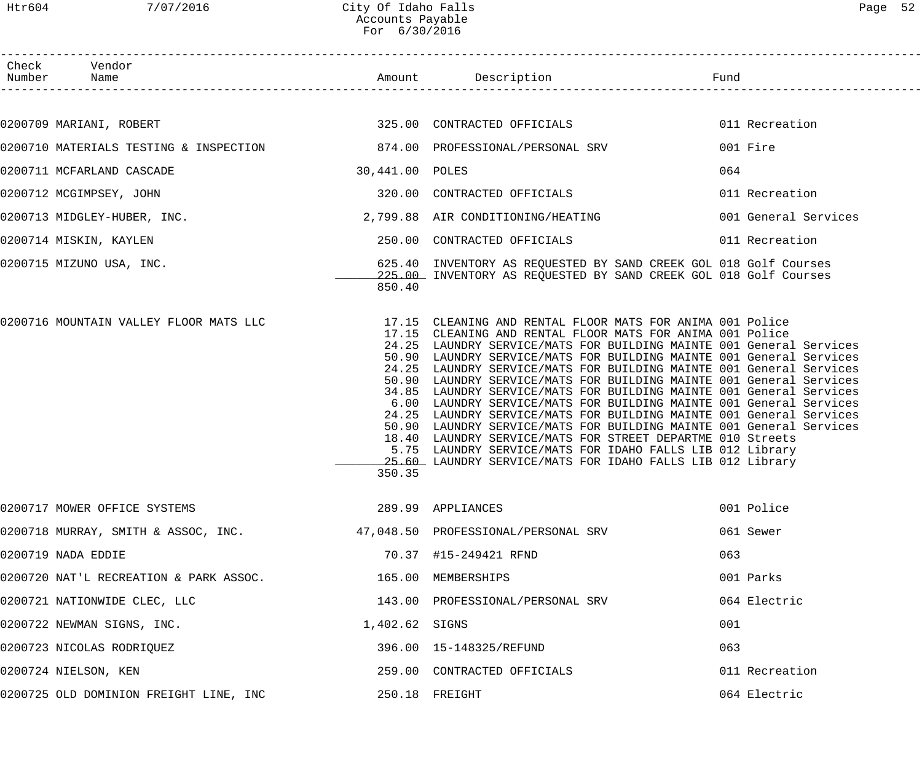# City Of Idaho Falls
## Accounts Payable
### For 6/30/2016

| Check Number | Vendor Name | Amount | Description | Fund |
|---|---|---|---|---|
| 0200709 | MARIANI, ROBERT | 325.00 | CONTRACTED OFFICIALS | 011 Recreation |
| 0200710 | MATERIALS TESTING & INSPECTION | 874.00 | PROFESSIONAL/PERSONAL SRV | 001 Fire |
| 0200711 | MCFARLAND CASCADE | 30,441.00 | POLES | 064 |
| 0200712 | MCGIMPSEY, JOHN | 320.00 | CONTRACTED OFFICIALS | 011 Recreation |
| 0200713 | MIDGLEY-HUBER, INC. | 2,799.88 | AIR CONDITIONING/HEATING | 001 General Services |
| 0200714 | MISKIN, KAYLEN | 250.00 | CONTRACTED OFFICIALS | 011 Recreation |
| 0200715 | MIZUNO USA, INC. | 625.40 | INVENTORY AS REQUESTED BY SAND CREEK GOL | 018 Golf Courses |
| | | 225.00 | INVENTORY AS REQUESTED BY SAND CREEK GOL | 018 Golf Courses |
| | | 850.40 | | |
| 0200716 | MOUNTAIN VALLEY FLOOR MATS LLC | 17.15 | CLEANING AND RENTAL FLOOR MATS FOR ANIMA | 001 Police |
| | | 17.15 | CLEANING AND RENTAL FLOOR MATS FOR ANIMA | 001 Police |
| | | 24.25 | LAUNDRY SERVICE/MATS FOR BUILDING MAINTE | 001 General Services |
| | | 50.90 | LAUNDRY SERVICE/MATS FOR BUILDING MAINTE | 001 General Services |
| | | 24.25 | LAUNDRY SERVICE/MATS FOR BUILDING MAINTE | 001 General Services |
| | | 50.90 | LAUNDRY SERVICE/MATS FOR BUILDING MAINTE | 001 General Services |
| | | 34.85 | LAUNDRY SERVICE/MATS FOR BUILDING MAINTE | 001 General Services |
| | | 6.00 | LAUNDRY SERVICE/MATS FOR BUILDING MAINTE | 001 General Services |
| | | 24.25 | LAUNDRY SERVICE/MATS FOR BUILDING MAINTE | 001 General Services |
| | | 50.90 | LAUNDRY SERVICE/MATS FOR BUILDING MAINTE | 001 General Services |
| | | 18.40 | LAUNDRY SERVICE/MATS FOR STREET DEPARTME | 010 Streets |
| | | 5.75 | LAUNDRY SERVICE/MATS FOR IDAHO FALLS LIB | 012 Library |
| | | 25.60 | LAUNDRY SERVICE/MATS FOR IDAHO FALLS LIB | 012 Library |
| | | 350.35 | | |
| 0200717 | MOWER OFFICE SYSTEMS | 289.99 | APPLIANCES | 001 Police |
| 0200718 | MURRAY, SMITH & ASSOC, INC. | 47,048.50 | PROFESSIONAL/PERSONAL SRV | 061 Sewer |
| 0200719 | NADA EDDIE | 70.37 | #15-249421 RFND | 063 |
| 0200720 | NAT'L RECREATION & PARK ASSOC. | 165.00 | MEMBERSHIPS | 001 Parks |
| 0200721 | NATIONWIDE CLEC, LLC | 143.00 | PROFESSIONAL/PERSONAL SRV | 064 Electric |
| 0200722 | NEWMAN SIGNS, INC. | 1,402.62 | SIGNS | 001 |
| 0200723 | NICOLAS RODRIQUEZ | 396.00 | 15-148325/REFUND | 063 |
| 0200724 | NIELSON, KEN | 259.00 | CONTRACTED OFFICIALS | 011 Recreation |
| 0200725 | OLD DOMINION FREIGHT LINE, INC | 250.18 | FREIGHT | 064 Electric |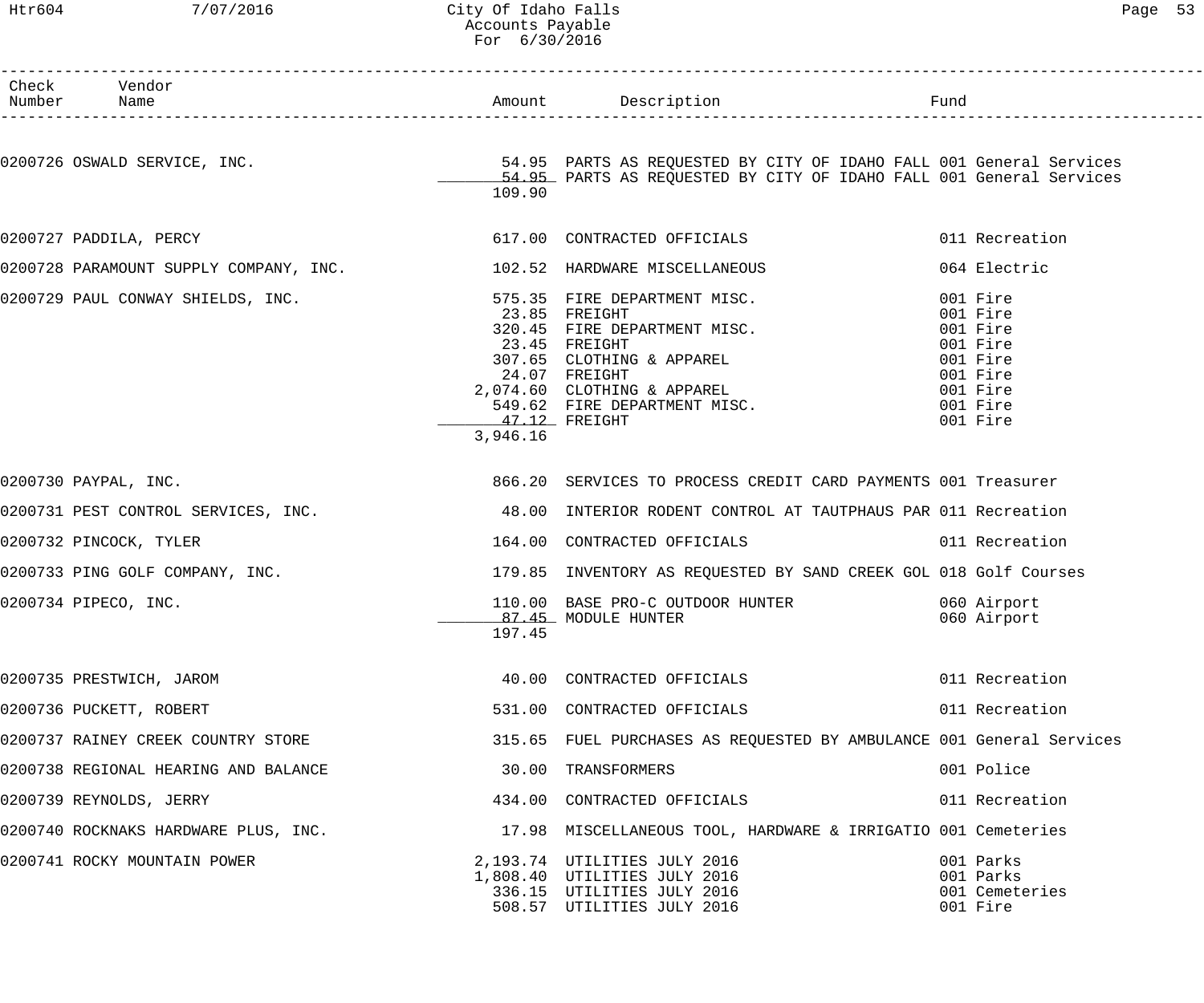| Check Number | Vendor Name | Amount | Description | Fund |
|---|---|---|---|---|
| 0200726 | OSWALD SERVICE, INC. | 54.95 | PARTS AS REQUESTED BY CITY OF IDAHO FALL | 001 General Services |
| | | 54.95 | PARTS AS REQUESTED BY CITY OF IDAHO FALL | 001 General Services |
| | | 109.90 | | |
| 0200727 | PADDILA, PERCY | 617.00 | CONTRACTED OFFICIALS | 011 Recreation |
| 0200728 | PARAMOUNT SUPPLY COMPANY, INC. | 102.52 | HARDWARE MISCELLANEOUS | 064 Electric |
| 0200729 | PAUL CONWAY SHIELDS, INC. | 575.35 | FIRE DEPARTMENT MISC. | 001 Fire |
| | | 23.85 | FREIGHT | 001 Fire |
| | | 320.45 | FIRE DEPARTMENT MISC. | 001 Fire |
| | | 23.45 | FREIGHT | 001 Fire |
| | | 307.65 | CLOTHING & APPAREL | 001 Fire |
| | | 24.07 | FREIGHT | 001 Fire |
| | | 2,074.60 | CLOTHING & APPAREL | 001 Fire |
| | | 549.62 | FIRE DEPARTMENT MISC. | 001 Fire |
| | | 47.12 | FREIGHT | 001 Fire |
| | | 3,946.16 | | |
| 0200730 | PAYPAL, INC. | 866.20 | SERVICES TO PROCESS CREDIT CARD PAYMENTS | 001 Treasurer |
| 0200731 | PEST CONTROL SERVICES, INC. | 48.00 | INTERIOR RODENT CONTROL AT TAUTPHAUS PAR | 011 Recreation |
| 0200732 | PINCOCK, TYLER | 164.00 | CONTRACTED OFFICIALS | 011 Recreation |
| 0200733 | PING GOLF COMPANY, INC. | 179.85 | INVENTORY AS REQUESTED BY SAND CREEK GOL | 018 Golf Courses |
| 0200734 | PIPECO, INC. | 110.00 | BASE PRO-C OUTDOOR HUNTER | 060 Airport |
| | | 87.45 | MODULE HUNTER | 060 Airport |
| | | 197.45 | | |
| 0200735 | PRESTWICH, JAROM | 40.00 | CONTRACTED OFFICIALS | 011 Recreation |
| 0200736 | PUCKETT, ROBERT | 531.00 | CONTRACTED OFFICIALS | 011 Recreation |
| 0200737 | RAINEY CREEK COUNTRY STORE | 315.65 | FUEL PURCHASES AS REQUESTED BY AMBULANCE | 001 General Services |
| 0200738 | REGIONAL HEARING AND BALANCE | 30.00 | TRANSFORMERS | 001 Police |
| 0200739 | REYNOLDS, JERRY | 434.00 | CONTRACTED OFFICIALS | 011 Recreation |
| 0200740 | ROCKNAKS HARDWARE PLUS, INC. | 17.98 | MISCELLANEOUS TOOL, HARDWARE & IRRIGATIO | 001 Cemeteries |
| 0200741 | ROCKY MOUNTAIN POWER | 2,193.74 | UTILITIES JULY 2016 | 001 Parks |
| | | 1,808.40 | UTILITIES JULY 2016 | 001 Parks |
| | | 336.15 | UTILITIES JULY 2016 | 001 Cemeteries |
| | | 508.57 | UTILITIES JULY 2016 | 001 Fire |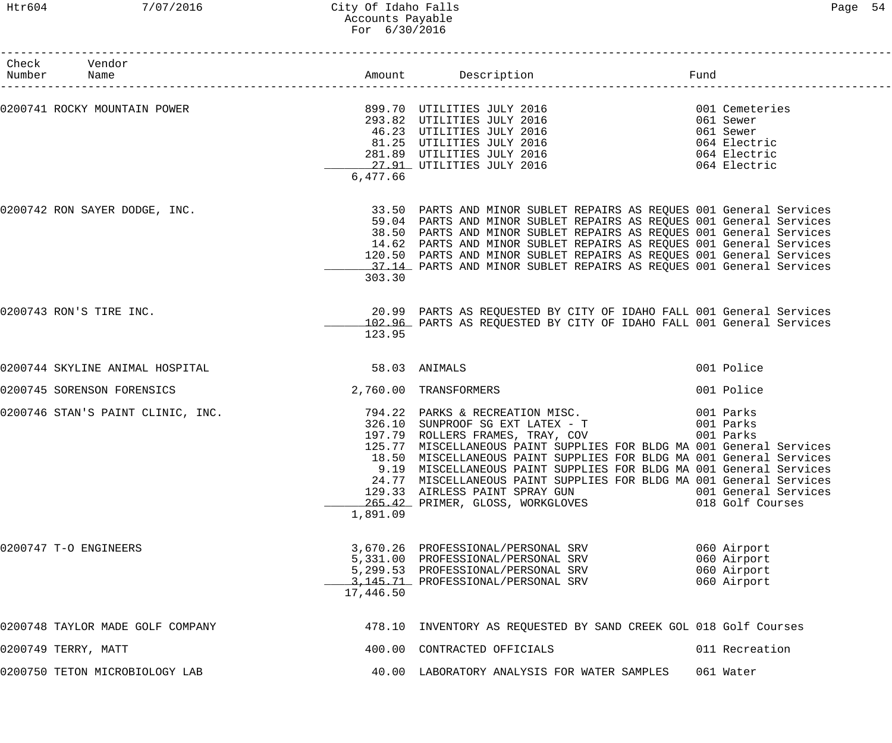City Of Idaho Falls
Accounts Payable
For 6/30/2016

| Check Number | Vendor Name | Amount | Description | Fund |
|---|---|---|---|---|
| 0200741 | ROCKY MOUNTAIN POWER | 899.70 | UTILITIES JULY 2016 | 001 Cemeteries |
| | | 293.82 | UTILITIES JULY 2016 | 061 Sewer |
| | | 46.23 | UTILITIES JULY 2016 | 061 Sewer |
| | | 81.25 | UTILITIES JULY 2016 | 064 Electric |
| | | 281.89 | UTILITIES JULY 2016 | 064 Electric |
| | | 27.91 | UTILITIES JULY 2016 | 064 Electric |
| | | 6,477.66 | | |
| 0200742 | RON SAYER DODGE, INC. | 33.50 | PARTS AND MINOR SUBLET REPAIRS AS REQUES | 001 General Services |
| | | 59.04 | PARTS AND MINOR SUBLET REPAIRS AS REQUES | 001 General Services |
| | | 38.50 | PARTS AND MINOR SUBLET REPAIRS AS REQUES | 001 General Services |
| | | 14.62 | PARTS AND MINOR SUBLET REPAIRS AS REQUES | 001 General Services |
| | | 120.50 | PARTS AND MINOR SUBLET REPAIRS AS REQUES | 001 General Services |
| | | 37.14 | PARTS AND MINOR SUBLET REPAIRS AS REQUES | 001 General Services |
| | | 303.30 | | |
| 0200743 | RON'S TIRE INC. | 20.99 | PARTS AS REQUESTED BY CITY OF IDAHO FALL | 001 General Services |
| | | 102.96 | PARTS AS REQUESTED BY CITY OF IDAHO FALL | 001 General Services |
| | | 123.95 | | |
| 0200744 | SKYLINE ANIMAL HOSPITAL | 58.03 | ANIMALS | 001 Police |
| 0200745 | SORENSON FORENSICS | 2,760.00 | TRANSFORMERS | 001 Police |
| 0200746 | STAN'S PAINT CLINIC, INC. | 794.22 | PARKS & RECREATION MISC. | 001 Parks |
| | | 326.10 | SUNPROOF SG EXT LATEX - T | 001 Parks |
| | | 197.79 | ROLLERS FRAMES, TRAY, COV | 001 Parks |
| | | 125.77 | MISCELLANEOUS PAINT SUPPLIES FOR BLDG MA | 001 General Services |
| | | 18.50 | MISCELLANEOUS PAINT SUPPLIES FOR BLDG MA | 001 General Services |
| | | 9.19 | MISCELLANEOUS PAINT SUPPLIES FOR BLDG MA | 001 General Services |
| | | 24.77 | MISCELLANEOUS PAINT SUPPLIES FOR BLDG MA | 001 General Services |
| | | 129.33 | AIRLESS PAINT SPRAY GUN | 001 General Services |
| | | 265.42 | PRIMER, GLOSS, WORKGLOVES | 018 Golf Courses |
| | | 1,891.09 | | |
| 0200747 | T-O ENGINEERS | 3,670.26 | PROFESSIONAL/PERSONAL SRV | 060 Airport |
| | | 5,331.00 | PROFESSIONAL/PERSONAL SRV | 060 Airport |
| | | 5,299.53 | PROFESSIONAL/PERSONAL SRV | 060 Airport |
| | | 3,145.71 | PROFESSIONAL/PERSONAL SRV | 060 Airport |
| | | 17,446.50 | | |
| 0200748 | TAYLOR MADE GOLF COMPANY | 478.10 | INVENTORY AS REQUESTED BY SAND CREEK GOL | 018 Golf Courses |
| 0200749 | TERRY, MATT | 400.00 | CONTRACTED OFFICIALS | 011 Recreation |
| 0200750 | TETON MICROBIOLOGY LAB | 40.00 | LABORATORY ANALYSIS FOR WATER SAMPLES | 061 Water |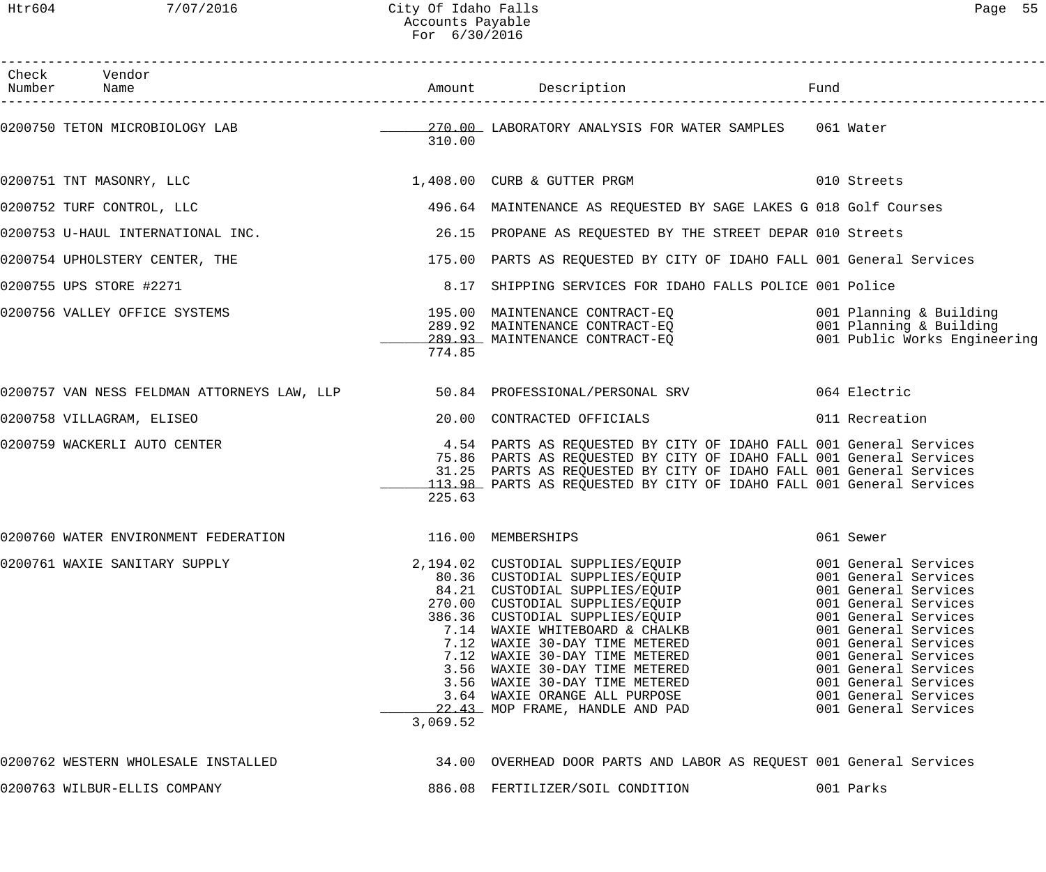| Check Number | Vendor Name | Amount | Description | Fund |
|---|---|---|---|---|
| 0200750 | TETON MICROBIOLOGY LAB | 270.00 | LABORATORY ANALYSIS FOR WATER SAMPLES | 061 Water |
| | | 310.00 | | |
| 0200751 | TNT MASONRY, LLC | 1,408.00 | CURB & GUTTER PRGM | 010 Streets |
| 0200752 | TURF CONTROL, LLC | 496.64 | MAINTENANCE AS REQUESTED BY SAGE LAKES G | 018 Golf Courses |
| 0200753 | U-HAUL INTERNATIONAL INC. | 26.15 | PROPANE AS REQUESTED BY THE STREET DEPAR | 010 Streets |
| 0200754 | UPHOLSTERY CENTER, THE | 175.00 | PARTS AS REQUESTED BY CITY OF IDAHO FALL | 001 General Services |
| 0200755 | UPS STORE #2271 | 8.17 | SHIPPING SERVICES FOR IDAHO FALLS POLICE | 001 Police |
| 0200756 | VALLEY OFFICE SYSTEMS | 195.00 | MAINTENANCE CONTRACT-EQ | 001 Planning & Building |
| | | 289.92 | MAINTENANCE CONTRACT-EQ | 001 Planning & Building |
| | | 289.93 | MAINTENANCE CONTRACT-EQ | 001 Public Works Engineering |
| | | 774.85 | | |
| 0200757 | VAN NESS FELDMAN ATTORNEYS LAW, LLP | 50.84 | PROFESSIONAL/PERSONAL SRV | 064 Electric |
| 0200758 | VILLAGRAM, ELISEO | 20.00 | CONTRACTED OFFICIALS | 011 Recreation |
| 0200759 | WACKERLI AUTO CENTER | 4.54 | PARTS AS REQUESTED BY CITY OF IDAHO FALL | 001 General Services |
| | | 75.86 | PARTS AS REQUESTED BY CITY OF IDAHO FALL | 001 General Services |
| | | 31.25 | PARTS AS REQUESTED BY CITY OF IDAHO FALL | 001 General Services |
| | | 113.98 | PARTS AS REQUESTED BY CITY OF IDAHO FALL | 001 General Services |
| | | 225.63 | | |
| 0200760 | WATER ENVIRONMENT FEDERATION | 116.00 | MEMBERSHIPS | 061 Sewer |
| 0200761 | WAXIE SANITARY SUPPLY | 2,194.02 | CUSTODIAL SUPPLIES/EQUIP | 001 General Services |
| | | 80.36 | CUSTODIAL SUPPLIES/EQUIP | 001 General Services |
| | | 84.21 | CUSTODIAL SUPPLIES/EQUIP | 001 General Services |
| | | 270.00 | CUSTODIAL SUPPLIES/EQUIP | 001 General Services |
| | | 386.36 | CUSTODIAL SUPPLIES/EQUIP | 001 General Services |
| | | 7.14 | WAXIE WHITEBOARD & CHALKB | 001 General Services |
| | | 7.12 | WAXIE 30-DAY TIME METERED | 001 General Services |
| | | 7.12 | WAXIE 30-DAY TIME METERED | 001 General Services |
| | | 3.56 | WAXIE 30-DAY TIME METERED | 001 General Services |
| | | 3.56 | WAXIE 30-DAY TIME METERED | 001 General Services |
| | | 3.64 | WAXIE ORANGE ALL PURPOSE | 001 General Services |
| | | 22.43 | MOP FRAME, HANDLE AND PAD | 001 General Services |
| | | 3,069.52 | | |
| 0200762 | WESTERN WHOLESALE INSTALLED | 34.00 | OVERHEAD DOOR PARTS AND LABOR AS REQUEST | 001 General Services |
| 0200763 | WILBUR-ELLIS COMPANY | 886.08 | FERTILIZER/SOIL CONDITION | 001 Parks |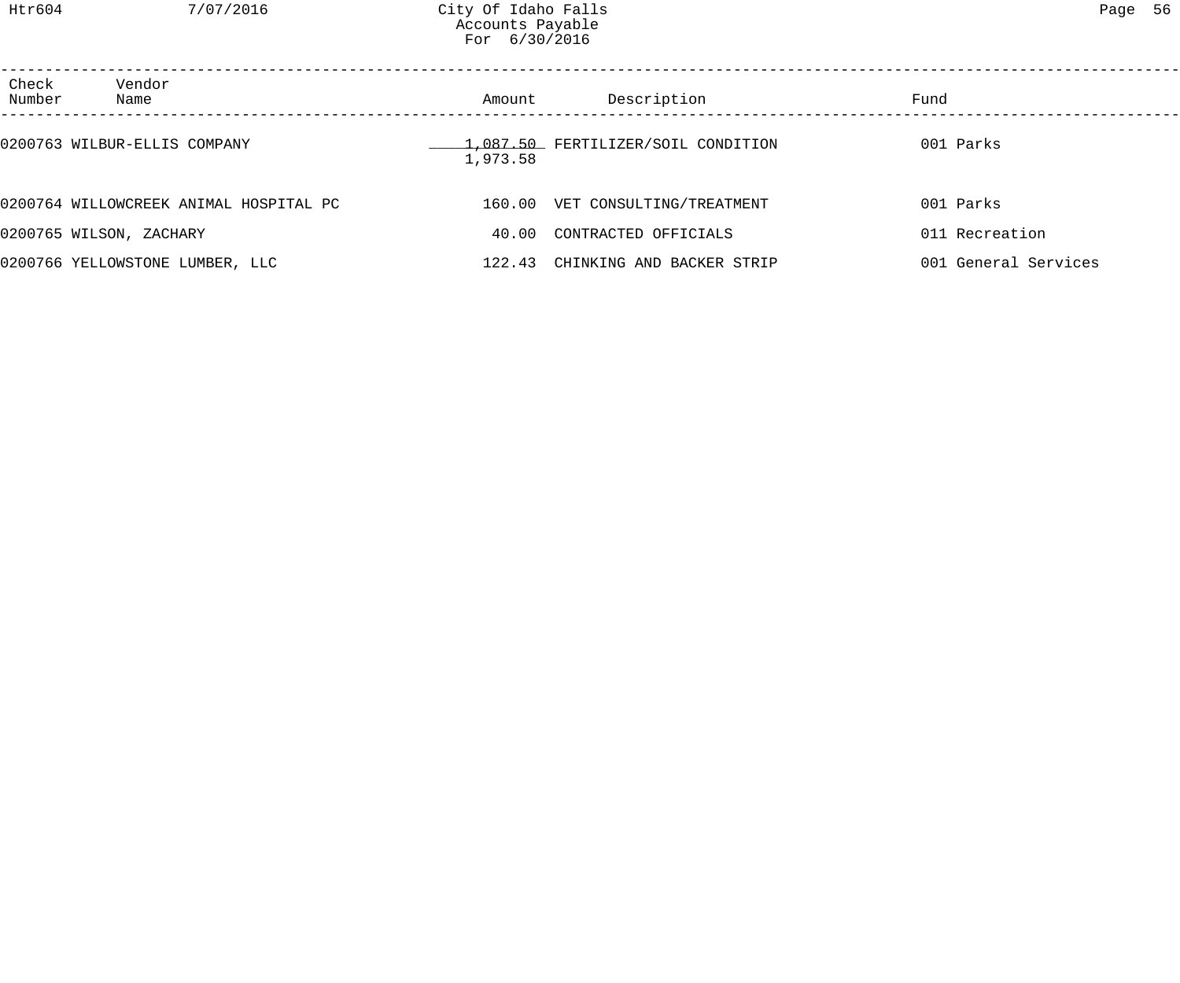| Check Number | Vendor Name | Amount | Description | Fund |
|---|---|---|---|---|
| 0200763 | WILBUR-ELLIS COMPANY | 1,087.50 | FERTILIZER/SOIL CONDITION | 001 Parks |
| | | 1,973.58 | | |
| 0200764 | WILLOWCREEK ANIMAL HOSPITAL PC | 160.00 | VET CONSULTING/TREATMENT | 001 Parks |
| 0200765 | WILSON, ZACHARY | 40.00 | CONTRACTED OFFICIALS | 011 Recreation |
| 0200766 | YELLOWSTONE LUMBER, LLC | 122.43 | CHINKING AND BACKER STRIP | 001 General Services |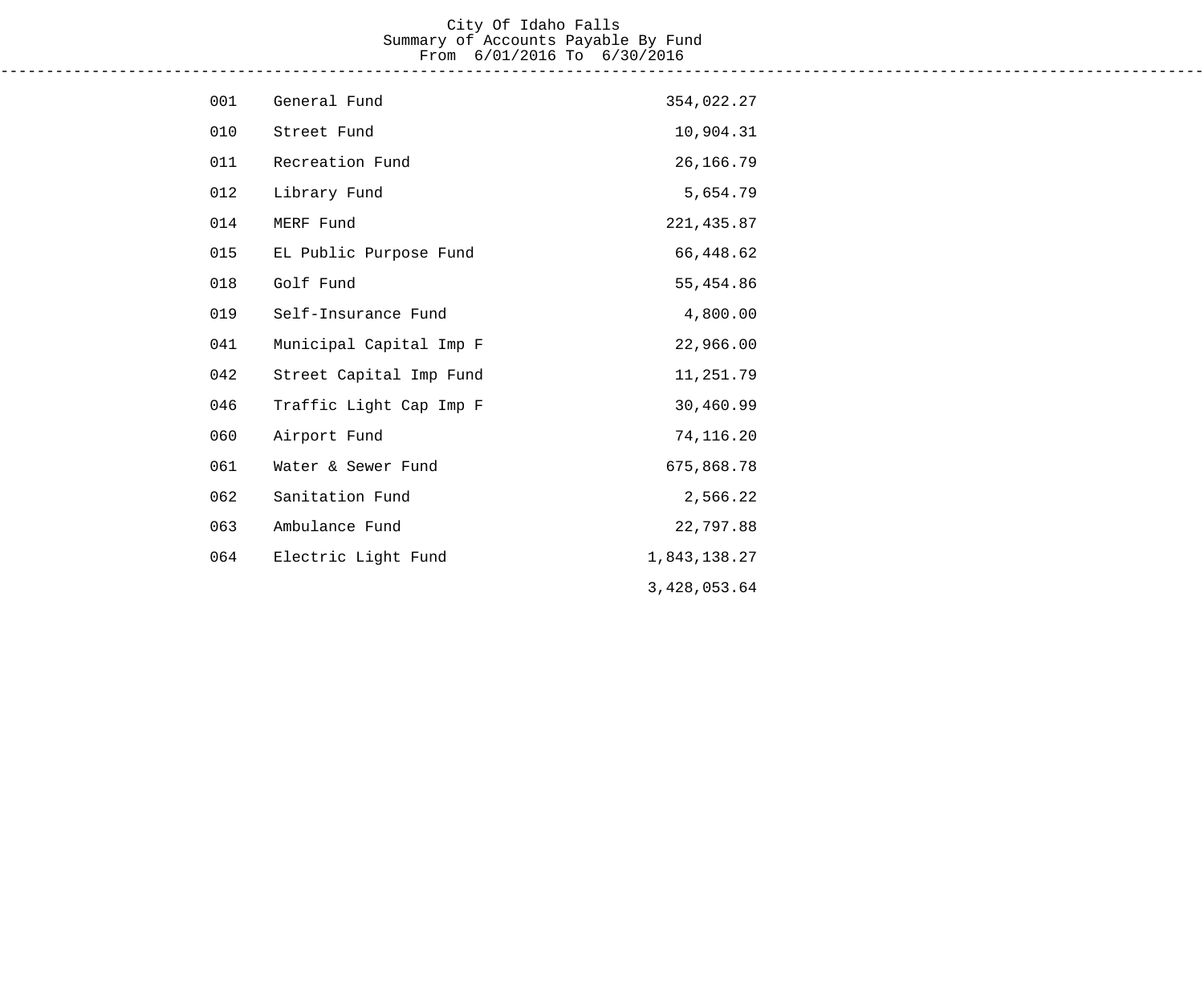City Of Idaho Falls
Summary of Accounts Payable By Fund
From 6/01/2016 To 6/30/2016

---

| Fund | Name | Amount |
|---|---|---|
| 001 | General Fund | 354,022.27 |
| 010 | Street Fund | 10,904.31 |
| 011 | Recreation Fund | 26,166.79 |
| 012 | Library Fund | 5,654.79 |
| 014 | MERF Fund | 221,435.87 |
| 015 | EL Public Purpose Fund | 66,448.62 |
| 018 | Golf Fund | 55,454.86 |
| 019 | Self-Insurance Fund | 4,800.00 |
| 041 | Municipal Capital Imp F | 22,966.00 |
| 042 | Street Capital Imp Fund | 11,251.79 |
| 046 | Traffic Light Cap Imp F | 30,460.99 |
| 060 | Airport Fund | 74,116.20 |
| 061 | Water & Sewer Fund | 675,868.78 |
| 062 | Sanitation Fund | 2,566.22 |
| 063 | Ambulance Fund | 22,797.88 |
| 064 | Electric Light Fund | 1,843,138.27 |
| | | 3,428,053.64 |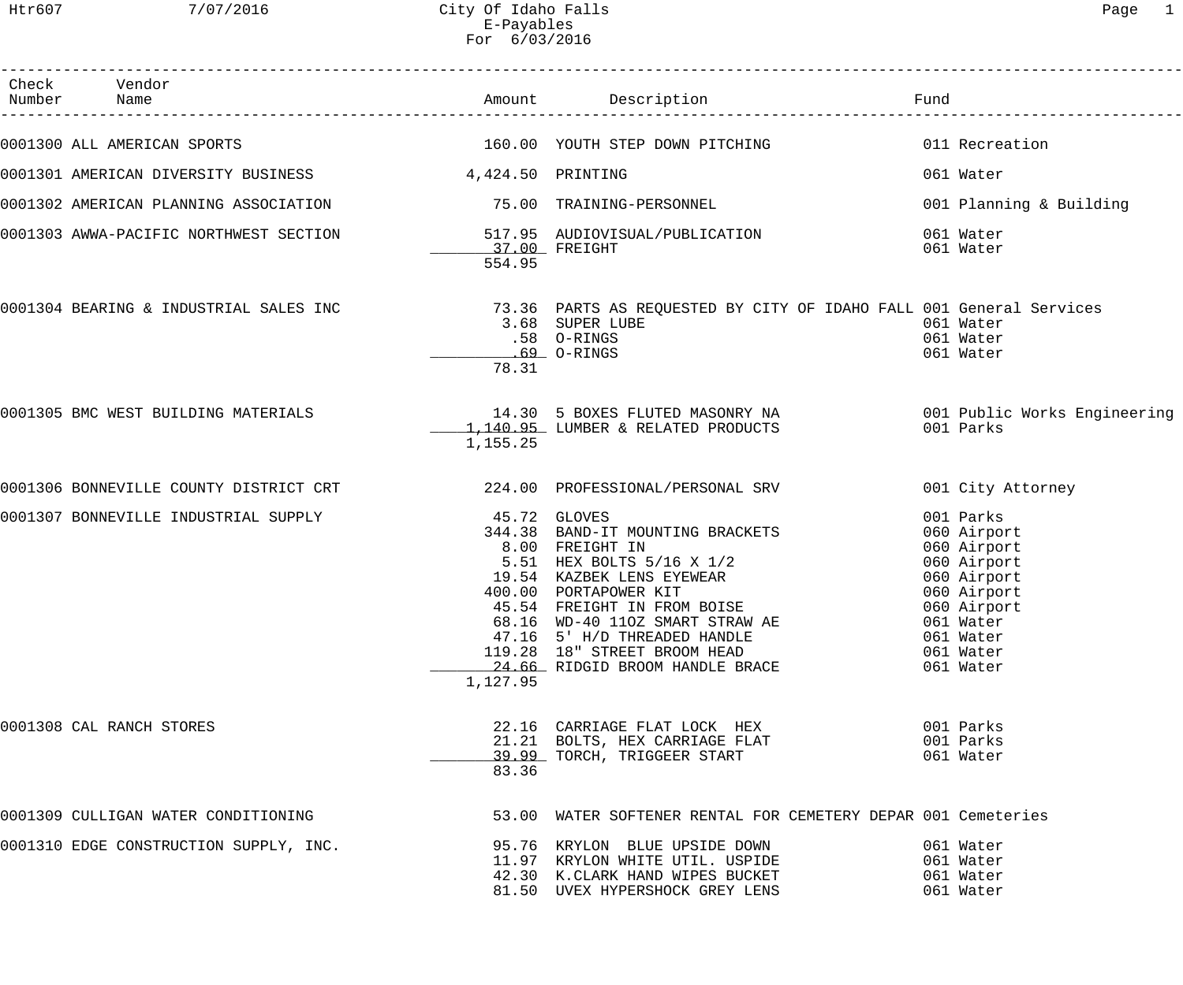City Of Idaho Falls
E-Payables
For 6/03/2016

| Check Number | Vendor Name | Amount | Description | Fund |
|---|---|---|---|---|
| 0001300 | ALL AMERICAN SPORTS | 160.00 | YOUTH STEP DOWN PITCHING | 011 Recreation |
| 0001301 | AMERICAN DIVERSITY BUSINESS | 4,424.50 | PRINTING | 061 Water |
| 0001302 | AMERICAN PLANNING ASSOCIATION | 75.00 | TRAINING-PERSONNEL | 001 Planning & Building |
| 0001303 | AWWA-PACIFIC NORTHWEST SECTION | 517.95 | AUDIOVISUAL/PUBLICATION | 061 Water |
| | | 37.00 | FREIGHT | 061 Water |
| | | 554.95 | | |
| 0001304 | BEARING & INDUSTRIAL SALES INC | 73.36 | PARTS AS REQUESTED BY CITY OF IDAHO FALL | 001 General Services |
| | | 3.68 | SUPER LUBE | 061 Water |
| | | .58 | O-RINGS | 061 Water |
| | | .69 | O-RINGS | 061 Water |
| | | 78.31 | | |
| 0001305 | BMC WEST BUILDING MATERIALS | 14.30 | 5 BOXES FLUTED MASONRY NA | 001 Public Works Engineering |
| | | 1,140.95 | LUMBER & RELATED PRODUCTS | 001 Parks |
| | | 1,155.25 | | |
| 0001306 | BONNEVILLE COUNTY DISTRICT CRT | 224.00 | PROFESSIONAL/PERSONAL SRV | 001 City Attorney |
| 0001307 | BONNEVILLE INDUSTRIAL SUPPLY | 45.72 | GLOVES | 001 Parks |
| | | 344.38 | BAND-IT MOUNTING BRACKETS | 060 Airport |
| | | 8.00 | FREIGHT IN | 060 Airport |
| | | 5.51 | HEX BOLTS 5/16 X 1/2 | 060 Airport |
| | | 19.54 | KAZBEK LENS EYEWEAR | 060 Airport |
| | | 400.00 | PORTAPOWER KIT | 060 Airport |
| | | 45.54 | FREIGHT IN FROM BOISE | 060 Airport |
| | | 68.16 | WD-40 11OZ SMART STRAW AE | 061 Water |
| | | 47.16 | 5' H/D THREADED HANDLE | 061 Water |
| | | 119.28 | 18" STREET BROOM HEAD | 061 Water |
| | | 24.66 | RIDGID BROOM HANDLE BRACE | 061 Water |
| | | 1,127.95 | | |
| 0001308 | CAL RANCH STORES | 22.16 | CARRIAGE FLAT LOCK HEX | 001 Parks |
| | | 21.21 | BOLTS, HEX CARRIAGE FLAT | 001 Parks |
| | | 39.99 | TORCH, TRIGGEER START | 061 Water |
| | | 83.36 | | |
| 0001309 | CULLIGAN WATER CONDITIONING | 53.00 | WATER SOFTENER RENTAL FOR CEMETERY DEPAR | 001 Cemeteries |
| 0001310 | EDGE CONSTRUCTION SUPPLY, INC. | 95.76 | KRYLON BLUE UPSIDE DOWN | 061 Water |
| | | 11.97 | KRYLON WHITE UTIL. USPIDE | 061 Water |
| | | 42.30 | K.CLARK HAND WIPES BUCKET | 061 Water |
| | | 81.50 | UVEX HYPERSHOCK GREY LENS | 061 Water |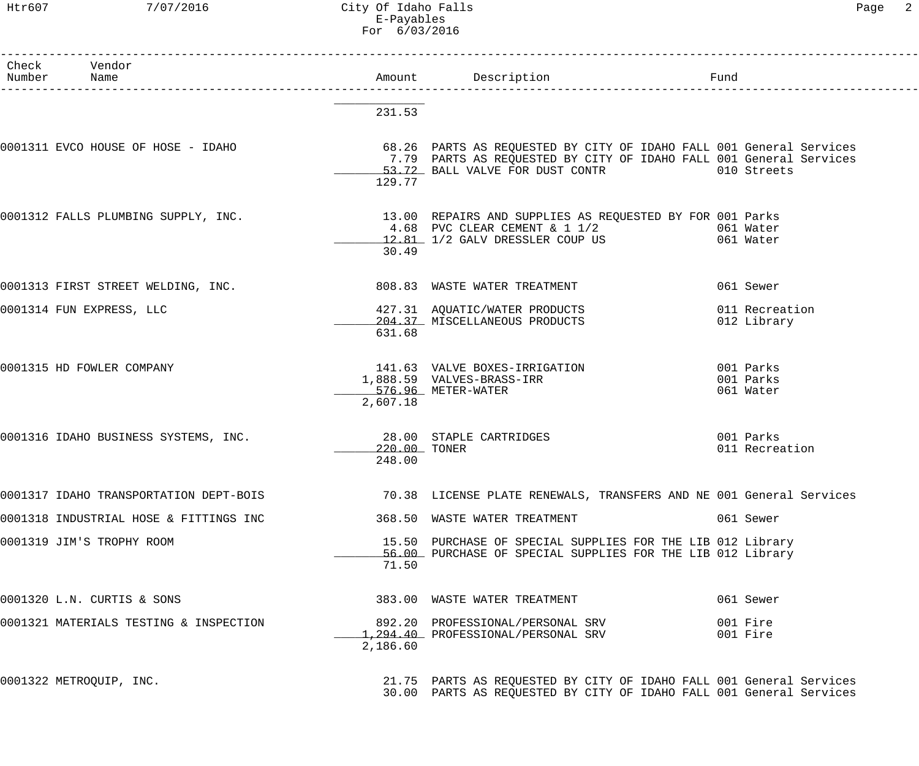City Of Idaho Falls
E-Payables
For 6/03/2016

| Check Number | Vendor Name | Amount | Description | Fund |
|---|---|---|---|---|
| | | 231.53 | | |
| 0001311 | EVCO HOUSE OF HOSE - IDAHO | 68.26 | PARTS AS REQUESTED BY CITY OF IDAHO FALL | 001 General Services |
| | | 7.79 | PARTS AS REQUESTED BY CITY OF IDAHO FALL | 001 General Services |
| | | 53.72 | BALL VALVE FOR DUST CONTR | 010 Streets |
| | | 129.77 | | |
| 0001312 | FALLS PLUMBING SUPPLY, INC. | 13.00 | REPAIRS AND SUPPLIES AS REQUESTED BY FOR | 001 Parks |
| | | 4.68 | PVC CLEAR CEMENT & 1 1/2 | 061 Water |
| | | 12.81 | 1/2 GALV DRESSLER COUP US | 061 Water |
| | | 30.49 | | |
| 0001313 | FIRST STREET WELDING, INC. | 808.83 | WASTE WATER TREATMENT | 061 Sewer |
| 0001314 | FUN EXPRESS, LLC | 427.31 | AQUATIC/WATER PRODUCTS | 011 Recreation |
| | | 204.37 | MISCELLANEOUS PRODUCTS | 012 Library |
| | | 631.68 | | |
| 0001315 | HD FOWLER COMPANY | 141.63 | VALVE BOXES-IRRIGATION | 001 Parks |
| | | 1,888.59 | VALVES-BRASS-IRR | 001 Parks |
| | | 576.96 | METER-WATER | 061 Water |
| | | 2,607.18 | | |
| 0001316 | IDAHO BUSINESS SYSTEMS, INC. | 28.00 | STAPLE CARTRIDGES | 001 Parks |
| | | 220.00 | TONER | 011 Recreation |
| | | 248.00 | | |
| 0001317 | IDAHO TRANSPORTATION DEPT-BOIS | 70.38 | LICENSE PLATE RENEWALS, TRANSFERS AND NE | 001 General Services |
| 0001318 | INDUSTRIAL HOSE & FITTINGS INC | 368.50 | WASTE WATER TREATMENT | 061 Sewer |
| 0001319 | JIM'S TROPHY ROOM | 15.50 | PURCHASE OF SPECIAL SUPPLIES FOR THE LIB | 012 Library |
| | | 56.00 | PURCHASE OF SPECIAL SUPPLIES FOR THE LIB | 012 Library |
| | | 71.50 | | |
| 0001320 | L.N. CURTIS & SONS | 383.00 | WASTE WATER TREATMENT | 061 Sewer |
| 0001321 | MATERIALS TESTING & INSPECTION | 892.20 | PROFESSIONAL/PERSONAL SRV | 001 Fire |
| | | 1,294.40 | PROFESSIONAL/PERSONAL SRV | 001 Fire |
| | | 2,186.60 | | |
| 0001322 | METROQUIP, INC. | 21.75 | PARTS AS REQUESTED BY CITY OF IDAHO FALL | 001 General Services |
| | | 30.00 | PARTS AS REQUESTED BY CITY OF IDAHO FALL | 001 General Services |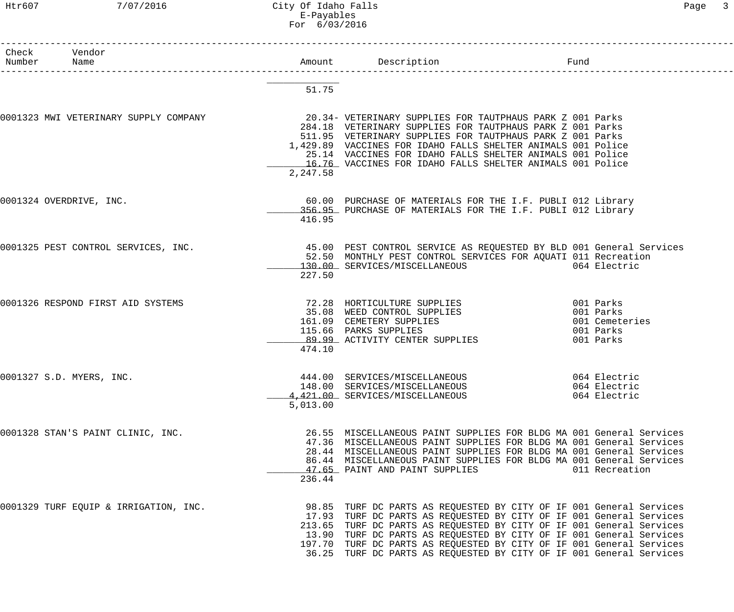# City Of Idaho Falls
## E-Payables
### For 6/03/2016

| Check Number | Vendor Name | Amount | Description | Fund |
|---|---|---|---|---|
| | | 51.75 | | |
| 0001323 | MWI VETERINARY SUPPLY COMPANY | 20.34- | VETERINARY SUPPLIES FOR TAUTPHAUS PARK Z | 001 Parks |
| | | 284.18 | VETERINARY SUPPLIES FOR TAUTPHAUS PARK Z | 001 Parks |
| | | 511.95 | VETERINARY SUPPLIES FOR TAUTPHAUS PARK Z | 001 Parks |
| | | 1,429.89 | VACCINES FOR IDAHO FALLS SHELTER ANIMALS | 001 Police |
| | | 25.14 | VACCINES FOR IDAHO FALLS SHELTER ANIMALS | 001 Police |
| | | 16.76 | VACCINES FOR IDAHO FALLS SHELTER ANIMALS | 001 Police |
| | | 2,247.58 | | |
| 0001324 | OVERDRIVE, INC. | 60.00 | PURCHASE OF MATERIALS FOR THE I.F. PUBLI | 012 Library |
| | | 356.95 | PURCHASE OF MATERIALS FOR THE I.F. PUBLI | 012 Library |
| | | 416.95 | | |
| 0001325 | PEST CONTROL SERVICES, INC. | 45.00 | PEST CONTROL SERVICE AS REQUESTED BY BLD | 001 General Services |
| | | 52.50 | MONTHLY PEST CONTROL SERVICES FOR AQUATI | 011 Recreation |
| | | 130.00 | SERVICES/MISCELLANEOUS | 064 Electric |
| | | 227.50 | | |
| 0001326 | RESPOND FIRST AID SYSTEMS | 72.28 | HORTICULTURE SUPPLIES | 001 Parks |
| | | 35.08 | WEED CONTROL SUPPLIES | 001 Parks |
| | | 161.09 | CEMETERY SUPPLIES | 001 Cemeteries |
| | | 115.66 | PARKS SUPPLIES | 001 Parks |
| | | 89.99 | ACTIVITY CENTER SUPPLIES | 001 Parks |
| | | 474.10 | | |
| 0001327 | S.D. MYERS, INC. | 444.00 | SERVICES/MISCELLANEOUS | 064 Electric |
| | | 148.00 | SERVICES/MISCELLANEOUS | 064 Electric |
| | | 4,421.00 | SERVICES/MISCELLANEOUS | 064 Electric |
| | | 5,013.00 | | |
| 0001328 | STAN'S PAINT CLINIC, INC. | 26.55 | MISCELLANEOUS PAINT SUPPLIES FOR BLDG MA | 001 General Services |
| | | 47.36 | MISCELLANEOUS PAINT SUPPLIES FOR BLDG MA | 001 General Services |
| | | 28.44 | MISCELLANEOUS PAINT SUPPLIES FOR BLDG MA | 001 General Services |
| | | 86.44 | MISCELLANEOUS PAINT SUPPLIES FOR BLDG MA | 001 General Services |
| | | 47.65 | PAINT AND PAINT SUPPLIES | 011 Recreation |
| | | 236.44 | | |
| 0001329 | TURF EQUIP & IRRIGATION, INC. | 98.85 | TURF DC PARTS AS REQUESTED BY CITY OF IF | 001 General Services |
| | | 17.93 | TURF DC PARTS AS REQUESTED BY CITY OF IF | 001 General Services |
| | | 213.65 | TURF DC PARTS AS REQUESTED BY CITY OF IF | 001 General Services |
| | | 13.90 | TURF DC PARTS AS REQUESTED BY CITY OF IF | 001 General Services |
| | | 197.70 | TURF DC PARTS AS REQUESTED BY CITY OF IF | 001 General Services |
| | | 36.25 | TURF DC PARTS AS REQUESTED BY CITY OF IF | 001 General Services |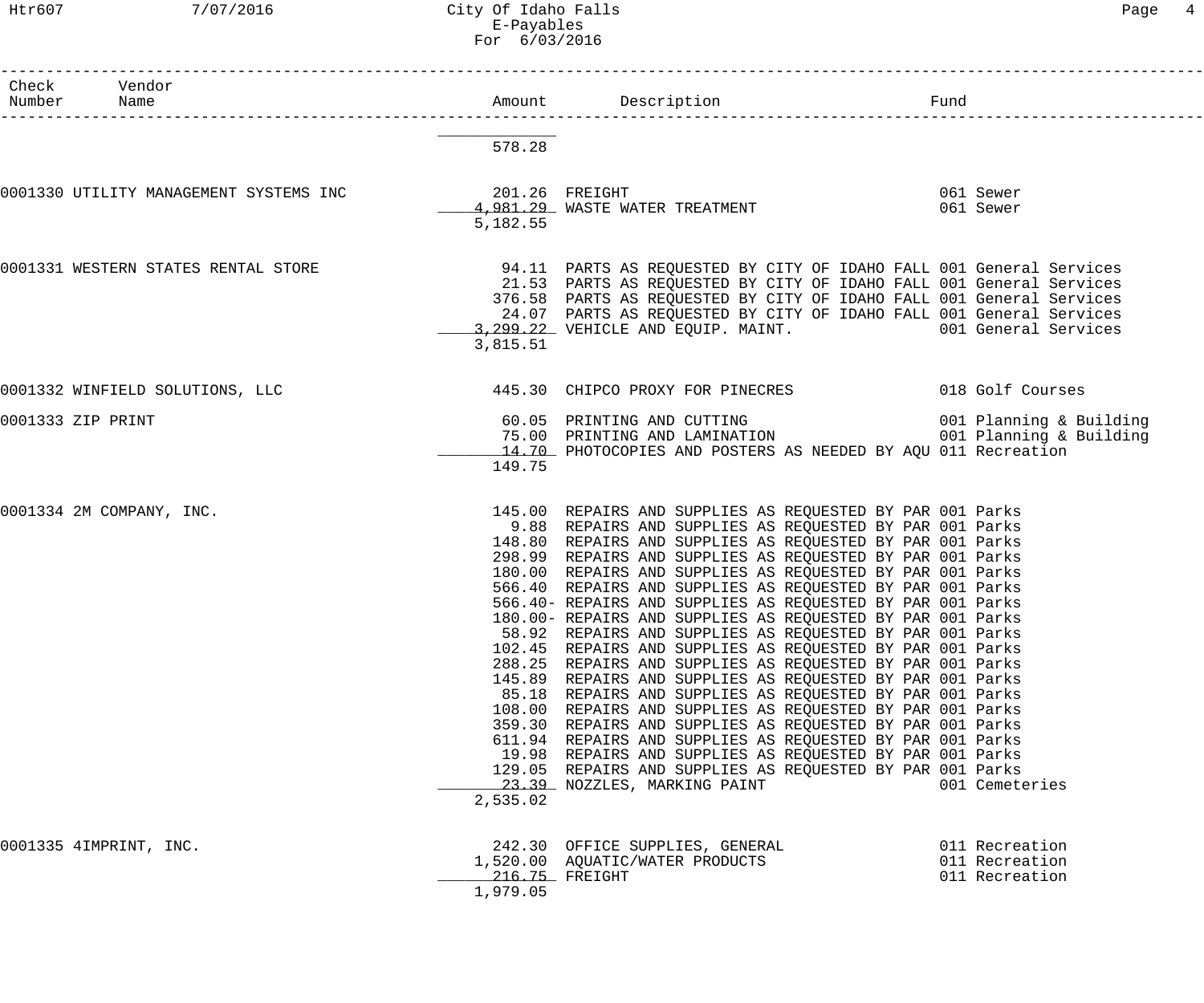# City Of Idaho Falls
## E-Payables
### For 6/03/2016

| Check Number | Vendor Name | Amount | Description | Fund |
|---|---|---|---|---|
| | | 578.28 | | |
| 0001330 | UTILITY MANAGEMENT SYSTEMS INC | 201.26 | FREIGHT | 061 Sewer |
| | | 4,981.29 | WASTE WATER TREATMENT | 061 Sewer |
| | | 5,182.55 | | |
| 0001331 | WESTERN STATES RENTAL STORE | 94.11 | PARTS AS REQUESTED BY CITY OF IDAHO FALL | 001 General Services |
| | | 21.53 | PARTS AS REQUESTED BY CITY OF IDAHO FALL | 001 General Services |
| | | 376.58 | PARTS AS REQUESTED BY CITY OF IDAHO FALL | 001 General Services |
| | | 24.07 | PARTS AS REQUESTED BY CITY OF IDAHO FALL | 001 General Services |
| | | 3,299.22 | VEHICLE AND EQUIP. MAINT. | 001 General Services |
| | | 3,815.51 | | |
| 0001332 | WINFIELD SOLUTIONS, LLC | 445.30 | CHIPCO PROXY FOR PINECRES | 018 Golf Courses |
| 0001333 | ZIP PRINT | 60.05 | PRINTING AND CUTTING | 001 Planning & Building |
| | | 75.00 | PRINTING AND LAMINATION | 001 Planning & Building |
| | | 14.70 | PHOTOCOPIES AND POSTERS AS NEEDED BY AQU | 011 Recreation |
| | | 149.75 | | |
| 0001334 | 2M COMPANY, INC. | 145.00 | REPAIRS AND SUPPLIES AS REQUESTED BY PAR | 001 Parks |
| | | 9.88 | REPAIRS AND SUPPLIES AS REQUESTED BY PAR | 001 Parks |
| | | 148.80 | REPAIRS AND SUPPLIES AS REQUESTED BY PAR | 001 Parks |
| | | 298.99 | REPAIRS AND SUPPLIES AS REQUESTED BY PAR | 001 Parks |
| | | 180.00 | REPAIRS AND SUPPLIES AS REQUESTED BY PAR | 001 Parks |
| | | 566.40 | REPAIRS AND SUPPLIES AS REQUESTED BY PAR | 001 Parks |
| | | 566.40- | REPAIRS AND SUPPLIES AS REQUESTED BY PAR | 001 Parks |
| | | 180.00- | REPAIRS AND SUPPLIES AS REQUESTED BY PAR | 001 Parks |
| | | 58.92 | REPAIRS AND SUPPLIES AS REQUESTED BY PAR | 001 Parks |
| | | 102.45 | REPAIRS AND SUPPLIES AS REQUESTED BY PAR | 001 Parks |
| | | 288.25 | REPAIRS AND SUPPLIES AS REQUESTED BY PAR | 001 Parks |
| | | 145.89 | REPAIRS AND SUPPLIES AS REQUESTED BY PAR | 001 Parks |
| | | 85.18 | REPAIRS AND SUPPLIES AS REQUESTED BY PAR | 001 Parks |
| | | 108.00 | REPAIRS AND SUPPLIES AS REQUESTED BY PAR | 001 Parks |
| | | 359.30 | REPAIRS AND SUPPLIES AS REQUESTED BY PAR | 001 Parks |
| | | 611.94 | REPAIRS AND SUPPLIES AS REQUESTED BY PAR | 001 Parks |
| | | 19.98 | REPAIRS AND SUPPLIES AS REQUESTED BY PAR | 001 Parks |
| | | 129.05 | REPAIRS AND SUPPLIES AS REQUESTED BY PAR | 001 Parks |
| | | 23.39 | NOZZLES, MARKING PAINT | 001 Cemeteries |
| | | 2,535.02 | | |
| 0001335 | 4IMPRINT, INC. | 242.30 | OFFICE SUPPLIES, GENERAL | 011 Recreation |
| | | 1,520.00 | AQUATIC/WATER PRODUCTS | 011 Recreation |
| | | 216.75 | FREIGHT | 011 Recreation |
| | | 1,979.05 | | |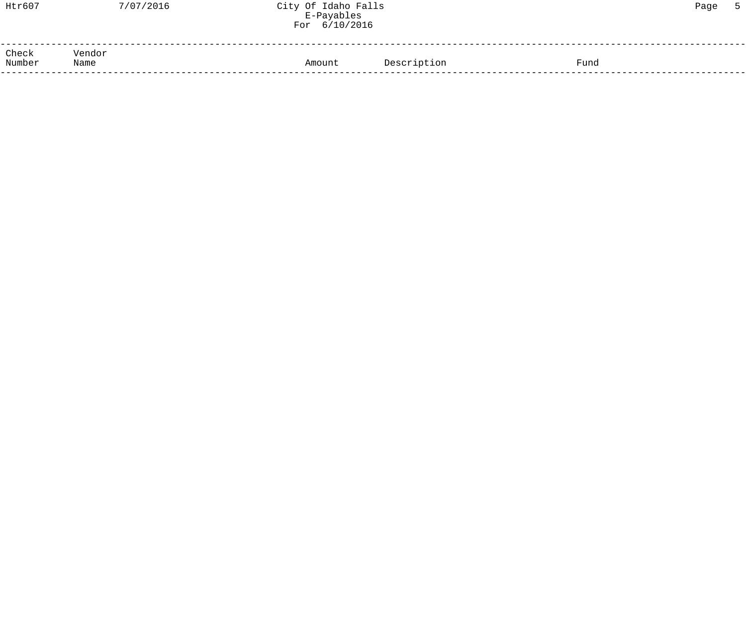| Check Number | Vendor Name | Amount | Description | Fund |
|---|---|---|---|---|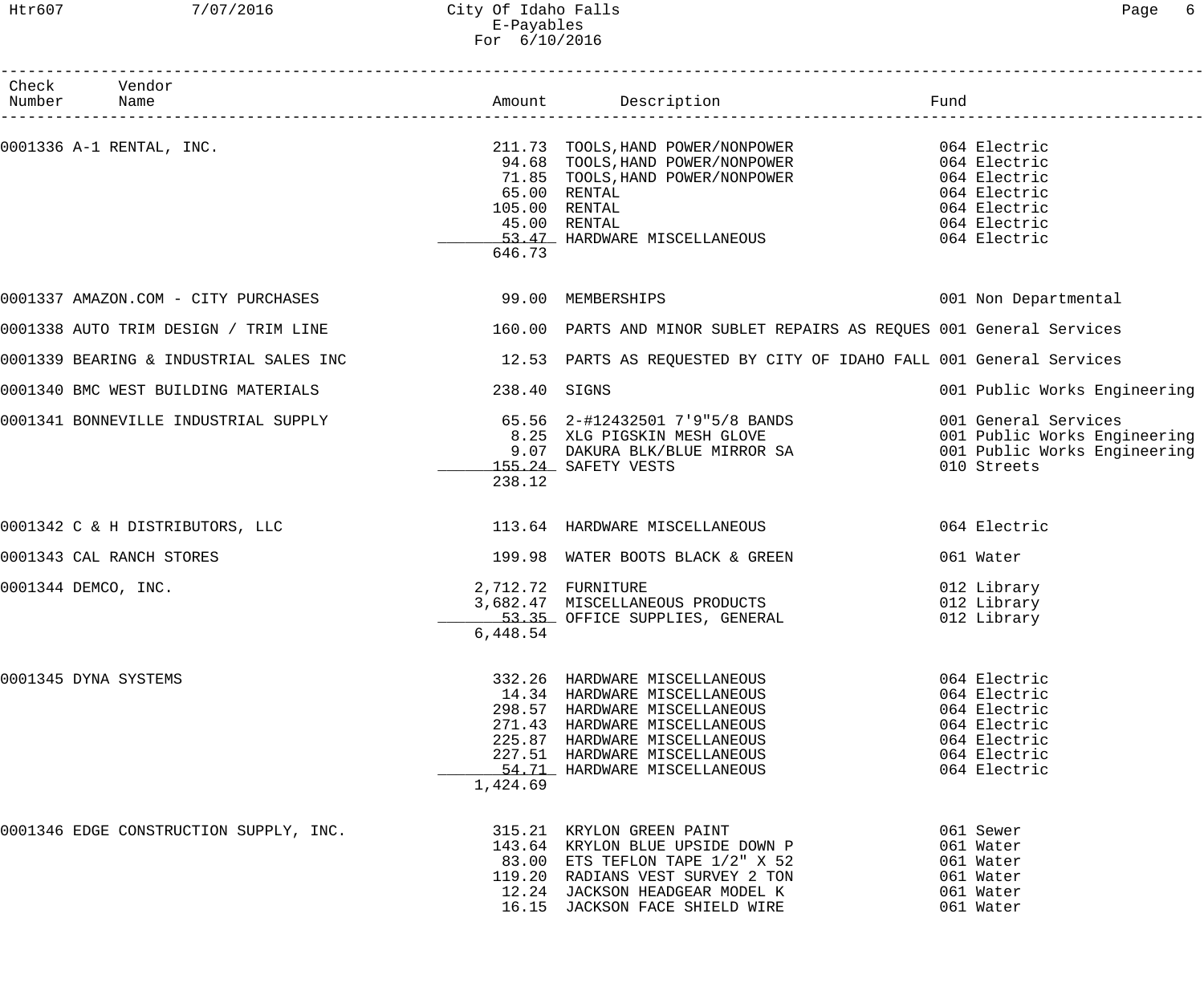City Of Idaho Falls
E-Payables
For 6/10/2016

| Check Number | Vendor Name | Amount | Description | Fund |
|---|---|---|---|---|
| 0001336 | A-1 RENTAL, INC. | 211.73 | TOOLS,HAND POWER/NONPOWER | 064 Electric |
| | | 94.68 | TOOLS,HAND POWER/NONPOWER | 064 Electric |
| | | 71.85 | TOOLS,HAND POWER/NONPOWER | 064 Electric |
| | | 65.00 | RENTAL | 064 Electric |
| | | 105.00 | RENTAL | 064 Electric |
| | | 45.00 | RENTAL | 064 Electric |
| | | 53.47 | HARDWARE MISCELLANEOUS | 064 Electric |
| | | 646.73 | | |
| 0001337 | AMAZON.COM - CITY PURCHASES | 99.00 | MEMBERSHIPS | 001 Non Departmental |
| 0001338 | AUTO TRIM DESIGN / TRIM LINE | 160.00 | PARTS AND MINOR SUBLET REPAIRS AS REQUES | 001 General Services |
| 0001339 | BEARING & INDUSTRIAL SALES INC | 12.53 | PARTS AS REQUESTED BY CITY OF IDAHO FALL | 001 General Services |
| 0001340 | BMC WEST BUILDING MATERIALS | 238.40 | SIGNS | 001 Public Works Engineering |
| 0001341 | BONNEVILLE INDUSTRIAL SUPPLY | 65.56 | 2-#12432501 7'9"5/8 BANDS | 001 General Services |
| | | 8.25 | XLG PIGSKIN MESH GLOVE | 001 Public Works Engineering |
| | | 9.07 | DAKURA BLK/BLUE MIRROR SA | 001 Public Works Engineering |
| | | 155.24 | SAFETY VESTS | 010 Streets |
| | | 238.12 | | |
| 0001342 | C & H DISTRIBUTORS, LLC | 113.64 | HARDWARE MISCELLANEOUS | 064 Electric |
| 0001343 | CAL RANCH STORES | 199.98 | WATER BOOTS BLACK & GREEN | 061 Water |
| 0001344 | DEMCO, INC. | 2,712.72 | FURNITURE | 012 Library |
| | | 3,682.47 | MISCELLANEOUS PRODUCTS | 012 Library |
| | | 53.35 | OFFICE SUPPLIES, GENERAL | 012 Library |
| | | 6,448.54 | | |
| 0001345 | DYNA SYSTEMS | 332.26 | HARDWARE MISCELLANEOUS | 064 Electric |
| | | 14.34 | HARDWARE MISCELLANEOUS | 064 Electric |
| | | 298.57 | HARDWARE MISCELLANEOUS | 064 Electric |
| | | 271.43 | HARDWARE MISCELLANEOUS | 064 Electric |
| | | 225.87 | HARDWARE MISCELLANEOUS | 064 Electric |
| | | 227.51 | HARDWARE MISCELLANEOUS | 064 Electric |
| | | 54.71 | HARDWARE MISCELLANEOUS | 064 Electric |
| | | 1,424.69 | | |
| 0001346 | EDGE CONSTRUCTION SUPPLY, INC. | 315.21 | KRYLON GREEN PAINT | 061 Sewer |
| | | 143.64 | KRYLON BLUE UPSIDE DOWN P | 061 Water |
| | | 83.00 | ETS TEFLON TAPE 1/2" X 52 | 061 Water |
| | | 119.20 | RADIANS VEST SURVEY 2 TON | 061 Water |
| | | 12.24 | JACKSON HEADGEAR MODEL K | 061 Water |
| | | 16.15 | JACKSON FACE SHIELD WIRE | 061 Water |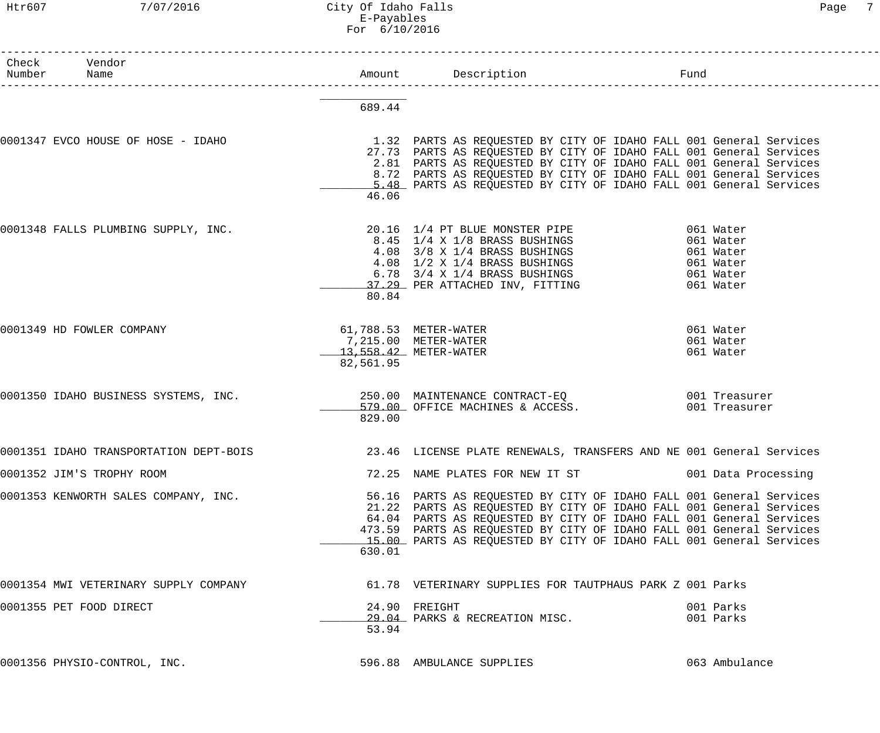| Check Number | Vendor Name | Amount | Description | Fund |
|---|---|---|---|---|
| | | 689.44 | | |
| 0001347 | EVCO HOUSE OF HOSE - IDAHO | 1.32 | PARTS AS REQUESTED BY CITY OF IDAHO FALL | 001 General Services |
| | | 27.73 | PARTS AS REQUESTED BY CITY OF IDAHO FALL | 001 General Services |
| | | 2.81 | PARTS AS REQUESTED BY CITY OF IDAHO FALL | 001 General Services |
| | | 8.72 | PARTS AS REQUESTED BY CITY OF IDAHO FALL | 001 General Services |
| | | 5.48 | PARTS AS REQUESTED BY CITY OF IDAHO FALL | 001 General Services |
| | | 46.06 | | |
| 0001348 | FALLS PLUMBING SUPPLY, INC. | 20.16 | 1/4 PT BLUE MONSTER PIPE | 061 Water |
| | | 8.45 | 1/4 X 1/8 BRASS BUSHINGS | 061 Water |
| | | 4.08 | 3/8 X 1/4 BRASS BUSHINGS | 061 Water |
| | | 4.08 | 1/2 X 1/4 BRASS BUSHINGS | 061 Water |
| | | 6.78 | 3/4 X 1/4 BRASS BUSHINGS | 061 Water |
| | | 37.29 | PER ATTACHED INV, FITTING | 061 Water |
| | | 80.84 | | |
| 0001349 | HD FOWLER COMPANY | 61,788.53 | METER-WATER | 061 Water |
| | | 7,215.00 | METER-WATER | 061 Water |
| | | 13,558.42 | METER-WATER | 061 Water |
| | | 82,561.95 | | |
| 0001350 | IDAHO BUSINESS SYSTEMS, INC. | 250.00 | MAINTENANCE CONTRACT-EQ | 001 Treasurer |
| | | 579.00 | OFFICE MACHINES & ACCESS. | 001 Treasurer |
| | | 829.00 | | |
| 0001351 | IDAHO TRANSPORTATION DEPT-BOIS | 23.46 | LICENSE PLATE RENEWALS, TRANSFERS AND NE | 001 General Services |
| 0001352 | JIM'S TROPHY ROOM | 72.25 | NAME PLATES FOR NEW IT ST | 001 Data Processing |
| 0001353 | KENWORTH SALES COMPANY, INC. | 56.16 | PARTS AS REQUESTED BY CITY OF IDAHO FALL | 001 General Services |
| | | 21.22 | PARTS AS REQUESTED BY CITY OF IDAHO FALL | 001 General Services |
| | | 64.04 | PARTS AS REQUESTED BY CITY OF IDAHO FALL | 001 General Services |
| | | 473.59 | PARTS AS REQUESTED BY CITY OF IDAHO FALL | 001 General Services |
| | | 15.00 | PARTS AS REQUESTED BY CITY OF IDAHO FALL | 001 General Services |
| | | 630.01 | | |
| 0001354 | MWI VETERINARY SUPPLY COMPANY | 61.78 | VETERINARY SUPPLIES FOR TAUTPHAUS PARK Z | 001 Parks |
| 0001355 | PET FOOD DIRECT | 24.90 | FREIGHT | 001 Parks |
| | | 29.04 | PARKS & RECREATION MISC. | 001 Parks |
| | | 53.94 | | |
| 0001356 | PHYSIO-CONTROL, INC. | 596.88 | AMBULANCE SUPPLIES | 063 Ambulance |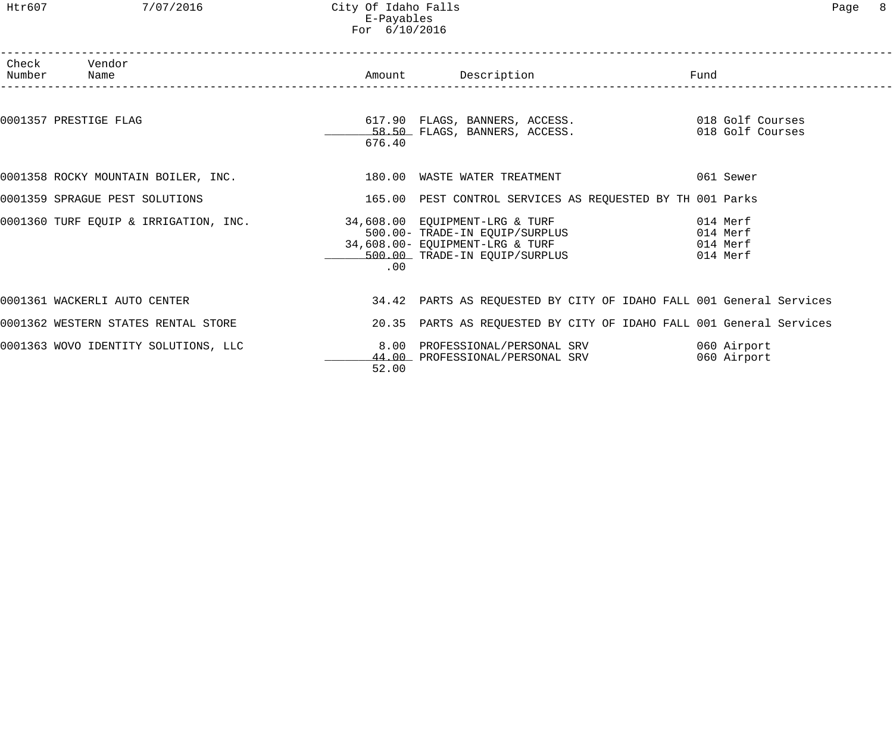| Check Number | Vendor Name | Amount | Description | Fund |
|---|---|---|---|---|
| 0001357 | PRESTIGE FLAG | 617.90 | FLAGS, BANNERS, ACCESS. | 018 Golf Courses |
| | | 58.50 | FLAGS, BANNERS, ACCESS. | 018 Golf Courses |
| | | 676.40 | | |
| 0001358 | ROCKY MOUNTAIN BOILER, INC. | 180.00 | WASTE WATER TREATMENT | 061 Sewer |
| 0001359 | SPRAGUE PEST SOLUTIONS | 165.00 | PEST CONTROL SERVICES AS REQUESTED BY TH | 001 Parks |
| 0001360 | TURF EQUIP & IRRIGATION, INC. | 34,608.00 | EQUIPMENT-LRG & TURF | 014 Merf |
| | | 500.00- | TRADE-IN EQUIP/SURPLUS | 014 Merf |
| | | 34,608.00- | EQUIPMENT-LRG & TURF | 014 Merf |
| | | 500.00 | TRADE-IN EQUIP/SURPLUS | 014 Merf |
| | | .00 | | |
| 0001361 | WACKERLI AUTO CENTER | 34.42 | PARTS AS REQUESTED BY CITY OF IDAHO FALL | 001 General Services |
| 0001362 | WESTERN STATES RENTAL STORE | 20.35 | PARTS AS REQUESTED BY CITY OF IDAHO FALL | 001 General Services |
| 0001363 | WOVO IDENTITY SOLUTIONS, LLC | 8.00 | PROFESSIONAL/PERSONAL SRV | 060 Airport |
| | | 44.00 | PROFESSIONAL/PERSONAL SRV | 060 Airport |
| | | 52.00 | | |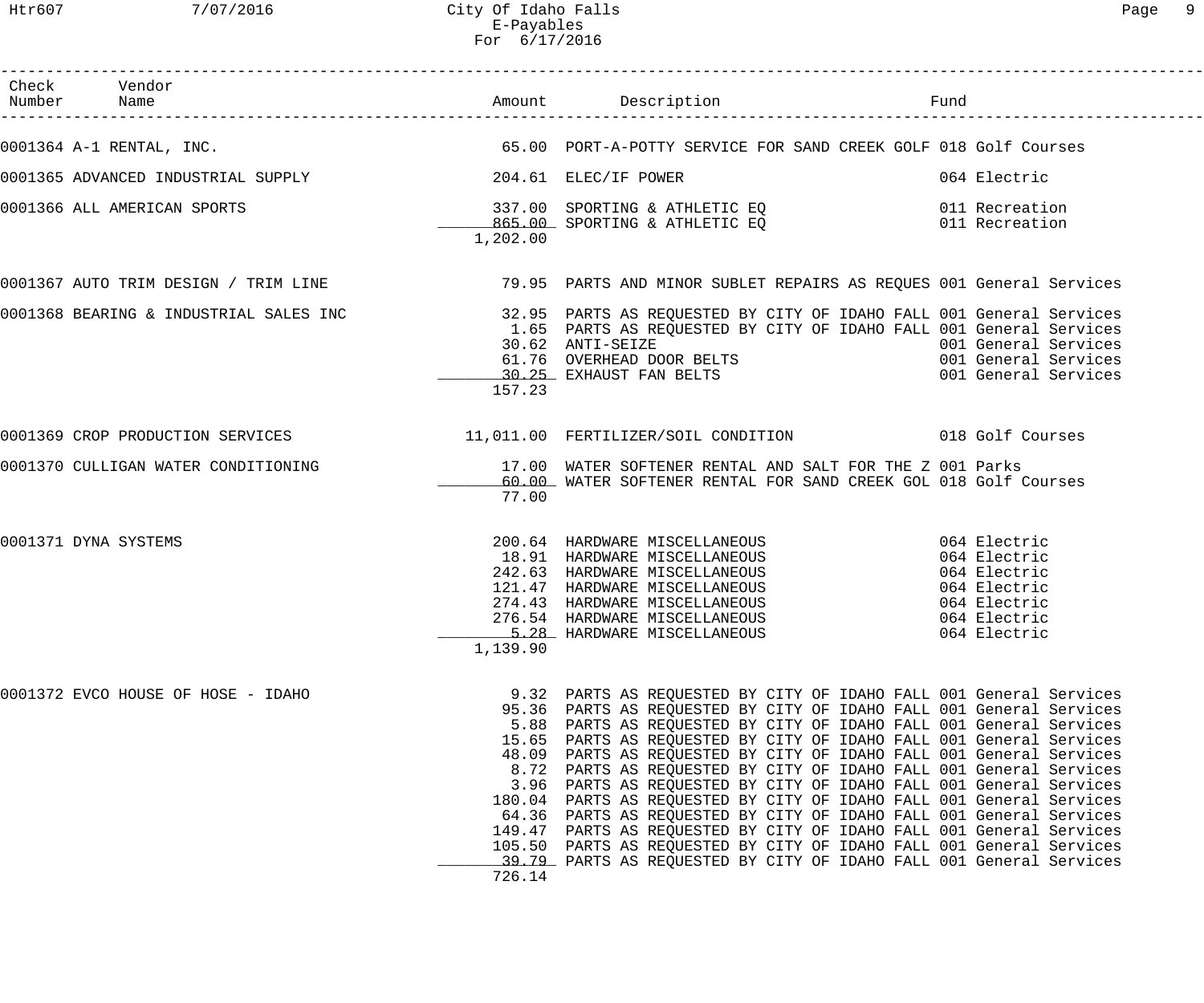# City Of Idaho Falls
## E-Payables
### For 6/17/2016

| Check Number | Vendor Name | Amount | Description | Fund |
|---|---|---|---|---|
| 0001364 | A-1 RENTAL, INC. | 65.00 | PORT-A-POTTY SERVICE FOR SAND CREEK GOLF | 018 Golf Courses |
| 0001365 | ADVANCED INDUSTRIAL SUPPLY | 204.61 | ELEC/IF POWER | 064 Electric |
| 0001366 | ALL AMERICAN SPORTS | 337.00 | SPORTING & ATHLETIC EQ | 011 Recreation |
| | | 865.00 | SPORTING & ATHLETIC EQ | 011 Recreation |
| | | 1,202.00 | | |
| 0001367 | AUTO TRIM DESIGN / TRIM LINE | 79.95 | PARTS AND MINOR SUBLET REPAIRS AS REQUES | 001 General Services |
| 0001368 | BEARING & INDUSTRIAL SALES INC | 32.95 | PARTS AS REQUESTED BY CITY OF IDAHO FALL | 001 General Services |
| | | 1.65 | PARTS AS REQUESTED BY CITY OF IDAHO FALL | 001 General Services |
| | | 30.62 | ANTI-SEIZE | 001 General Services |
| | | 61.76 | OVERHEAD DOOR BELTS | 001 General Services |
| | | 30.25 | EXHAUST FAN BELTS | 001 General Services |
| | | 157.23 | | |
| 0001369 | CROP PRODUCTION SERVICES | 11,011.00 | FERTILIZER/SOIL CONDITION | 018 Golf Courses |
| 0001370 | CULLIGAN WATER CONDITIONING | 17.00 | WATER SOFTENER RENTAL AND SALT FOR THE Z | 001 Parks |
| | | 60.00 | WATER SOFTENER RENTAL FOR SAND CREEK GOL | 018 Golf Courses |
| | | 77.00 | | |
| 0001371 | DYNA SYSTEMS | 200.64 | HARDWARE MISCELLANEOUS | 064 Electric |
| | | 18.91 | HARDWARE MISCELLANEOUS | 064 Electric |
| | | 242.63 | HARDWARE MISCELLANEOUS | 064 Electric |
| | | 121.47 | HARDWARE MISCELLANEOUS | 064 Electric |
| | | 274.43 | HARDWARE MISCELLANEOUS | 064 Electric |
| | | 276.54 | HARDWARE MISCELLANEOUS | 064 Electric |
| | | 5.28 | HARDWARE MISCELLANEOUS | 064 Electric |
| | | 1,139.90 | | |
| 0001372 | EVCO HOUSE OF HOSE - IDAHO | 9.32 | PARTS AS REQUESTED BY CITY OF IDAHO FALL | 001 General Services |
| | | 95.36 | PARTS AS REQUESTED BY CITY OF IDAHO FALL | 001 General Services |
| | | 5.88 | PARTS AS REQUESTED BY CITY OF IDAHO FALL | 001 General Services |
| | | 15.65 | PARTS AS REQUESTED BY CITY OF IDAHO FALL | 001 General Services |
| | | 48.09 | PARTS AS REQUESTED BY CITY OF IDAHO FALL | 001 General Services |
| | | 8.72 | PARTS AS REQUESTED BY CITY OF IDAHO FALL | 001 General Services |
| | | 3.96 | PARTS AS REQUESTED BY CITY OF IDAHO FALL | 001 General Services |
| | | 180.04 | PARTS AS REQUESTED BY CITY OF IDAHO FALL | 001 General Services |
| | | 64.36 | PARTS AS REQUESTED BY CITY OF IDAHO FALL | 001 General Services |
| | | 149.47 | PARTS AS REQUESTED BY CITY OF IDAHO FALL | 001 General Services |
| | | 105.50 | PARTS AS REQUESTED BY CITY OF IDAHO FALL | 001 General Services |
| | | 39.79 | PARTS AS REQUESTED BY CITY OF IDAHO FALL | 001 General Services |
| | | 726.14 | | |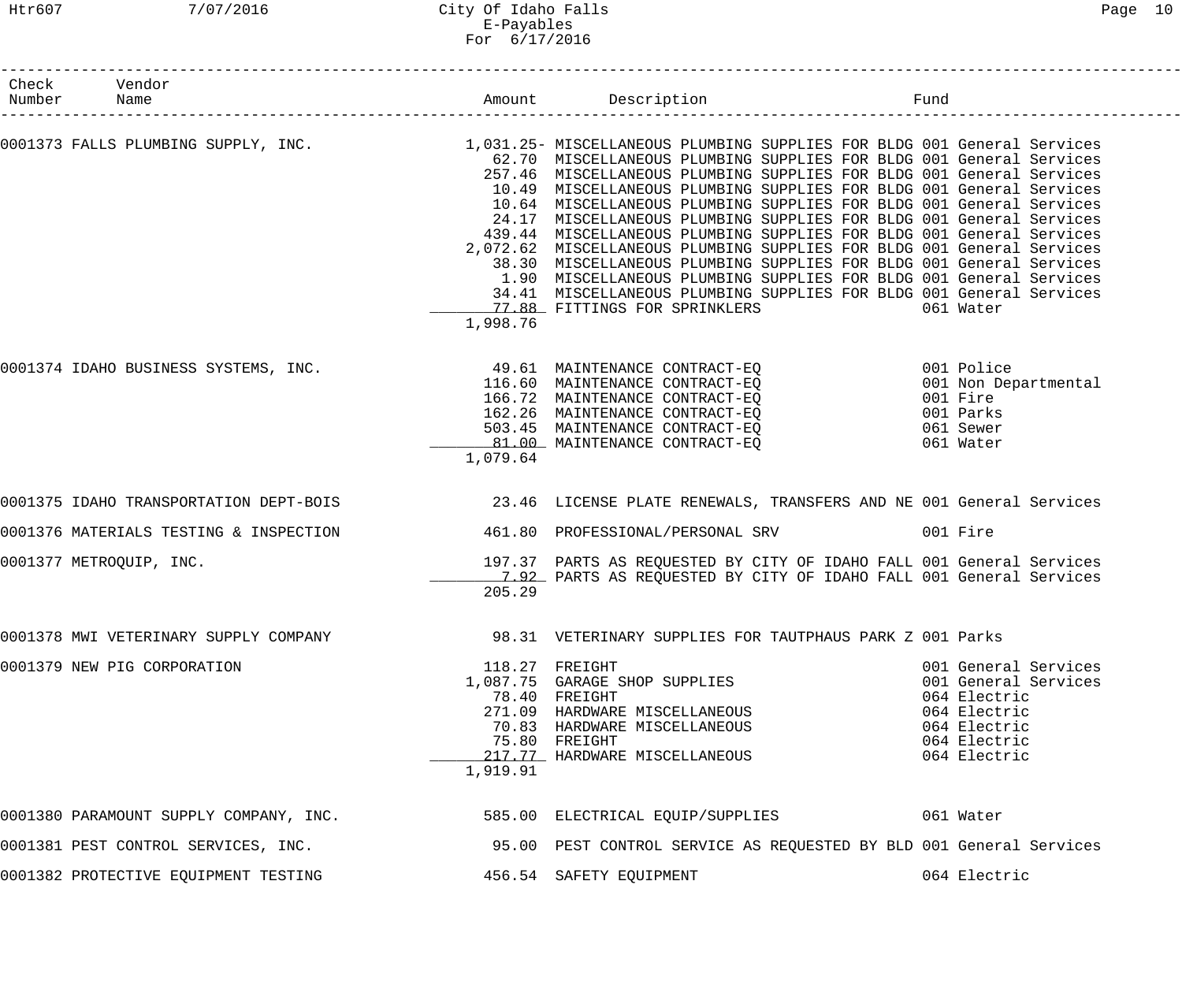| Check Number | Vendor Name | Amount | Description | Fund |
|---|---|---|---|---|
| 0001373 | FALLS PLUMBING SUPPLY, INC. | 1,031.25- | MISCELLANEOUS PLUMBING SUPPLIES FOR BLDG | 001 General Services |
| | | 62.70 | MISCELLANEOUS PLUMBING SUPPLIES FOR BLDG | 001 General Services |
| | | 257.46 | MISCELLANEOUS PLUMBING SUPPLIES FOR BLDG | 001 General Services |
| | | 10.49 | MISCELLANEOUS PLUMBING SUPPLIES FOR BLDG | 001 General Services |
| | | 10.64 | MISCELLANEOUS PLUMBING SUPPLIES FOR BLDG | 001 General Services |
| | | 24.17 | MISCELLANEOUS PLUMBING SUPPLIES FOR BLDG | 001 General Services |
| | | 439.44 | MISCELLANEOUS PLUMBING SUPPLIES FOR BLDG | 001 General Services |
| | | 2,072.62 | MISCELLANEOUS PLUMBING SUPPLIES FOR BLDG | 001 General Services |
| | | 38.30 | MISCELLANEOUS PLUMBING SUPPLIES FOR BLDG | 001 General Services |
| | | 1.90 | MISCELLANEOUS PLUMBING SUPPLIES FOR BLDG | 001 General Services |
| | | 34.41 | MISCELLANEOUS PLUMBING SUPPLIES FOR BLDG | 001 General Services |
| | | 77.88 | FITTINGS FOR SPRINKLERS | 061 Water |
| | | 1,998.76 | | |
| 0001374 | IDAHO BUSINESS SYSTEMS, INC. | 49.61 | MAINTENANCE CONTRACT-EQ | 001 Police |
| | | 116.60 | MAINTENANCE CONTRACT-EQ | 001 Non Departmental |
| | | 166.72 | MAINTENANCE CONTRACT-EQ | 001 Fire |
| | | 162.26 | MAINTENANCE CONTRACT-EQ | 001 Parks |
| | | 503.45 | MAINTENANCE CONTRACT-EQ | 061 Sewer |
| | | 81.00 | MAINTENANCE CONTRACT-EQ | 061 Water |
| | | 1,079.64 | | |
| 0001375 | IDAHO TRANSPORTATION DEPT-BOIS | 23.46 | LICENSE PLATE RENEWALS, TRANSFERS AND NE | 001 General Services |
| 0001376 | MATERIALS TESTING & INSPECTION | 461.80 | PROFESSIONAL/PERSONAL SRV | 001 Fire |
| 0001377 | METROQUIP, INC. | 197.37 | PARTS AS REQUESTED BY CITY OF IDAHO FALL | 001 General Services |
| | | 7.92 | PARTS AS REQUESTED BY CITY OF IDAHO FALL | 001 General Services |
| | | 205.29 | | |
| 0001378 | MWI VETERINARY SUPPLY COMPANY | 98.31 | VETERINARY SUPPLIES FOR TAUTPHAUS PARK Z | 001 Parks |
| 0001379 | NEW PIG CORPORATION | 118.27 | FREIGHT | 001 General Services |
| | | 1,087.75 | GARAGE SHOP SUPPLIES | 001 General Services |
| | | 78.40 | FREIGHT | 064 Electric |
| | | 271.09 | HARDWARE MISCELLANEOUS | 064 Electric |
| | | 70.83 | HARDWARE MISCELLANEOUS | 064 Electric |
| | | 75.80 | FREIGHT | 064 Electric |
| | | 217.77 | HARDWARE MISCELLANEOUS | 064 Electric |
| | | 1,919.91 | | |
| 0001380 | PARAMOUNT SUPPLY COMPANY, INC. | 585.00 | ELECTRICAL EQUIP/SUPPLIES | 061 Water |
| 0001381 | PEST CONTROL SERVICES, INC. | 95.00 | PEST CONTROL SERVICE AS REQUESTED BY BLD | 001 General Services |
| 0001382 | PROTECTIVE EQUIPMENT TESTING | 456.54 | SAFETY EQUIPMENT | 064 Electric |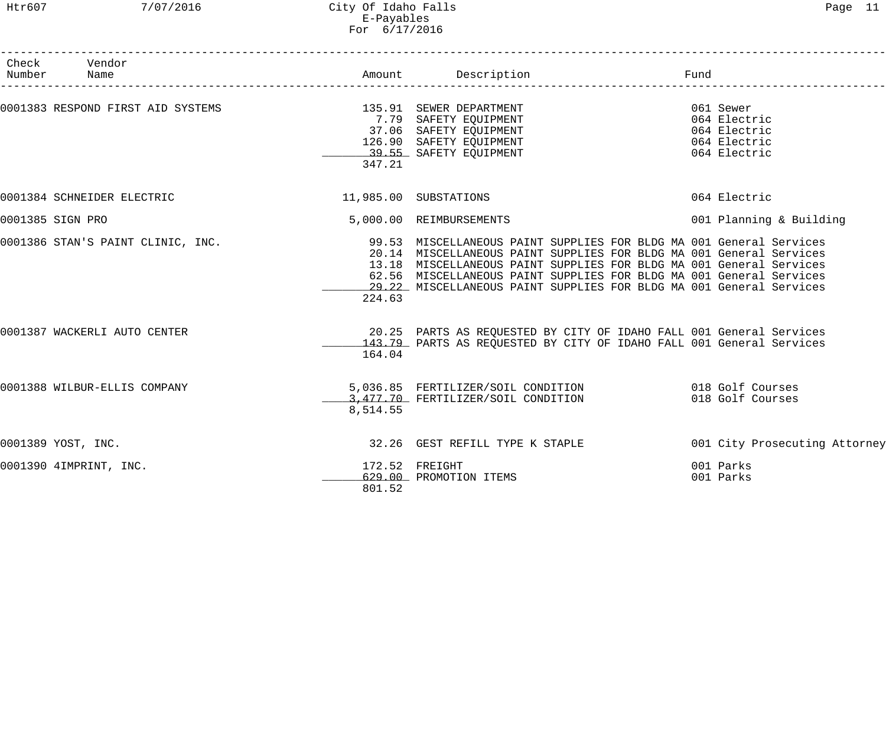| Check Number | Vendor Name | Amount | Description | Fund |
|---|---|---|---|---|
| 0001383 | RESPOND FIRST AID SYSTEMS | 135.91 | SEWER DEPARTMENT | 061 Sewer |
| | | 7.79 | SAFETY EQUIPMENT | 064 Electric |
| | | 37.06 | SAFETY EQUIPMENT | 064 Electric |
| | | 126.90 | SAFETY EQUIPMENT | 064 Electric |
| | | 39.55 | SAFETY EQUIPMENT | 064 Electric |
| | | 347.21 | | |
| 0001384 | SCHNEIDER ELECTRIC | 11,985.00 | SUBSTATIONS | 064 Electric |
| 0001385 | SIGN PRO | 5,000.00 | REIMBURSEMENTS | 001 Planning & Building |
| 0001386 | STAN'S PAINT CLINIC, INC. | 99.53 | MISCELLANEOUS PAINT SUPPLIES FOR BLDG MA | 001 General Services |
| | | 20.14 | MISCELLANEOUS PAINT SUPPLIES FOR BLDG MA | 001 General Services |
| | | 13.18 | MISCELLANEOUS PAINT SUPPLIES FOR BLDG MA | 001 General Services |
| | | 62.56 | MISCELLANEOUS PAINT SUPPLIES FOR BLDG MA | 001 General Services |
| | | 29.22 | MISCELLANEOUS PAINT SUPPLIES FOR BLDG MA | 001 General Services |
| | | 224.63 | | |
| 0001387 | WACKERLI AUTO CENTER | 20.25 | PARTS AS REQUESTED BY CITY OF IDAHO FALL | 001 General Services |
| | | 143.79 | PARTS AS REQUESTED BY CITY OF IDAHO FALL | 001 General Services |
| | | 164.04 | | |
| 0001388 | WILBUR-ELLIS COMPANY | 5,036.85 | FERTILIZER/SOIL CONDITION | 018 Golf Courses |
| | | 3,477.70 | FERTILIZER/SOIL CONDITION | 018 Golf Courses |
| | | 8,514.55 | | |
| 0001389 | YOST, INC. | 32.26 | GEST REFILL TYPE K STAPLE | 001 City Prosecuting Attorney |
| 0001390 | 4IMPRINT, INC. | 172.52 | FREIGHT | 001 Parks |
| | | 629.00 | PROMOTION ITEMS | 001 Parks |
| | | 801.52 | | |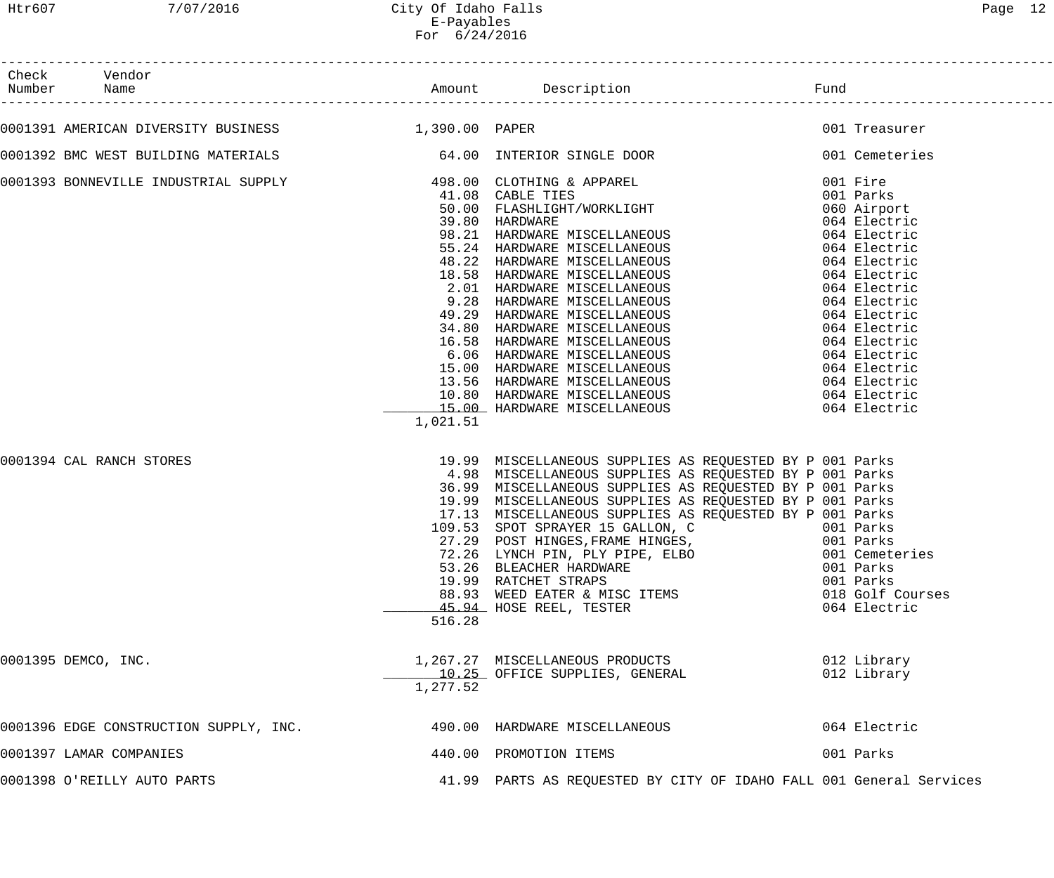City Of Idaho Falls
E-Payables
For 6/24/2016

| Check Number | Vendor Name | Amount | Description | Fund |
|---|---|---|---|---|
| 0001391 | AMERICAN DIVERSITY BUSINESS | 1,390.00 | PAPER | 001 Treasurer |
| 0001392 | BMC WEST BUILDING MATERIALS | 64.00 | INTERIOR SINGLE DOOR | 001 Cemeteries |
| 0001393 | BONNEVILLE INDUSTRIAL SUPPLY | 498.00 | CLOTHING & APPAREL | 001 Fire |
| | | 41.08 | CABLE TIES | 001 Parks |
| | | 50.00 | FLASHLIGHT/WORKLIGHT | 060 Airport |
| | | 39.80 | HARDWARE | 064 Electric |
| | | 98.21 | HARDWARE MISCELLANEOUS | 064 Electric |
| | | 55.24 | HARDWARE MISCELLANEOUS | 064 Electric |
| | | 48.22 | HARDWARE MISCELLANEOUS | 064 Electric |
| | | 18.58 | HARDWARE MISCELLANEOUS | 064 Electric |
| | | 2.01 | HARDWARE MISCELLANEOUS | 064 Electric |
| | | 9.28 | HARDWARE MISCELLANEOUS | 064 Electric |
| | | 49.29 | HARDWARE MISCELLANEOUS | 064 Electric |
| | | 34.80 | HARDWARE MISCELLANEOUS | 064 Electric |
| | | 16.58 | HARDWARE MISCELLANEOUS | 064 Electric |
| | | 6.06 | HARDWARE MISCELLANEOUS | 064 Electric |
| | | 15.00 | HARDWARE MISCELLANEOUS | 064 Electric |
| | | 13.56 | HARDWARE MISCELLANEOUS | 064 Electric |
| | | 10.80 | HARDWARE MISCELLANEOUS | 064 Electric |
| | | 15.00 | HARDWARE MISCELLANEOUS | 064 Electric |
| | | 1,021.51 | | |
| 0001394 | CAL RANCH STORES | 19.99 | MISCELLANEOUS SUPPLIES AS REQUESTED BY P | 001 Parks |
| | | 4.98 | MISCELLANEOUS SUPPLIES AS REQUESTED BY P | 001 Parks |
| | | 36.99 | MISCELLANEOUS SUPPLIES AS REQUESTED BY P | 001 Parks |
| | | 19.99 | MISCELLANEOUS SUPPLIES AS REQUESTED BY P | 001 Parks |
| | | 17.13 | MISCELLANEOUS SUPPLIES AS REQUESTED BY P | 001 Parks |
| | | 109.53 | SPOT SPRAYER 15 GALLON, C | 001 Parks |
| | | 27.29 | POST HINGES,FRAME HINGES, | 001 Parks |
| | | 72.26 | LYNCH PIN, PLY PIPE, ELBO | 001 Cemeteries |
| | | 53.26 | BLEACHER HARDWARE | 001 Parks |
| | | 19.99 | RATCHET STRAPS | 001 Parks |
| | | 88.93 | WEED EATER & MISC ITEMS | 018 Golf Courses |
| | | 45.94 | HOSE REEL, TESTER | 064 Electric |
| | | 516.28 | | |
| 0001395 | DEMCO, INC. | 1,267.27 | MISCELLANEOUS PRODUCTS | 012 Library |
| | | 10.25 | OFFICE SUPPLIES, GENERAL | 012 Library |
| | | 1,277.52 | | |
| 0001396 | EDGE CONSTRUCTION SUPPLY, INC. | 490.00 | HARDWARE MISCELLANEOUS | 064 Electric |
| 0001397 | LAMAR COMPANIES | 440.00 | PROMOTION ITEMS | 001 Parks |
| 0001398 | O'REILLY AUTO PARTS | 41.99 | PARTS AS REQUESTED BY CITY OF IDAHO FALL | 001 General Services |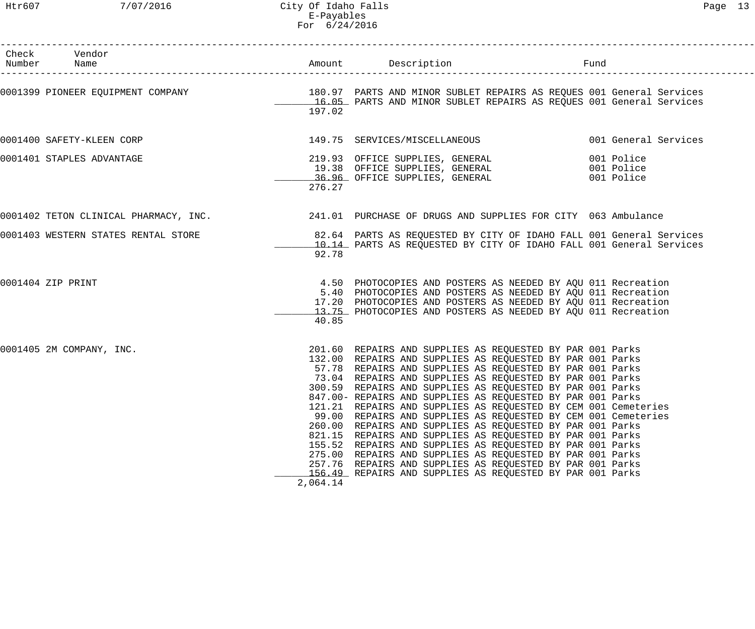City Of Idaho Falls
E-Payables
For 6/24/2016

| Check Number | Vendor Name | Amount | Description | Fund |
|---|---|---|---|---|
| 0001399 | PIONEER EQUIPMENT COMPANY | 180.97 | PARTS AND MINOR SUBLET REPAIRS AS REQUES | 001 General Services |
| | | 16.05 | PARTS AND MINOR SUBLET REPAIRS AS REQUES | 001 General Services |
| | | 197.02 | | |
| 0001400 | SAFETY-KLEEN CORP | 149.75 | SERVICES/MISCELLANEOUS | 001 General Services |
| 0001401 | STAPLES ADVANTAGE | 219.93 | OFFICE SUPPLIES, GENERAL | 001 Police |
| | | 19.38 | OFFICE SUPPLIES, GENERAL | 001 Police |
| | | 36.96 | OFFICE SUPPLIES, GENERAL | 001 Police |
| | | 276.27 | | |
| 0001402 | TETON CLINICAL PHARMACY, INC. | 241.01 | PURCHASE OF DRUGS AND SUPPLIES FOR CITY | 063 Ambulance |
| 0001403 | WESTERN STATES RENTAL STORE | 82.64 | PARTS AS REQUESTED BY CITY OF IDAHO FALL | 001 General Services |
| | | 10.14 | PARTS AS REQUESTED BY CITY OF IDAHO FALL | 001 General Services |
| | | 92.78 | | |
| 0001404 | ZIP PRINT | 4.50 | PHOTOCOPIES AND POSTERS AS NEEDED BY AQU | 011 Recreation |
| | | 5.40 | PHOTOCOPIES AND POSTERS AS NEEDED BY AQU | 011 Recreation |
| | | 17.20 | PHOTOCOPIES AND POSTERS AS NEEDED BY AQU | 011 Recreation |
| | | 13.75 | PHOTOCOPIES AND POSTERS AS NEEDED BY AQU | 011 Recreation |
| | | 40.85 | | |
| 0001405 | 2M COMPANY, INC. | 201.60 | REPAIRS AND SUPPLIES AS REQUESTED BY PAR | 001 Parks |
| | | 132.00 | REPAIRS AND SUPPLIES AS REQUESTED BY PAR | 001 Parks |
| | | 57.78 | REPAIRS AND SUPPLIES AS REQUESTED BY PAR | 001 Parks |
| | | 73.04 | REPAIRS AND SUPPLIES AS REQUESTED BY PAR | 001 Parks |
| | | 300.59 | REPAIRS AND SUPPLIES AS REQUESTED BY PAR | 001 Parks |
| | | 847.00- | REPAIRS AND SUPPLIES AS REQUESTED BY PAR | 001 Parks |
| | | 121.21 | REPAIRS AND SUPPLIES AS REQUESTED BY CEM | 001 Cemeteries |
| | | 99.00 | REPAIRS AND SUPPLIES AS REQUESTED BY CEM | 001 Cemeteries |
| | | 260.00 | REPAIRS AND SUPPLIES AS REQUESTED BY PAR | 001 Parks |
| | | 821.15 | REPAIRS AND SUPPLIES AS REQUESTED BY PAR | 001 Parks |
| | | 155.52 | REPAIRS AND SUPPLIES AS REQUESTED BY PAR | 001 Parks |
| | | 275.00 | REPAIRS AND SUPPLIES AS REQUESTED BY PAR | 001 Parks |
| | | 257.76 | REPAIRS AND SUPPLIES AS REQUESTED BY PAR | 001 Parks |
| | | 156.49 | REPAIRS AND SUPPLIES AS REQUESTED BY PAR | 001 Parks |
| | | 2,064.14 | | |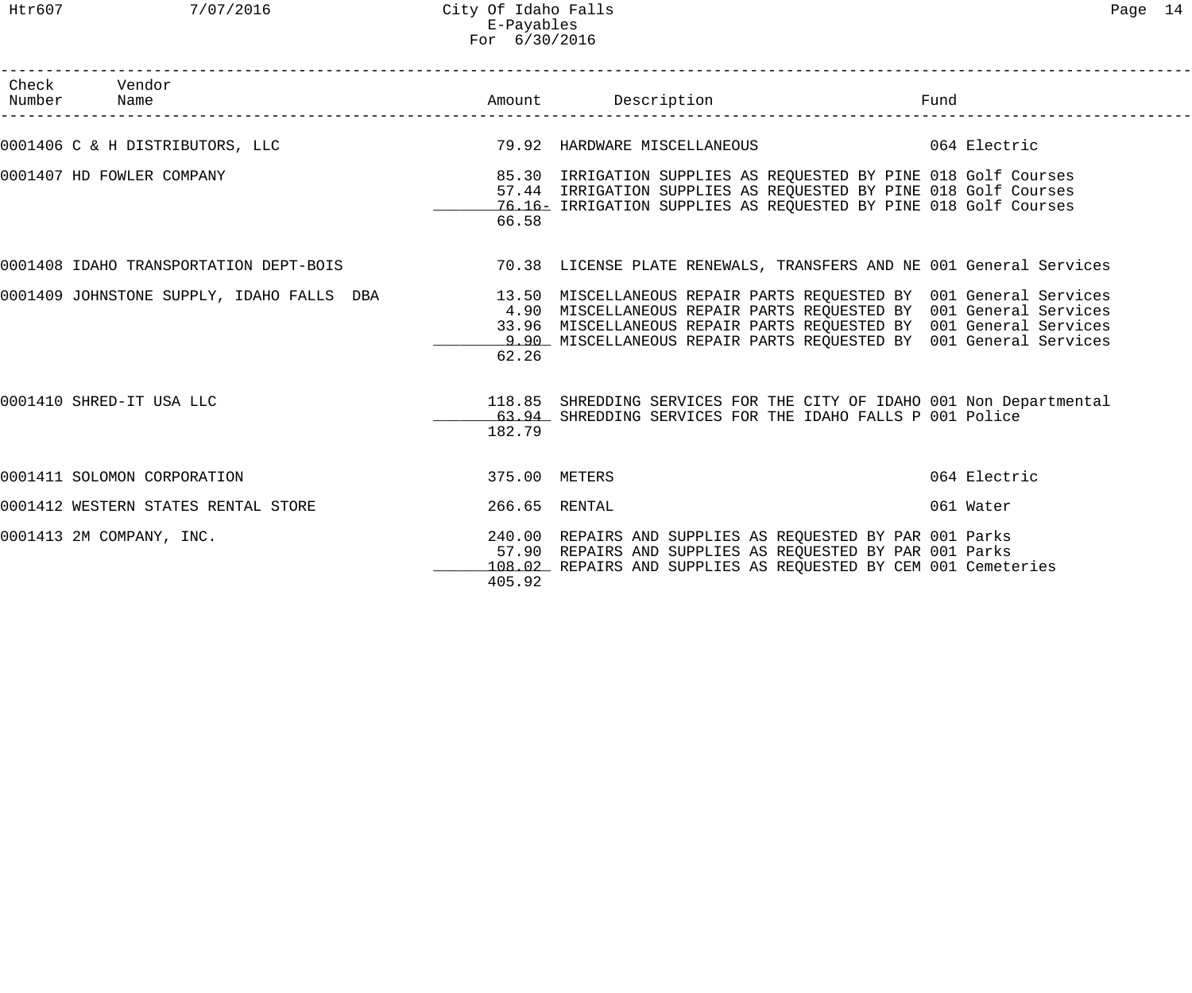| Check Number | Vendor Name | Amount | Description | Fund |
|---|---|---|---|---|
| 0001406 | C & H DISTRIBUTORS, LLC | 79.92 | HARDWARE MISCELLANEOUS | 064 Electric |
| 0001407 | HD FOWLER COMPANY | 85.30 | IRRIGATION SUPPLIES AS REQUESTED BY PINE | 018 Golf Courses |
| | | 57.44 | IRRIGATION SUPPLIES AS REQUESTED BY PINE | 018 Golf Courses |
| | | 76.16- | IRRIGATION SUPPLIES AS REQUESTED BY PINE | 018 Golf Courses |
| | | 66.58 | | |
| 0001408 | IDAHO TRANSPORTATION DEPT-BOIS | 70.38 | LICENSE PLATE RENEWALS, TRANSFERS AND NE | 001 General Services |
| 0001409 | JOHNSTONE SUPPLY, IDAHO FALLS DBA | 13.50 | MISCELLANEOUS REPAIR PARTS REQUESTED BY | 001 General Services |
| | | 4.90 | MISCELLANEOUS REPAIR PARTS REQUESTED BY | 001 General Services |
| | | 33.96 | MISCELLANEOUS REPAIR PARTS REQUESTED BY | 001 General Services |
| | | 9.90 | MISCELLANEOUS REPAIR PARTS REQUESTED BY | 001 General Services |
| | | 62.26 | | |
| 0001410 | SHRED-IT USA LLC | 118.85 | SHREDDING SERVICES FOR THE CITY OF IDAHO | 001 Non Departmental |
| | | 63.94 | SHREDDING SERVICES FOR THE IDAHO FALLS P | 001 Police |
| | | 182.79 | | |
| 0001411 | SOLOMON CORPORATION | 375.00 | METERS | 064 Electric |
| 0001412 | WESTERN STATES RENTAL STORE | 266.65 | RENTAL | 061 Water |
| 0001413 | 2M COMPANY, INC. | 240.00 | REPAIRS AND SUPPLIES AS REQUESTED BY PAR | 001 Parks |
| | | 57.90 | REPAIRS AND SUPPLIES AS REQUESTED BY PAR | 001 Parks |
| | | 108.02 | REPAIRS AND SUPPLIES AS REQUESTED BY CEM | 001 Cemeteries |
| | | 405.92 | | |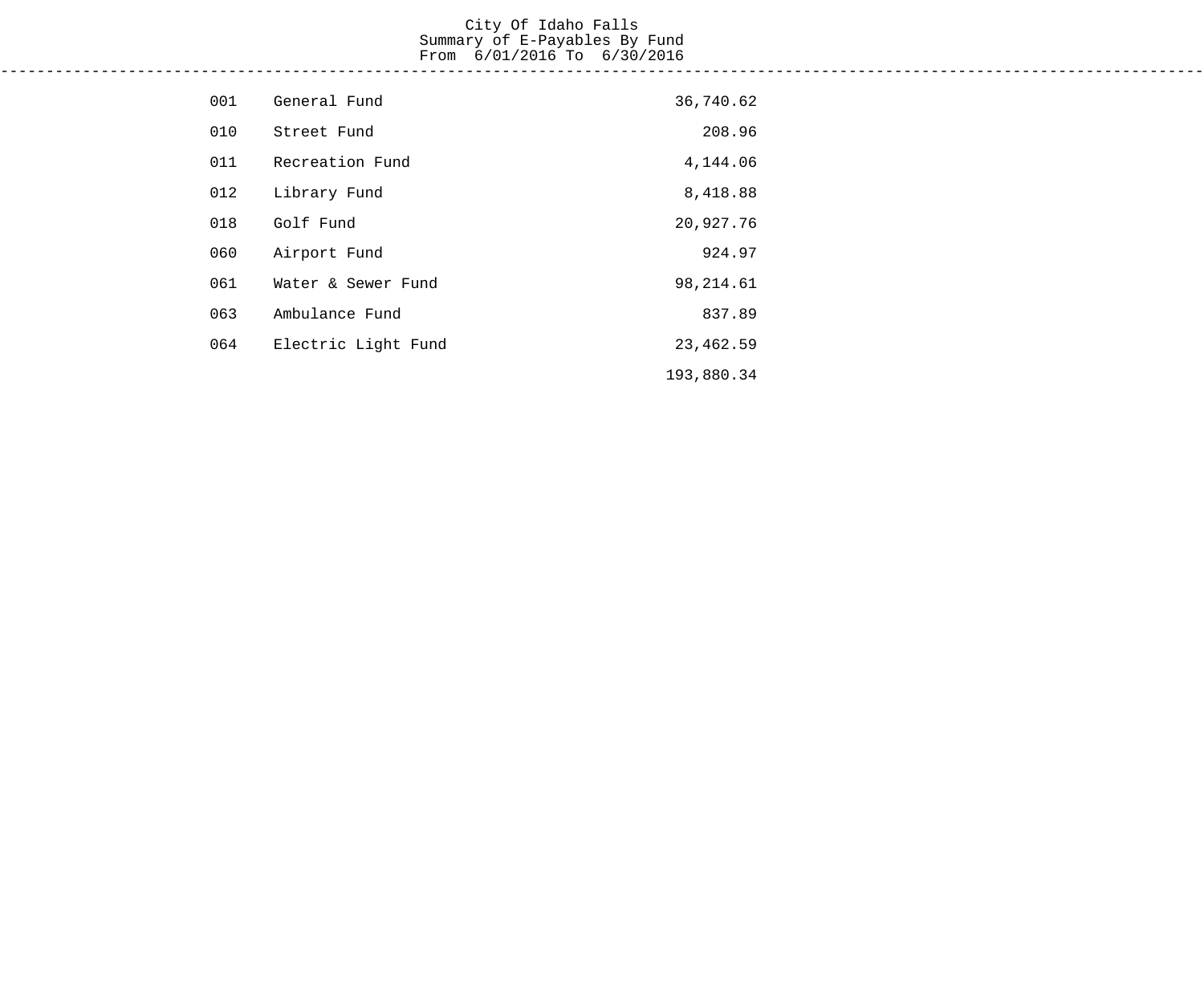# City Of Idaho Falls

## Summary of E-Payables By Fund

From 6/01/2016 To 6/30/2016

| | | |
|---|---|---|
| 001 | General Fund | 36,740.62 |
| 010 | Street Fund | 208.96 |
| 011 | Recreation Fund | 4,144.06 |
| 012 | Library Fund | 8,418.88 |
| 018 | Golf Fund | 20,927.76 |
| 060 | Airport Fund | 924.97 |
| 061 | Water & Sewer Fund | 98,214.61 |
| 063 | Ambulance Fund | 837.89 |
| 064 | Electric Light Fund | 23,462.59 |
| | | 193,880.34 |